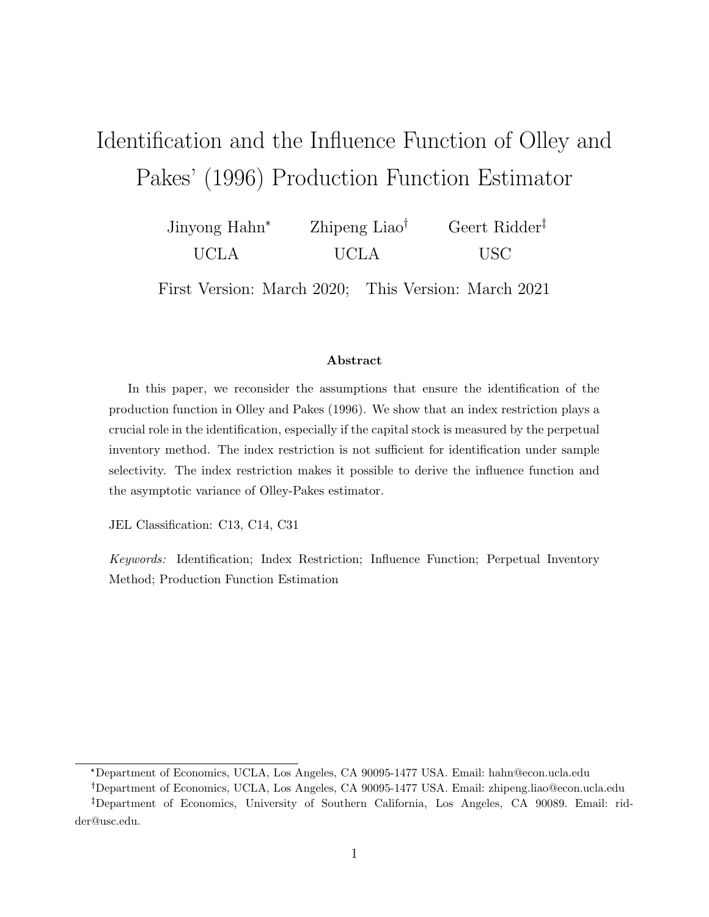# Identification and the Influence Function of Olley and Pakes' (1996) Production Function Estimator

Jinyong Hahn[*] — UCLA

Zhipeng Liao[†] — UCLA

Geert Ridder[‡] — USC

First Version: March 2020; This Version: March 2021

### Abstract

In this paper, we reconsider the assumptions that ensure the identification of the production function in Olley and Pakes (1996). We show that an index restriction plays a crucial role in the identification, especially if the capital stock is measured by the perpetual inventory method. The index restriction is not sufficient for identification under sample selectivity. The index restriction makes it possible to derive the influence function and the asymptotic variance of Olley-Pakes estimator.

JEL Classification: C13, C14, C31

*Keywords:* Identification; Index Restriction; Influence Function; Perpetual Inventory Method; Production Function Estimation

---

[*] Department of Economics, UCLA, Los Angeles, CA 90095-1477 USA. Email: hahn@econ.ucla.edu

[†] Department of Economics, UCLA, Los Angeles, CA 90095-1477 USA. Email: zhipeng.liao@econ.ucla.edu

[‡] Department of Economics, University of Southern California, Los Angeles, CA 90089. Email: ridder@usc.edu.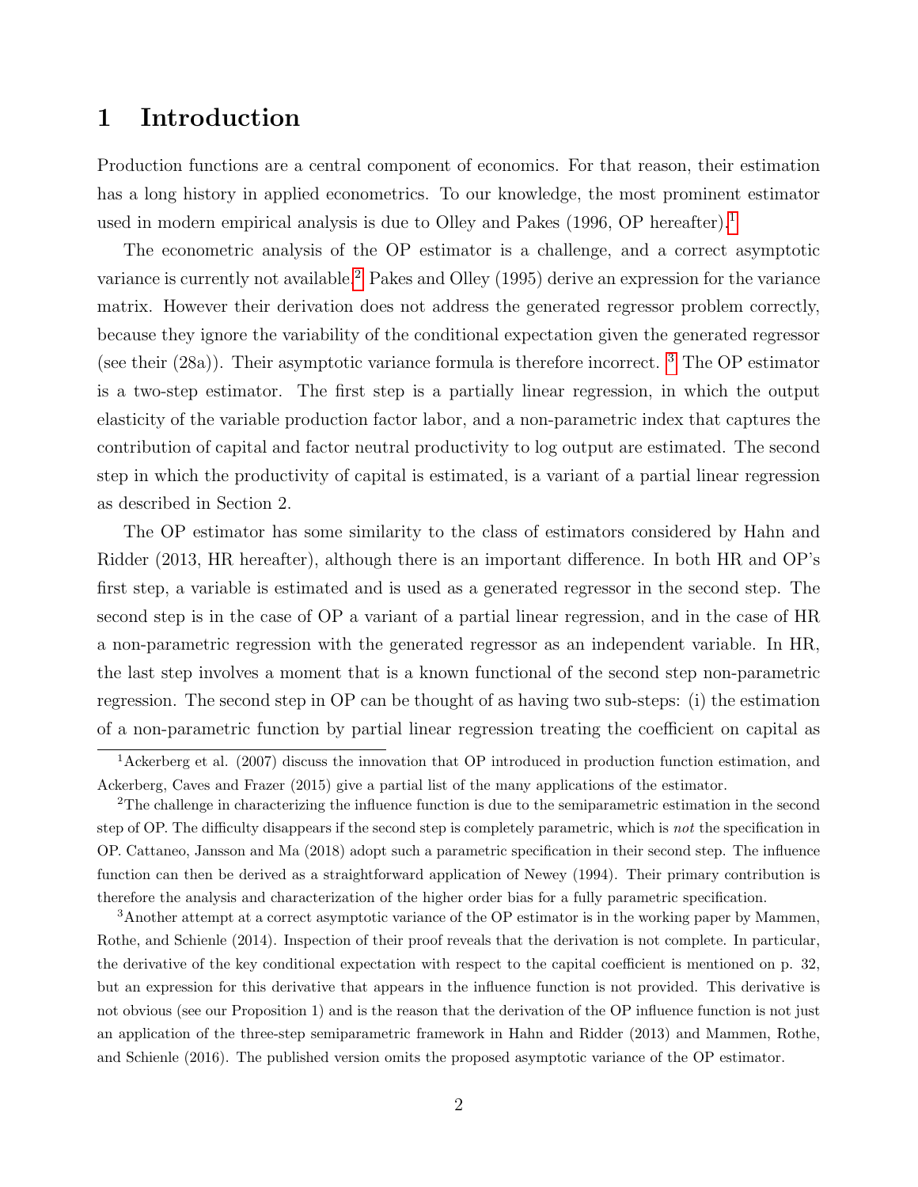# 1 Introduction

Production functions are a central component of economics. For that reason, their estimation has a long history in applied econometrics. To our knowledge, the most prominent estimator used in modern empirical analysis is due to Olley and Pakes (1996, OP hereafter).[1]

The econometric analysis of the OP estimator is a challenge, and a correct asymptotic variance is currently not available.[2] Pakes and Olley (1995) derive an expression for the variance matrix. However their derivation does not address the generated regressor problem correctly, because they ignore the variability of the conditional expectation given the generated regressor (see their (28a)). Their asymptotic variance formula is therefore incorrect. [3] The OP estimator is a two-step estimator. The first step is a partially linear regression, in which the output elasticity of the variable production factor labor, and a non-parametric index that captures the contribution of capital and factor neutral productivity to log output are estimated. The second step in which the productivity of capital is estimated, is a variant of a partial linear regression as described in Section 2.

The OP estimator has some similarity to the class of estimators considered by Hahn and Ridder (2013, HR hereafter), although there is an important difference. In both HR and OP's first step, a variable is estimated and is used as a generated regressor in the second step. The second step is in the case of OP a variant of a partial linear regression, and in the case of HR a non-parametric regression with the generated regressor as an independent variable. In HR, the last step involves a moment that is a known functional of the second step non-parametric regression. The second step in OP can be thought of as having two sub-steps: (i) the estimation of a non-parametric function by partial linear regression treating the coefficient on capital as

[1] Ackerberg et al. (2007) discuss the innovation that OP introduced in production function estimation, and Ackerberg, Caves and Frazer (2015) give a partial list of the many applications of the estimator.

[2] The challenge in characterizing the influence function is due to the semiparametric estimation in the second step of OP. The difficulty disappears if the second step is completely parametric, which is *not* the specification in OP. Cattaneo, Jansson and Ma (2018) adopt such a parametric specification in their second step. The influence function can then be derived as a straightforward application of Newey (1994). Their primary contribution is therefore the analysis and characterization of the higher order bias for a fully parametric specification.

[3] Another attempt at a correct asymptotic variance of the OP estimator is in the working paper by Mammen, Rothe, and Schienle (2014). Inspection of their proof reveals that the derivation is not complete. In particular, the derivative of the key conditional expectation with respect to the capital coefficient is mentioned on p. 32, but an expression for this derivative that appears in the influence function is not provided. This derivative is not obvious (see our Proposition 1) and is the reason that the derivation of the OP influence function is not just an application of the three-step semiparametric framework in Hahn and Ridder (2013) and Mammen, Rothe, and Schienle (2016). The published version omits the proposed asymptotic variance of the OP estimator.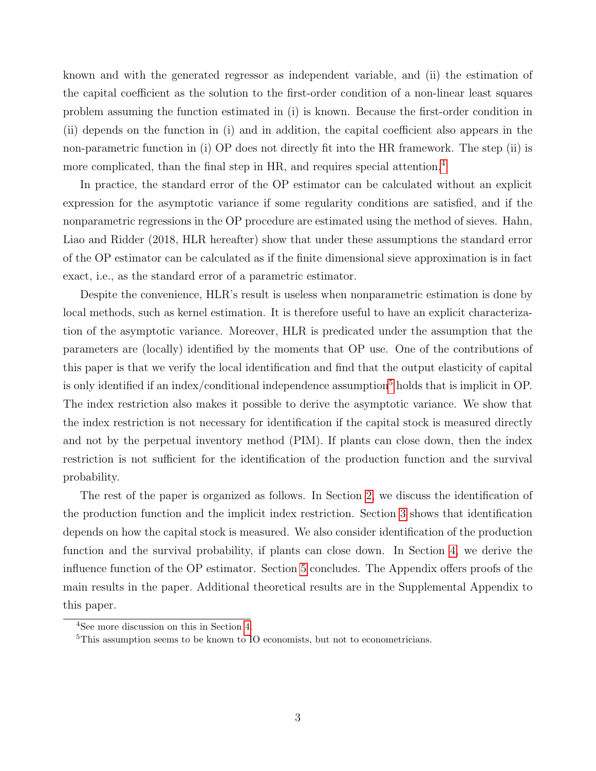known and with the generated regressor as independent variable, and (ii) the estimation of the capital coefficient as the solution to the first-order condition of a non-linear least squares problem assuming the function estimated in (i) is known. Because the first-order condition in (ii) depends on the function in (i) and in addition, the capital coefficient also appears in the non-parametric function in (i) OP does not directly fit into the HR framework. The step (ii) is more complicated, than the final step in HR, and requires special attention.[4]

In practice, the standard error of the OP estimator can be calculated without an explicit expression for the asymptotic variance if some regularity conditions are satisfied, and if the nonparametric regressions in the OP procedure are estimated using the method of sieves. Hahn, Liao and Ridder (2018, HLR hereafter) show that under these assumptions the standard error of the OP estimator can be calculated as if the finite dimensional sieve approximation is in fact exact, i.e., as the standard error of a parametric estimator.

Despite the convenience, HLR's result is useless when nonparametric estimation is done by local methods, such as kernel estimation. It is therefore useful to have an explicit characterization of the asymptotic variance. Moreover, HLR is predicated under the assumption that the parameters are (locally) identified by the moments that OP use. One of the contributions of this paper is that we verify the local identification and find that the output elasticity of capital is only identified if an index/conditional independence assumption[5] holds that is implicit in OP. The index restriction also makes it possible to derive the asymptotic variance. We show that the index restriction is not necessary for identification if the capital stock is measured directly and not by the perpetual inventory method (PIM). If plants can close down, then the index restriction is not sufficient for the identification of the production function and the survival probability.

The rest of the paper is organized as follows. In Section 2, we discuss the identification of the production function and the implicit index restriction. Section 3 shows that identification depends on how the capital stock is measured. We also consider identification of the production function and the survival probability, if plants can close down. In Section 4, we derive the influence function of the OP estimator. Section 5 concludes. The Appendix offers proofs of the main results in the paper. Additional theoretical results are in the Supplemental Appendix to this paper.

[4] See more discussion on this in Section 4.

[5] This assumption seems to be known to IO economists, but not to econometricians.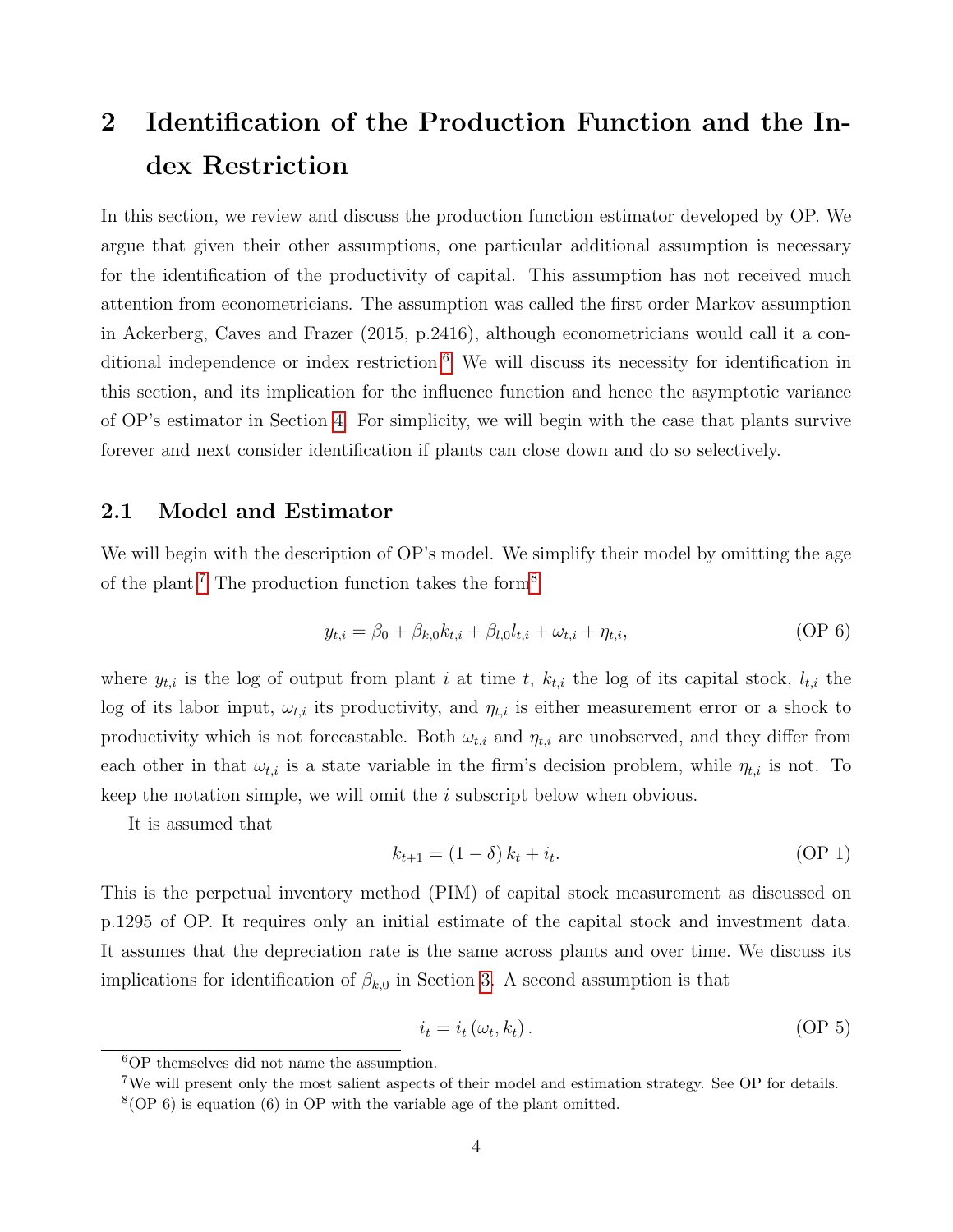# 2 Identification of the Production Function and the Index Restriction

In this section, we review and discuss the production function estimator developed by OP. We argue that given their other assumptions, one particular additional assumption is necessary for the identification of the productivity of capital. This assumption has not received much attention from econometricians. The assumption was called the first order Markov assumption in Ackerberg, Caves and Frazer (2015, p.2416), although econometricians would call it a conditional independence or index restriction.[6] We will discuss its necessity for identification in this section, and its implication for the influence function and hence the asymptotic variance of OP's estimator in Section 4. For simplicity, we will begin with the case that plants survive forever and next consider identification if plants can close down and do so selectively.

## 2.1 Model and Estimator

We will begin with the description of OP's model. We simplify their model by omitting the age of the plant.[7] The production function takes the form[8]

$$y_{t,i} = \beta_0 + \beta_{k,0} k_{t,i} + \beta_{l,0} l_{t,i} + \omega_{t,i} + \eta_{t,i}, \tag{OP 6}$$

where $y_{t,i}$ is the log of output from plant $i$ at time $t$, $k_{t,i}$ the log of its capital stock, $l_{t,i}$ the log of its labor input, $\omega_{t,i}$ its productivity, and $\eta_{t,i}$ is either measurement error or a shock to productivity which is not forecastable. Both $\omega_{t,i}$ and $\eta_{t,i}$ are unobserved, and they differ from each other in that $\omega_{t,i}$ is a state variable in the firm's decision problem, while $\eta_{t,i}$ is not. To keep the notation simple, we will omit the $i$ subscript below when obvious.

It is assumed that

$$k_{t+1} = (1-\delta) k_t + i_t. \tag{OP 1}$$

This is the perpetual inventory method (PIM) of capital stock measurement as discussed on p.1295 of OP. It requires only an initial estimate of the capital stock and investment data. It assumes that the depreciation rate is the same across plants and over time. We discuss its implications for identification of $\beta_{k,0}$ in Section 3. A second assumption is that

$$i_t = i_t(\omega_t, k_t). \tag{OP 5}$$

[6] OP themselves did not name the assumption.

[7] We will present only the most salient aspects of their model and estimation strategy. See OP for details.

[8] (OP 6) is equation (6) in OP with the variable age of the plant omitted.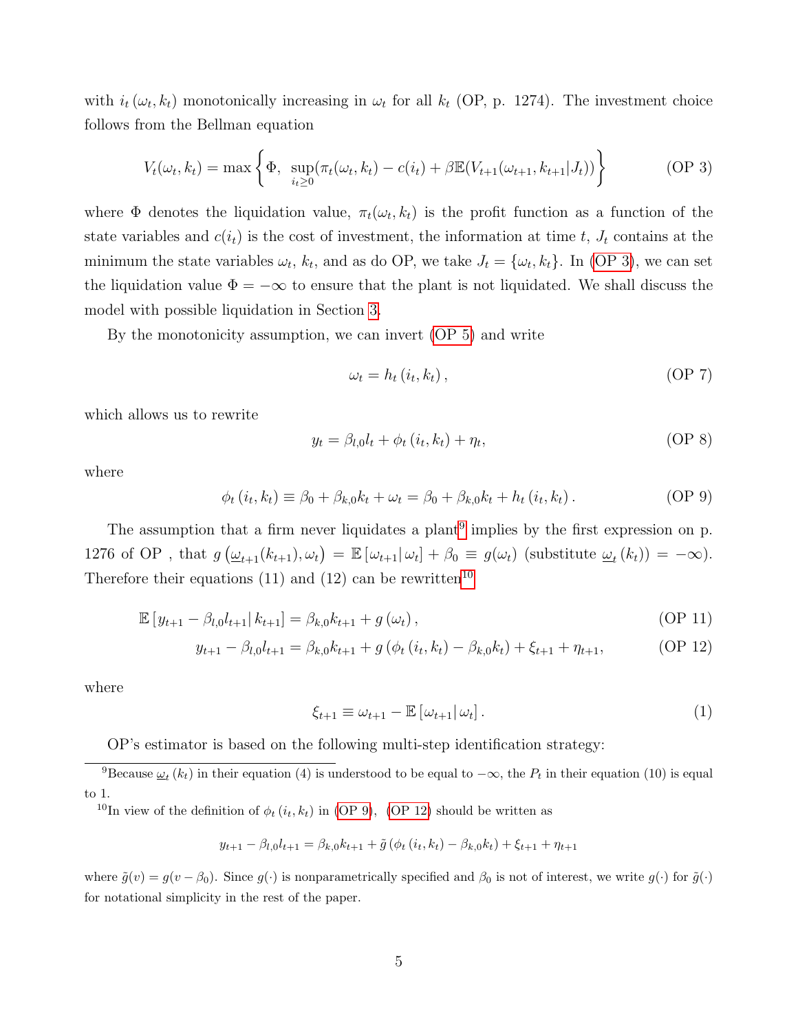with $i_t(\omega_t, k_t)$ monotonically increasing in $\omega_t$ for all $k_t$ (OP, p. 1274). The investment choice follows from the Bellman equation

$$V_t(\omega_t, k_t) = \max\left\{\Phi,\ \sup_{i_t \geq 0}(\pi_t(\omega_t, k_t) - c(i_t) + \beta\mathbb{E}(V_{t+1}(\omega_{t+1}, k_{t+1}|J_t))\right\} \tag{OP 3}$$

where $\Phi$ denotes the liquidation value, $\pi_t(\omega_t, k_t)$ is the profit function as a function of the state variables and $c(i_t)$ is the cost of investment, the information at time $t$, $J_t$ contains at the minimum the state variables $\omega_t$, $k_t$, and as do OP, we take $J_t = \{\omega_t, k_t\}$. In (OP 3), we can set the liquidation value $\Phi = -\infty$ to ensure that the plant is not liquidated. We shall discuss the model with possible liquidation in Section 3.

By the monotonicity assumption, we can invert (OP 5) and write

$$\omega_t = h_t(i_t, k_t), \tag{OP 7}$$

which allows us to rewrite

$$y_t = \beta_{l,0}l_t + \phi_t(i_t, k_t) + \eta_t, \tag{OP 8}$$

where

$$\phi_t(i_t, k_t) \equiv \beta_0 + \beta_{k,0}k_t + \omega_t = \beta_0 + \beta_{k,0}k_t + h_t(i_t, k_t). \tag{OP 9}$$

The assumption that a firm never liquidates a plant[9] implies by the first expression on p. 1276 of OP , that $g\left(\underline{\omega}_{t+1}(k_{t+1}), \omega_t\right) = \mathbb{E}\left[\omega_{t+1}|\,\omega_t\right] + \beta_0 \equiv g(\omega_t)$ (substitute $\underline{\omega}_t(k_t)) = -\infty$). Therefore their equations (11) and (12) can be rewritten[10]

$$\mathbb{E}\left[y_{t+1} - \beta_{l,0}l_{t+1}|\, k_{t+1}\right] = \beta_{k,0}k_{t+1} + g(\omega_t), \tag{OP 11}$$

$$y_{t+1} - \beta_{l,0}l_{t+1} = \beta_{k,0}k_{t+1} + g(\phi_t(i_t, k_t) - \beta_{k,0}k_t) + \xi_{t+1} + \eta_{t+1}, \tag{OP 12}$$

where

$$\xi_{t+1} \equiv \omega_{t+1} - \mathbb{E}\left[\omega_{t+1}|\,\omega_t\right]. \tag{1}$$

OP's estimator is based on the following multi-step identification strategy:

[9] Because $\underline{\omega}_t(k_t)$ in their equation (4) is understood to be equal to $-\infty$, the $P_t$ in their equation (10) is equal to 1.

[10] In view of the definition of $\phi_t(i_t, k_t)$ in (OP 9), (OP 12) should be written as

$$y_{t+1} - \beta_{l,0}l_{t+1} = \beta_{k,0}k_{t+1} + \tilde{g}(\phi_t(i_t, k_t) - \beta_{k,0}k_t) + \xi_{t+1} + \eta_{t+1}$$

where $\tilde{g}(v) = g(v - \beta_0)$. Since $g(\cdot)$ is nonparametrically specified and $\beta_0$ is not of interest, we write $g(\cdot)$ for $\tilde{g}(\cdot)$ for notational simplicity in the rest of the paper.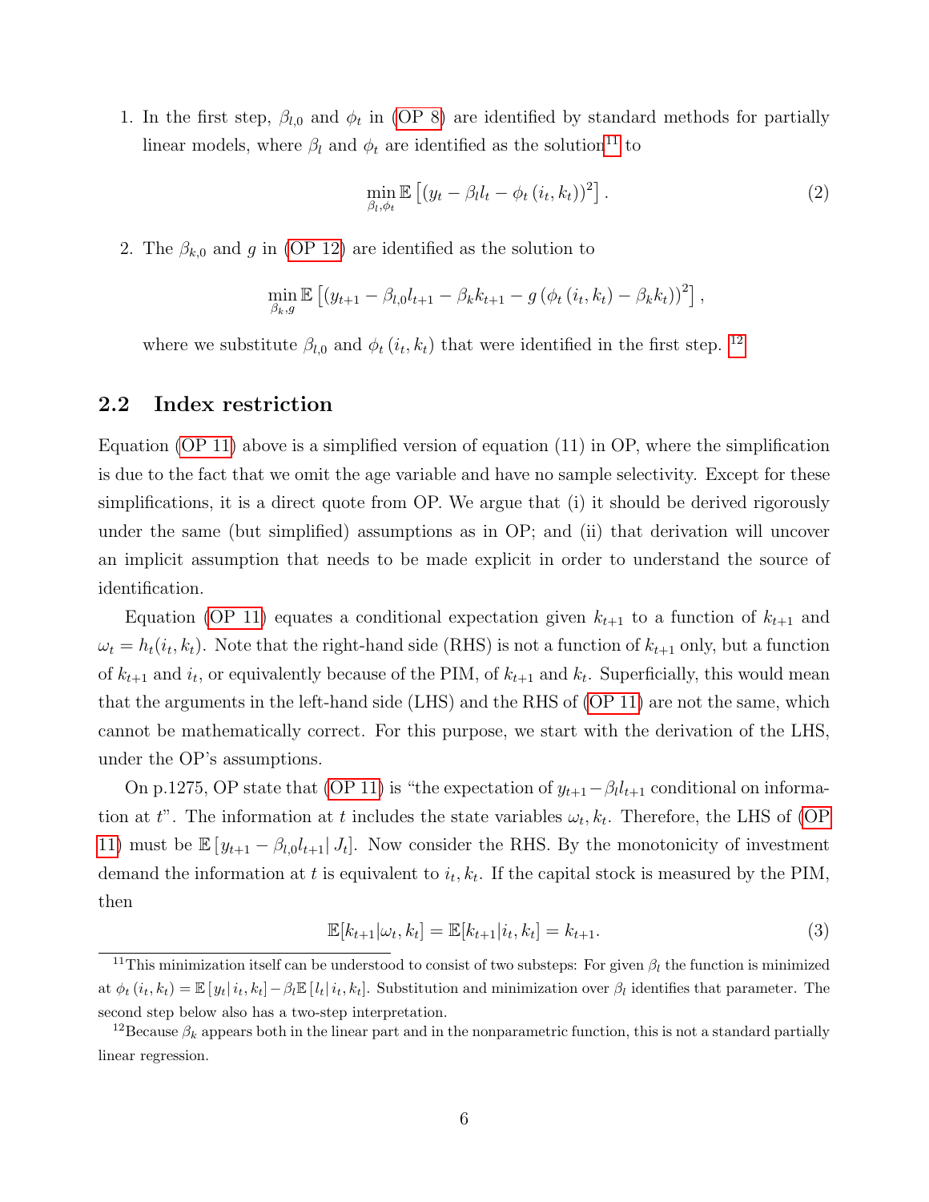1. In the first step, $\beta_{l,0}$ and $\phi_t$ in (OP 8) are identified by standard methods for partially linear models, where $\beta_l$ and $\phi_t$ are identified as the solution[11] to

$$\min_{\beta_l, \phi_t} \mathbb{E}\left[ \left( y_t - \beta_l l_t - \phi_t\left(i_t, k_t\right) \right)^2 \right]. \tag{2}$$

2. The $\beta_{k,0}$ and $g$ in (OP 12) are identified as the solution to

$$\min_{\beta_k, g} \mathbb{E}\left[ \left( y_{t+1} - \beta_{l,0} l_{t+1} - \beta_k k_{t+1} - g\left(\phi_t\left(i_t, k_t\right) - \beta_k k_t\right) \right)^2 \right],$$

where we substitute $\beta_{l,0}$ and $\phi_t\left(i_t, k_t\right)$ that were identified in the first step. [12]

## 2.2 Index restriction

Equation (OP 11) above is a simplified version of equation (11) in OP, where the simplification is due to the fact that we omit the age variable and have no sample selectivity. Except for these simplifications, it is a direct quote from OP. We argue that (i) it should be derived rigorously under the same (but simplified) assumptions as in OP; and (ii) that derivation will uncover an implicit assumption that needs to be made explicit in order to understand the source of identification.

Equation (OP 11) equates a conditional expectation given $k_{t+1}$ to a function of $k_{t+1}$ and $\omega_t = h_t(i_t, k_t)$. Note that the right-hand side (RHS) is not a function of $k_{t+1}$ only, but a function of $k_{t+1}$ and $i_t$, or equivalently because of the PIM, of $k_{t+1}$ and $k_t$. Superficially, this would mean that the arguments in the left-hand side (LHS) and the RHS of (OP 11) are not the same, which cannot be mathematically correct. For this purpose, we start with the derivation of the LHS, under the OP's assumptions.

On p.1275, OP state that (OP 11) is "the expectation of $y_{t+1} - \beta_l l_{t+1}$ conditional on information at $t$". The information at $t$ includes the state variables $\omega_t, k_t$. Therefore, the LHS of (OP 11) must be $\mathbb{E}\left[ y_{t+1} - \beta_{l,0} l_{t+1} \middle| J_t \right]$. Now consider the RHS. By the monotonicity of investment demand the information at $t$ is equivalent to $i_t, k_t$. If the capital stock is measured by the PIM, then

$$\mathbb{E}[k_{t+1} | \omega_t, k_t] = \mathbb{E}[k_{t+1} | i_t, k_t] = k_{t+1}. \tag{3}$$

[11] This minimization itself can be understood to consist of two substeps: For given $\beta_l$ the function is minimized at $\phi_t\left(i_t, k_t\right) = \mathbb{E}\left[ y_t \middle| i_t, k_t \right] - \beta_l \mathbb{E}\left[ l_t \middle| i_t, k_t \right]$. Substitution and minimization over $\beta_l$ identifies that parameter. The second step below also has a two-step interpretation.

[12] Because $\beta_k$ appears both in the linear part and in the nonparametric function, this is not a standard partially linear regression.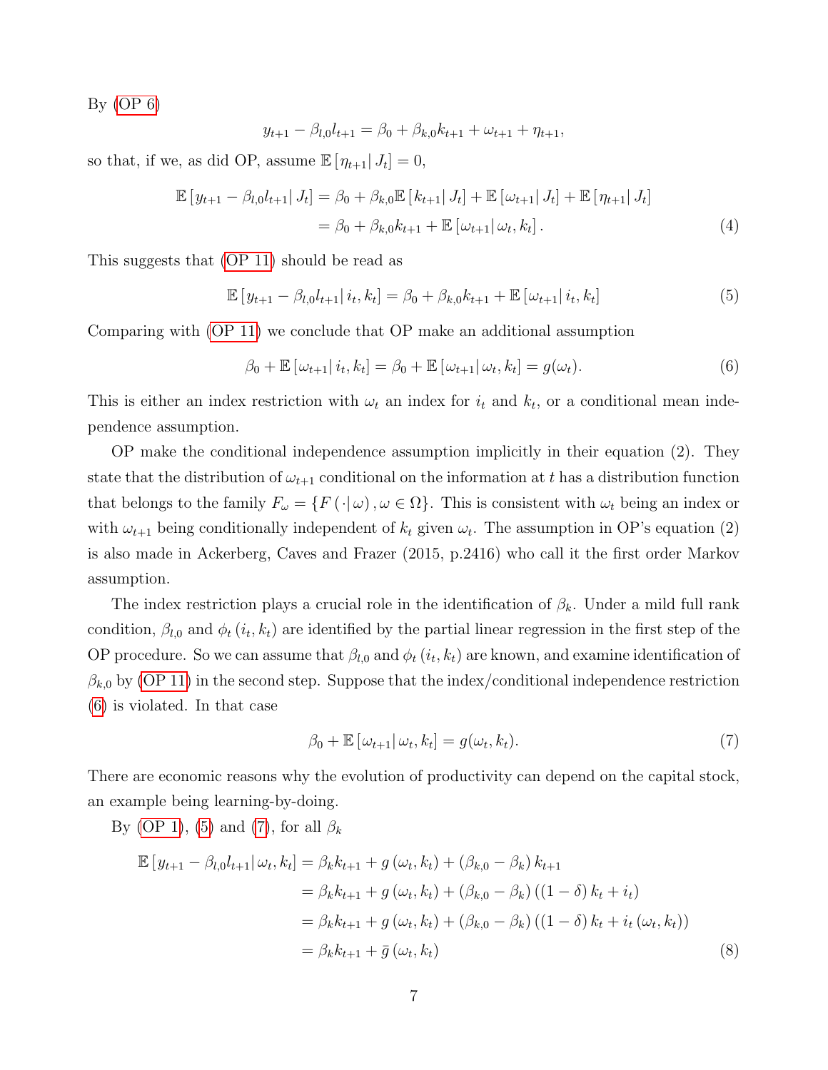By (OP 6)

$$y_{t+1} - \beta_{l,0} l_{t+1} = \beta_0 + \beta_{k,0} k_{t+1} + \omega_{t+1} + \eta_{t+1},$$

so that, if we, as did OP, assume $\mathbb{E}\left[\eta_{t+1} | J_t\right] = 0$,

$$\begin{aligned}
\mathbb{E}\left[y_{t+1} - \beta_{l,0} l_{t+1} | J_t\right] &= \beta_0 + \beta_{k,0} \mathbb{E}\left[k_{t+1} | J_t\right] + \mathbb{E}\left[\omega_{t+1} | J_t\right] + \mathbb{E}\left[\eta_{t+1} | J_t\right] \\
&= \beta_0 + \beta_{k,0} k_{t+1} + \mathbb{E}\left[\omega_{t+1} | \omega_t, k_t\right]. \qquad (4)
\end{aligned}$$

This suggests that (OP 11) should be read as

$$\mathbb{E}\left[y_{t+1} - \beta_{l,0} l_{t+1} | i_t, k_t\right] = \beta_0 + \beta_{k,0} k_{t+1} + \mathbb{E}\left[\omega_{t+1} | i_t, k_t\right] \qquad (5)$$

Comparing with (OP 11) we conclude that OP make an additional assumption

$$\beta_0 + \mathbb{E}\left[\omega_{t+1} | i_t, k_t\right] = \beta_0 + \mathbb{E}\left[\omega_{t+1} | \omega_t, k_t\right] = g(\omega_t). \qquad (6)$$

This is either an index restriction with $\omega_t$ an index for $i_t$ and $k_t$, or a conditional mean independence assumption.

OP make the conditional independence assumption implicitly in their equation (2). They state that the distribution of $\omega_{t+1}$ conditional on the information at $t$ has a distribution function that belongs to the family $F_\omega = \{F(\cdot | \omega), \omega \in \Omega\}$. This is consistent with $\omega_t$ being an index or with $\omega_{t+1}$ being conditionally independent of $k_t$ given $\omega_t$. The assumption in OP's equation (2) is also made in Ackerberg, Caves and Frazer (2015, p.2416) who call it the first order Markov assumption.

The index restriction plays a crucial role in the identification of $\beta_k$. Under a mild full rank condition, $\beta_{l,0}$ and $\phi_t(i_t, k_t)$ are identified by the partial linear regression in the first step of the OP procedure. So we can assume that $\beta_{l,0}$ and $\phi_t(i_t, k_t)$ are known, and examine identification of $\beta_{k,0}$ by (OP 11) in the second step. Suppose that the index/conditional independence restriction (6) is violated. In that case

$$\beta_0 + \mathbb{E}\left[\omega_{t+1} | \omega_t, k_t\right] = g(\omega_t, k_t). \qquad (7)$$

There are economic reasons why the evolution of productivity can depend on the capital stock, an example being learning-by-doing.

By (OP 1), (5) and (7), for all $\beta_k$

$$\begin{aligned}
\mathbb{E}\left[y_{t+1} - \beta_{l,0} l_{t+1} | \omega_t, k_t\right] &= \beta_k k_{t+1} + g(\omega_t, k_t) + (\beta_{k,0} - \beta_k) k_{t+1} \\
&= \beta_k k_{t+1} + g(\omega_t, k_t) + (\beta_{k,0} - \beta_k)\left((1-\delta) k_t + i_t\right) \\
&= \beta_k k_{t+1} + g(\omega_t, k_t) + (\beta_{k,0} - \beta_k)\left((1-\delta) k_t + i_t(\omega_t, k_t)\right) \\
&= \beta_k k_{t+1} + \bar{g}(\omega_t, k_t) \qquad (8)
\end{aligned}$$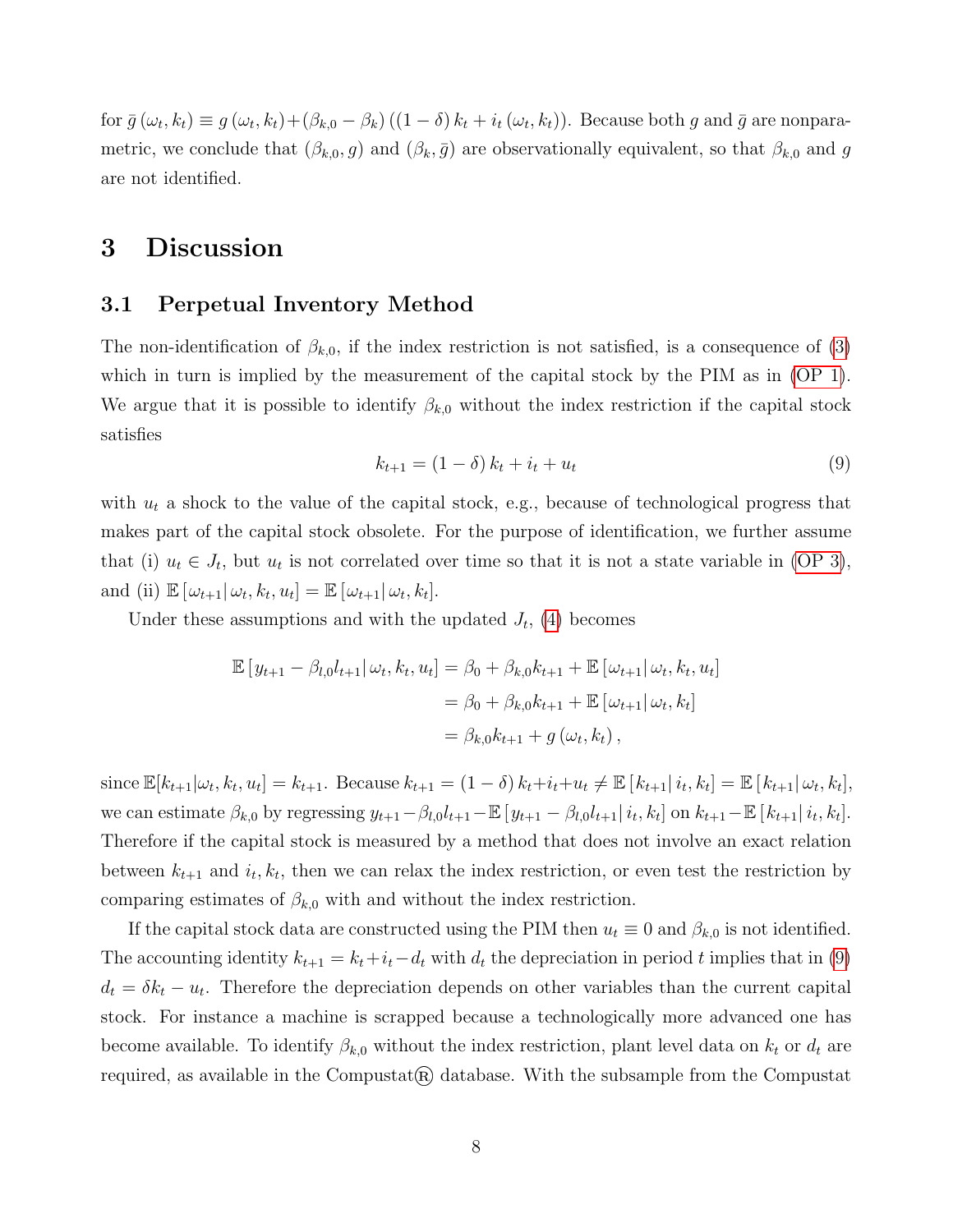for $\bar{g}(\omega_t, k_t) \equiv g(\omega_t, k_t) + (\beta_{k,0} - \beta_k)((1-\delta)k_t + i_t(\omega_t, k_t))$. Because both $g$ and $\bar{g}$ are nonparametric, we conclude that $(\beta_{k,0}, g)$ and $(\beta_k, \bar{g})$ are observationally equivalent, so that $\beta_{k,0}$ and $g$ are not identified.

# 3 Discussion

## 3.1 Perpetual Inventory Method

The non-identification of $\beta_{k,0}$, if the index restriction is not satisfied, is a consequence of (3) which in turn is implied by the measurement of the capital stock by the PIM as in (OP 1). We argue that it is possible to identify $\beta_{k,0}$ without the index restriction if the capital stock satisfies

$$k_{t+1} = (1-\delta)k_t + i_t + u_t \tag{9}$$

with $u_t$ a shock to the value of the capital stock, e.g., because of technological progress that makes part of the capital stock obsolete. For the purpose of identification, we further assume that (i) $u_t \in J_t$, but $u_t$ is not correlated over time so that it is not a state variable in (OP 3), and (ii) $\mathbb{E}[\omega_{t+1}|\, \omega_t, k_t, u_t] = \mathbb{E}[\omega_{t+1}|\, \omega_t, k_t]$.

Under these assumptions and with the updated $J_t$, (4) becomes

$$\begin{aligned}
\mathbb{E}[y_{t+1} - \beta_{l,0} l_{t+1}|\, \omega_t, k_t, u_t] &= \beta_0 + \beta_{k,0} k_{t+1} + \mathbb{E}[\omega_{t+1}|\, \omega_t, k_t, u_t] \\
&= \beta_0 + \beta_{k,0} k_{t+1} + \mathbb{E}[\omega_{t+1}|\, \omega_t, k_t] \\
&= \beta_{k,0} k_{t+1} + g(\omega_t, k_t),
\end{aligned}$$

since $\mathbb{E}[k_{t+1}|\omega_t, k_t, u_t] = k_{t+1}$. Because $k_{t+1} = (1-\delta)k_t + i_t + u_t \neq \mathbb{E}[k_{t+1}|\, i_t, k_t] = \mathbb{E}[k_{t+1}|\, \omega_t, k_t]$, we can estimate $\beta_{k,0}$ by regressing $y_{t+1} - \beta_{l,0} l_{t+1} - \mathbb{E}[y_{t+1} - \beta_{l,0} l_{t+1}|\, i_t, k_t]$ on $k_{t+1} - \mathbb{E}[k_{t+1}|\, i_t, k_t]$. Therefore if the capital stock is measured by a method that does not involve an exact relation between $k_{t+1}$ and $i_t, k_t$, then we can relax the index restriction, or even test the restriction by comparing estimates of $\beta_{k,0}$ with and without the index restriction.

If the capital stock data are constructed using the PIM then $u_t \equiv 0$ and $\beta_{k,0}$ is not identified. The accounting identity $k_{t+1} = k_t + i_t - d_t$ with $d_t$ the depreciation in period $t$ implies that in (9) $d_t = \delta k_t - u_t$. Therefore the depreciation depends on other variables than the current capital stock. For instance a machine is scrapped because a technologically more advanced one has become available. To identify $\beta_{k,0}$ without the index restriction, plant level data on $k_t$ or $d_t$ are required, as available in the Compustat® database. With the subsample from the Compustat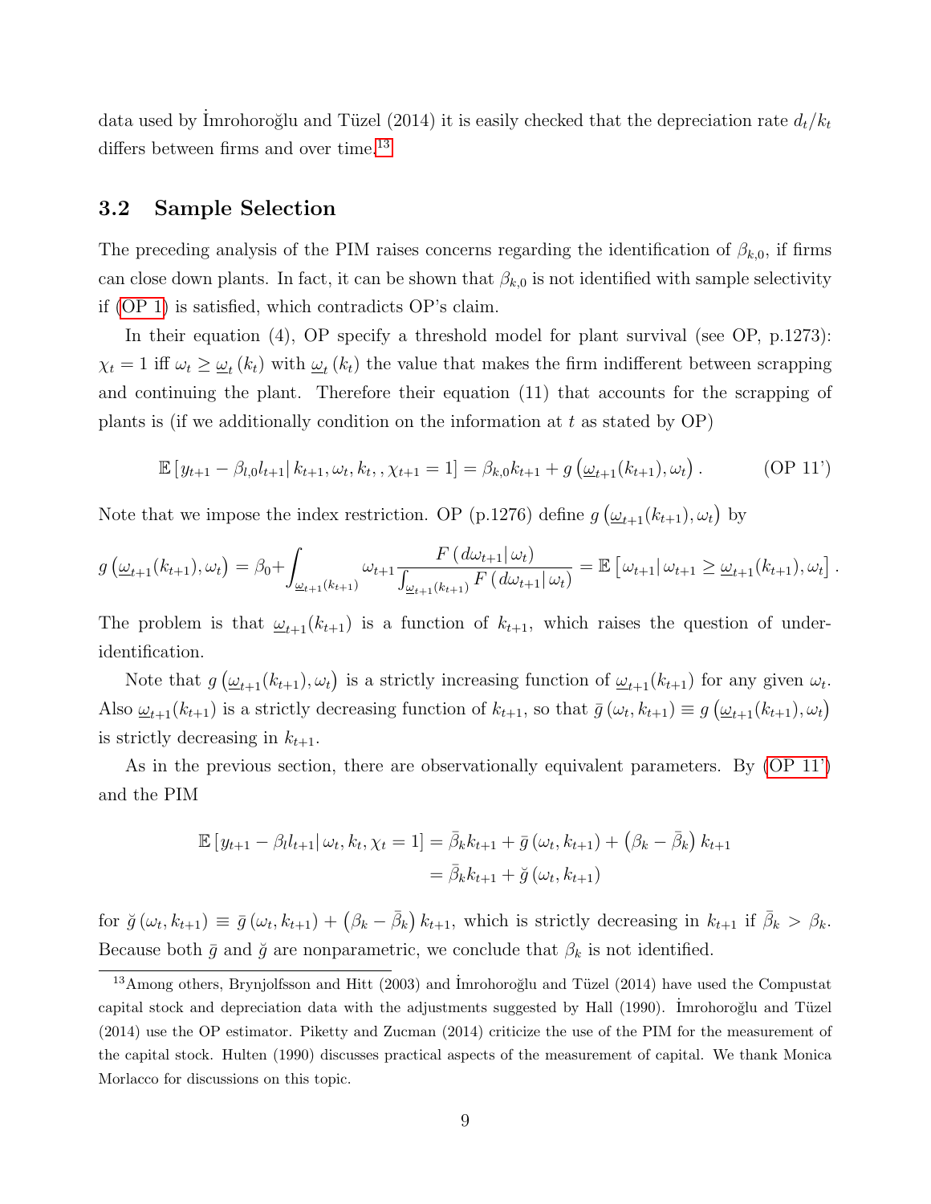data used by İmrohoroğlu and Tüzel (2014) it is easily checked that the depreciation rate $d_t/k_t$ differs between firms and over time.[13]

## 3.2 Sample Selection

The preceding analysis of the PIM raises concerns regarding the identification of $\beta_{k,0}$, if firms can close down plants. In fact, it can be shown that $\beta_{k,0}$ is not identified with sample selectivity if (OP 1) is satisfied, which contradicts OP's claim.

In their equation (4), OP specify a threshold model for plant survival (see OP, p.1273): $\chi_t = 1$ iff $\omega_t \geq \underline{\omega}_t(k_t)$ with $\underline{\omega}_t(k_t)$ the value that makes the firm indifferent between scrapping and continuing the plant. Therefore their equation (11) that accounts for the scrapping of plants is (if we additionally condition on the information at $t$ as stated by OP)

$$\mathbb{E}\left[y_{t+1} - \beta_{l,0} l_{t+1} \middle| k_{t+1}, \omega_t, k_t, , \chi_{t+1} = 1\right] = \beta_{k,0} k_{t+1} + g\left(\underline{\omega}_{t+1}(k_{t+1}), \omega_t\right). \tag{OP 11'}$$

Note that we impose the index restriction. OP (p.1276) define $g\left(\underline{\omega}_{t+1}(k_{t+1}), \omega_t\right)$ by

$$g\left(\underline{\omega}_{t+1}(k_{t+1}), \omega_t\right) = \beta_0 + \int_{\underline{\omega}_{t+1}(k_{t+1})} \omega_{t+1} \frac{F\left(d\omega_{t+1} \middle| \omega_t\right)}{\int_{\underline{\omega}_{t+1}(k_{t+1})} F\left(d\omega_{t+1} \middle| \omega_t\right)} = \mathbb{E}\left[\omega_{t+1} \middle| \omega_{t+1} \geq \underline{\omega}_{t+1}(k_{t+1}), \omega_t\right].$$

The problem is that $\underline{\omega}_{t+1}(k_{t+1})$ is a function of $k_{t+1}$, which raises the question of under-identification.

Note that $g\left(\underline{\omega}_{t+1}(k_{t+1}), \omega_t\right)$ is a strictly increasing function of $\underline{\omega}_{t+1}(k_{t+1})$ for any given $\omega_t$. Also $\underline{\omega}_{t+1}(k_{t+1})$ is a strictly decreasing function of $k_{t+1}$, so that $\bar{g}(\omega_t, k_{t+1}) \equiv g\left(\underline{\omega}_{t+1}(k_{t+1}), \omega_t\right)$ is strictly decreasing in $k_{t+1}$.

As in the previous section, there are observationally equivalent parameters. By (OP 11') and the PIM

$$\begin{aligned}
\mathbb{E}\left[y_{t+1} - \beta_l l_{t+1} \middle| \omega_t, k_t, \chi_t = 1\right] &= \bar{\beta}_k k_{t+1} + \bar{g}(\omega_t, k_{t+1}) + \left(\beta_k - \bar{\beta}_k\right) k_{t+1} \\
&= \bar{\beta}_k k_{t+1} + \breve{g}(\omega_t, k_{t+1})
\end{aligned}$$

for $\breve{g}(\omega_t, k_{t+1}) \equiv \bar{g}(\omega_t, k_{t+1}) + \left(\beta_k - \bar{\beta}_k\right) k_{t+1}$, which is strictly decreasing in $k_{t+1}$ if $\bar{\beta}_k > \beta_k$. Because both $\bar{g}$ and $\breve{g}$ are nonparametric, we conclude that $\beta_k$ is not identified.

[13] Among others, Brynjolfsson and Hitt (2003) and İmrohoroğlu and Tüzel (2014) have used the Compustat capital stock and depreciation data with the adjustments suggested by Hall (1990). İmrohoroğlu and Tüzel (2014) use the OP estimator. Piketty and Zucman (2014) criticize the use of the PIM for the measurement of the capital stock. Hulten (1990) discusses practical aspects of the measurement of capital. We thank Monica Morlacco for discussions on this topic.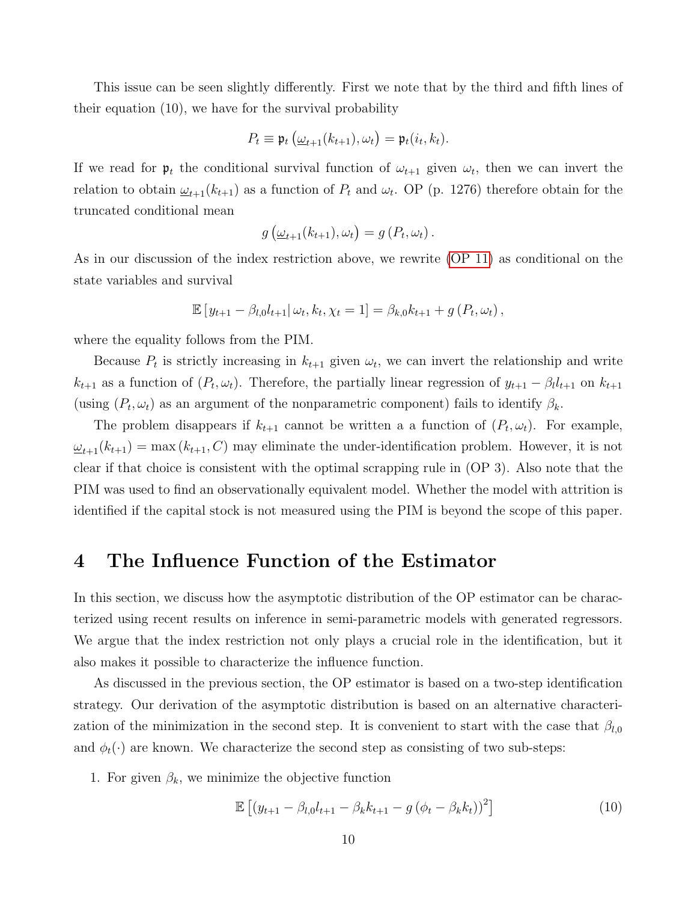This issue can be seen slightly differently. First we note that by the third and fifth lines of their equation (10), we have for the survival probability

$$P_t \equiv \mathfrak{p}_t\left(\underline{\omega}_{t+1}(k_{t+1}), \omega_t\right) = \mathfrak{p}_t(i_t, k_t).$$

If we read for $\mathfrak{p}_t$ the conditional survival function of $\omega_{t+1}$ given $\omega_t$, then we can invert the relation to obtain $\underline{\omega}_{t+1}(k_{t+1})$ as a function of $P_t$ and $\omega_t$. OP (p. 1276) therefore obtain for the truncated conditional mean

$$g\left(\underline{\omega}_{t+1}(k_{t+1}), \omega_t\right) = g\left(P_t, \omega_t\right).$$

As in our discussion of the index restriction above, we rewrite (OP 11) as conditional on the state variables and survival

$$\mathbb{E}\left[y_{t+1} - \beta_{l,0} l_{t+1} \middle| \omega_t, k_t, \chi_t = 1\right] = \beta_{k,0} k_{t+1} + g\left(P_t, \omega_t\right),$$

where the equality follows from the PIM.

Because $P_t$ is strictly increasing in $k_{t+1}$ given $\omega_t$, we can invert the relationship and write $k_{t+1}$ as a function of $(P_t, \omega_t)$. Therefore, the partially linear regression of $y_{t+1} - \beta_l l_{t+1}$ on $k_{t+1}$ (using $(P_t, \omega_t)$ as an argument of the nonparametric component) fails to identify $\beta_k$.

The problem disappears if $k_{t+1}$ cannot be written a a function of $(P_t, \omega_t)$. For example, $\underline{\omega}_{t+1}(k_{t+1}) = \max\left(k_{t+1}, C\right)$ may eliminate the under-identification problem. However, it is not clear if that choice is consistent with the optimal scrapping rule in (OP 3). Also note that the PIM was used to find an observationally equivalent model. Whether the model with attrition is identified if the capital stock is not measured using the PIM is beyond the scope of this paper.

# 4 The Influence Function of the Estimator

In this section, we discuss how the asymptotic distribution of the OP estimator can be characterized using recent results on inference in semi-parametric models with generated regressors. We argue that the index restriction not only plays a crucial role in the identification, but it also makes it possible to characterize the influence function.

As discussed in the previous section, the OP estimator is based on a two-step identification strategy. Our derivation of the asymptotic distribution is based on an alternative characterization of the minimization in the second step. It is convenient to start with the case that $\beta_{l,0}$ and $\phi_t(\cdot)$ are known. We characterize the second step as consisting of two sub-steps:

1. For given $\beta_k$, we minimize the objective function

$$\mathbb{E}\left[\left(y_{t+1} - \beta_{l,0} l_{t+1} - \beta_k k_{t+1} - g\left(\phi_t - \beta_k k_t\right)\right)^2\right] \tag{10}$$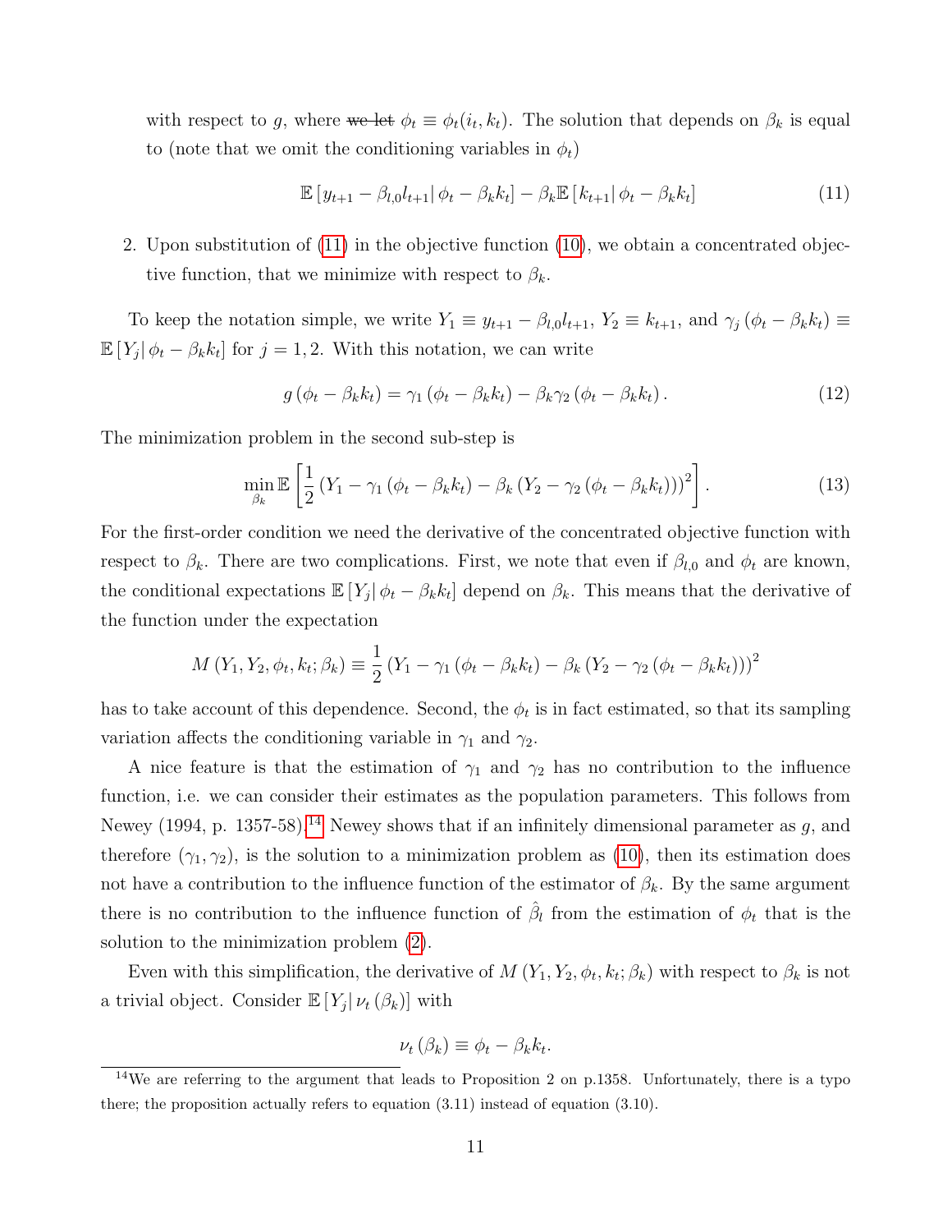with respect to $g$, where ~~we let~~ $\phi_t \equiv \phi_t(i_t, k_t)$. The solution that depends on $\beta_k$ is equal to (note that we omit the conditioning variables in $\phi_t$)

$$\mathbb{E}\left[y_{t+1} - \beta_{l,0} l_{t+1} \middle| \phi_t - \beta_k k_t\right] - \beta_k \mathbb{E}\left[k_{t+1} \middle| \phi_t - \beta_k k_t\right] \tag{11}$$

2. Upon substitution of (11) in the objective function (10), we obtain a concentrated objective function, that we minimize with respect to $\beta_k$.

To keep the notation simple, we write $Y_1 \equiv y_{t+1} - \beta_{l,0} l_{t+1}$, $Y_2 \equiv k_{t+1}$, and $\gamma_j\left(\phi_t - \beta_k k_t\right) \equiv \mathbb{E}\left[Y_j \middle| \phi_t - \beta_k k_t\right]$ for $j = 1, 2$. With this notation, we can write

$$g\left(\phi_t - \beta_k k_t\right) = \gamma_1\left(\phi_t - \beta_k k_t\right) - \beta_k \gamma_2\left(\phi_t - \beta_k k_t\right). \tag{12}$$

The minimization problem in the second sub-step is

$$\min_{\beta_k} \mathbb{E}\left[\frac{1}{2}\left(Y_1 - \gamma_1\left(\phi_t - \beta_k k_t\right) - \beta_k\left(Y_2 - \gamma_2\left(\phi_t - \beta_k k_t\right)\right)\right)^2\right]. \tag{13}$$

For the first-order condition we need the derivative of the concentrated objective function with respect to $\beta_k$. There are two complications. First, we note that even if $\beta_{l,0}$ and $\phi_t$ are known, the conditional expectations $\mathbb{E}\left[Y_j \middle| \phi_t - \beta_k k_t\right]$ depend on $\beta_k$. This means that the derivative of the function under the expectation

$$M\left(Y_1, Y_2, \phi_t, k_t; \beta_k\right) \equiv \frac{1}{2}\left(Y_1 - \gamma_1\left(\phi_t - \beta_k k_t\right) - \beta_k\left(Y_2 - \gamma_2\left(\phi_t - \beta_k k_t\right)\right)\right)^2$$

has to take account of this dependence. Second, the $\phi_t$ is in fact estimated, so that its sampling variation affects the conditioning variable in $\gamma_1$ and $\gamma_2$.

A nice feature is that the estimation of $\gamma_1$ and $\gamma_2$ has no contribution to the influence function, i.e. we can consider their estimates as the population parameters. This follows from Newey (1994, p. 1357-58).[14] Newey shows that if an infinitely dimensional parameter as $g$, and therefore $(\gamma_1, \gamma_2)$, is the solution to a minimization problem as (10), then its estimation does not have a contribution to the influence function of the estimator of $\beta_k$. By the same argument there is no contribution to the influence function of $\hat{\beta}_l$ from the estimation of $\phi_t$ that is the solution to the minimization problem (2).

Even with this simplification, the derivative of $M\left(Y_1, Y_2, \phi_t, k_t; \beta_k\right)$ with respect to $\beta_k$ is not a trivial object. Consider $\mathbb{E}\left[Y_j \middle| \nu_t\left(\beta_k\right)\right]$ with

$$\nu_t\left(\beta_k\right) \equiv \phi_t - \beta_k k_t.$$

[14] We are referring to the argument that leads to Proposition 2 on p.1358. Unfortunately, there is a typo there; the proposition actually refers to equation (3.11) instead of equation (3.10).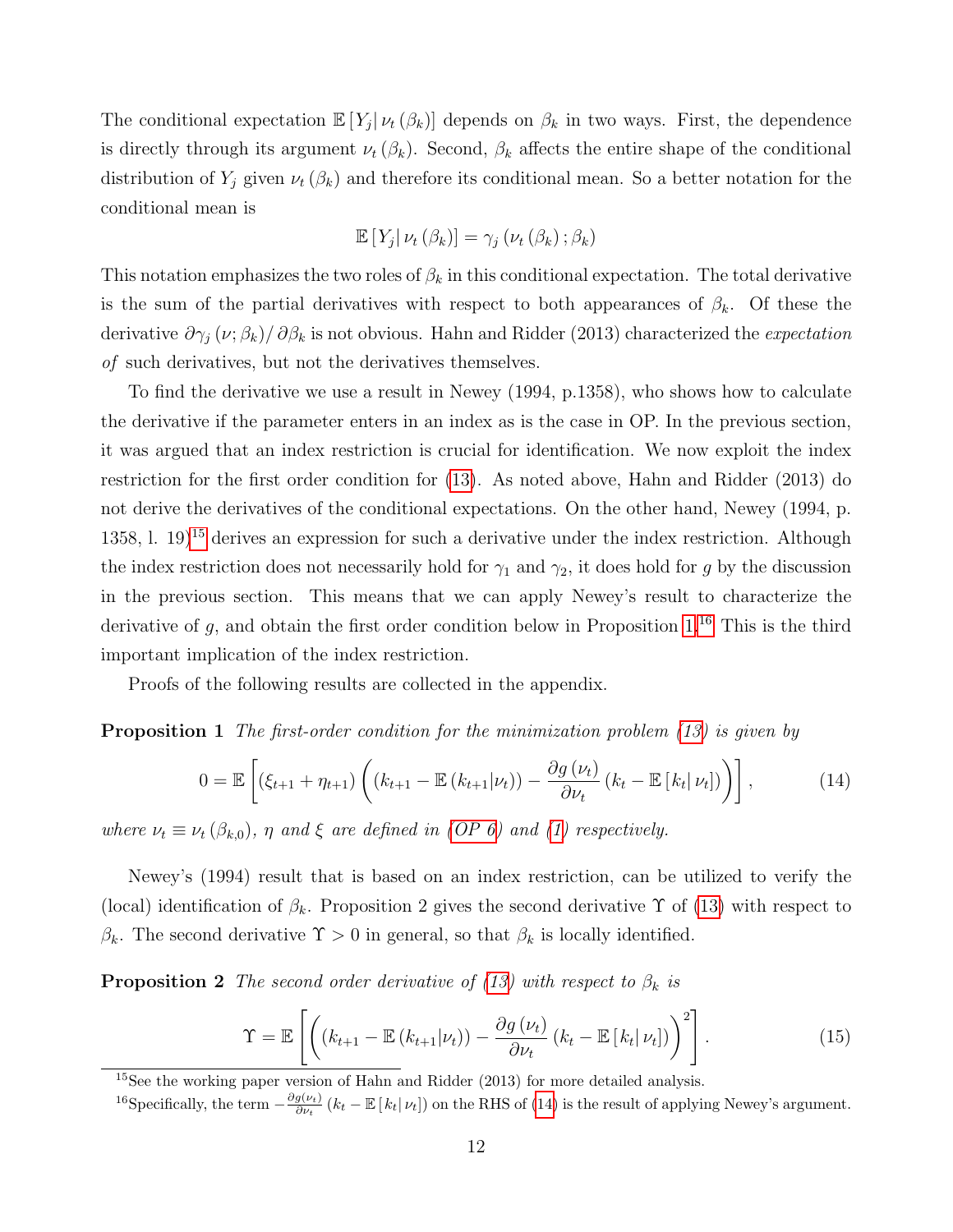The conditional expectation $\mathbb{E}\left[Y_j \mid \nu_t(\beta_k)\right]$ depends on $\beta_k$ in two ways. First, the dependence is directly through its argument $\nu_t(\beta_k)$. Second, $\beta_k$ affects the entire shape of the conditional distribution of $Y_j$ given $\nu_t(\beta_k)$ and therefore its conditional mean. So a better notation for the conditional mean is

$$\mathbb{E}\left[Y_j \mid \nu_t(\beta_k)\right] = \gamma_j\left(\nu_t(\beta_k); \beta_k\right)$$

This notation emphasizes the two roles of $\beta_k$ in this conditional expectation. The total derivative is the sum of the partial derivatives with respect to both appearances of $\beta_k$. Of these the derivative $\partial \gamma_j(\nu; \beta_k) / \partial \beta_k$ is not obvious. Hahn and Ridder (2013) characterized the *expectation of* such derivatives, but not the derivatives themselves.

To find the derivative we use a result in Newey (1994, p.1358), who shows how to calculate the derivative if the parameter enters in an index as is the case in OP. In the previous section, it was argued that an index restriction is crucial for identification. We now exploit the index restriction for the first order condition for (13). As noted above, Hahn and Ridder (2013) do not derive the derivatives of the conditional expectations. On the other hand, Newey (1994, p. 1358, l. 19)[15] derives an expression for such a derivative under the index restriction. Although the index restriction does not necessarily hold for $\gamma_1$ and $\gamma_2$, it does hold for $g$ by the discussion in the previous section. This means that we can apply Newey's result to characterize the derivative of $g$, and obtain the first order condition below in Proposition 1.[16] This is the third important implication of the index restriction.

Proofs of the following results are collected in the appendix.

**Proposition 1** *The first-order condition for the minimization problem (13) is given by*

$$0 = \mathbb{E}\left[\left(\xi_{t+1} + \eta_{t+1}\right)\left(\left(k_{t+1} - \mathbb{E}\left(k_{t+1} \mid \nu_t\right)\right) - \frac{\partial g(\nu_t)}{\partial \nu_t}\left(k_t - \mathbb{E}\left[k_t \mid \nu_t\right]\right)\right)\right], \tag{14}$$

*where $\nu_t \equiv \nu_t(\beta_{k,0})$, $\eta$ and $\xi$ are defined in (OP 6) and (1) respectively.*

Newey's (1994) result that is based on an index restriction, can be utilized to verify the (local) identification of $\beta_k$. Proposition 2 gives the second derivative $\Upsilon$ of (13) with respect to $\beta_k$. The second derivative $\Upsilon > 0$ in general, so that $\beta_k$ is locally identified.

**Proposition 2** *The second order derivative of (13) with respect to $\beta_k$ is*

$$\Upsilon = \mathbb{E}\left[\left(\left(k_{t+1} - \mathbb{E}\left(k_{t+1} \mid \nu_t\right)\right) - \frac{\partial g(\nu_t)}{\partial \nu_t}\left(k_t - \mathbb{E}\left[k_t \mid \nu_t\right]\right)\right)^2\right]. \tag{15}$$

[15] See the working paper version of Hahn and Ridder (2013) for more detailed analysis.

[16] Specifically, the term $-\frac{\partial g(\nu_t)}{\partial \nu_t}\left(k_t - \mathbb{E}\left[k_t \mid \nu_t\right]\right)$ on the RHS of (14) is the result of applying Newey's argument.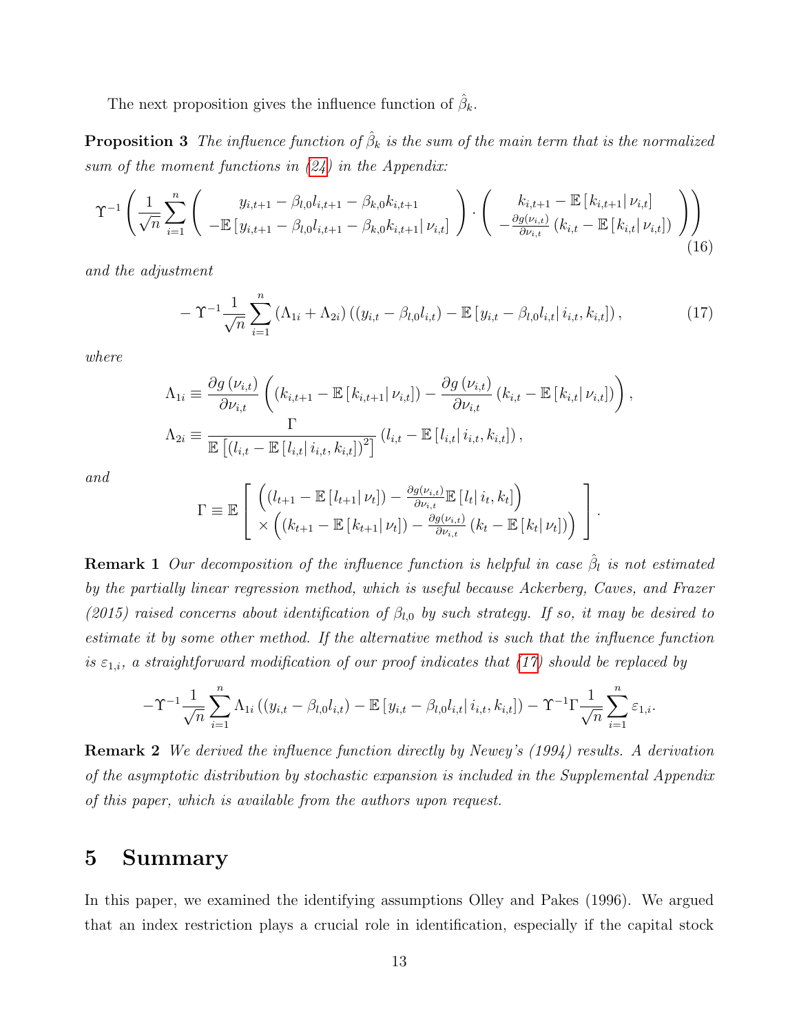The next proposition gives the influence function of $\hat{\beta}_k$.

**Proposition 3** *The influence function of $\hat{\beta}_k$ is the sum of the main term that is the normalized sum of the moment functions in (24) in the Appendix:*

$$\Upsilon^{-1}\left(\frac{1}{\sqrt{n}}\sum_{i=1}^{n}\left(\begin{array}{c} y_{i,t+1}-\beta_{l,0}l_{i,t+1}-\beta_{k,0}k_{i,t+1} \\ -\mathbb{E}\left[y_{i,t+1}-\beta_{l,0}l_{i,t+1}-\beta_{k,0}k_{i,t+1}\right|\nu_{i,t}] \end{array}\right)\cdot\left(\begin{array}{c} k_{i,t+1}-\mathbb{E}\left[k_{i,t+1}\right|\nu_{i,t}] \\ -\frac{\partial g(\nu_{i,t})}{\partial \nu_{i,t}}\left(k_{i,t}-\mathbb{E}\left[k_{i,t}\right|\nu_{i,t}]\right) \end{array}\right)\right) \tag{16}$$

*and the adjustment*

$$-\Upsilon^{-1}\frac{1}{\sqrt{n}}\sum_{i=1}^{n}\left(\Lambda_{1i}+\Lambda_{2i}\right)\left(\left(y_{i,t}-\beta_{l,0}l_{i,t}\right)-\mathbb{E}\left[y_{i,t}-\beta_{l,0}l_{i,t}\right|i_{i,t},k_{i,t}]\right), \tag{17}$$

*where*

$$\Lambda_{1i}\equiv\frac{\partial g\left(\nu_{i,t}\right)}{\partial \nu_{i,t}}\left(\left(k_{i,t+1}-\mathbb{E}\left[k_{i,t+1}\right|\nu_{i,t}]\right)-\frac{\partial g\left(\nu_{i,t}\right)}{\partial \nu_{i,t}}\left(k_{i,t}-\mathbb{E}\left[k_{i,t}\right|\nu_{i,t}]\right)\right),$$

$$\Lambda_{2i}\equiv\frac{\Gamma}{\mathbb{E}\left[\left(l_{i,t}-\mathbb{E}\left[l_{i,t}\right|i_{i,t},k_{i,t}]\right)^2\right]}\left(l_{i,t}-\mathbb{E}\left[l_{i,t}\right|i_{i,t},k_{i,t}]\right),$$

*and*

$$\Gamma\equiv\mathbb{E}\left[\begin{array}{c}\left(\left(l_{t+1}-\mathbb{E}\left[l_{t+1}\right|\nu_t]\right)-\frac{\partial g(\nu_{i,t})}{\partial \nu_{i,t}}\mathbb{E}\left[l_t\right|i_t,k_t]\right) \\ \times\left(\left(k_{t+1}-\mathbb{E}\left[k_{t+1}\right|\nu_t]\right)-\frac{\partial g(\nu_{i,t})}{\partial \nu_{i,t}}\left(k_t-\mathbb{E}\left[k_t\right|\nu_t]\right)\right)\end{array}\right].$$

**Remark 1** *Our decomposition of the influence function is helpful in case $\hat{\beta}_l$ is not estimated by the partially linear regression method, which is useful because Ackerberg, Caves, and Frazer (2015) raised concerns about identification of $\beta_{l,0}$ by such strategy. If so, it may be desired to estimate it by some other method. If the alternative method is such that the influence function is $\varepsilon_{1,i}$, a straightforward modification of our proof indicates that (17) should be replaced by*

$$-\Upsilon^{-1}\frac{1}{\sqrt{n}}\sum_{i=1}^{n}\Lambda_{1i}\left(\left(y_{i,t}-\beta_{l,0}l_{i,t}\right)-\mathbb{E}\left[y_{i,t}-\beta_{l,0}l_{i,t}\right|i_{i,t},k_{i,t}]\right)-\Upsilon^{-1}\Gamma\frac{1}{\sqrt{n}}\sum_{i=1}^{n}\varepsilon_{1,i}.$$

**Remark 2** *We derived the influence function directly by Newey's (1994) results. A derivation of the asymptotic distribution by stochastic expansion is included in the Supplemental Appendix of this paper, which is available from the authors upon request.*

## 5 Summary

In this paper, we examined the identifying assumptions Olley and Pakes (1996). We argued that an index restriction plays a crucial role in identification, especially if the capital stock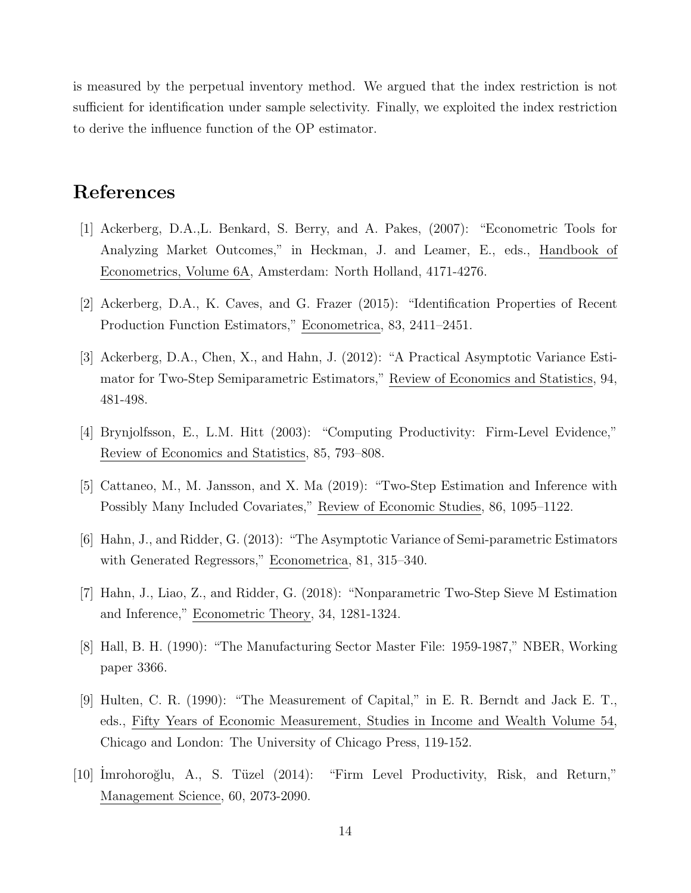is measured by the perpetual inventory method. We argued that the index restriction is not sufficient for identification under sample selectivity. Finally, we exploited the index restriction to derive the influence function of the OP estimator.

# References

[1] Ackerberg, D.A.,L. Benkard, S. Berry, and A. Pakes, (2007): "Econometric Tools for Analyzing Market Outcomes," in Heckman, J. and Leamer, E., eds., Handbook of Econometrics, Volume 6A, Amsterdam: North Holland, 4171-4276.

[2] Ackerberg, D.A., K. Caves, and G. Frazer (2015): "Identification Properties of Recent Production Function Estimators," Econometrica, 83, 2411–2451.

[3] Ackerberg, D.A., Chen, X., and Hahn, J. (2012): "A Practical Asymptotic Variance Estimator for Two-Step Semiparametric Estimators," Review of Economics and Statistics, 94, 481-498.

[4] Brynjolfsson, E., L.M. Hitt (2003): "Computing Productivity: Firm-Level Evidence," Review of Economics and Statistics, 85, 793–808.

[5] Cattaneo, M., M. Jansson, and X. Ma (2019): "Two-Step Estimation and Inference with Possibly Many Included Covariates," Review of Economic Studies, 86, 1095–1122.

[6] Hahn, J., and Ridder, G. (2013): "The Asymptotic Variance of Semi-parametric Estimators with Generated Regressors," Econometrica, 81, 315–340.

[7] Hahn, J., Liao, Z., and Ridder, G. (2018): "Nonparametric Two-Step Sieve M Estimation and Inference," Econometric Theory, 34, 1281-1324.

[8] Hall, B. H. (1990): "The Manufacturing Sector Master File: 1959-1987," NBER, Working paper 3366.

[9] Hulten, C. R. (1990): "The Measurement of Capital," in E. R. Berndt and Jack E. T., eds., Fifty Years of Economic Measurement, Studies in Income and Wealth Volume 54, Chicago and London: The University of Chicago Press, 119-152.

[10] İmrohoroğlu, A., S. Tüzel (2014): "Firm Level Productivity, Risk, and Return," Management Science, 60, 2073-2090.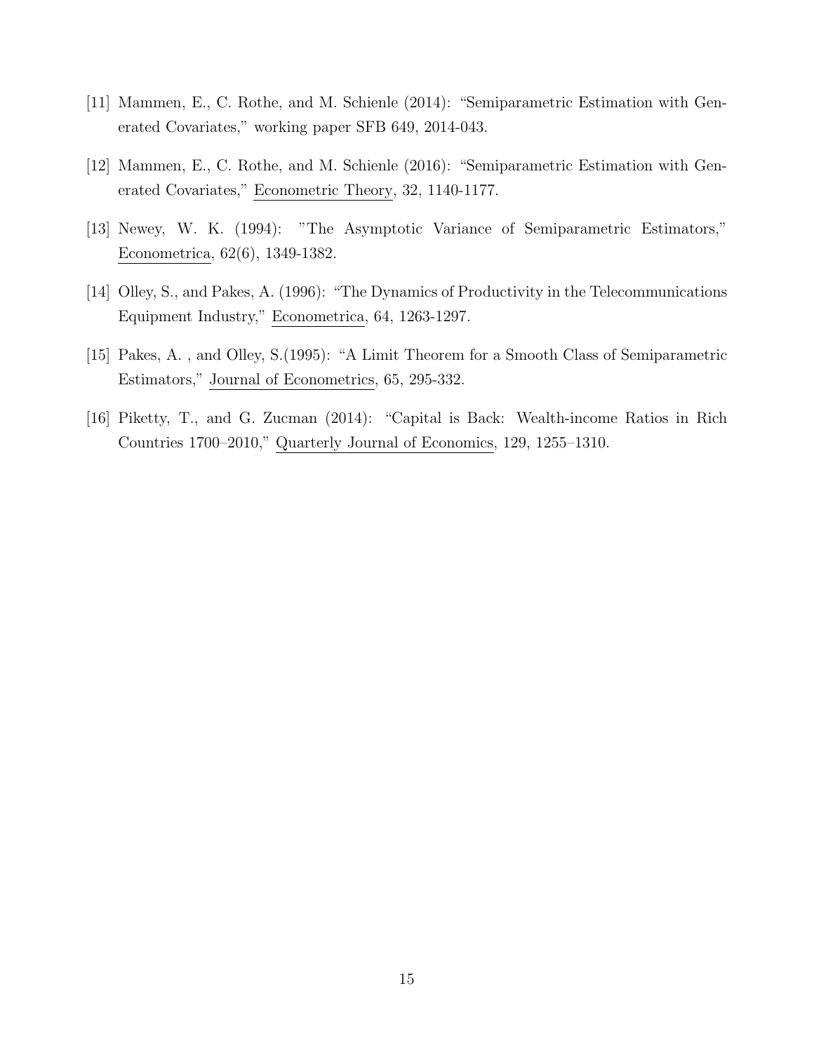[11] Mammen, E., C. Rothe, and M. Schienle (2014): "Semiparametric Estimation with Generated Covariates," working paper SFB 649, 2014-043.

[12] Mammen, E., C. Rothe, and M. Schienle (2016): "Semiparametric Estimation with Generated Covariates," Econometric Theory, 32, 1140-1177.

[13] Newey, W. K. (1994): "The Asymptotic Variance of Semiparametric Estimators," Econometrica, 62(6), 1349-1382.

[14] Olley, S., and Pakes, A. (1996): "The Dynamics of Productivity in the Telecommunications Equipment Industry," Econometrica, 64, 1263-1297.

[15] Pakes, A. , and Olley, S.(1995): "A Limit Theorem for a Smooth Class of Semiparametric Estimators," Journal of Econometrics, 65, 295-332.

[16] Piketty, T., and G. Zucman (2014): "Capital is Back: Wealth-income Ratios in Rich Countries 1700–2010," Quarterly Journal of Economics, 129, 1255–1310.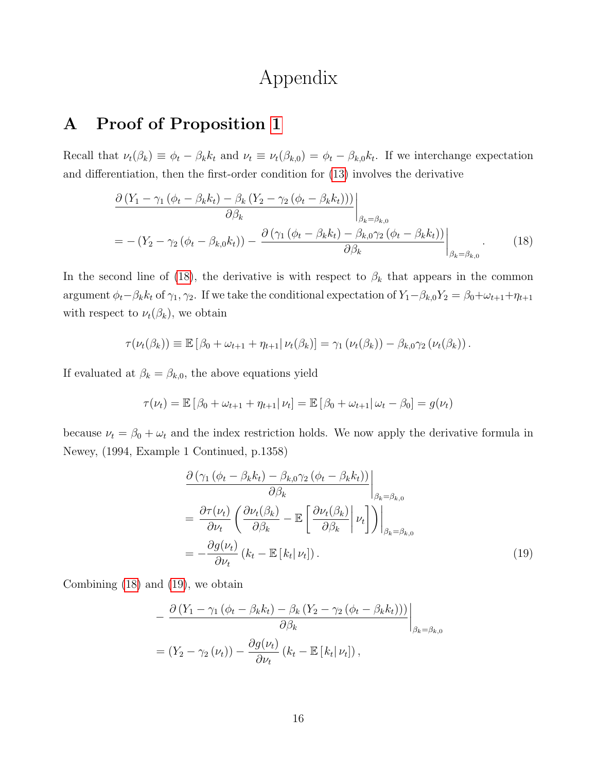# Appendix

## A Proof of Proposition 1

Recall that $\nu_t(\beta_k) \equiv \phi_t - \beta_k k_t$ and $\nu_t \equiv \nu_t(\beta_{k,0}) = \phi_t - \beta_{k,0} k_t$. If we interchange expectation and differentiation, then the first-order condition for (13) involves the derivative

$$
\begin{aligned}
&\left. \frac{\partial \left(Y_1 - \gamma_1\left(\phi_t - \beta_k k_t\right) - \beta_k \left(Y_2 - \gamma_2\left(\phi_t - \beta_k k_t\right)\right)\right)}{\partial \beta_k} \right|_{\beta_k = \beta_{k,0}} \\
&= -\left(Y_2 - \gamma_2\left(\phi_t - \beta_{k,0} k_t\right)\right) - \left. \frac{\partial \left(\gamma_1\left(\phi_t - \beta_k k_t\right) - \beta_{k,0}\gamma_2\left(\phi_t - \beta_k k_t\right)\right)}{\partial \beta_k} \right|_{\beta_k = \beta_{k,0}}.
\end{aligned}
\tag{18}
$$

In the second line of (18), the derivative is with respect to $\beta_k$ that appears in the common argument $\phi_t - \beta_k k_t$ of $\gamma_1, \gamma_2$. If we take the conditional expectation of $Y_1 - \beta_{k,0} Y_2 = \beta_0 + \omega_{t+1} + \eta_{t+1}$ with respect to $\nu_t(\beta_k)$, we obtain

$$
\tau(\nu_t(\beta_k)) \equiv \mathbb{E}\left[\beta_0 + \omega_{t+1} + \eta_{t+1} \middle| \nu_t(\beta_k)\right] = \gamma_1\left(\nu_t(\beta_k)\right) - \beta_{k,0}\gamma_2\left(\nu_t(\beta_k)\right).
$$

If evaluated at $\beta_k = \beta_{k,0}$, the above equations yield

$$
\tau(\nu_t) = \mathbb{E}\left[\beta_0 + \omega_{t+1} + \eta_{t+1} \middle| \nu_t\right] = \mathbb{E}\left[\beta_0 + \omega_{t+1} \middle| \omega_t - \beta_0\right] = g(\nu_t)
$$

because $\nu_t = \beta_0 + \omega_t$ and the index restriction holds. We now apply the derivative formula in Newey, (1994, Example 1 Continued, p.1358)

$$
\begin{aligned}
&\left. \frac{\partial \left(\gamma_1\left(\phi_t - \beta_k k_t\right) - \beta_{k,0}\gamma_2\left(\phi_t - \beta_k k_t\right)\right)}{\partial \beta_k} \right|_{\beta_k = \beta_{k,0}} \\
&= \frac{\partial \tau(\nu_t)}{\partial \nu_t} \left. \left( \frac{\partial \nu_t(\beta_k)}{\partial \beta_k} - \mathbb{E}\left[ \frac{\partial \nu_t(\beta_k)}{\partial \beta_k} \middle| \nu_t \right] \right) \right|_{\beta_k = \beta_{k,0}} \\
&= -\frac{\partial g(\nu_t)}{\partial \nu_t} \left(k_t - \mathbb{E}\left[k_t \middle| \nu_t\right]\right).
\end{aligned}
\tag{19}
$$

Combining (18) and (19), we obtain

$$
\begin{aligned}
&- \left. \frac{\partial \left(Y_1 - \gamma_1\left(\phi_t - \beta_k k_t\right) - \beta_k \left(Y_2 - \gamma_2\left(\phi_t - \beta_k k_t\right)\right)\right)}{\partial \beta_k} \right|_{\beta_k = \beta_{k,0}} \\
&= \left(Y_2 - \gamma_2\left(\nu_t\right)\right) - \frac{\partial g(\nu_t)}{\partial \nu_t} \left(k_t - \mathbb{E}\left[k_t \middle| \nu_t\right]\right),
\end{aligned}
$$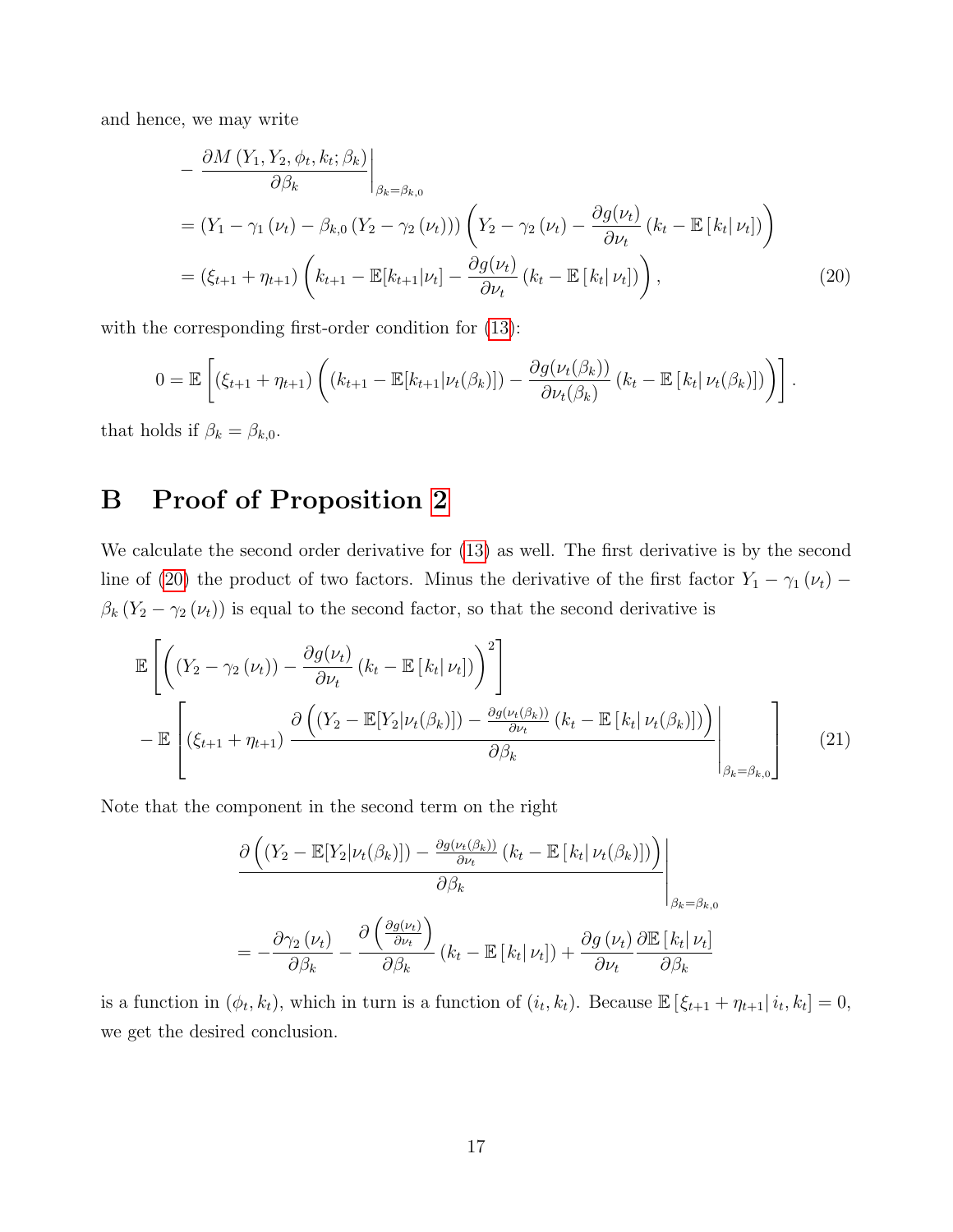and hence, we may write

$$
\begin{aligned}
&- \left. \frac{\partial M\left(Y_1, Y_2, \phi_t, k_t; \beta_k\right)}{\partial \beta_k} \right|_{\beta_k = \beta_{k,0}} \\
&= \left(Y_1 - \gamma_1\left(\nu_t\right) - \beta_{k,0}\left(Y_2 - \gamma_2\left(\nu_t\right)\right)\right)\left(Y_2 - \gamma_2\left(\nu_t\right) - \frac{\partial g(\nu_t)}{\partial \nu_t}\left(k_t - \mathbb{E}\left[k_t \mid \nu_t\right]\right)\right) \\
&= \left(\xi_{t+1} + \eta_{t+1}\right)\left(k_{t+1} - \mathbb{E}[k_{t+1} \mid \nu_t] - \frac{\partial g(\nu_t)}{\partial \nu_t}\left(k_t - \mathbb{E}\left[k_t \mid \nu_t\right]\right)\right),
\end{aligned}
\tag{20}
$$

with the corresponding first-order condition for (13):

$$
0 = \mathbb{E}\left[\left(\xi_{t+1} + \eta_{t+1}\right)\left(\left(k_{t+1} - \mathbb{E}[k_{t+1} \mid \nu_t(\beta_k)]\right) - \frac{\partial g(\nu_t(\beta_k))}{\partial \nu_t(\beta_k)}\left(k_t - \mathbb{E}\left[k_t \mid \nu_t(\beta_k)\right]\right)\right)\right].
$$

that holds if $\beta_k = \beta_{k,0}$.

# B Proof of Proposition 2

We calculate the second order derivative for (13) as well. The first derivative is by the second line of (20) the product of two factors. Minus the derivative of the first factor $Y_1 - \gamma_1\left(\nu_t\right) - \beta_k\left(Y_2 - \gamma_2\left(\nu_t\right)\right)$ is equal to the second factor, so that the second derivative is

$$
\begin{aligned}
&\mathbb{E}\left[\left(\left(Y_2 - \gamma_2\left(\nu_t\right)\right) - \frac{\partial g(\nu_t)}{\partial \nu_t}\left(k_t - \mathbb{E}\left[k_t \mid \nu_t\right]\right)\right)^2\right] \\
&- \mathbb{E}\left[\left(\xi_{t+1} + \eta_{t+1}\right) \left. \frac{\partial\left(\left(Y_2 - \mathbb{E}[Y_2 \mid \nu_t(\beta_k)]\right) - \frac{\partial g(\nu_t(\beta_k))}{\partial \nu_t}\left(k_t - \mathbb{E}\left[k_t \mid \nu_t(\beta_k)\right]\right)\right)}{\partial \beta_k} \right|_{\beta_k = \beta_{k,0}}\right]
\end{aligned}
\tag{21}
$$

Note that the component in the second term on the right

$$
\begin{aligned}
&\left. \frac{\partial\left(\left(Y_2 - \mathbb{E}[Y_2 \mid \nu_t(\beta_k)]\right) - \frac{\partial g(\nu_t(\beta_k))}{\partial \nu_t}\left(k_t - \mathbb{E}\left[k_t \mid \nu_t(\beta_k)\right]\right)\right)}{\partial \beta_k} \right|_{\beta_k = \beta_{k,0}} \\
&= -\frac{\partial \gamma_2\left(\nu_t\right)}{\partial \beta_k} - \frac{\partial\left(\frac{\partial g(\nu_t)}{\partial \nu_t}\right)}{\partial \beta_k}\left(k_t - \mathbb{E}\left[k_t \mid \nu_t\right]\right) + \frac{\partial g\left(\nu_t\right)}{\partial \nu_t} \frac{\partial \mathbb{E}\left[k_t \mid \nu_t\right]}{\partial \beta_k}
\end{aligned}
$$

is a function in $(\phi_t, k_t)$, which in turn is a function of $(i_t, k_t)$. Because $\mathbb{E}\left[\xi_{t+1} + \eta_{t+1} \mid i_t, k_t\right] = 0$, we get the desired conclusion.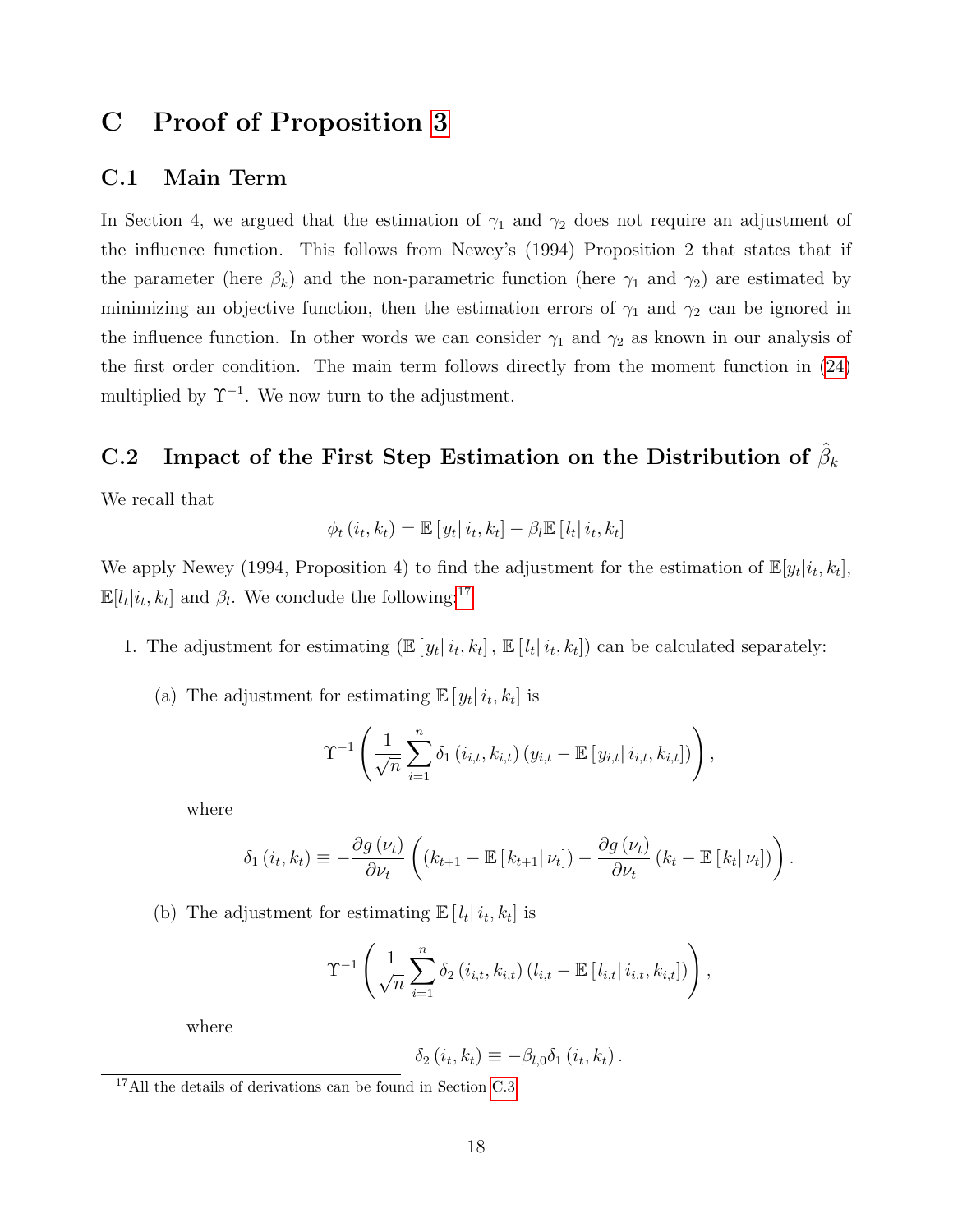# C Proof of Proposition 3

## C.1 Main Term

In Section 4, we argued that the estimation of $\gamma_1$ and $\gamma_2$ does not require an adjustment of the influence function. This follows from Newey's (1994) Proposition 2 that states that if the parameter (here $\beta_k$) and the non-parametric function (here $\gamma_1$ and $\gamma_2$) are estimated by minimizing an objective function, then the estimation errors of $\gamma_1$ and $\gamma_2$ can be ignored in the influence function. In other words we can consider $\gamma_1$ and $\gamma_2$ as known in our analysis of the first order condition. The main term follows directly from the moment function in (24) multiplied by $\Upsilon^{-1}$. We now turn to the adjustment.

## C.2 Impact of the First Step Estimation on the Distribution of $\hat{\beta}_k$

We recall that

$$\phi_t(i_t, k_t) = \mathbb{E}[y_t | i_t, k_t] - \beta_l \mathbb{E}[l_t | i_t, k_t]$$

We apply Newey (1994, Proposition 4) to find the adjustment for the estimation of $\mathbb{E}[y_t|i_t, k_t]$, $\mathbb{E}[l_t|i_t, k_t]$ and $\beta_l$. We conclude the following:[17]

1. The adjustment for estimating $(\mathbb{E}[y_t | i_t, k_t], \mathbb{E}[l_t | i_t, k_t])$ can be calculated separately:

   (a) The adjustment for estimating $\mathbb{E}[y_t | i_t, k_t]$ is

   $$\Upsilon^{-1}\left(\frac{1}{\sqrt{n}}\sum_{i=1}^{n}\delta_1(i_{i,t}, k_{i,t})(y_{i,t} - \mathbb{E}[y_{i,t} | i_{i,t}, k_{i,t}])\right),$$

   where

   $$\delta_1(i_t, k_t) \equiv -\frac{\partial g(\nu_t)}{\partial \nu_t}\left((k_{t+1} - \mathbb{E}[k_{t+1} | \nu_t]) - \frac{\partial g(\nu_t)}{\partial \nu_t}(k_t - \mathbb{E}[k_t | \nu_t])\right).$$

   (b) The adjustment for estimating $\mathbb{E}[l_t | i_t, k_t]$ is

   $$\Upsilon^{-1}\left(\frac{1}{\sqrt{n}}\sum_{i=1}^{n}\delta_2(i_{i,t}, k_{i,t})(l_{i,t} - \mathbb{E}[l_{i,t} | i_{i,t}, k_{i,t}])\right),$$

   where

   $$\delta_2(i_t, k_t) \equiv -\beta_{l,0}\delta_1(i_t, k_t).$$

[17] All the details of derivations can be found in Section C.3.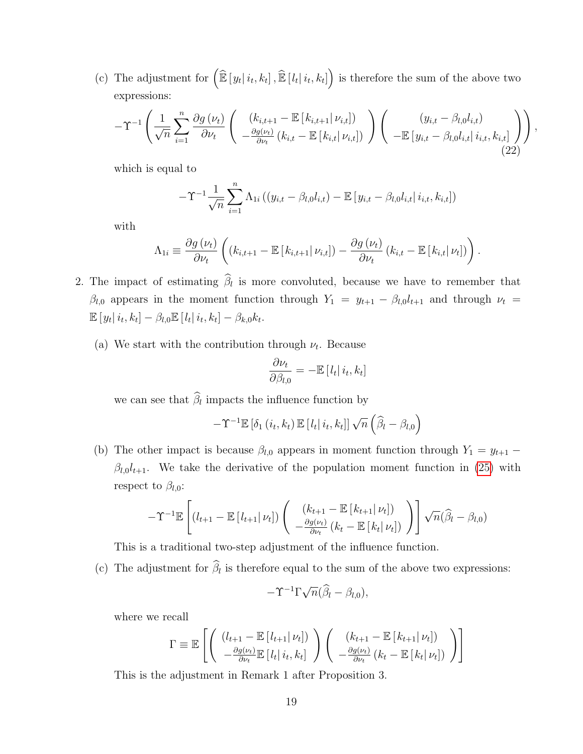(c) The adjustment for $\left(\widehat{\mathbb{E}}\left[y_t \mid i_t, k_t\right], \widehat{\mathbb{E}}\left[l_t \mid i_t, k_t\right]\right)$ is therefore the sum of the above two expressions:

$$
-\Upsilon^{-1}\left(\frac{1}{\sqrt{n}} \sum_{i=1}^{n} \frac{\partial g\left(\nu_t\right)}{\partial \nu_t}\left(\begin{array}{c}\left(k_{i,t+1}-\mathbb{E}\left[k_{i,t+1} \mid \nu_{i,t}\right]\right) \\ -\frac{\partial g\left(\nu_t\right)}{\partial \nu_t}\left(k_{i,t}-\mathbb{E}\left[k_{i,t} \mid \nu_{i,t}\right]\right)\end{array}\right)\left(\begin{array}{c}\left(y_{i,t}-\beta_{l,0} l_{i,t}\right) \\ -\mathbb{E}\left[y_{i,t}-\beta_{l,0} l_{i,t} \mid i_{i,t}, k_{i,t}\right]\end{array}\right)\right), \tag{22}
$$

which is equal to

$$
-\Upsilon^{-1} \frac{1}{\sqrt{n}} \sum_{i=1}^{n} \Lambda_{1i}\left(\left(y_{i,t}-\beta_{l,0} l_{i,t}\right)-\mathbb{E}\left[y_{i,t}-\beta_{l,0} l_{i,t} \mid i_{i,t}, k_{i,t}\right]\right)
$$

with

$$
\Lambda_{1i} \equiv \frac{\partial g\left(\nu_t\right)}{\partial \nu_t}\left(\left(k_{i,t+1}-\mathbb{E}\left[k_{i,t+1} \mid \nu_{i,t}\right]\right)-\frac{\partial g\left(\nu_t\right)}{\partial \nu_t}\left(k_{i,t}-\mathbb{E}\left[k_{i,t} \mid \nu_t\right]\right)\right).
$$

2. The impact of estimating $\widehat{\beta}_l$ is more convoluted, because we have to remember that $\beta_{l,0}$ appears in the moment function through $Y_1 = y_{t+1} - \beta_{l,0} l_{t+1}$ and through $\nu_t = \mathbb{E}\left[y_t \mid i_t, k_t\right] - \beta_{l,0}\mathbb{E}\left[l_t \mid i_t, k_t\right] - \beta_{k,0} k_t$.

   (a) We start with the contribution through $\nu_t$. Because

   $$
   \frac{\partial \nu_t}{\partial \beta_{l,0}} = -\mathbb{E}\left[l_t \mid i_t, k_t\right]
   $$

   we can see that $\widehat{\beta}_l$ impacts the influence function by

   $$
   -\Upsilon^{-1}\mathbb{E}\left[\delta_1\left(i_t, k_t\right)\mathbb{E}\left[l_t \mid i_t, k_t\right]\right]\sqrt{n}\left(\widehat{\beta}_l-\beta_{l,0}\right)
   $$

   (b) The other impact is because $\beta_{l,0}$ appears in moment function through $Y_1 = y_{t+1} - \beta_{l,0} l_{t+1}$. We take the derivative of the population moment function in (25) with respect to $\beta_{l,0}$:

   $$
   -\Upsilon^{-1}\mathbb{E}\left[\left(l_{t+1}-\mathbb{E}\left[l_{t+1} \mid \nu_t\right]\right)\left(\begin{array}{c}\left(k_{t+1}-\mathbb{E}\left[k_{t+1} \mid \nu_t\right]\right) \\ -\frac{\partial g\left(\nu_t\right)}{\partial \nu_t}\left(k_t-\mathbb{E}\left[k_t \mid \nu_t\right]\right)\end{array}\right)\right]\sqrt{n}(\widehat{\beta}_l-\beta_{l,0})
   $$

   This is a traditional two-step adjustment of the influence function.

   (c) The adjustment for $\widehat{\beta}_l$ is therefore equal to the sum of the above two expressions:

   $$
   -\Upsilon^{-1}\Gamma\sqrt{n}(\widehat{\beta}_l-\beta_{l,0}),
   $$

   where we recall

   $$
   \Gamma \equiv \mathbb{E}\left[\left(\begin{array}{c}\left(l_{t+1}-\mathbb{E}\left[l_{t+1} \mid \nu_t\right]\right) \\ -\frac{\partial g\left(\nu_t\right)}{\partial \nu_t}\mathbb{E}\left[l_t \mid i_t, k_t\right]\end{array}\right)\left(\begin{array}{c}\left(k_{t+1}-\mathbb{E}\left[k_{t+1} \mid \nu_t\right]\right) \\ -\frac{\partial g\left(\nu_t\right)}{\partial \nu_t}\left(k_t-\mathbb{E}\left[k_t \mid \nu_t\right]\right)\end{array}\right)\right]
   $$

   This is the adjustment in Remark 1 after Proposition 3.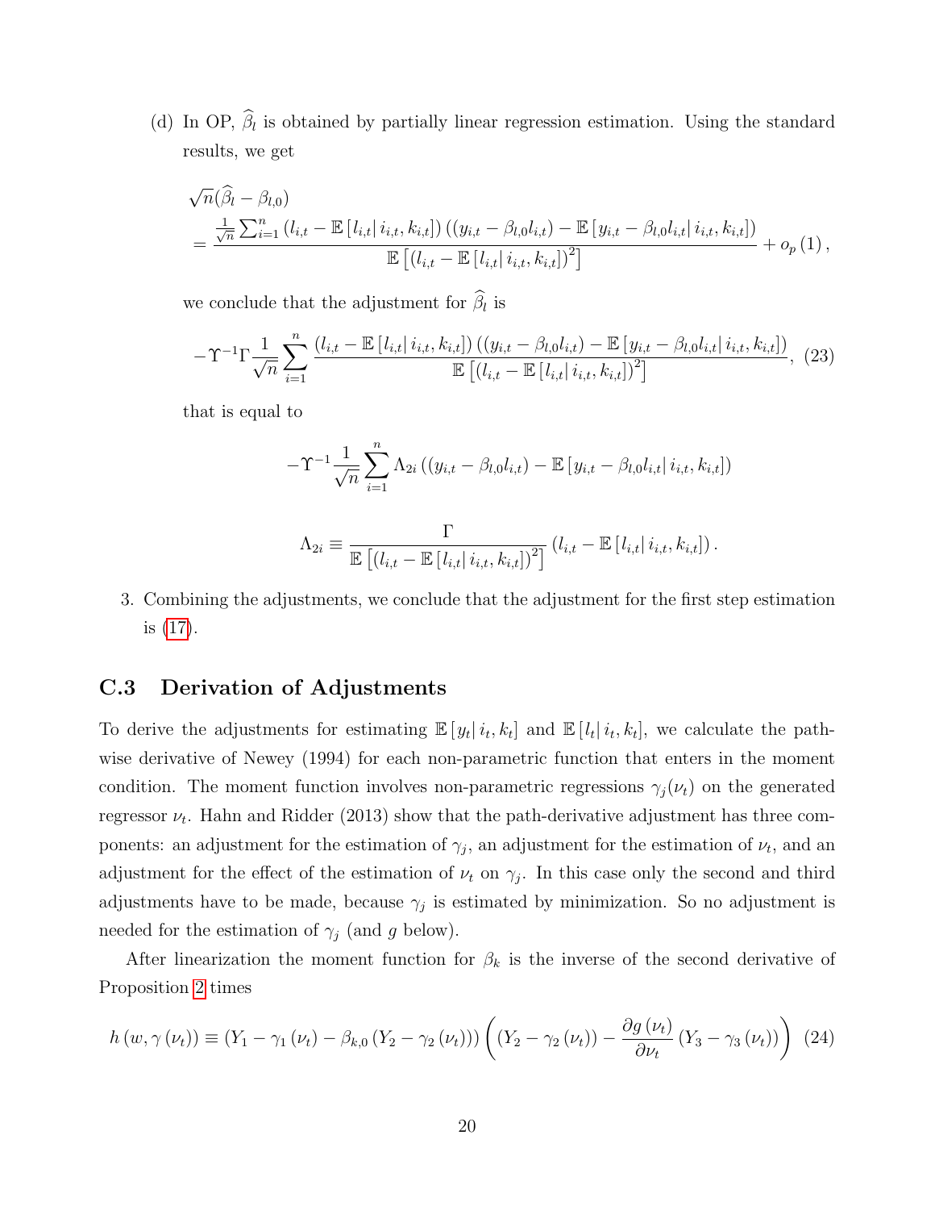(d) In OP, $\widehat{\beta}_l$ is obtained by partially linear regression estimation. Using the standard results, we get

$$
\begin{aligned}
&\sqrt{n}(\widehat{\beta}_l - \beta_{l,0}) \\
&= \frac{\frac{1}{\sqrt{n}}\sum_{i=1}^{n}\left(l_{i,t} - \mathbb{E}\left[\left.l_{i,t}\right| i_{i,t}, k_{i,t}\right]\right)\left(\left(y_{i,t} - \beta_{l,0} l_{i,t}\right) - \mathbb{E}\left[\left.y_{i,t} - \beta_{l,0} l_{i,t}\right| i_{i,t}, k_{i,t}\right]\right)}{\mathbb{E}\left[\left(l_{i,t} - \mathbb{E}\left[\left.l_{i,t}\right| i_{i,t}, k_{i,t}\right]\right)^2\right]} + o_p\left(1\right),
\end{aligned}
$$

we conclude that the adjustment for $\widehat{\beta}_l$ is

$$
-\Upsilon^{-1}\Gamma \frac{1}{\sqrt{n}}\sum_{i=1}^{n}\frac{\left(l_{i,t} - \mathbb{E}\left[\left.l_{i,t}\right| i_{i,t}, k_{i,t}\right]\right)\left(\left(y_{i,t} - \beta_{l,0} l_{i,t}\right) - \mathbb{E}\left[\left.y_{i,t} - \beta_{l,0} l_{i,t}\right| i_{i,t}, k_{i,t}\right]\right)}{\mathbb{E}\left[\left(l_{i,t} - \mathbb{E}\left[\left.l_{i,t}\right| i_{i,t}, k_{i,t}\right]\right)^2\right]}, \quad (23)
$$

that is equal to

$$
-\Upsilon^{-1}\frac{1}{\sqrt{n}}\sum_{i=1}^{n}\Lambda_{2i}\left(\left(y_{i,t} - \beta_{l,0} l_{i,t}\right) - \mathbb{E}\left[\left.y_{i,t} - \beta_{l,0} l_{i,t}\right| i_{i,t}, k_{i,t}\right]\right)
$$

$$
\Lambda_{2i} \equiv \frac{\Gamma}{\mathbb{E}\left[\left(l_{i,t} - \mathbb{E}\left[\left.l_{i,t}\right| i_{i,t}, k_{i,t}\right]\right)^2\right]}\left(l_{i,t} - \mathbb{E}\left[\left.l_{i,t}\right| i_{i,t}, k_{i,t}\right]\right).
$$

3. Combining the adjustments, we conclude that the adjustment for the first step estimation is (17).

## C.3 Derivation of Adjustments

To derive the adjustments for estimating $\mathbb{E}\left[\left.y_t\right| i_t, k_t\right]$ and $\mathbb{E}\left[\left.l_t\right| i_t, k_t\right]$, we calculate the path-wise derivative of Newey (1994) for each non-parametric function that enters in the moment condition. The moment function involves non-parametric regressions $\gamma_j(\nu_t)$ on the generated regressor $\nu_t$. Hahn and Ridder (2013) show that the path-derivative adjustment has three components: an adjustment for the estimation of $\gamma_j$, an adjustment for the estimation of $\nu_t$, and an adjustment for the effect of the estimation of $\nu_t$ on $\gamma_j$. In this case only the second and third adjustments have to be made, because $\gamma_j$ is estimated by minimization. So no adjustment is needed for the estimation of $\gamma_j$ (and $g$ below).

After linearization the moment function for $\beta_k$ is the inverse of the second derivative of Proposition 2 times

$$
h\left(w, \gamma\left(\nu_t\right)\right) \equiv \left(Y_1 - \gamma_1\left(\nu_t\right) - \beta_{k,0}\left(Y_2 - \gamma_2\left(\nu_t\right)\right)\right)\left(\left(Y_2 - \gamma_2\left(\nu_t\right)\right) - \frac{\partial g\left(\nu_t\right)}{\partial \nu_t}\left(Y_3 - \gamma_3\left(\nu_t\right)\right)\right) \quad (24)
$$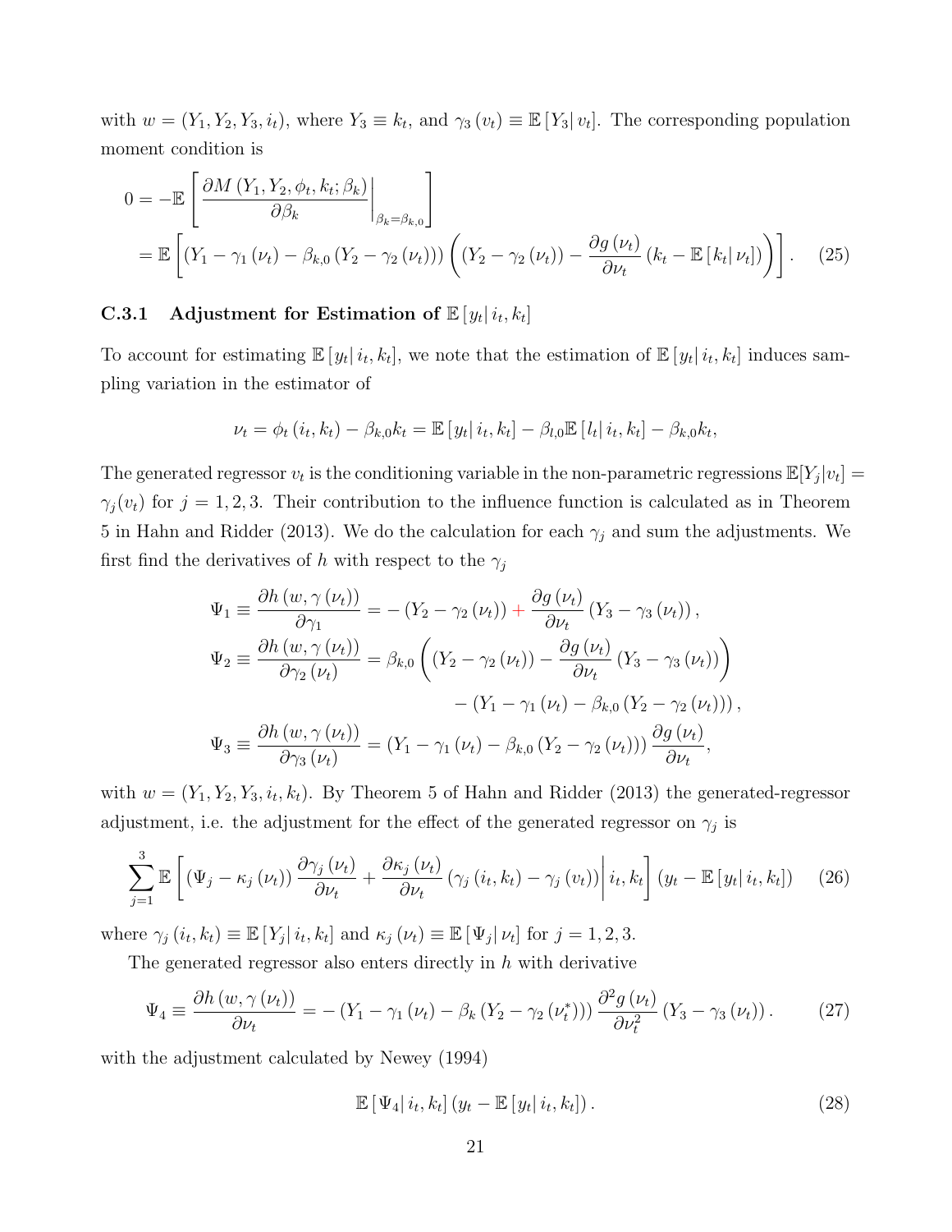with $w = (Y_1, Y_2, Y_3, i_t)$, where $Y_3 \equiv k_t$, and $\gamma_3(v_t) \equiv \mathbb{E}[Y_3| v_t]$. The corresponding population moment condition is

$$
\begin{aligned}
0 &= -\mathbb{E}\left[ \left. \frac{\partial M(Y_1, Y_2, \phi_t, k_t; \beta_k)}{\partial \beta_k} \right|_{\beta_k = \beta_{k,0}} \right] \\
&= \mathbb{E}\left[ (Y_1 - \gamma_1(\nu_t) - \beta_{k,0}(Y_2 - \gamma_2(\nu_t))) \left( (Y_2 - \gamma_2(\nu_t)) - \frac{\partial g(\nu_t)}{\partial \nu_t} (k_t - \mathbb{E}[k_t|\nu_t]) \right) \right]. \quad (25)
\end{aligned}
$$

### C.3.1 Adjustment for Estimation of $\mathbb{E}[y_t| i_t, k_t]$

To account for estimating $\mathbb{E}[y_t| i_t, k_t]$, we note that the estimation of $\mathbb{E}[y_t| i_t, k_t]$ induces sampling variation in the estimator of

$$
\nu_t = \phi_t(i_t, k_t) - \beta_{k,0} k_t = \mathbb{E}[y_t| i_t, k_t] - \beta_{l,0} \mathbb{E}[l_t| i_t, k_t] - \beta_{k,0} k_t,
$$

The generated regressor $v_t$ is the conditioning variable in the non-parametric regressions $\mathbb{E}[Y_j|v_t] = \gamma_j(v_t)$ for $j = 1, 2, 3$. Their contribution to the influence function is calculated as in Theorem 5 in Hahn and Ridder (2013). We do the calculation for each $\gamma_j$ and sum the adjustments. We first find the derivatives of $h$ with respect to the $\gamma_j$

$$
\begin{aligned}
\Psi_1 &\equiv \frac{\partial h(w, \gamma(\nu_t))}{\partial \gamma_1} = -(Y_2 - \gamma_2(\nu_t)) + \frac{\partial g(\nu_t)}{\partial \nu_t} (Y_3 - \gamma_3(\nu_t)), \\
\Psi_2 &\equiv \frac{\partial h(w, \gamma(\nu_t))}{\partial \gamma_2(\nu_t)} = \beta_{k,0} \left( (Y_2 - \gamma_2(\nu_t)) - \frac{\partial g(\nu_t)}{\partial \nu_t} (Y_3 - \gamma_3(\nu_t)) \right) \\
&\qquad - (Y_1 - \gamma_1(\nu_t) - \beta_{k,0}(Y_2 - \gamma_2(\nu_t))), \\
\Psi_3 &\equiv \frac{\partial h(w, \gamma(\nu_t))}{\partial \gamma_3(\nu_t)} = (Y_1 - \gamma_1(\nu_t) - \beta_{k,0}(Y_2 - \gamma_2(\nu_t))) \frac{\partial g(\nu_t)}{\partial \nu_t},
\end{aligned}
$$

with $w = (Y_1, Y_2, Y_3, i_t, k_t)$. By Theorem 5 of Hahn and Ridder (2013) the generated-regressor adjustment, i.e. the adjustment for the effect of the generated regressor on $\gamma_j$ is

$$
\sum_{j=1}^{3} \mathbb{E}\left[ \left. (\Psi_j - \kappa_j(\nu_t)) \frac{\partial \gamma_j(\nu_t)}{\partial \nu_t} + \frac{\partial \kappa_j(\nu_t)}{\partial \nu_t} (\gamma_j(i_t, k_t) - \gamma_j(v_t)) \right| i_t, k_t \right] (y_t - \mathbb{E}[y_t| i_t, k_t]) \quad (26)
$$

where $\gamma_j(i_t, k_t) \equiv \mathbb{E}[Y_j| i_t, k_t]$ and $\kappa_j(\nu_t) \equiv \mathbb{E}[\Psi_j|\nu_t]$ for $j = 1, 2, 3$.

The generated regressor also enters directly in $h$ with derivative

$$
\Psi_4 \equiv \frac{\partial h(w, \gamma(\nu_t))}{\partial \nu_t} = -(Y_1 - \gamma_1(\nu_t) - \beta_k(Y_2 - \gamma_2(\nu_t^*))) \frac{\partial^2 g(\nu_t)}{\partial \nu_t^2} (Y_3 - \gamma_3(\nu_t)). \quad (27)
$$

with the adjustment calculated by Newey (1994)

$$
\mathbb{E}[\Psi_4| i_t, k_t] (y_t - \mathbb{E}[y_t| i_t, k_t]). \quad (28)
$$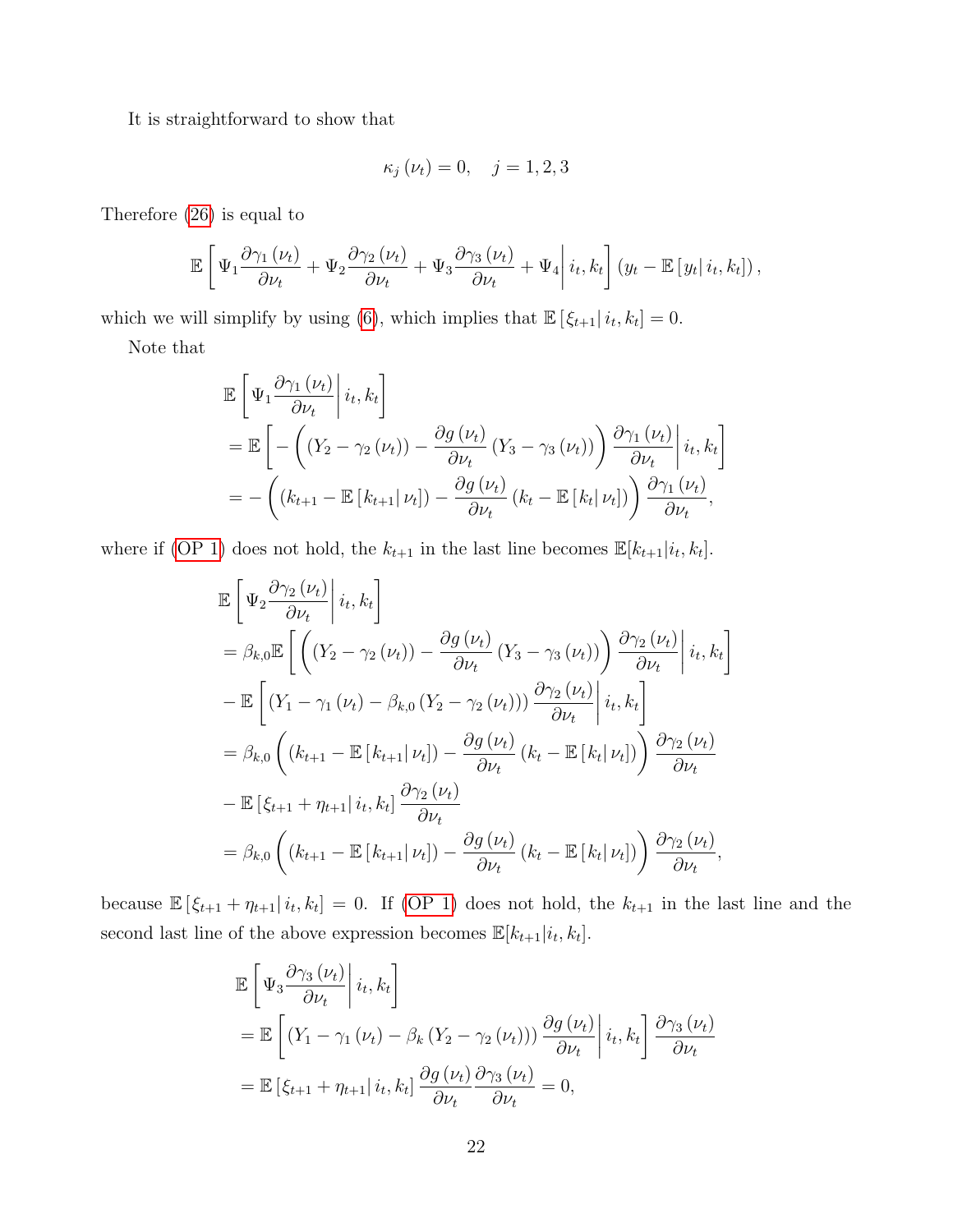It is straightforward to show that

$$\kappa_j(\nu_t) = 0, \quad j = 1, 2, 3$$

Therefore (26) is equal to

$$\mathbb{E}\left[\Psi_1 \frac{\partial \gamma_1(\nu_t)}{\partial \nu_t} + \Psi_2 \frac{\partial \gamma_2(\nu_t)}{\partial \nu_t} + \Psi_3 \frac{\partial \gamma_3(\nu_t)}{\partial \nu_t} + \Psi_4 \middle| i_t, k_t\right] (y_t - \mathbb{E}[y_t | i_t, k_t]),$$

which we will simplify by using (6), which implies that $\mathbb{E}[\xi_{t+1} | i_t, k_t] = 0$.

Note that

$$\begin{aligned}
&\mathbb{E}\left[\Psi_1 \frac{\partial \gamma_1(\nu_t)}{\partial \nu_t} \middle| i_t, k_t\right] \\
&= \mathbb{E}\left[-\left((Y_2 - \gamma_2(\nu_t)) - \frac{\partial g(\nu_t)}{\partial \nu_t}(Y_3 - \gamma_3(\nu_t))\right) \frac{\partial \gamma_1(\nu_t)}{\partial \nu_t} \middle| i_t, k_t\right] \\
&= -\left((k_{t+1} - \mathbb{E}[k_{t+1} | \nu_t]) - \frac{\partial g(\nu_t)}{\partial \nu_t}(k_t - \mathbb{E}[k_t | \nu_t])\right) \frac{\partial \gamma_1(\nu_t)}{\partial \nu_t},
\end{aligned}$$

where if (OP 1) does not hold, the $k_{t+1}$ in the last line becomes $\mathbb{E}[k_{t+1}|i_t, k_t]$.

$$\begin{aligned}
&\mathbb{E}\left[\Psi_2 \frac{\partial \gamma_2(\nu_t)}{\partial \nu_t} \middle| i_t, k_t\right] \\
&= \beta_{k,0} \mathbb{E}\left[\left((Y_2 - \gamma_2(\nu_t)) - \frac{\partial g(\nu_t)}{\partial \nu_t}(Y_3 - \gamma_3(\nu_t))\right) \frac{\partial \gamma_2(\nu_t)}{\partial \nu_t} \middle| i_t, k_t\right] \\
&- \mathbb{E}\left[(Y_1 - \gamma_1(\nu_t) - \beta_{k,0}(Y_2 - \gamma_2(\nu_t))) \frac{\partial \gamma_2(\nu_t)}{\partial \nu_t} \middle| i_t, k_t\right] \\
&= \beta_{k,0}\left((k_{t+1} - \mathbb{E}[k_{t+1} | \nu_t]) - \frac{\partial g(\nu_t)}{\partial \nu_t}(k_t - \mathbb{E}[k_t | \nu_t])\right) \frac{\partial \gamma_2(\nu_t)}{\partial \nu_t} \\
&- \mathbb{E}[\xi_{t+1} + \eta_{t+1} | i_t, k_t] \frac{\partial \gamma_2(\nu_t)}{\partial \nu_t} \\
&= \beta_{k,0}\left((k_{t+1} - \mathbb{E}[k_{t+1} | \nu_t]) - \frac{\partial g(\nu_t)}{\partial \nu_t}(k_t - \mathbb{E}[k_t | \nu_t])\right) \frac{\partial \gamma_2(\nu_t)}{\partial \nu_t},
\end{aligned}$$

because $\mathbb{E}[\xi_{t+1} + \eta_{t+1} | i_t, k_t] = 0$. If (OP 1) does not hold, the $k_{t+1}$ in the last line and the second last line of the above expression becomes $\mathbb{E}[k_{t+1}|i_t, k_t]$.

$$\begin{aligned}
&\mathbb{E}\left[\Psi_3 \frac{\partial \gamma_3(\nu_t)}{\partial \nu_t} \middle| i_t, k_t\right] \\
&= \mathbb{E}\left[(Y_1 - \gamma_1(\nu_t) - \beta_k(Y_2 - \gamma_2(\nu_t))) \frac{\partial g(\nu_t)}{\partial \nu_t} \middle| i_t, k_t\right] \frac{\partial \gamma_3(\nu_t)}{\partial \nu_t} \\
&= \mathbb{E}[\xi_{t+1} + \eta_{t+1} | i_t, k_t] \frac{\partial g(\nu_t)}{\partial \nu_t} \frac{\partial \gamma_3(\nu_t)}{\partial \nu_t} = 0,
\end{aligned}$$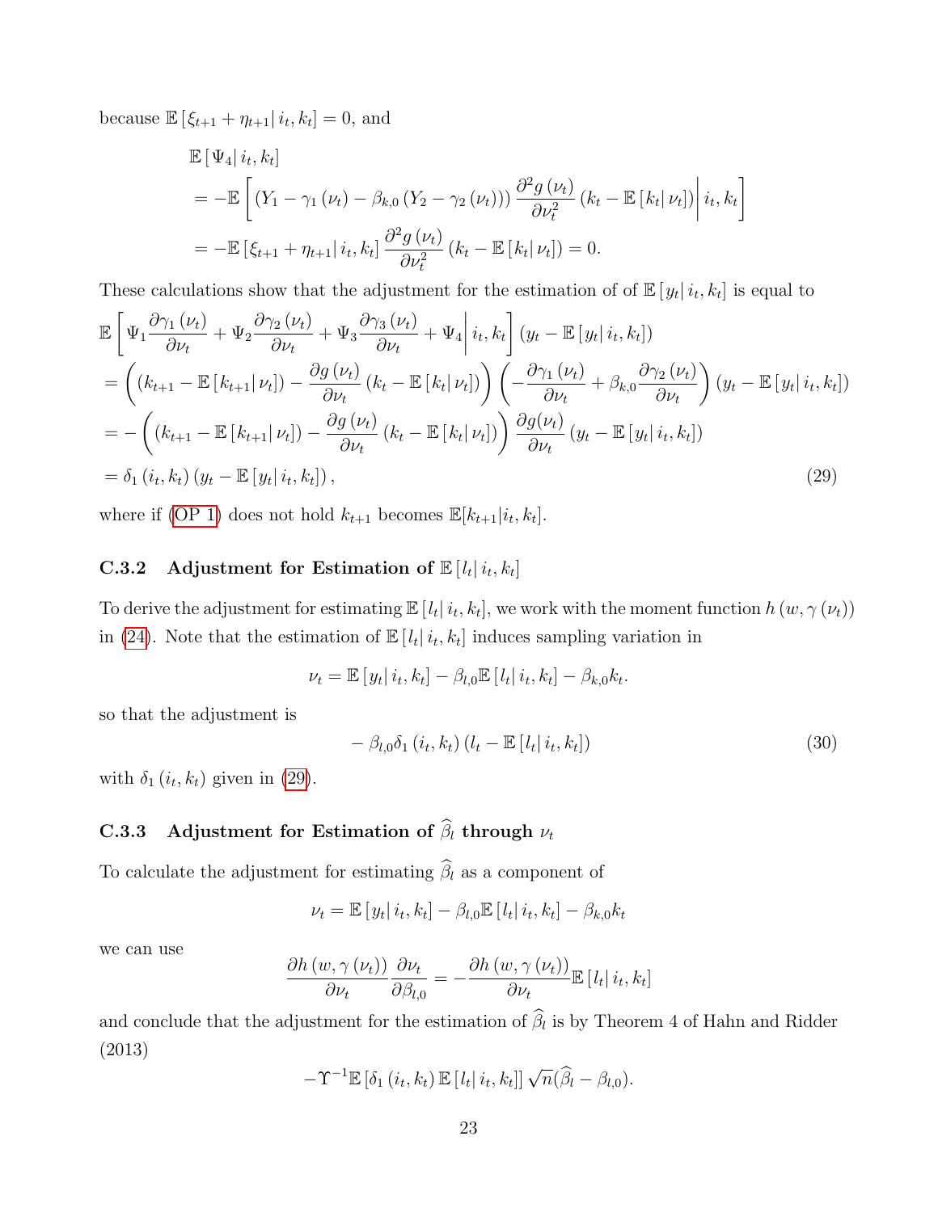because $\mathbb{E}\left[\xi_{t+1}+\eta_{t+1}\middle| i_t,k_t\right]=0$, and

$$
\begin{aligned}
&\mathbb{E}\left[\Psi_4\middle| i_t,k_t\right]\\
&=-\mathbb{E}\left[\left(Y_1-\gamma_1\left(\nu_t\right)-\beta_{k,0}\left(Y_2-\gamma_2\left(\nu_t\right)\right)\right)\frac{\partial^2 g\left(\nu_t\right)}{\partial \nu_t^2}\left(k_t-\mathbb{E}\left[k_t\middle|\nu_t\right]\right)\middle| i_t,k_t\right]\\
&=-\mathbb{E}\left[\xi_{t+1}+\eta_{t+1}\middle| i_t,k_t\right]\frac{\partial^2 g\left(\nu_t\right)}{\partial \nu_t^2}\left(k_t-\mathbb{E}\left[k_t\middle|\nu_t\right]\right)=0.
\end{aligned}
$$

These calculations show that the adjustment for the estimation of of $\mathbb{E}\left[y_t\middle| i_t,k_t\right]$ is equal to

$$
\begin{aligned}
&\mathbb{E}\left[\Psi_1\frac{\partial\gamma_1\left(\nu_t\right)}{\partial\nu_t}+\Psi_2\frac{\partial\gamma_2\left(\nu_t\right)}{\partial\nu_t}+\Psi_3\frac{\partial\gamma_3\left(\nu_t\right)}{\partial\nu_t}+\Psi_4\middle| i_t,k_t\right]\left(y_t-\mathbb{E}\left[y_t\middle| i_t,k_t\right]\right)\\
&=\left(\left(k_{t+1}-\mathbb{E}\left[k_{t+1}\middle|\nu_t\right]\right)-\frac{\partial g\left(\nu_t\right)}{\partial\nu_t}\left(k_t-\mathbb{E}\left[k_t\middle|\nu_t\right]\right)\right)\left(-\frac{\partial\gamma_1\left(\nu_t\right)}{\partial\nu_t}+\beta_{k,0}\frac{\partial\gamma_2\left(\nu_t\right)}{\partial\nu_t}\right)\left(y_t-\mathbb{E}\left[y_t\middle| i_t,k_t\right]\right)\\
&=-\left(\left(k_{t+1}-\mathbb{E}\left[k_{t+1}\middle|\nu_t\right]\right)-\frac{\partial g\left(\nu_t\right)}{\partial\nu_t}\left(k_t-\mathbb{E}\left[k_t\middle|\nu_t\right]\right)\right)\frac{\partial g(\nu_t)}{\partial\nu_t}\left(y_t-\mathbb{E}\left[y_t\middle| i_t,k_t\right]\right)\\
&=\delta_1\left(i_t,k_t\right)\left(y_t-\mathbb{E}\left[y_t\middle| i_t,k_t\right]\right),
\end{aligned}
\tag{29}
$$

where if (OP 1) does not hold $k_{t+1}$ becomes $\mathbb{E}[k_{t+1}|i_t,k_t]$.

### C.3.2 Adjustment for Estimation of $\mathbb{E}\left[l_t\middle| i_t,k_t\right]$

To derive the adjustment for estimating $\mathbb{E}\left[l_t\middle| i_t,k_t\right]$, we work with the moment function $h\left(w,\gamma\left(\nu_t\right)\right)$ in (24). Note that the estimation of $\mathbb{E}\left[l_t\middle| i_t,k_t\right]$ induces sampling variation in

$$
\nu_t=\mathbb{E}\left[y_t\middle| i_t,k_t\right]-\beta_{l,0}\mathbb{E}\left[l_t\middle| i_t,k_t\right]-\beta_{k,0}k_t.
$$

so that the adjustment is

$$
-\beta_{l,0}\delta_1\left(i_t,k_t\right)\left(l_t-\mathbb{E}\left[l_t\middle| i_t,k_t\right]\right)
\tag{30}
$$

with $\delta_1\left(i_t,k_t\right)$ given in (29).

### C.3.3 Adjustment for Estimation of $\widehat{\beta}_l$ through $\nu_t$

To calculate the adjustment for estimating $\widehat{\beta}_l$ as a component of

$$
\nu_t=\mathbb{E}\left[y_t\middle| i_t,k_t\right]-\beta_{l,0}\mathbb{E}\left[l_t\middle| i_t,k_t\right]-\beta_{k,0}k_t
$$

we can use

$$
\frac{\partial h\left(w,\gamma\left(\nu_t\right)\right)}{\partial\nu_t}\frac{\partial\nu_t}{\partial\beta_{l,0}}=-\frac{\partial h\left(w,\gamma\left(\nu_t\right)\right)}{\partial\nu_t}\mathbb{E}\left[l_t\middle| i_t,k_t\right]
$$

and conclude that the adjustment for the estimation of $\widehat{\beta}_l$ is by Theorem 4 of Hahn and Ridder (2013)

$$
-\Upsilon^{-1}\mathbb{E}\left[\delta_1\left(i_t,k_t\right)\mathbb{E}\left[l_t\middle| i_t,k_t\right]\right]\sqrt{n}(\widehat{\beta}_l-\beta_{l,0}).
$$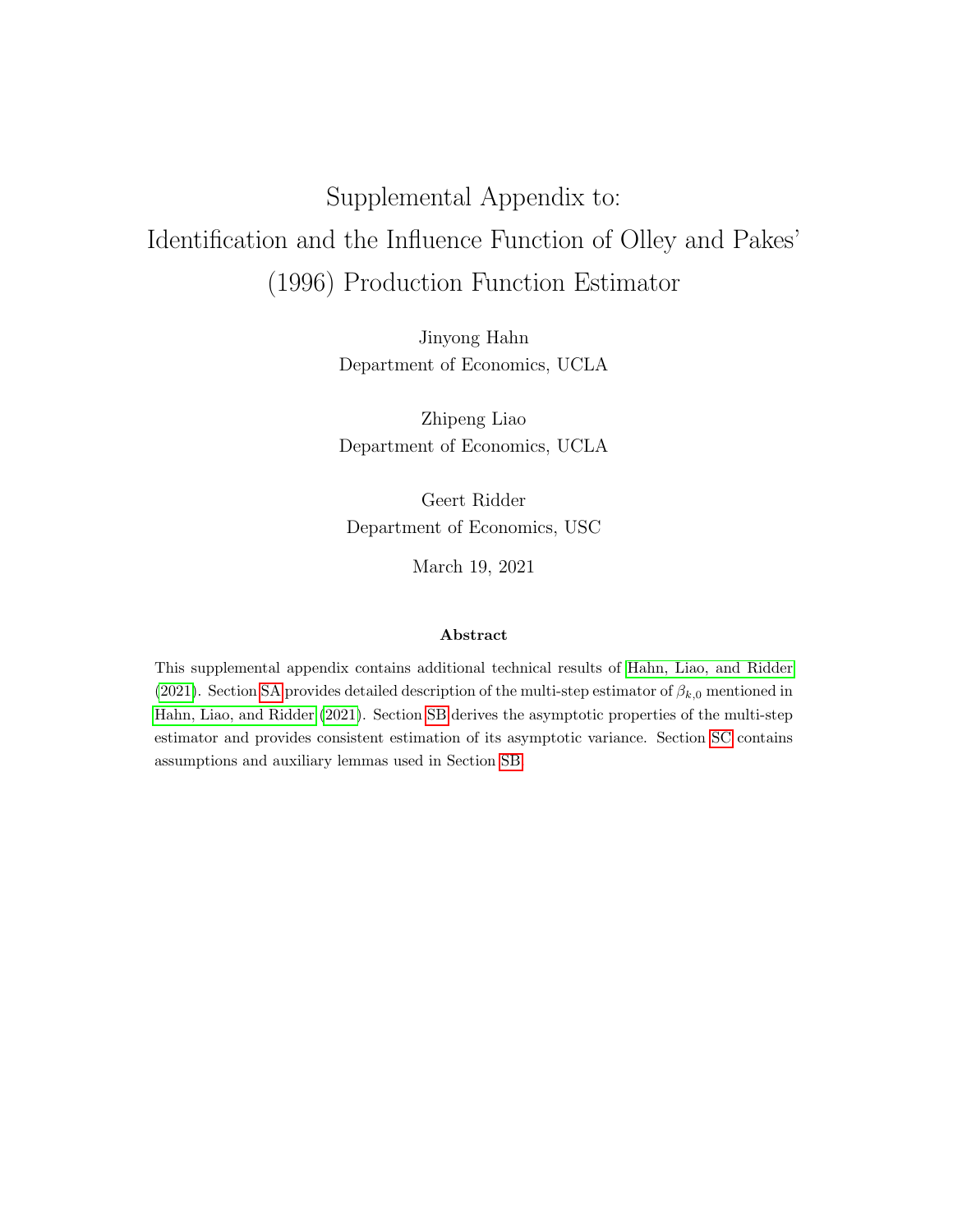# Supplemental Appendix to: Identification and the Influence Function of Olley and Pakes' (1996) Production Function Estimator

Jinyong Hahn
Department of Economics, UCLA

Zhipeng Liao
Department of Economics, UCLA

Geert Ridder
Department of Economics, USC

March 19, 2021

### Abstract

This supplemental appendix contains additional technical results of Hahn, Liao, and Ridder (2021). Section SA provides detailed description of the multi-step estimator of $\beta_{k,0}$ mentioned in Hahn, Liao, and Ridder (2021). Section SB derives the asymptotic properties of the multi-step estimator and provides consistent estimation of its asymptotic variance. Section SC contains assumptions and auxiliary lemmas used in Section SB.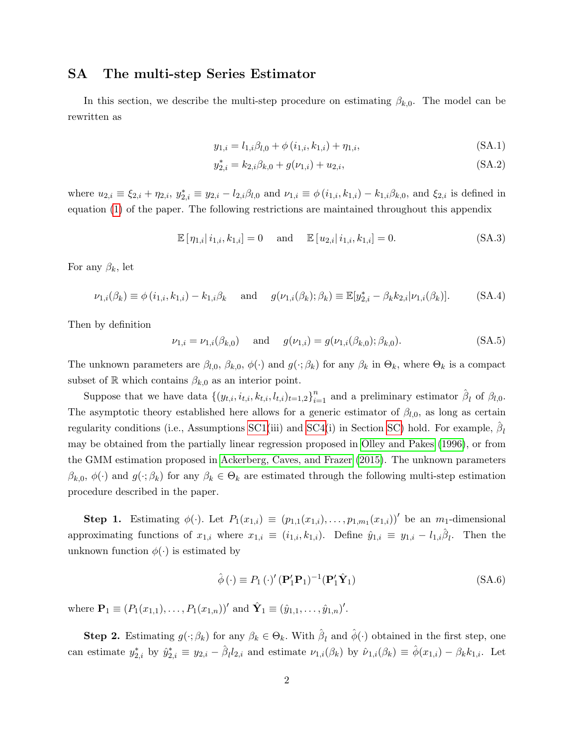# SA The multi-step Series Estimator

In this section, we describe the multi-step procedure on estimating $\beta_{k,0}$. The model can be rewritten as

$$y_{1,i} = l_{1,i}\beta_{l,0} + \phi\left(i_{1,i}, k_{1,i}\right) + \eta_{1,i}, \tag{SA.1}$$

$$y^*_{2,i} = k_{2,i}\beta_{k,0} + g(\nu_{1,i}) + u_{2,i}, \tag{SA.2}$$

where $u_{2,i} \equiv \xi_{2,i} + \eta_{2,i}$, $y^*_{2,i} \equiv y_{2,i} - l_{2,i}\beta_{l,0}$ and $\nu_{1,i} \equiv \phi\left(i_{1,i}, k_{1,i}\right) - k_{1,i}\beta_{k,0}$, and $\xi_{2,i}$ is defined in equation (1) of the paper. The following restrictions are maintained throughout this appendix

$$\mathbb{E}\left[\eta_{1,i}\middle|\, i_{1,i}, k_{1,i}\right] = 0 \quad \text{and} \quad \mathbb{E}\left[u_{2,i}\middle|\, i_{1,i}, k_{1,i}\right] = 0. \tag{SA.3}$$

For any $\beta_k$, let

$$\nu_{1,i}(\beta_k) \equiv \phi\left(i_{1,i}, k_{1,i}\right) - k_{1,i}\beta_k \quad \text{and} \quad g(\nu_{1,i}(\beta_k); \beta_k) \equiv \mathbb{E}[y^*_{2,i} - \beta_k k_{2,i}|\nu_{1,i}(\beta_k)]. \tag{SA.4}$$

Then by definition

$$\nu_{1,i} = \nu_{1,i}(\beta_{k,0}) \quad \text{and} \quad g(\nu_{1,i}) = g(\nu_{1,i}(\beta_{k,0}); \beta_{k,0}). \tag{SA.5}$$

The unknown parameters are $\beta_{l,0}$, $\beta_{k,0}$, $\phi(\cdot)$ and $g(\cdot; \beta_k)$ for any $\beta_k$ in $\Theta_k$, where $\Theta_k$ is a compact subset of $\mathbb{R}$ which contains $\beta_{k,0}$ as an interior point.

Suppose that we have data $\{(y_{t,i}, i_{t,i}, k_{t,i}, l_{t,i})_{t=1,2}\}_{i=1}^n$ and a preliminary estimator $\hat{\beta}_l$ of $\beta_{l,0}$. The asymptotic theory established here allows for a generic estimator of $\beta_{l,0}$, as long as certain regularity conditions (i.e., Assumptions SC1(iii) and SC4(i) in Section SC) hold. For example, $\hat{\beta}_l$ may be obtained from the partially linear regression proposed in Olley and Pakes (1996), or from the GMM estimation proposed in Ackerberg, Caves, and Frazer (2015). The unknown parameters $\beta_{k,0}$, $\phi(\cdot)$ and $g(\cdot; \beta_k)$ for any $\beta_k \in \Theta_k$ are estimated through the following multi-step estimation procedure described in the paper.

**Step 1.** Estimating $\phi(\cdot)$. Let $P_1(x_{1,i}) \equiv (p_{1,1}(x_{1,i}), \ldots, p_{1,m_1}(x_{1,i}))'$ be an $m_1$-dimensional approximating functions of $x_{1,i}$ where $x_{1,i} \equiv (i_{1,i}, k_{1,i})$. Define $\hat{y}_{1,i} \equiv y_{1,i} - l_{1,i}\hat{\beta}_l$. Then the unknown function $\phi(\cdot)$ is estimated by

$$\hat{\phi}\left(\cdot\right) \equiv P_1\left(\cdot\right)' (\mathbf{P}_1'\mathbf{P}_1)^{-1}(\mathbf{P}_1'\hat{\mathbf{Y}}_1) \tag{SA.6}$$

where $\mathbf{P}_1 \equiv (P_1(x_{1,1}), \ldots, P_1(x_{1,n}))'$ and $\hat{\mathbf{Y}}_1 \equiv (\hat{y}_{1,1}, \ldots, \hat{y}_{1,n})'$.

**Step 2.** Estimating $g(\cdot; \beta_k)$ for any $\beta_k \in \Theta_k$. With $\hat{\beta}_l$ and $\hat{\phi}(\cdot)$ obtained in the first step, one can estimate $y^*_{2,i}$ by $\hat{y}^*_{2,i} \equiv y_{2,i} - \hat{\beta}_l l_{2,i}$ and estimate $\nu_{1,i}(\beta_k)$ by $\hat{\nu}_{1,i}(\beta_k) \equiv \hat{\phi}(x_{1,i}) - \beta_k k_{1,i}$. Let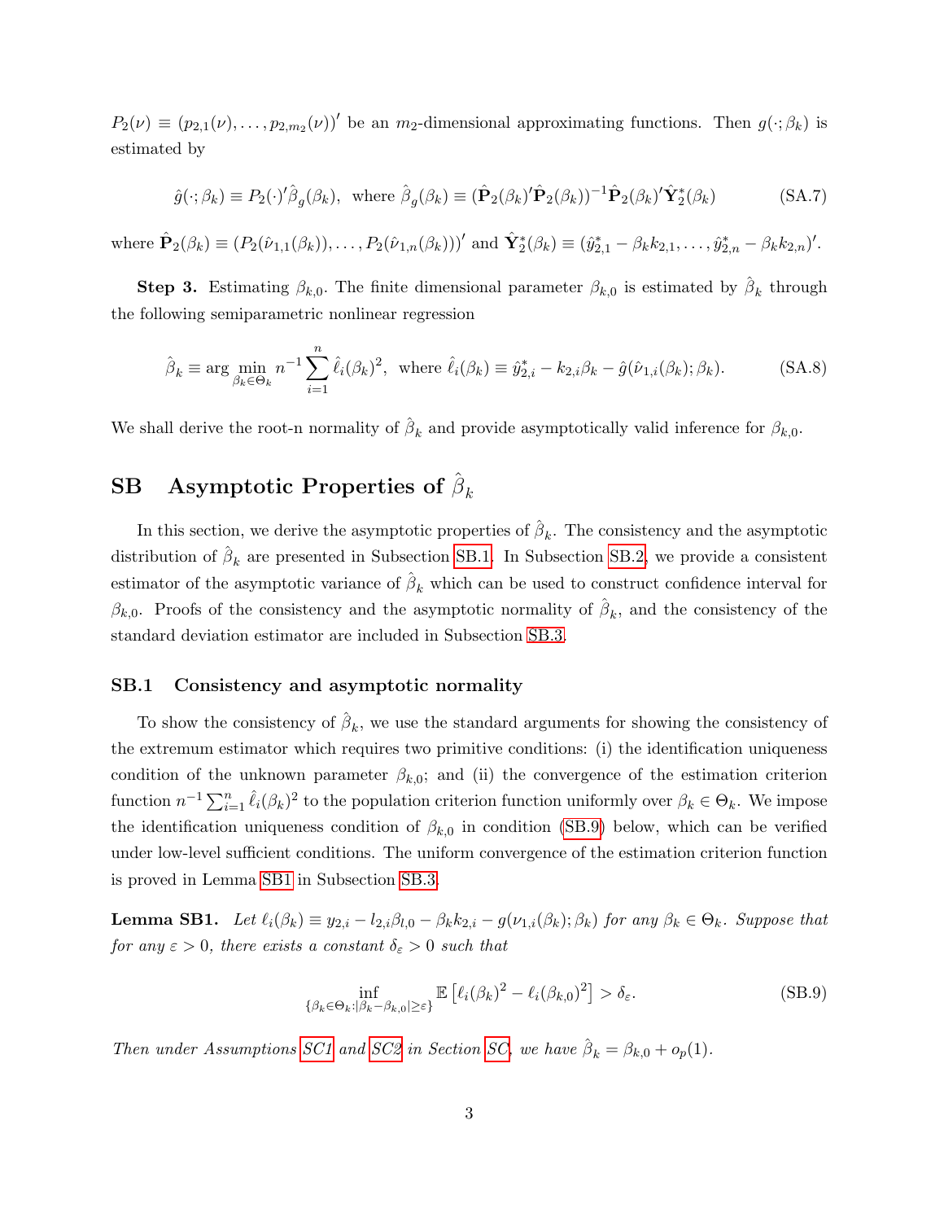$P_2(\nu) \equiv (p_{2,1}(\nu), \ldots, p_{2,m_2}(\nu))'$ be an $m_2$-dimensional approximating functions. Then $g(\cdot;\beta_k)$ is estimated by

$$\hat{g}(\cdot;\beta_k) \equiv P_2(\cdot)'\hat{\beta}_g(\beta_k), \text{ where } \hat{\beta}_g(\beta_k) \equiv (\hat{\mathbf{P}}_2(\beta_k)'\hat{\mathbf{P}}_2(\beta_k))^{-1}\hat{\mathbf{P}}_2(\beta_k)'\hat{\mathbf{Y}}_2^*(\beta_k) \quad \text{(SA.7)}$$

where $\hat{\mathbf{P}}_2(\beta_k) \equiv (P_2(\hat{\nu}_{1,1}(\beta_k)), \ldots, P_2(\hat{\nu}_{1,n}(\beta_k)))'$ and $\hat{\mathbf{Y}}_2^*(\beta_k) \equiv (\hat{y}_{2,1}^* - \beta_k k_{2,1}, \ldots, \hat{y}_{2,n}^* - \beta_k k_{2,n})'$.

**Step 3.** Estimating $\beta_{k,0}$. The finite dimensional parameter $\beta_{k,0}$ is estimated by $\hat{\beta}_k$ through the following semiparametric nonlinear regression

$$\hat{\beta}_k \equiv \arg\min_{\beta_k \in \Theta_k} n^{-1}\sum_{i=1}^n \hat{\ell}_i(\beta_k)^2, \text{ where } \hat{\ell}_i(\beta_k) \equiv \hat{y}_{2,i}^* - k_{2,i}\beta_k - \hat{g}(\hat{\nu}_{1,i}(\beta_k);\beta_k). \quad \text{(SA.8)}$$

We shall derive the root-n normality of $\hat{\beta}_k$ and provide asymptotically valid inference for $\beta_{k,0}$.

# SB Asymptotic Properties of $\hat{\beta}_k$

In this section, we derive the asymptotic properties of $\hat{\beta}_k$. The consistency and the asymptotic distribution of $\hat{\beta}_k$ are presented in Subsection SB.1. In Subsection SB.2, we provide a consistent estimator of the asymptotic variance of $\hat{\beta}_k$ which can be used to construct confidence interval for $\beta_{k,0}$. Proofs of the consistency and the asymptotic normality of $\hat{\beta}_k$, and the consistency of the standard deviation estimator are included in Subsection SB.3.

## SB.1 Consistency and asymptotic normality

To show the consistency of $\hat{\beta}_k$, we use the standard arguments for showing the consistency of the extremum estimator which requires two primitive conditions: (i) the identification uniqueness condition of the unknown parameter $\beta_{k,0}$; and (ii) the convergence of the estimation criterion function $n^{-1}\sum_{i=1}^n \hat{\ell}_i(\beta_k)^2$ to the population criterion function uniformly over $\beta_k \in \Theta_k$. We impose the identification uniqueness condition of $\beta_{k,0}$ in condition (SB.9) below, which can be verified under low-level sufficient conditions. The uniform convergence of the estimation criterion function is proved in Lemma SB1 in Subsection SB.3.

**Lemma SB1.** *Let $\ell_i(\beta_k) \equiv y_{2,i} - l_{2,i}\beta_{l,0} - \beta_k k_{2,i} - g(\nu_{1,i}(\beta_k);\beta_k)$ for any $\beta_k \in \Theta_k$. Suppose that for any $\varepsilon > 0$, there exists a constant $\delta_\varepsilon > 0$ such that*

$$\inf_{\{\beta_k \in \Theta_k : |\beta_k - \beta_{k,0}| \geq \varepsilon\}} \mathbb{E}\left[\ell_i(\beta_k)^2 - \ell_i(\beta_{k,0})^2\right] > \delta_\varepsilon. \quad \text{(SB.9)}$$

*Then under Assumptions SC1 and SC2 in Section SC, we have $\hat{\beta}_k = \beta_{k,0} + o_p(1)$.*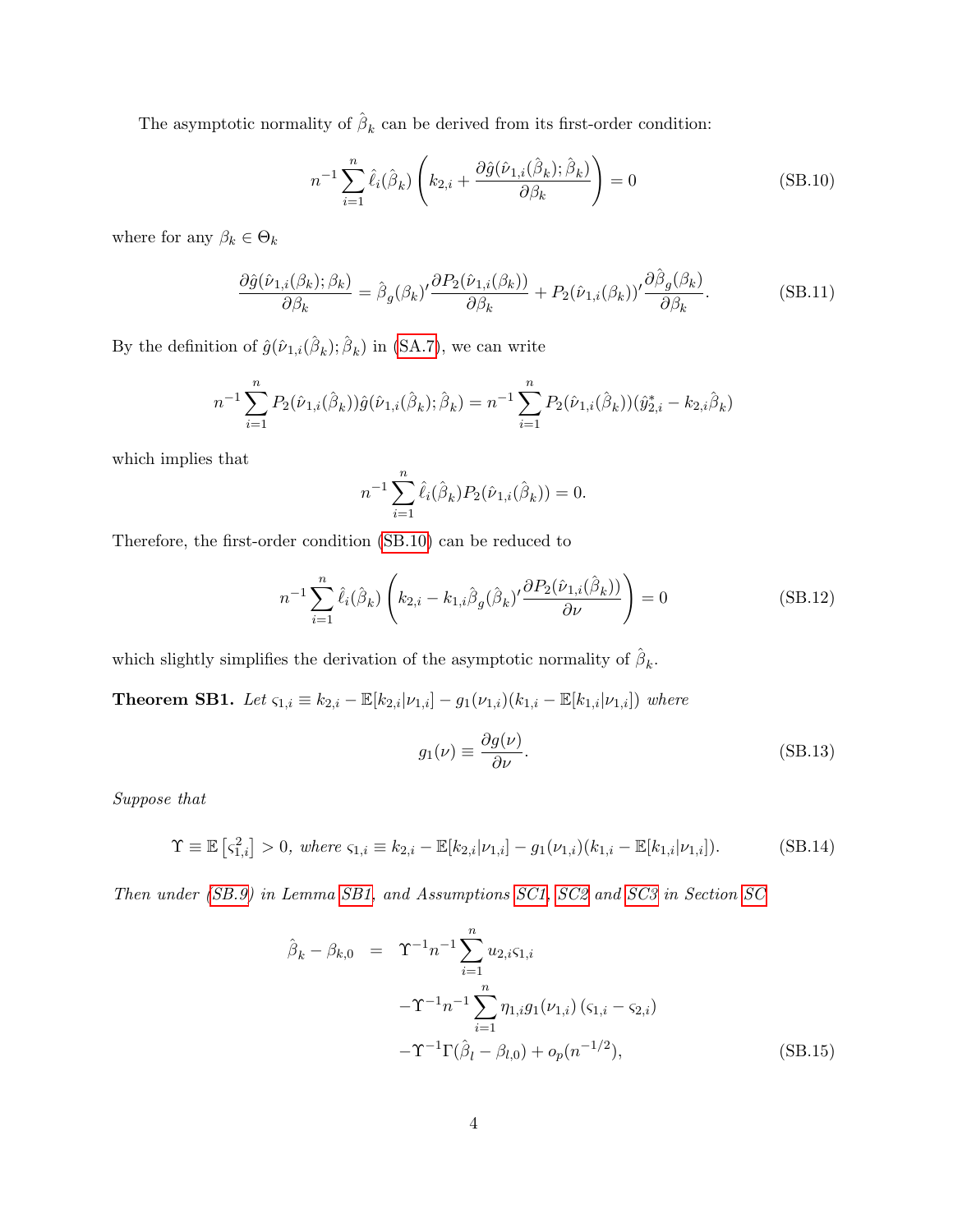The asymptotic normality of $\hat{\beta}_k$ can be derived from its first-order condition:

$$n^{-1}\sum_{i=1}^{n}\hat{\ell}_i(\hat{\beta}_k)\left(k_{2,i}+\frac{\partial \hat{g}(\hat{\nu}_{1,i}(\hat{\beta}_k);\hat{\beta}_k)}{\partial \beta_k}\right)=0 \tag{SB.10}$$

where for any $\beta_k \in \Theta_k$

$$\frac{\partial \hat{g}(\hat{\nu}_{1,i}(\beta_k);\beta_k)}{\partial \beta_k}=\hat{\beta}_g(\beta_k)'\frac{\partial P_2(\hat{\nu}_{1,i}(\beta_k))}{\partial \beta_k}+P_2(\hat{\nu}_{1,i}(\beta_k))'\frac{\partial \hat{\beta}_g(\beta_k)}{\partial \beta_k}. \tag{SB.11}$$

By the definition of $\hat{g}(\hat{\nu}_{1,i}(\hat{\beta}_k);\hat{\beta}_k)$ in (SA.7), we can write

$$n^{-1}\sum_{i=1}^{n}P_2(\hat{\nu}_{1,i}(\hat{\beta}_k))\hat{g}(\hat{\nu}_{1,i}(\hat{\beta}_k);\hat{\beta}_k)=n^{-1}\sum_{i=1}^{n}P_2(\hat{\nu}_{1,i}(\hat{\beta}_k))(\hat{y}^*_{2,i}-k_{2,i}\hat{\beta}_k)$$

which implies that

$$n^{-1}\sum_{i=1}^{n}\hat{\ell}_i(\hat{\beta}_k)P_2(\hat{\nu}_{1,i}(\hat{\beta}_k))=0.$$

Therefore, the first-order condition (SB.10) can be reduced to

$$n^{-1}\sum_{i=1}^{n}\hat{\ell}_i(\hat{\beta}_k)\left(k_{2,i}-k_{1,i}\hat{\beta}_g(\hat{\beta}_k)'\frac{\partial P_2(\hat{\nu}_{1,i}(\hat{\beta}_k))}{\partial \nu}\right)=0 \tag{SB.12}$$

which slightly simplifies the derivation of the asymptotic normality of $\hat{\beta}_k$.

**Theorem SB1.** *Let $\varsigma_{1,i}\equiv k_{2,i}-\mathbb{E}[k_{2,i}|\nu_{1,i}]-g_1(\nu_{1,i})(k_{1,i}-\mathbb{E}[k_{1,i}|\nu_{1,i}])$ where*

$$g_1(\nu)\equiv\frac{\partial g(\nu)}{\partial \nu}. \tag{SB.13}$$

*Suppose that*

$$\Upsilon\equiv\mathbb{E}\left[\varsigma_{1,i}^2\right]>0,\ \text{where}\ \varsigma_{1,i}\equiv k_{2,i}-\mathbb{E}[k_{2,i}|\nu_{1,i}]-g_1(\nu_{1,i})(k_{1,i}-\mathbb{E}[k_{1,i}|\nu_{1,i}]). \tag{SB.14}$$

*Then under (SB.9) in Lemma SB1, and Assumptions SC1, SC2 and SC3 in Section SC*

$$\begin{aligned}\hat{\beta}_k-\beta_{k,0} &= \Upsilon^{-1}n^{-1}\sum_{i=1}^{n}u_{2,i}\varsigma_{1,i}\\ &\quad -\Upsilon^{-1}n^{-1}\sum_{i=1}^{n}\eta_{1,i}g_1(\nu_{1,i})\left(\varsigma_{1,i}-\varsigma_{2,i}\right)\\ &\quad -\Upsilon^{-1}\Gamma(\hat{\beta}_l-\beta_{l,0})+o_p(n^{-1/2}),\end{aligned} \tag{SB.15}$$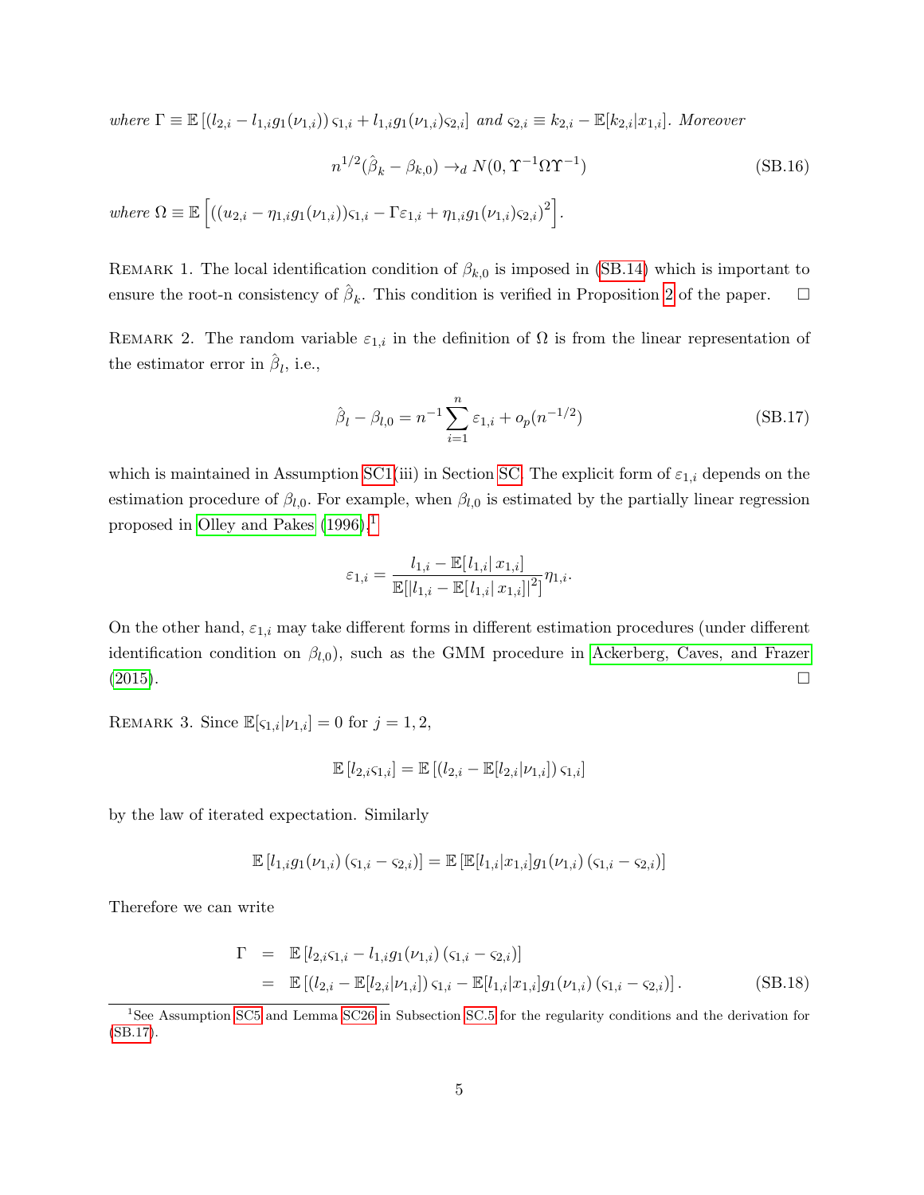*where* $\Gamma \equiv \mathbb{E}\left[(l_{2,i} - l_{1,i}g_1(\nu_{1,i}))\,\varsigma_{1,i} + l_{1,i}g_1(\nu_{1,i})\varsigma_{2,i}\right]$ *and* $\varsigma_{2,i} \equiv k_{2,i} - \mathbb{E}[k_{2,i}|x_{1,i}]$. *Moreover*

$$n^{1/2}(\hat{\beta}_k - \beta_{k,0}) \to_d N(0, \Upsilon^{-1}\Omega\Upsilon^{-1}) \tag{SB.16}$$

*where* $\Omega \equiv \mathbb{E}\left[\left((u_{2,i} - \eta_{1,i}g_1(\nu_{1,i}))\varsigma_{1,i} - \Gamma\varepsilon_{1,i} + \eta_{1,i}g_1(\nu_{1,i})\varsigma_{2,i}\right)^2\right]$.

Remark 1. The local identification condition of $\beta_{k,0}$ is imposed in (SB.14) which is important to ensure the root-n consistency of $\hat{\beta}_k$. This condition is verified in Proposition 2 of the paper. □

Remark 2. The random variable $\varepsilon_{1,i}$ in the definition of $\Omega$ is from the linear representation of the estimator error in $\hat{\beta}_l$, i.e.,

$$\hat{\beta}_l - \beta_{l,0} = n^{-1}\sum_{i=1}^{n}\varepsilon_{1,i} + o_p(n^{-1/2}) \tag{SB.17}$$

which is maintained in Assumption SC1(iii) in Section SC. The explicit form of $\varepsilon_{1,i}$ depends on the estimation procedure of $\beta_{l,0}$. For example, when $\beta_{l,0}$ is estimated by the partially linear regression proposed in Olley and Pakes (1996),[1]

$$\varepsilon_{1,i} = \frac{l_{1,i} - \mathbb{E}[l_{1,i}|\,x_{1,i}]}{\mathbb{E}[|l_{1,i} - \mathbb{E}[l_{1,i}|\,x_{1,i}]|^2]}\eta_{1,i}.$$

On the other hand, $\varepsilon_{1,i}$ may take different forms in different estimation procedures (under different identification condition on $\beta_{l,0}$), such as the GMM procedure in Ackerberg, Caves, and Frazer (2015). □

Remark 3. Since $\mathbb{E}[\varsigma_{1,i}|\nu_{1,i}] = 0$ for $j = 1, 2$,

$$\mathbb{E}\left[l_{2,i}\varsigma_{1,i}\right] = \mathbb{E}\left[(l_{2,i} - \mathbb{E}[l_{2,i}|\nu_{1,i}])\,\varsigma_{1,i}\right]$$

by the law of iterated expectation. Similarly

$$\mathbb{E}\left[l_{1,i}g_1(\nu_{1,i})\,(\varsigma_{1,i} - \varsigma_{2,i})\right] = \mathbb{E}\left[\mathbb{E}[l_{1,i}|x_{1,i}]g_1(\nu_{1,i})\,(\varsigma_{1,i} - \varsigma_{2,i})\right]$$

Therefore we can write

$$\begin{aligned}
\Gamma &= \mathbb{E}\left[l_{2,i}\varsigma_{1,i} - l_{1,i}g_1(\nu_{1,i})\,(\varsigma_{1,i} - \varsigma_{2,i})\right] \\
&= \mathbb{E}\left[(l_{2,i} - \mathbb{E}[l_{2,i}|\nu_{1,i}])\,\varsigma_{1,i} - \mathbb{E}[l_{1,i}|x_{1,i}]g_1(\nu_{1,i})\,(\varsigma_{1,i} - \varsigma_{2,i})\right].
\end{aligned} \tag{SB.18}$$

[1] See Assumption SC5 and Lemma SC26 in Subsection SC.5 for the regularity conditions and the derivation for (SB.17).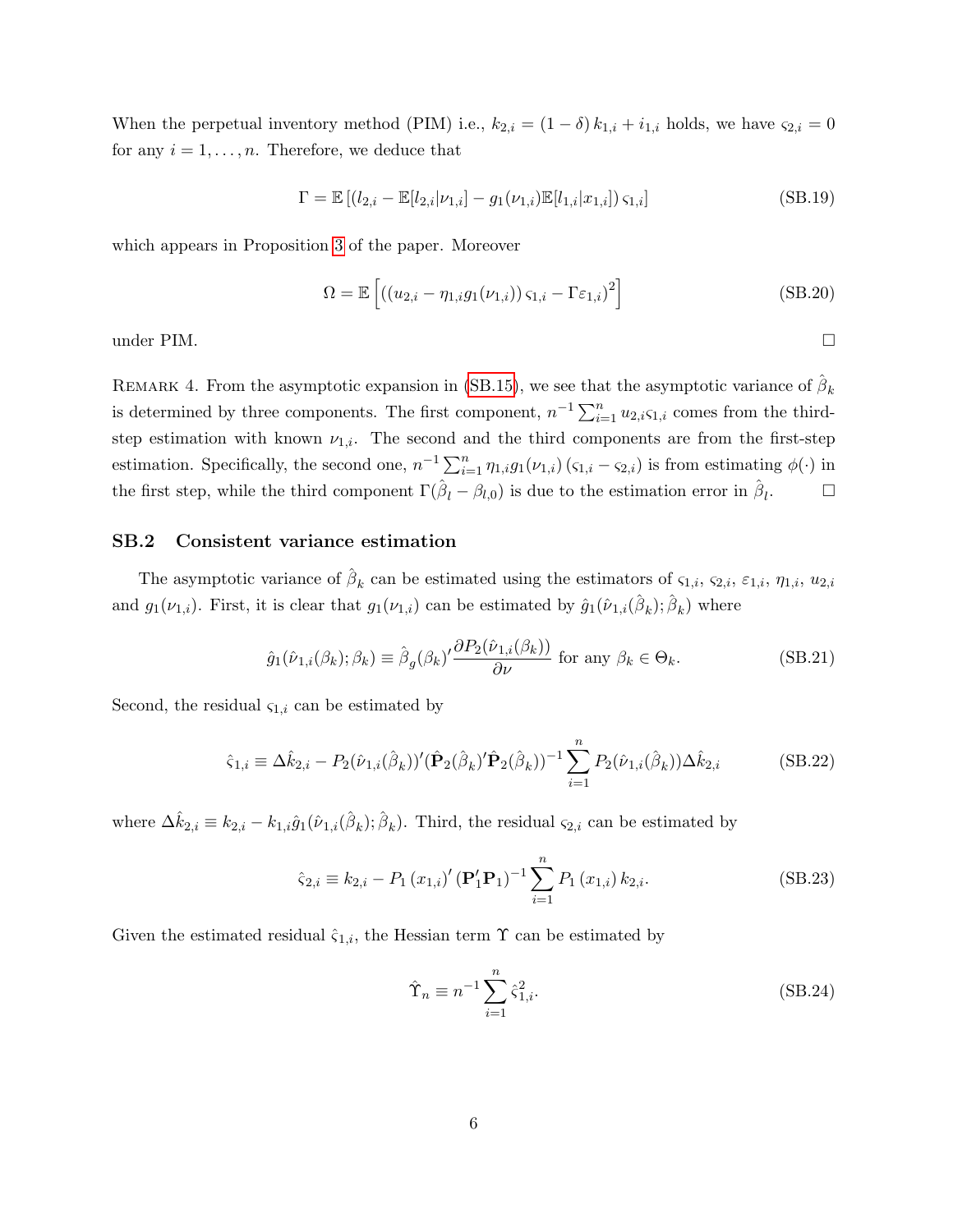When the perpetual inventory method (PIM) i.e., $k_{2,i} = (1-\delta) k_{1,i} + i_{1,i}$ holds, we have $\varsigma_{2,i} = 0$ for any $i = 1, \ldots, n$. Therefore, we deduce that

$$\Gamma = \mathbb{E}\left[ (l_{2,i} - \mathbb{E}[l_{2,i}|\nu_{1,i}] - g_1(\nu_{1,i})\mathbb{E}[l_{1,i}|x_{1,i}])\, \varsigma_{1,i} \right] \tag{SB.19}$$

which appears in Proposition 3 of the paper. Moreover

$$\Omega = \mathbb{E}\left[ \left( (u_{2,i} - \eta_{1,i} g_1(\nu_{1,i}))\, \varsigma_{1,i} - \Gamma \varepsilon_{1,i} \right)^2 \right] \tag{SB.20}$$

under PIM. □

Remark 4. From the asymptotic expansion in (SB.15), we see that the asymptotic variance of $\hat{\beta}_k$ is determined by three components. The first component, $n^{-1}\sum_{i=1}^n u_{2,i}\varsigma_{1,i}$ comes from the third-step estimation with known $\nu_{1,i}$. The second and the third components are from the first-step estimation. Specifically, the second one, $n^{-1}\sum_{i=1}^n \eta_{1,i} g_1(\nu_{1,i})\,(\varsigma_{1,i} - \varsigma_{2,i})$ is from estimating $\phi(\cdot)$ in the first step, while the third component $\Gamma(\hat{\beta}_l - \beta_{l,0})$ is due to the estimation error in $\hat{\beta}_l$. □

## SB.2 Consistent variance estimation

The asymptotic variance of $\hat{\beta}_k$ can be estimated using the estimators of $\varsigma_{1,i}$, $\varsigma_{2,i}$, $\varepsilon_{1,i}$, $\eta_{1,i}$, $u_{2,i}$ and $g_1(\nu_{1,i})$. First, it is clear that $g_1(\nu_{1,i})$ can be estimated by $\hat{g}_1(\hat{\nu}_{1,i}(\hat{\beta}_k); \hat{\beta}_k)$ where

$$\hat{g}_1(\hat{\nu}_{1,i}(\beta_k); \beta_k) \equiv \hat{\beta}_g(\beta_k)' \frac{\partial P_2(\hat{\nu}_{1,i}(\beta_k))}{\partial \nu} \text{ for any } \beta_k \in \Theta_k. \tag{SB.21}$$

Second, the residual $\varsigma_{1,i}$ can be estimated by

$$\hat{\varsigma}_{1,i} \equiv \Delta\hat{k}_{2,i} - P_2(\hat{\nu}_{1,i}(\hat{\beta}_k))'(\hat{\mathbf{P}}_2(\hat{\beta}_k)'\hat{\mathbf{P}}_2(\hat{\beta}_k))^{-1} \sum_{i=1}^n P_2(\hat{\nu}_{1,i}(\hat{\beta}_k))\Delta\hat{k}_{2,i} \tag{SB.22}$$

where $\Delta\hat{k}_{2,i} \equiv k_{2,i} - k_{1,i}\hat{g}_1(\hat{\nu}_{1,i}(\hat{\beta}_k); \hat{\beta}_k)$. Third, the residual $\varsigma_{2,i}$ can be estimated by

$$\hat{\varsigma}_{2,i} \equiv k_{2,i} - P_1(x_{1,i})' (\mathbf{P}_1'\mathbf{P}_1)^{-1} \sum_{i=1}^n P_1(x_{1,i})\, k_{2,i}. \tag{SB.23}$$

Given the estimated residual $\hat{\varsigma}_{1,i}$, the Hessian term $\Upsilon$ can be estimated by

$$\hat{\Upsilon}_n \equiv n^{-1} \sum_{i=1}^n \hat{\varsigma}_{1,i}^2. \tag{SB.24}$$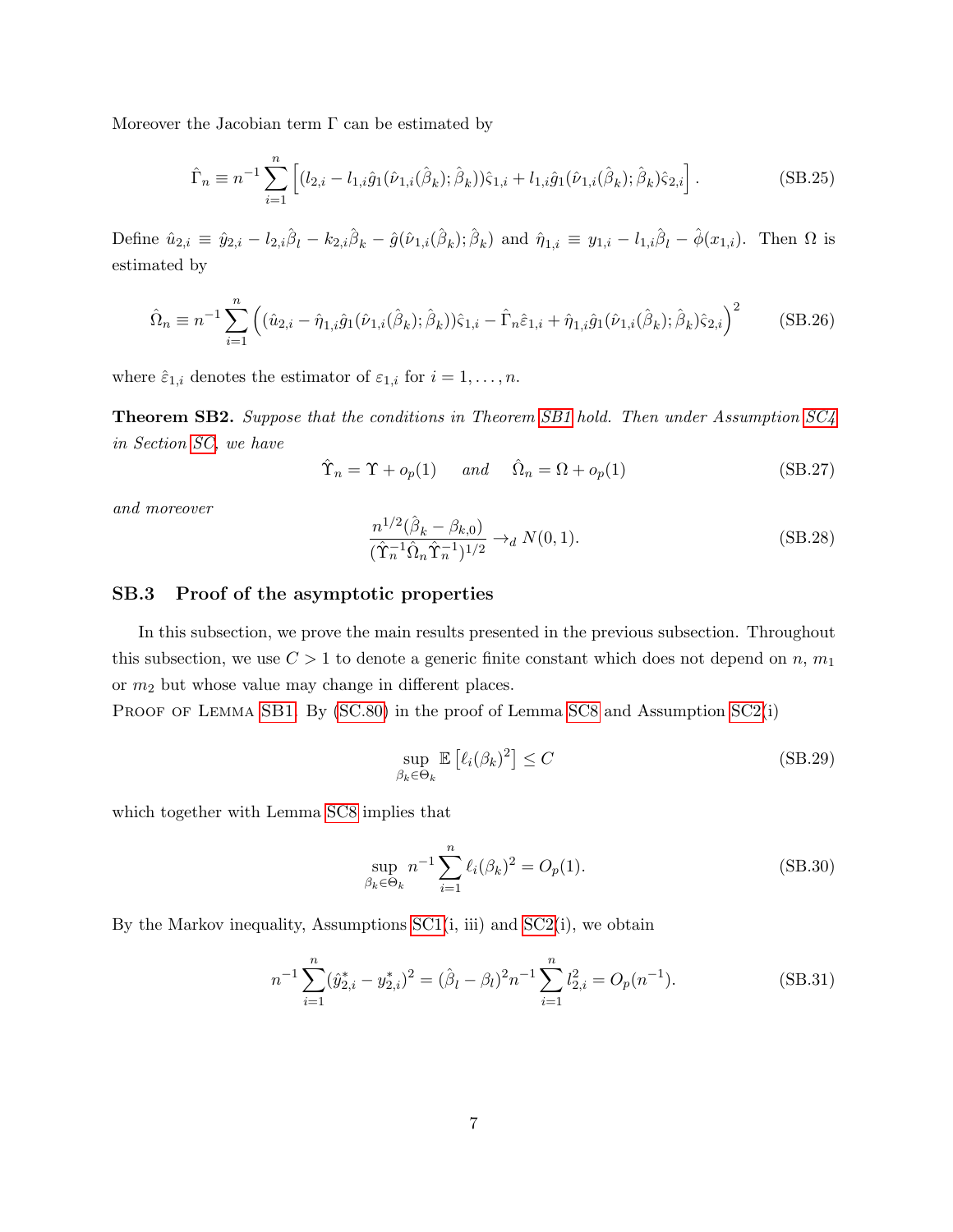Moreover the Jacobian term $\Gamma$ can be estimated by

$$\hat{\Gamma}_n \equiv n^{-1}\sum_{i=1}^{n}\left[(l_{2,i} - l_{1,i}\hat{g}_1(\hat{\nu}_{1,i}(\hat{\beta}_k);\hat{\beta}_k))\hat{\varsigma}_{1,i} + l_{1,i}\hat{g}_1(\hat{\nu}_{1,i}(\hat{\beta}_k);\hat{\beta}_k)\hat{\varsigma}_{2,i}\right]. \tag{SB.25}$$

Define $\hat{u}_{2,i} \equiv \hat{y}_{2,i} - l_{2,i}\hat{\beta}_l - k_{2,i}\hat{\beta}_k - \hat{g}(\hat{\nu}_{1,i}(\hat{\beta}_k);\hat{\beta}_k)$ and $\hat{\eta}_{1,i} \equiv y_{1,i} - l_{1,i}\hat{\beta}_l - \hat{\phi}(x_{1,i})$. Then $\Omega$ is estimated by

$$\hat{\Omega}_n \equiv n^{-1}\sum_{i=1}^{n}\left((\hat{u}_{2,i} - \hat{\eta}_{1,i}\hat{g}_1(\hat{\nu}_{1,i}(\hat{\beta}_k);\hat{\beta}_k))\hat{\varsigma}_{1,i} - \hat{\Gamma}_n\hat{\varepsilon}_{1,i} + \hat{\eta}_{1,i}\hat{g}_1(\hat{\nu}_{1,i}(\hat{\beta}_k);\hat{\beta}_k)\hat{\varsigma}_{2,i}\right)^2 \tag{SB.26}$$

where $\hat{\varepsilon}_{1,i}$ denotes the estimator of $\varepsilon_{1,i}$ for $i = 1, \ldots, n$.

**Theorem SB2.** *Suppose that the conditions in Theorem SB1 hold. Then under Assumption SC4 in Section SC, we have*

$$\hat{\Upsilon}_n = \Upsilon + o_p(1) \quad \text{and} \quad \hat{\Omega}_n = \Omega + o_p(1) \tag{SB.27}$$

*and moreover*

$$\frac{n^{1/2}(\hat{\beta}_k - \beta_{k,0})}{(\hat{\Upsilon}_n^{-1}\hat{\Omega}_n\hat{\Upsilon}_n^{-1})^{1/2}} \to_d N(0,1). \tag{SB.28}$$

### SB.3 Proof of the asymptotic properties

In this subsection, we prove the main results presented in the previous subsection. Throughout this subsection, we use $C > 1$ to denote a generic finite constant which does not depend on $n$, $m_1$ or $m_2$ but whose value may change in different places.

Proof of Lemma SB1. By (SC.80) in the proof of Lemma SC8 and Assumption SC2(i)

$$\sup_{\beta_k\in\Theta_k}\mathbb{E}\left[\ell_i(\beta_k)^2\right] \le C \tag{SB.29}$$

which together with Lemma SC8 implies that

$$\sup_{\beta_k\in\Theta_k} n^{-1}\sum_{i=1}^{n}\ell_i(\beta_k)^2 = O_p(1). \tag{SB.30}$$

By the Markov inequality, Assumptions SC1(i, iii) and SC2(i), we obtain

$$n^{-1}\sum_{i=1}^{n}(\hat{y}^*_{2,i} - y^*_{2,i})^2 = (\hat{\beta}_l - \beta_l)^2 n^{-1}\sum_{i=1}^{n} l_{2,i}^2 = O_p(n^{-1}). \tag{SB.31}$$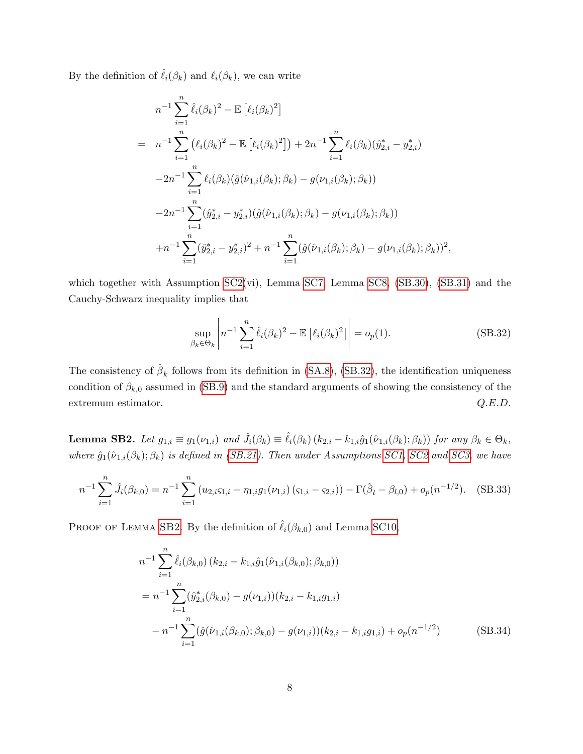By the definition of $\hat{\ell}_i(\beta_k)$ and $\ell_i(\beta_k)$, we can write

$$
\begin{aligned}
& n^{-1}\sum_{i=1}^{n}\hat{\ell}_i(\beta_k)^2 - \mathbb{E}\left[\ell_i(\beta_k)^2\right] \\
= \;& n^{-1}\sum_{i=1}^{n}\left(\ell_i(\beta_k)^2 - \mathbb{E}\left[\ell_i(\beta_k)^2\right]\right) + 2n^{-1}\sum_{i=1}^{n}\ell_i(\beta_k)(\hat{y}^*_{2,i} - y^*_{2,i}) \\
& -2n^{-1}\sum_{i=1}^{n}\ell_i(\beta_k)(\hat{g}(\hat{\nu}_{1,i}(\beta_k);\beta_k) - g(\nu_{1,i}(\beta_k);\beta_k)) \\
& -2n^{-1}\sum_{i=1}^{n}(\hat{y}^*_{2,i} - y^*_{2,i})(\hat{g}(\hat{\nu}_{1,i}(\beta_k);\beta_k) - g(\nu_{1,i}(\beta_k);\beta_k)) \\
& +n^{-1}\sum_{i=1}^{n}(\hat{y}^*_{2,i} - y^*_{2,i})^2 + n^{-1}\sum_{i=1}^{n}(\hat{g}(\hat{\nu}_{1,i}(\beta_k);\beta_k) - g(\nu_{1,i}(\beta_k);\beta_k))^2,
\end{aligned}
$$

which together with Assumption SC2(vi), Lemma SC7, Lemma SC8, (SB.30), (SB.31) and the Cauchy-Schwarz inequality implies that

$$
\sup_{\beta_k \in \Theta_k}\left| n^{-1}\sum_{i=1}^{n}\hat{\ell}_i(\beta_k)^2 - \mathbb{E}\left[\ell_i(\beta_k)^2\right]\right| = o_p(1). \tag{SB.32}
$$

The consistency of $\hat{\beta}_k$ follows from its definition in (SA.8), (SB.32), the identification uniqueness condition of $\beta_{k,0}$ assumed in (SB.9) and the standard arguments of showing the consistency of the extremum estimator. *Q.E.D.*

**Lemma SB2.** *Let $g_{1,i} \equiv g_1(\nu_{1,i})$ and $\hat{J}_i(\beta_k) \equiv \hat{\ell}_i(\beta_k)\left(k_{2,i} - k_{1,i}\hat{g}_1(\hat{\nu}_{1,i}(\beta_k);\beta_k)\right)$ for any $\beta_k \in \Theta_k$, where $\hat{g}_1(\hat{\nu}_{1,i}(\beta_k);\beta_k)$ is defined in (SB.21). Then under Assumptions SC1, SC2 and SC3, we have*

$$
n^{-1}\sum_{i=1}^{n}\hat{J}_i(\beta_{k,0}) = n^{-1}\sum_{i=1}^{n}\left(u_{2,i}\varsigma_{1,i} - \eta_{1,i}g_1(\nu_{1,i})\left(\varsigma_{1,i} - \varsigma_{2,i}\right)\right) - \Gamma(\hat{\beta}_l - \beta_{l,0}) + o_p(n^{-1/2}). \tag{SB.33}
$$

Proof of Lemma SB2. By the definition of $\hat{\ell}_i(\beta_{k,0})$ and Lemma SC10,

$$
\begin{aligned}
& n^{-1}\sum_{i=1}^{n}\hat{\ell}_i(\beta_{k,0})\left(k_{2,i} - k_{1,i}\hat{g}_1(\hat{\nu}_{1,i}(\beta_{k,0});\beta_{k,0})\right) \\
& = n^{-1}\sum_{i=1}^{n}(\hat{y}^*_{2,i}(\beta_{k,0}) - g(\nu_{1,i}))(k_{2,i} - k_{1,i}g_{1,i}) \\
& \quad - n^{-1}\sum_{i=1}^{n}(\hat{g}(\hat{\nu}_{1,i}(\beta_{k,0});\beta_{k,0}) - g(\nu_{1,i}))(k_{2,i} - k_{1,i}g_{1,i}) + o_p(n^{-1/2})
\end{aligned}
\tag{SB.34}
$$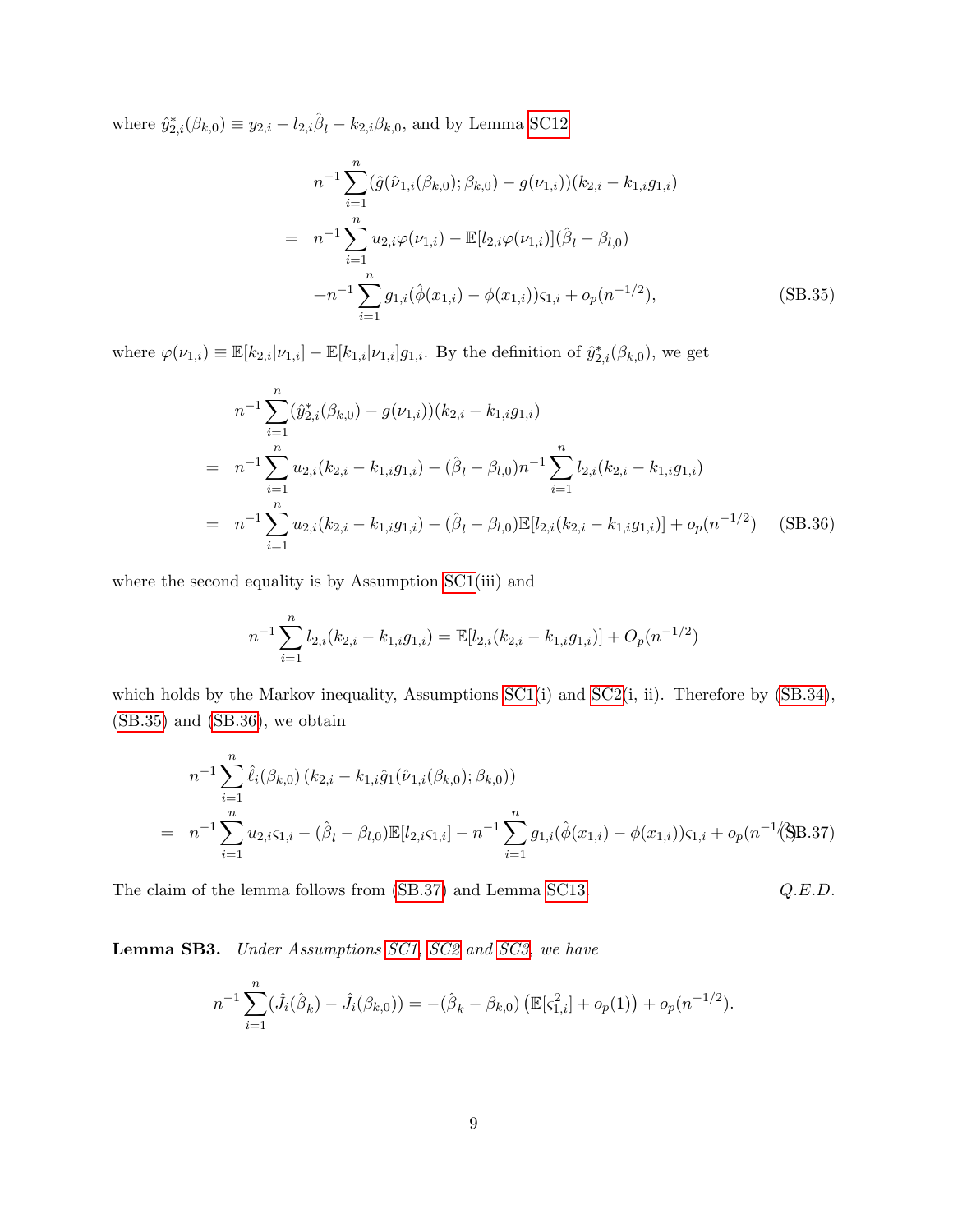where $\hat{y}^*_{2,i}(\beta_{k,0}) \equiv y_{2,i} - l_{2,i}\hat{\beta}_l - k_{2,i}\beta_{k,0}$, and by Lemma SC12

$$
\begin{aligned}
& n^{-1}\sum_{i=1}^{n}(\hat{g}(\hat{\nu}_{1,i}(\beta_{k,0});\beta_{k,0}) - g(\nu_{1,i}))(k_{2,i} - k_{1,i}g_{1,i}) \\
= \;& n^{-1}\sum_{i=1}^{n} u_{2,i}\varphi(\nu_{1,i}) - \mathbb{E}[l_{2,i}\varphi(\nu_{1,i})](\hat{\beta}_l - \beta_{l,0}) \\
& + n^{-1}\sum_{i=1}^{n} g_{1,i}(\hat{\phi}(x_{1,i}) - \phi(x_{1,i}))\varsigma_{1,i} + o_p(n^{-1/2}), \qquad \text{(SB.35)}
\end{aligned}
$$

where $\varphi(\nu_{1,i}) \equiv \mathbb{E}[k_{2,i}|\nu_{1,i}] - \mathbb{E}[k_{1,i}|\nu_{1,i}]g_{1,i}$. By the definition of $\hat{y}^*_{2,i}(\beta_{k,0})$, we get

$$
\begin{aligned}
& n^{-1}\sum_{i=1}^{n}(\hat{y}^*_{2,i}(\beta_{k,0}) - g(\nu_{1,i}))(k_{2,i} - k_{1,i}g_{1,i}) \\
= \;& n^{-1}\sum_{i=1}^{n} u_{2,i}(k_{2,i} - k_{1,i}g_{1,i}) - (\hat{\beta}_l - \beta_{l,0})n^{-1}\sum_{i=1}^{n} l_{2,i}(k_{2,i} - k_{1,i}g_{1,i}) \\
= \;& n^{-1}\sum_{i=1}^{n} u_{2,i}(k_{2,i} - k_{1,i}g_{1,i}) - (\hat{\beta}_l - \beta_{l,0})\mathbb{E}[l_{2,i}(k_{2,i} - k_{1,i}g_{1,i})] + o_p(n^{-1/2}) \qquad \text{(SB.36)}
\end{aligned}
$$

where the second equality is by Assumption SC1(iii) and

$$
n^{-1}\sum_{i=1}^{n} l_{2,i}(k_{2,i} - k_{1,i}g_{1,i}) = \mathbb{E}[l_{2,i}(k_{2,i} - k_{1,i}g_{1,i})] + O_p(n^{-1/2})
$$

which holds by the Markov inequality, Assumptions SC1(i) and SC2(i, ii). Therefore by (SB.34), (SB.35) and (SB.36), we obtain

$$
\begin{aligned}
& n^{-1}\sum_{i=1}^{n}\hat{\ell}_i(\beta_{k,0})\left(k_{2,i} - k_{1,i}\hat{g}_1(\hat{\nu}_{1,i}(\beta_{k,0});\beta_{k,0})\right) \\
= \;& n^{-1}\sum_{i=1}^{n} u_{2,i}\varsigma_{1,i} - (\hat{\beta}_l - \beta_{l,0})\mathbb{E}[l_{2,i}\varsigma_{1,i}] - n^{-1}\sum_{i=1}^{n} g_{1,i}(\hat{\phi}(x_{1,i}) - \phi(x_{1,i}))\varsigma_{1,i} + o_p(n^{-1/2}) \qquad \text{(SB.37)}
\end{aligned}
$$

The claim of the lemma follows from (SB.37) and Lemma SC13. *Q.E.D.*

**Lemma SB3.** *Under Assumptions SC1, SC2 and SC3, we have*

$$
n^{-1}\sum_{i=1}^{n}(\hat{J}_i(\hat{\beta}_k) - \hat{J}_i(\beta_{k,0})) = -(\hat{\beta}_k - \beta_{k,0})\left(\mathbb{E}[\varsigma_{1,i}^2] + o_p(1)\right) + o_p(n^{-1/2}).
$$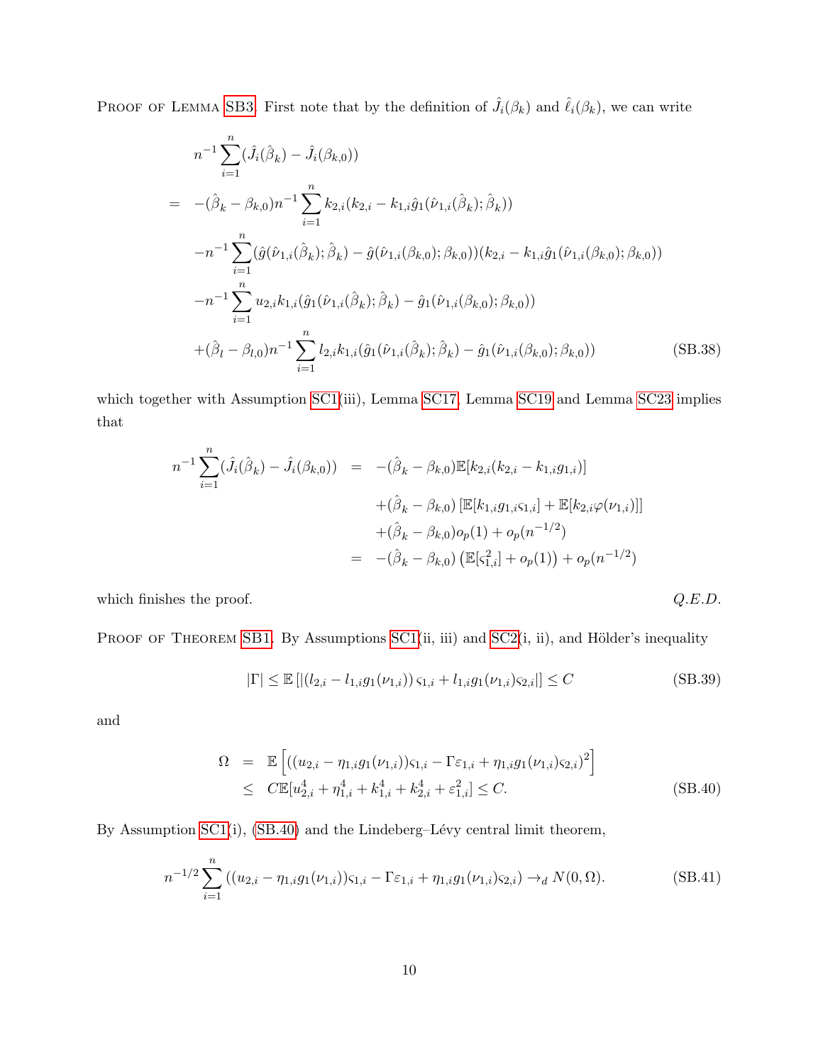Proof of Lemma SB3. First note that by the definition of $\hat{J}_i(\beta_k)$ and $\hat{\ell}_i(\beta_k)$, we can write

$$
\begin{aligned}
& n^{-1}\sum_{i=1}^{n}(\hat{J}_i(\hat{\beta}_k)-\hat{J}_i(\beta_{k,0})) \\
= \;& -(\hat{\beta}_k-\beta_{k,0})n^{-1}\sum_{i=1}^{n}k_{2,i}(k_{2,i}-k_{1,i}\hat{g}_1(\hat{\nu}_{1,i}(\hat{\beta}_k);\hat{\beta}_k)) \\
& -n^{-1}\sum_{i=1}^{n}(\hat{g}(\hat{\nu}_{1,i}(\hat{\beta}_k);\hat{\beta}_k)-\hat{g}(\hat{\nu}_{1,i}(\beta_{k,0});\beta_{k,0}))(k_{2,i}-k_{1,i}\hat{g}_1(\hat{\nu}_{1,i}(\beta_{k,0});\beta_{k,0})) \\
& -n^{-1}\sum_{i=1}^{n}u_{2,i}k_{1,i}(\hat{g}_1(\hat{\nu}_{1,i}(\hat{\beta}_k);\hat{\beta}_k)-\hat{g}_1(\hat{\nu}_{1,i}(\beta_{k,0});\beta_{k,0})) \\
& +(\hat{\beta}_l-\beta_{l,0})n^{-1}\sum_{i=1}^{n}l_{2,i}k_{1,i}(\hat{g}_1(\hat{\nu}_{1,i}(\hat{\beta}_k);\hat{\beta}_k)-\hat{g}_1(\hat{\nu}_{1,i}(\beta_{k,0});\beta_{k,0})) \qquad \text{(SB.38)}
\end{aligned}
$$

which together with Assumption SC1(iii), Lemma SC17, Lemma SC19 and Lemma SC23 implies that

$$
\begin{aligned}
n^{-1}\sum_{i=1}^{n}(\hat{J}_i(\hat{\beta}_k)-\hat{J}_i(\beta_{k,0})) &= -(\hat{\beta}_k-\beta_{k,0})\mathbb{E}[k_{2,i}(k_{2,i}-k_{1,i}g_{1,i})] \\
&\quad +(\hat{\beta}_k-\beta_{k,0})\left[\mathbb{E}[k_{1,i}g_{1,i}\varsigma_{1,i}]+\mathbb{E}[k_{2,i}\varphi(\nu_{1,i})]\right] \\
&\quad +(\hat{\beta}_k-\beta_{k,0})o_p(1)+o_p(n^{-1/2}) \\
&= -(\hat{\beta}_k-\beta_{k,0})\left(\mathbb{E}[\varsigma_{1,i}^2]+o_p(1)\right)+o_p(n^{-1/2})
\end{aligned}
$$

which finishes the proof. $\qquad$ *Q.E.D.*

Proof of Theorem SB1. By Assumptions SC1(ii, iii) and SC2(i, ii), and Hölder's inequality

$$
|\Gamma| \le \mathbb{E}\left[|(l_{2,i}-l_{1,i}g_1(\nu_{1,i}))\varsigma_{1,i}+l_{1,i}g_1(\nu_{1,i})\varsigma_{2,i}|\right] \le C \qquad \text{(SB.39)}
$$

and

$$
\begin{aligned}
\Omega &= \mathbb{E}\left[((u_{2,i}-\eta_{1,i}g_1(\nu_{1,i}))\varsigma_{1,i}-\Gamma\varepsilon_{1,i}+\eta_{1,i}g_1(\nu_{1,i})\varsigma_{2,i})^2\right] \\
&\le C\mathbb{E}[u_{2,i}^4+\eta_{1,i}^4+k_{1,i}^4+k_{2,i}^4+\varepsilon_{1,i}^2] \le C. \qquad \text{(SB.40)}
\end{aligned}
$$

By Assumption SC1(i), (SB.40) and the Lindeberg–Lévy central limit theorem,

$$
n^{-1/2}\sum_{i=1}^{n}\left((u_{2,i}-\eta_{1,i}g_1(\nu_{1,i}))\varsigma_{1,i}-\Gamma\varepsilon_{1,i}+\eta_{1,i}g_1(\nu_{1,i})\varsigma_{2,i}\right) \to_d N(0,\Omega). \qquad \text{(SB.41)}
$$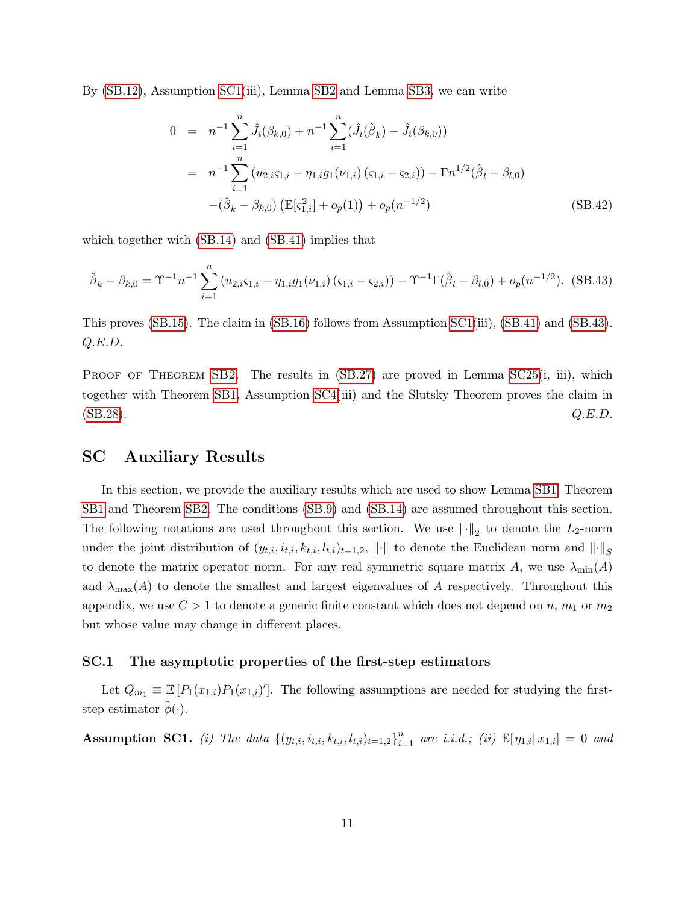By (SB.12), Assumption SC1(iii), Lemma SB2 and Lemma SB3, we can write

$$
\begin{aligned}
0 &= n^{-1}\sum_{i=1}^{n}\hat{J}_i(\beta_{k,0}) + n^{-1}\sum_{i=1}^{n}(\hat{J}_i(\hat{\beta}_k) - \hat{J}_i(\beta_{k,0})) \\
&= n^{-1}\sum_{i=1}^{n}\left(u_{2,i}\varsigma_{1,i} - \eta_{1,i}g_1(\nu_{1,i})\left(\varsigma_{1,i} - \varsigma_{2,i}\right)\right) - \Gamma n^{1/2}(\hat{\beta}_l - \beta_{l,0}) \\
&\quad -(\hat{\beta}_k - \beta_{k,0})\left(\mathbb{E}[\varsigma_{1,i}^2] + o_p(1)\right) + o_p(n^{-1/2}) \qquad \text{(SB.42)}
\end{aligned}
$$

which together with (SB.14) and (SB.41) implies that

$$
\hat{\beta}_k - \beta_{k,0} = \Upsilon^{-1}n^{-1}\sum_{i=1}^{n}\left(u_{2,i}\varsigma_{1,i} - \eta_{1,i}g_1(\nu_{1,i})\left(\varsigma_{1,i} - \varsigma_{2,i}\right)\right) - \Upsilon^{-1}\Gamma(\hat{\beta}_l - \beta_{l,0}) + o_p(n^{-1/2}). \quad \text{(SB.43)}
$$

This proves (SB.15). The claim in (SB.16) follows from Assumption SC1(iii), (SB.41) and (SB.43). *Q.E.D.*

Proof of Theorem SB2. The results in (SB.27) are proved in Lemma SC25(i, iii), which together with Theorem SB1, Assumption SC4(iii) and the Slutsky Theorem proves the claim in (SB.28). *Q.E.D.*

## SC Auxiliary Results

In this section, we provide the auxiliary results which are used to show Lemma SB1, Theorem SB1 and Theorem SB2. The conditions (SB.9) and (SB.14) are assumed throughout this section. The following notations are used throughout this section. We use $\|\cdot\|_2$ to denote the $L_2$-norm under the joint distribution of $(y_{t,i}, i_{t,i}, k_{t,i}, l_{t,i})_{t=1,2}$, $\|\cdot\|$ to denote the Euclidean norm and $\|\cdot\|_S$ to denote the matrix operator norm. For any real symmetric square matrix $A$, we use $\lambda_{\min}(A)$ and $\lambda_{\max}(A)$ to denote the smallest and largest eigenvalues of $A$ respectively. Throughout this appendix, we use $C > 1$ to denote a generic finite constant which does not depend on $n$, $m_1$ or $m_2$ but whose value may change in different places.

### SC.1 The asymptotic properties of the first-step estimators

Let $Q_{m_1} \equiv \mathbb{E}\left[P_1(x_{1,i})P_1(x_{1,i})'\right]$. The following assumptions are needed for studying the first-step estimator $\hat{\phi}(\cdot)$.

**Assumption SC1.** *(i) The data $\{(y_{t,i}, i_{t,i}, k_{t,i}, l_{t,i})_{t=1,2}\}_{i=1}^{n}$ are i.i.d.; (ii) $\mathbb{E}[\eta_{1,i}|\, x_{1,i}] = 0$ and*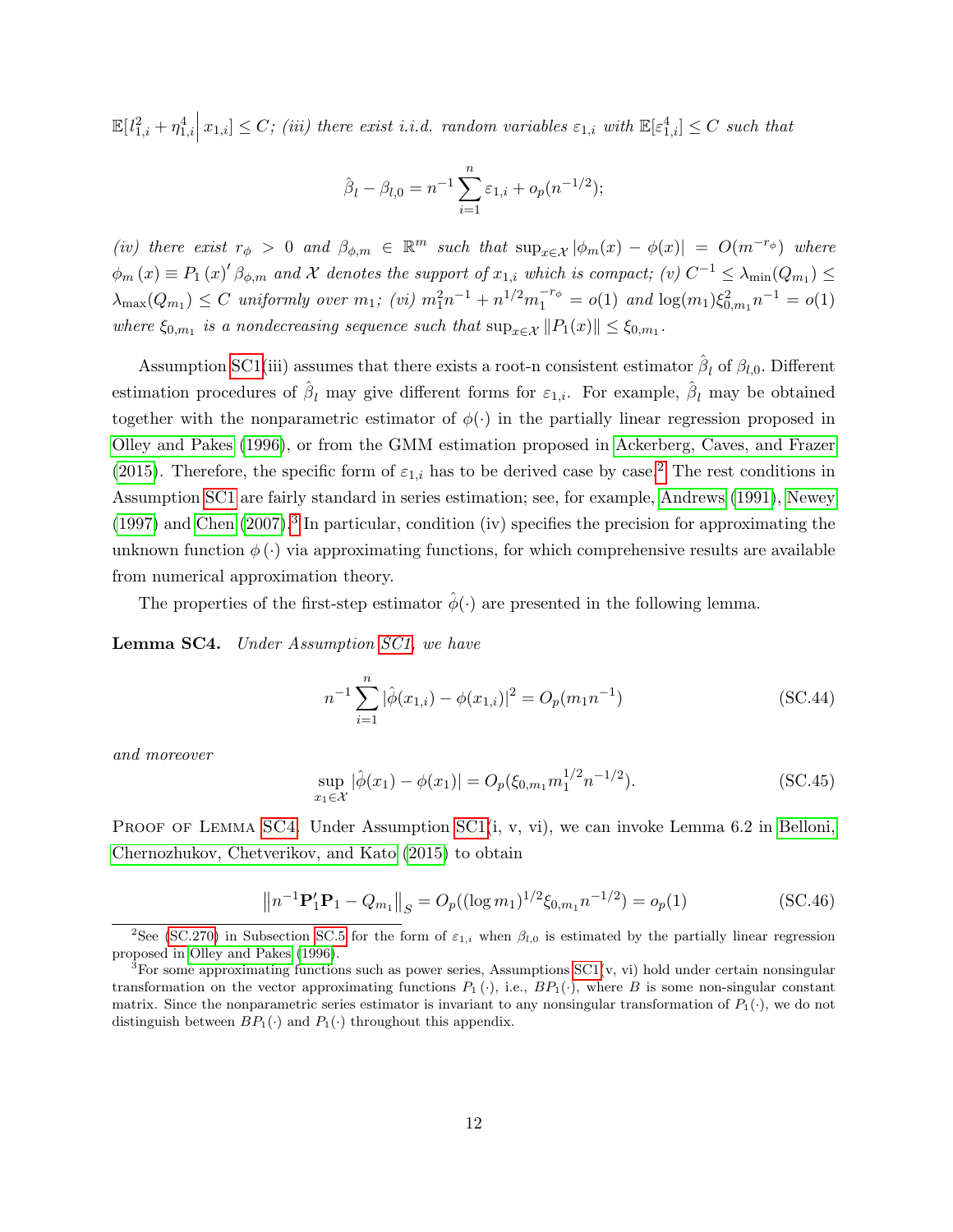$\mathbb{E}[l_{1,i}^2 + \eta_{1,i}^4 \big| x_{1,i}] \leq C$; *(iii) there exist i.i.d. random variables* $\varepsilon_{1,i}$ *with* $\mathbb{E}[\varepsilon_{1,i}^4] \leq C$ *such that*

$$\hat{\beta}_l - \beta_{l,0} = n^{-1} \sum_{i=1}^{n} \varepsilon_{1,i} + o_p(n^{-1/2});$$

*(iv) there exist* $r_\phi > 0$ *and* $\beta_{\phi,m} \in \mathbb{R}^m$ *such that* $\sup_{x \in \mathcal{X}} |\phi_m(x) - \phi(x)| = O(m^{-r_\phi})$ *where* $\phi_m(x) \equiv P_1(x)' \beta_{\phi,m}$ *and* $\mathcal{X}$ *denotes the support of* $x_{1,i}$ *which is compact; (v)* $C^{-1} \leq \lambda_{\min}(Q_{m_1}) \leq \lambda_{\max}(Q_{m_1}) \leq C$ *uniformly over* $m_1$*; (vi)* $m_1^2 n^{-1} + n^{1/2} m_1^{-r_\phi} = o(1)$ *and* $\log(m_1)\xi_{0,m_1}^2 n^{-1} = o(1)$ *where* $\xi_{0,m_1}$ *is a nondecreasing sequence such that* $\sup_{x \in \mathcal{X}} \|P_1(x)\| \leq \xi_{0,m_1}$.

Assumption SC1(iii) assumes that there exists a root-n consistent estimator $\hat{\beta}_l$ of $\beta_{l,0}$. Different estimation procedures of $\hat{\beta}_l$ may give different forms for $\varepsilon_{1,i}$. For example, $\hat{\beta}_l$ may be obtained together with the nonparametric estimator of $\phi(\cdot)$ in the partially linear regression proposed in Olley and Pakes (1996), or from the GMM estimation proposed in Ackerberg, Caves, and Frazer (2015). Therefore, the specific form of $\varepsilon_{1,i}$ has to be derived case by case.[2] The rest conditions in Assumption SC1 are fairly standard in series estimation; see, for example, Andrews (1991), Newey (1997) and Chen (2007).[3] In particular, condition (iv) specifies the precision for approximating the unknown function $\phi(\cdot)$ via approximating functions, for which comprehensive results are available from numerical approximation theory.

The properties of the first-step estimator $\hat{\phi}(\cdot)$ are presented in the following lemma.

**Lemma SC4.** *Under Assumption SC1, we have*

$$n^{-1} \sum_{i=1}^{n} |\hat{\phi}(x_{1,i}) - \phi(x_{1,i})|^2 = O_p(m_1 n^{-1}) \tag{SC.44}$$

*and moreover*

$$\sup_{x_1 \in \mathcal{X}} |\hat{\phi}(x_1) - \phi(x_1)| = O_p(\xi_{0,m_1} m_1^{1/2} n^{-1/2}). \tag{SC.45}$$

Proof of Lemma SC4. Under Assumption SC1(i, v, vi), we can invoke Lemma 6.2 in Belloni, Chernozhukov, Chetverikov, and Kato (2015) to obtain

$$\left\| n^{-1} \mathbf{P}_1' \mathbf{P}_1 - Q_{m_1} \right\|_S = O_p((\log m_1)^{1/2} \xi_{0,m_1} n^{-1/2}) = o_p(1) \tag{SC.46}$$

[2] See (SC.270) in Subsection SC.5 for the form of $\varepsilon_{1,i}$ when $\beta_{l,0}$ is estimated by the partially linear regression proposed in Olley and Pakes (1996).

[3] For some approximating functions such as power series, Assumptions SC1(v, vi) hold under certain nonsingular transformation on the vector approximating functions $P_1(\cdot)$, i.e., $BP_1(\cdot)$, where $B$ is some non-singular constant matrix. Since the nonparametric series estimator is invariant to any nonsingular transformation of $P_1(\cdot)$, we do not distinguish between $BP_1(\cdot)$ and $P_1(\cdot)$ throughout this appendix.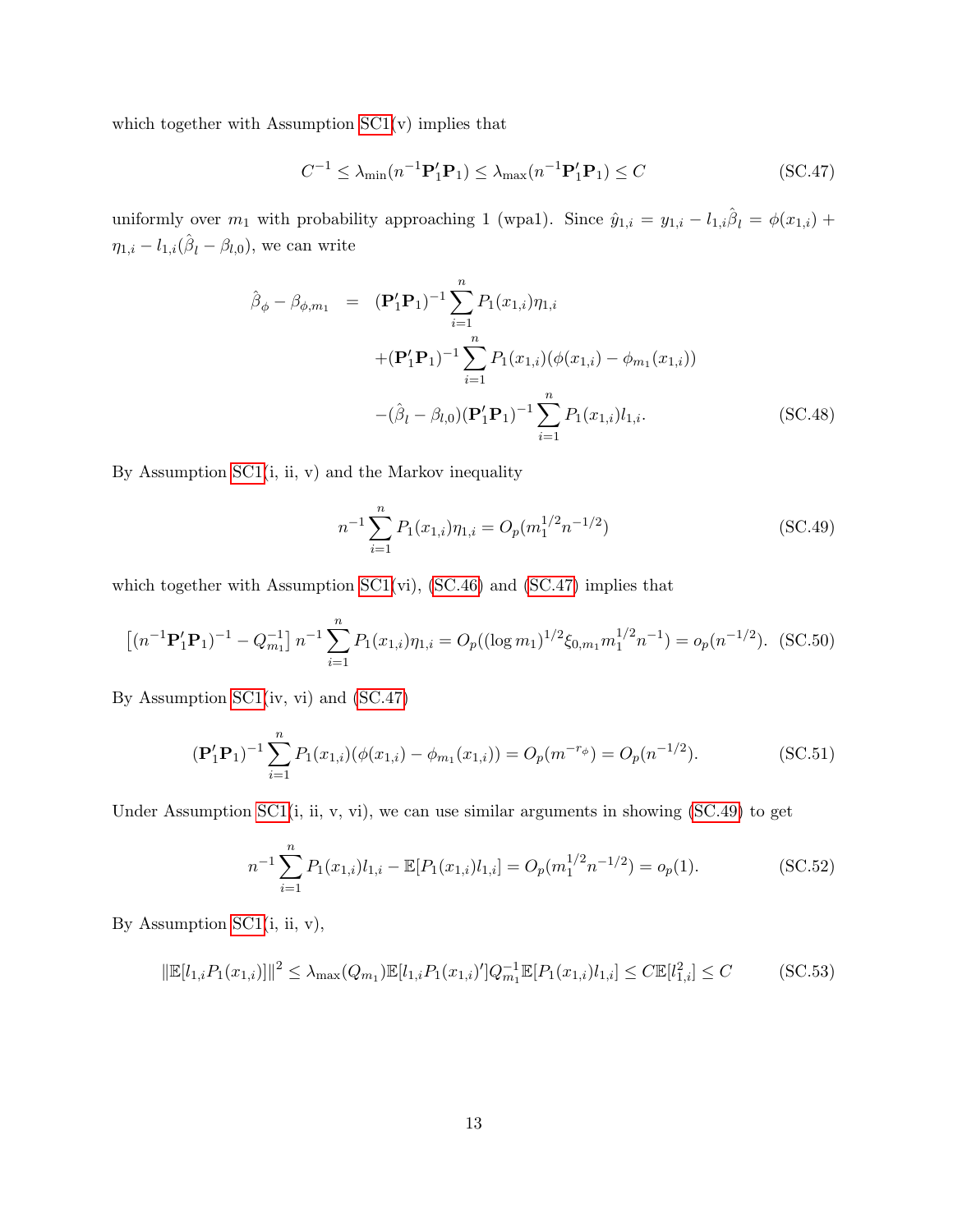which together with Assumption SC1(v) implies that

$$C^{-1} \leq \lambda_{\min}(n^{-1}\mathbf{P}_1'\mathbf{P}_1) \leq \lambda_{\max}(n^{-1}\mathbf{P}_1'\mathbf{P}_1) \leq C \tag{SC.47}$$

uniformly over $m_1$ with probability approaching 1 (wpa1). Since $\hat{y}_{1,i} = y_{1,i} - l_{1,i}\hat{\beta}_l = \phi(x_{1,i}) + \eta_{1,i} - l_{1,i}(\hat{\beta}_l - \beta_{l,0})$, we can write

$$\begin{aligned}
\hat{\beta}_\phi - \beta_{\phi,m_1} &= (\mathbf{P}_1'\mathbf{P}_1)^{-1}\sum_{i=1}^{n} P_1(x_{1,i})\eta_{1,i} \\
&\quad + (\mathbf{P}_1'\mathbf{P}_1)^{-1}\sum_{i=1}^{n} P_1(x_{1,i})(\phi(x_{1,i}) - \phi_{m_1}(x_{1,i})) \\
&\quad - (\hat{\beta}_l - \beta_{l,0})(\mathbf{P}_1'\mathbf{P}_1)^{-1}\sum_{i=1}^{n} P_1(x_{1,i})l_{1,i}.
\end{aligned} \tag{SC.48}$$

By Assumption SC1(i, ii, v) and the Markov inequality

$$n^{-1}\sum_{i=1}^{n} P_1(x_{1,i})\eta_{1,i} = O_p(m_1^{1/2}n^{-1/2}) \tag{SC.49}$$

which together with Assumption SC1(vi), (SC.46) and (SC.47) implies that

$$\left[(n^{-1}\mathbf{P}_1'\mathbf{P}_1)^{-1} - Q_{m_1}^{-1}\right] n^{-1}\sum_{i=1}^{n} P_1(x_{1,i})\eta_{1,i} = O_p((\log m_1)^{1/2}\xi_{0,m_1}m_1^{1/2}n^{-1}) = o_p(n^{-1/2}). \tag{SC.50}$$

By Assumption SC1(iv, vi) and (SC.47)

$$(\mathbf{P}_1'\mathbf{P}_1)^{-1}\sum_{i=1}^{n} P_1(x_{1,i})(\phi(x_{1,i}) - \phi_{m_1}(x_{1,i})) = O_p(m^{-r_\phi}) = O_p(n^{-1/2}). \tag{SC.51}$$

Under Assumption SC1(i, ii, v, vi), we can use similar arguments in showing (SC.49) to get

$$n^{-1}\sum_{i=1}^{n} P_1(x_{1,i})l_{1,i} - \mathbb{E}[P_1(x_{1,i})l_{1,i}] = O_p(m_1^{1/2}n^{-1/2}) = o_p(1). \tag{SC.52}$$

By Assumption SC1(i, ii, v),

$$\|\mathbb{E}[l_{1,i}P_1(x_{1,i})]\|^2 \leq \lambda_{\max}(Q_{m_1})\mathbb{E}[l_{1,i}P_1(x_{1,i})']Q_{m_1}^{-1}\mathbb{E}[P_1(x_{1,i})l_{1,i}] \leq C\mathbb{E}[l_{1,i}^2] \leq C \tag{SC.53}$$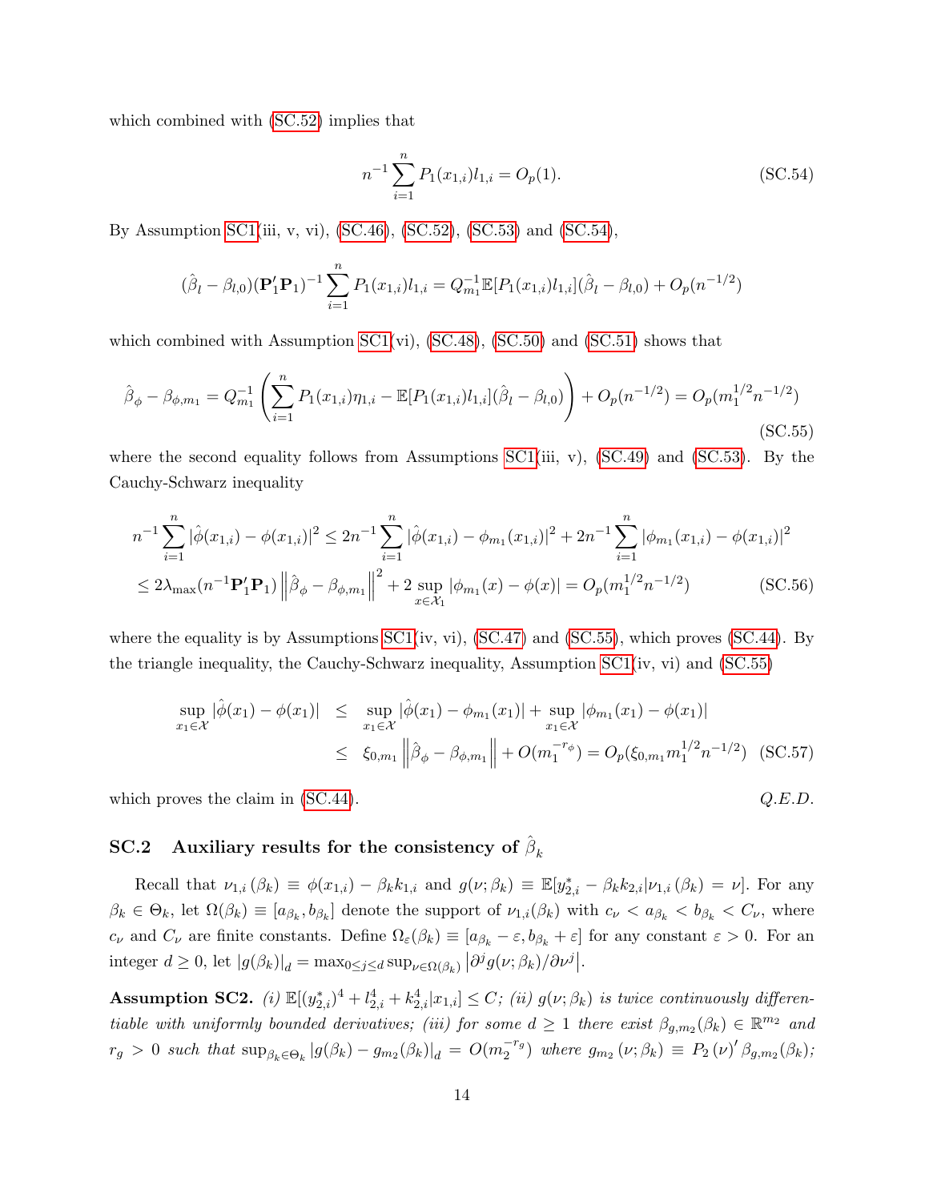which combined with (SC.52) implies that

$$n^{-1}\sum_{i=1}^{n}P_1(x_{1,i})l_{1,i}=O_p(1). \tag{SC.54}$$

By Assumption SC1(iii, v, vi), (SC.46), (SC.52), (SC.53) and (SC.54),

$$(\hat{\beta}_l-\beta_{l,0})(\mathbf{P}_1'\mathbf{P}_1)^{-1}\sum_{i=1}^{n}P_1(x_{1,i})l_{1,i}=Q_{m_1}^{-1}\mathbb{E}[P_1(x_{1,i})l_{1,i}](\hat{\beta}_l-\beta_{l,0})+O_p(n^{-1/2})$$

which combined with Assumption SC1(vi), (SC.48), (SC.50) and (SC.51) shows that

$$\hat{\beta}_\phi-\beta_{\phi,m_1}=Q_{m_1}^{-1}\left(\sum_{i=1}^{n}P_1(x_{1,i})\eta_{1,i}-\mathbb{E}[P_1(x_{1,i})l_{1,i}](\hat{\beta}_l-\beta_{l,0})\right)+O_p(n^{-1/2})=O_p(m_1^{1/2}n^{-1/2}) \tag{SC.55}$$

where the second equality follows from Assumptions SC1(iii, v), (SC.49) and (SC.53). By the Cauchy-Schwarz inequality

$$\begin{aligned}
n^{-1}\sum_{i=1}^{n}|\hat{\phi}(x_{1,i})-\phi(x_{1,i})|^2 &\leq 2n^{-1}\sum_{i=1}^{n}|\hat{\phi}(x_{1,i})-\phi_{m_1}(x_{1,i})|^2+2n^{-1}\sum_{i=1}^{n}|\phi_{m_1}(x_{1,i})-\phi(x_{1,i})|^2\\
&\leq 2\lambda_{\max}(n^{-1}\mathbf{P}_1'\mathbf{P}_1)\left\|\hat{\beta}_\phi-\beta_{\phi,m_1}\right\|^2+2\sup_{x\in\mathcal{X}_1}|\phi_{m_1}(x)-\phi(x)|=O_p(m_1^{1/2}n^{-1/2})
\end{aligned} \tag{SC.56}$$

where the equality is by Assumptions SC1(iv, vi), (SC.47) and (SC.55), which proves (SC.44). By the triangle inequality, the Cauchy-Schwarz inequality, Assumption SC1(iv, vi) and (SC.55)

$$\begin{aligned}
\sup_{x_1\in\mathcal{X}}|\hat{\phi}(x_1)-\phi(x_1)| &\leq \sup_{x_1\in\mathcal{X}}|\hat{\phi}(x_1)-\phi_{m_1}(x_1)|+\sup_{x_1\in\mathcal{X}}|\phi_{m_1}(x_1)-\phi(x_1)|\\
&\leq \xi_{0,m_1}\left\|\hat{\beta}_\phi-\beta_{\phi,m_1}\right\|+O(m_1^{-r_\phi})=O_p(\xi_{0,m_1}m_1^{1/2}n^{-1/2})
\end{aligned} \tag{SC.57}$$

which proves the claim in (SC.44). *Q.E.D.*

## SC.2 Auxiliary results for the consistency of $\hat{\beta}_k$

Recall that $\nu_{1,i}(\beta_k)\equiv\phi(x_{1,i})-\beta_k k_{1,i}$ and $g(\nu;\beta_k)\equiv\mathbb{E}[y_{2,i}^*-\beta_k k_{2,i}|\nu_{1,i}(\beta_k)=\nu]$. For any $\beta_k\in\Theta_k$, let $\Omega(\beta_k)\equiv[a_{\beta_k},b_{\beta_k}]$ denote the support of $\nu_{1,i}(\beta_k)$ with $c_\nu<a_{\beta_k}<b_{\beta_k}<C_\nu$, where $c_\nu$ and $C_\nu$ are finite constants. Define $\Omega_\varepsilon(\beta_k)\equiv[a_{\beta_k}-\varepsilon,b_{\beta_k}+\varepsilon]$ for any constant $\varepsilon>0$. For an integer $d\geq 0$, let $|g(\beta_k)|_d=\max_{0\leq j\leq d}\sup_{\nu\in\Omega(\beta_k)}\left|\partial^j g(\nu;\beta_k)/\partial\nu^j\right|$.

**Assumption SC2.** *(i) $\mathbb{E}[(y_{2,i}^*)^4+l_{2,i}^4+k_{2,i}^4|x_{1,i}]\leq C$; (ii) $g(\nu;\beta_k)$ is twice continuously differentiable with uniformly bounded derivatives; (iii) for some $d\geq 1$ there exist $\beta_{g,m_2}(\beta_k)\in\mathbb{R}^{m_2}$ and $r_g>0$ such that $\sup_{\beta_k\in\Theta_k}|g(\beta_k)-g_{m_2}(\beta_k)|_d=O(m_2^{-r_g})$ where $g_{m_2}(\nu;\beta_k)\equiv P_2(\nu)'\beta_{g,m_2}(\beta_k)$;*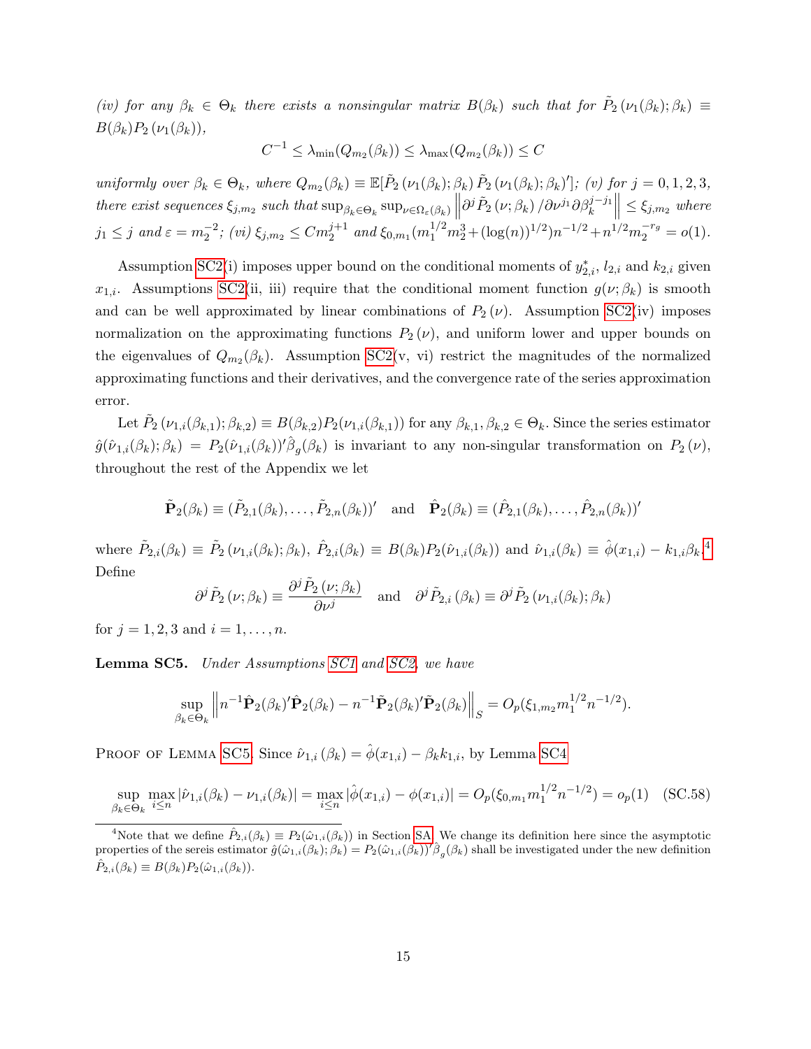*(iv) for any $\beta_k \in \Theta_k$ there exists a nonsingular matrix $B(\beta_k)$ such that for $\tilde{P}_2(\nu_1(\beta_k);\beta_k) \equiv B(\beta_k)P_2(\nu_1(\beta_k))$,*

$$C^{-1} \leq \lambda_{\min}(Q_{m_2}(\beta_k)) \leq \lambda_{\max}(Q_{m_2}(\beta_k)) \leq C$$

*uniformly over $\beta_k \in \Theta_k$, where $Q_{m_2}(\beta_k) \equiv \mathbb{E}[\tilde{P}_2(\nu_1(\beta_k);\beta_k)\tilde{P}_2(\nu_1(\beta_k);\beta_k)']$; (v) for $j = 0,1,2,3$, there exist sequences $\xi_{j,m_2}$ such that $\sup_{\beta_k\in\Theta_k}\sup_{\nu\in\Omega_\varepsilon(\beta_k)}\left\|\partial^j\tilde{P}_2(\nu;\beta_k)/\partial\nu^{j_1}\partial\beta_k^{j-j_1}\right\| \leq \xi_{j,m_2}$ where $j_1 \leq j$ and $\varepsilon = m_2^{-2}$; (vi) $\xi_{j,m_2} \leq Cm_2^{j+1}$ and $\xi_{0,m_1}(m_1^{1/2}m_2^3+(\log(n))^{1/2})n^{-1/2}+n^{1/2}m_2^{-r_g} = o(1)$.*

Assumption SC2(i) imposes upper bound on the conditional moments of $y^*_{2,i}$, $l_{2,i}$ and $k_{2,i}$ given $x_{1,i}$. Assumptions SC2(ii, iii) require that the conditional moment function $g(\nu;\beta_k)$ is smooth and can be well approximated by linear combinations of $P_2(\nu)$. Assumption SC2(iv) imposes normalization on the approximating functions $P_2(\nu)$, and uniform lower and upper bounds on the eigenvalues of $Q_{m_2}(\beta_k)$. Assumption SC2(v, vi) restrict the magnitudes of the normalized approximating functions and their derivatives, and the convergence rate of the series approximation error.

Let $\tilde{P}_2(\nu_{1,i}(\beta_{k,1});\beta_{k,2}) \equiv B(\beta_{k,2})P_2(\nu_{1,i}(\beta_{k,1}))$ for any $\beta_{k,1},\beta_{k,2} \in \Theta_k$. Since the series estimator $\hat{g}(\hat{\nu}_{1,i}(\beta_k);\beta_k) = P_2(\hat{\nu}_{1,i}(\beta_k))'\hat{\beta}_g(\beta_k)$ is invariant to any non-singular transformation on $P_2(\nu)$, throughout the rest of the Appendix we let

$$\tilde{\mathbf{P}}_2(\beta_k) \equiv (\tilde{P}_{2,1}(\beta_k),\ldots,\tilde{P}_{2,n}(\beta_k))' \quad \text{and} \quad \hat{\mathbf{P}}_2(\beta_k) \equiv (\hat{P}_{2,1}(\beta_k),\ldots,\hat{P}_{2,n}(\beta_k))'$$

where $\tilde{P}_{2,i}(\beta_k) \equiv \tilde{P}_2(\nu_{1,i}(\beta_k);\beta_k)$, $\hat{P}_{2,i}(\beta_k) \equiv B(\beta_k)P_2(\hat{\nu}_{1,i}(\beta_k))$ and $\hat{\nu}_{1,i}(\beta_k) \equiv \hat{\phi}(x_{1,i}) - k_{1,i}\beta_k$.[4] Define

$$\partial^j\tilde{P}_2(\nu;\beta_k) \equiv \frac{\partial^j\tilde{P}_2(\nu;\beta_k)}{\partial\nu^j} \quad \text{and} \quad \partial^j\tilde{P}_{2,i}(\beta_k) \equiv \partial^j\tilde{P}_2(\nu_{1,i}(\beta_k);\beta_k)$$

for $j = 1,2,3$ and $i = 1,\ldots,n$.

**Lemma SC5.** *Under Assumptions SC1 and SC2, we have*

$$\sup_{\beta_k\in\Theta_k}\left\|n^{-1}\hat{\mathbf{P}}_2(\beta_k)'\hat{\mathbf{P}}_2(\beta_k) - n^{-1}\tilde{\mathbf{P}}_2(\beta_k)'\tilde{\mathbf{P}}_2(\beta_k)\right\|_S = O_p(\xi_{1,m_2}m_1^{1/2}n^{-1/2}).$$

Proof of Lemma SC5. Since $\hat{\nu}_{1,i}(\beta_k) = \hat{\phi}(x_{1,i}) - \beta_k k_{1,i}$, by Lemma SC4

$$\sup_{\beta_k\in\Theta_k}\max_{i\leq n}|\hat{\nu}_{1,i}(\beta_k) - \nu_{1,i}(\beta_k)| = \max_{i\leq n}|\hat{\phi}(x_{1,i}) - \phi(x_{1,i})| = O_p(\xi_{0,m_1}m_1^{1/2}n^{-1/2}) = o_p(1) \quad \text{(SC.58)}$$

[4] Note that we define $\hat{P}_{2,i}(\beta_k) \equiv P_2(\hat{\omega}_{1,i}(\beta_k))$ in Section SA. We change its definition here since the asymptotic properties of the sereis estimator $\hat{g}(\hat{\omega}_{1,i}(\beta_k);\beta_k) = P_2(\hat{\omega}_{1,i}(\beta_k))'\hat{\beta}_g(\beta_k)$ shall be investigated under the new definition $\hat{P}_{2,i}(\beta_k) \equiv B(\beta_k)P_2(\hat{\omega}_{1,i}(\beta_k))$.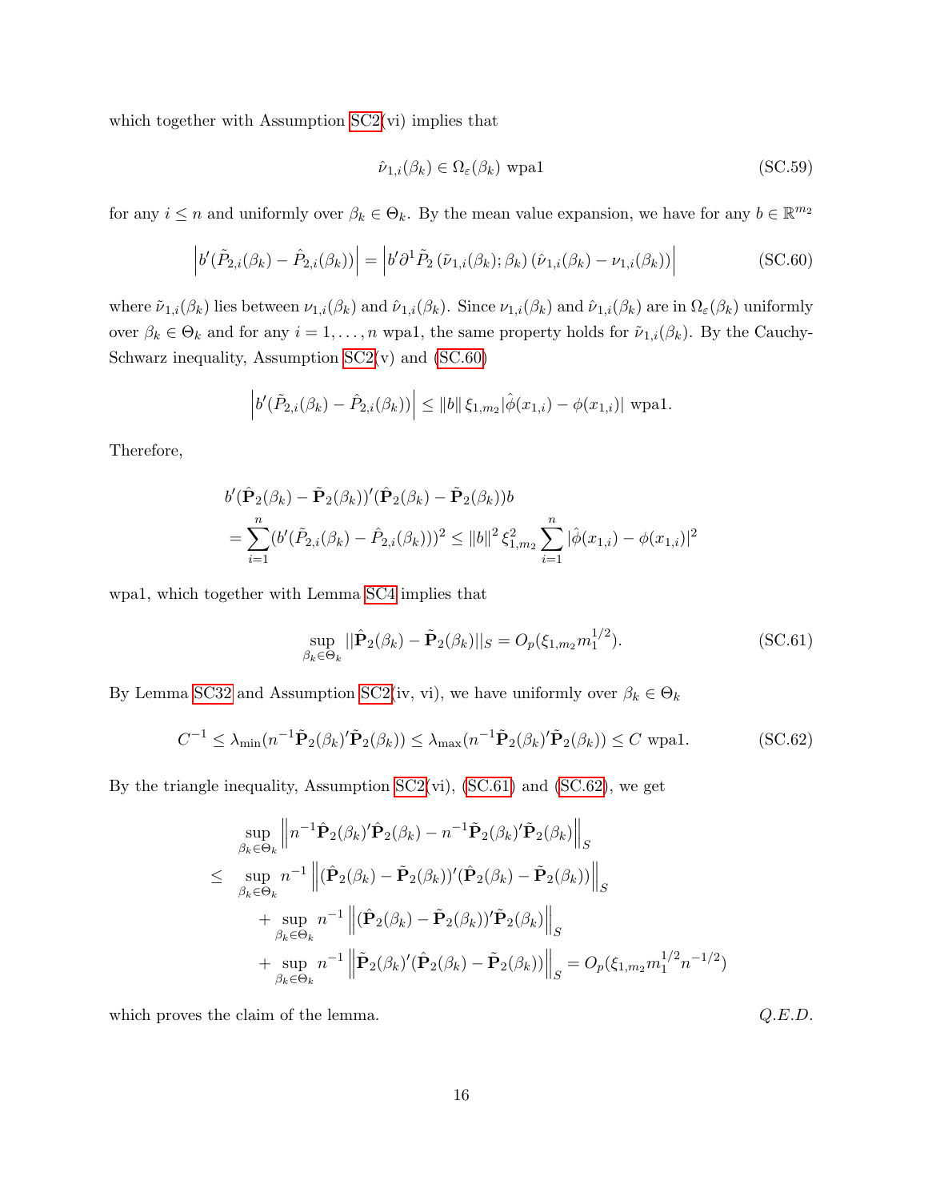which together with Assumption SC2(vi) implies that

$$\hat{\nu}_{1,i}(\beta_k) \in \Omega_\varepsilon(\beta_k) \text{ wpa1} \tag{SC.59}$$

for any $i \leq n$ and uniformly over $\beta_k \in \Theta_k$. By the mean value expansion, we have for any $b \in \mathbb{R}^{m_2}$

$$\left| b'(\tilde{P}_{2,i}(\beta_k) - \hat{P}_{2,i}(\beta_k)) \right| = \left| b'\partial^1 \tilde{P}_2\left(\tilde{\nu}_{1,i}(\beta_k); \beta_k\right)\left(\hat{\nu}_{1,i}(\beta_k) - \nu_{1,i}(\beta_k)\right) \right| \tag{SC.60}$$

where $\tilde{\nu}_{1,i}(\beta_k)$ lies between $\nu_{1,i}(\beta_k)$ and $\hat{\nu}_{1,i}(\beta_k)$. Since $\nu_{1,i}(\beta_k)$ and $\hat{\nu}_{1,i}(\beta_k)$ are in $\Omega_\varepsilon(\beta_k)$ uniformly over $\beta_k \in \Theta_k$ and for any $i = 1, \ldots, n$ wpa1, the same property holds for $\tilde{\nu}_{1,i}(\beta_k)$. By the Cauchy-Schwarz inequality, Assumption SC2(v) and (SC.60)

$$\left| b'(\tilde{P}_{2,i}(\beta_k) - \hat{P}_{2,i}(\beta_k)) \right| \leq \|b\| \, \xi_{1,m_2} |\hat{\phi}(x_{1,i}) - \phi(x_{1,i})| \text{ wpa1.}$$

Therefore,

$$\begin{aligned}
& b'(\hat{\mathbf{P}}_2(\beta_k) - \tilde{\mathbf{P}}_2(\beta_k))'(\hat{\mathbf{P}}_2(\beta_k) - \tilde{\mathbf{P}}_2(\beta_k))b \\
&= \sum_{i=1}^n (b'(\tilde{P}_{2,i}(\beta_k) - \hat{P}_{2,i}(\beta_k)))^2 \leq \|b\|^2 \, \xi_{1,m_2}^2 \sum_{i=1}^n |\hat{\phi}(x_{1,i}) - \phi(x_{1,i})|^2
\end{aligned}$$

wpa1, which together with Lemma SC4 implies that

$$\sup_{\beta_k \in \Theta_k} ||\hat{\mathbf{P}}_2(\beta_k) - \tilde{\mathbf{P}}_2(\beta_k)||_S = O_p(\xi_{1,m_2} m_1^{1/2}). \tag{SC.61}$$

By Lemma SC32 and Assumption SC2(iv, vi), we have uniformly over $\beta_k \in \Theta_k$

$$C^{-1} \leq \lambda_{\min}(n^{-1}\tilde{\mathbf{P}}_2(\beta_k)'\tilde{\mathbf{P}}_2(\beta_k)) \leq \lambda_{\max}(n^{-1}\tilde{\mathbf{P}}_2(\beta_k)'\tilde{\mathbf{P}}_2(\beta_k)) \leq C \text{ wpa1.} \tag{SC.62}$$

By the triangle inequality, Assumption SC2(vi), (SC.61) and (SC.62), we get

$$\begin{aligned}
& \sup_{\beta_k \in \Theta_k} \left\| n^{-1}\hat{\mathbf{P}}_2(\beta_k)'\hat{\mathbf{P}}_2(\beta_k) - n^{-1}\tilde{\mathbf{P}}_2(\beta_k)'\tilde{\mathbf{P}}_2(\beta_k) \right\|_S \\
\leq \; & \sup_{\beta_k \in \Theta_k} n^{-1} \left\| (\hat{\mathbf{P}}_2(\beta_k) - \tilde{\mathbf{P}}_2(\beta_k))'(\hat{\mathbf{P}}_2(\beta_k) - \tilde{\mathbf{P}}_2(\beta_k)) \right\|_S \\
& + \sup_{\beta_k \in \Theta_k} n^{-1} \left\| (\hat{\mathbf{P}}_2(\beta_k) - \tilde{\mathbf{P}}_2(\beta_k))'\tilde{\mathbf{P}}_2(\beta_k) \right\|_S \\
& + \sup_{\beta_k \in \Theta_k} n^{-1} \left\| \tilde{\mathbf{P}}_2(\beta_k)'(\hat{\mathbf{P}}_2(\beta_k) - \tilde{\mathbf{P}}_2(\beta_k)) \right\|_S = O_p(\xi_{1,m_2} m_1^{1/2} n^{-1/2})
\end{aligned}$$

which proves the claim of the lemma. *Q.E.D.*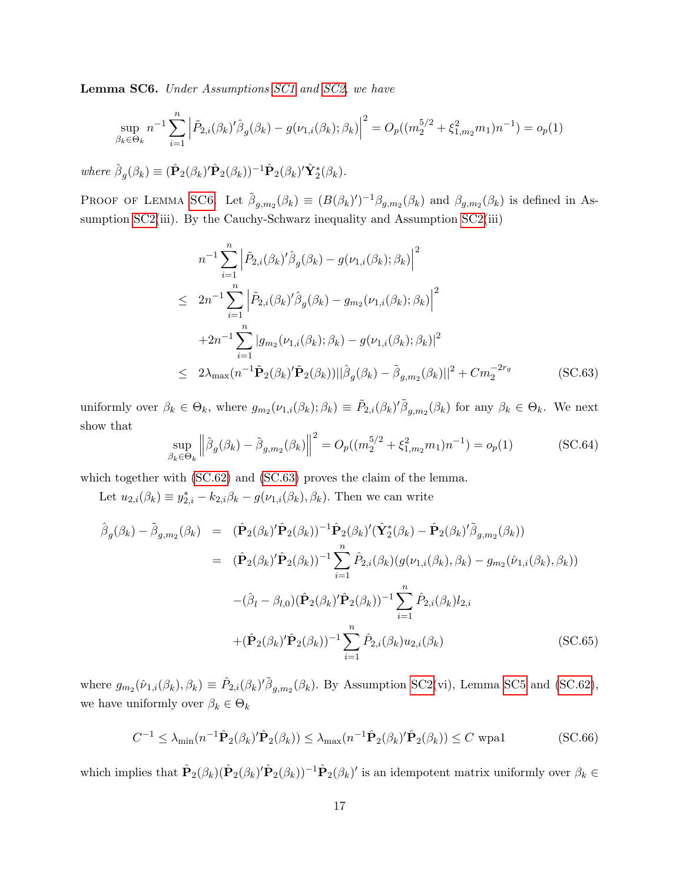**Lemma SC6.** *Under Assumptions SC1 and SC2, we have*

$$\sup_{\beta_k \in \Theta_k} n^{-1} \sum_{i=1}^{n} \left| \tilde{P}_{2,i}(\beta_k)' \hat{\beta}_g(\beta_k) - g(\nu_{1,i}(\beta_k); \beta_k) \right|^2 = O_p((m_2^{5/2} + \xi_{1,m_2}^2 m_1) n^{-1}) = o_p(1)$$

*where* $\hat{\beta}_g(\beta_k) \equiv (\hat{\mathbf{P}}_2(\beta_k)'\hat{\mathbf{P}}_2(\beta_k))^{-1}\hat{\mathbf{P}}_2(\beta_k)'\hat{\mathbf{Y}}_2^*(\beta_k)$.

Proof of Lemma SC6. Let $\tilde{\beta}_{g,m_2}(\beta_k) \equiv (B(\beta_k)')^{-1}\beta_{g,m_2}(\beta_k)$ and $\beta_{g,m_2}(\beta_k)$ is defined in Assumption SC2(iii). By the Cauchy-Schwarz inequality and Assumption SC2(iii)

$$\begin{aligned}
& n^{-1} \sum_{i=1}^{n} \left| \tilde{P}_{2,i}(\beta_k)' \hat{\beta}_g(\beta_k) - g(\nu_{1,i}(\beta_k); \beta_k) \right|^2 \\
\leq\ & 2n^{-1} \sum_{i=1}^{n} \left| \tilde{P}_{2,i}(\beta_k)' \hat{\beta}_g(\beta_k) - g_{m_2}(\nu_{1,i}(\beta_k); \beta_k) \right|^2 \\
& + 2n^{-1} \sum_{i=1}^{n} \left| g_{m_2}(\nu_{1,i}(\beta_k); \beta_k) - g(\nu_{1,i}(\beta_k); \beta_k) \right|^2 \\
\leq\ & 2\lambda_{\max}(n^{-1}\tilde{\mathbf{P}}_2(\beta_k)'\tilde{\mathbf{P}}_2(\beta_k)) ||\hat{\beta}_g(\beta_k) - \tilde{\beta}_{g,m_2}(\beta_k)||^2 + Cm_2^{-2r_g} \qquad \text{(SC.63)}
\end{aligned}$$

uniformly over $\beta_k \in \Theta_k$, where $g_{m_2}(\nu_{1,i}(\beta_k); \beta_k) \equiv \tilde{P}_{2,i}(\beta_k)'\tilde{\beta}_{g,m_2}(\beta_k)$ for any $\beta_k \in \Theta_k$. We next show that

$$\sup_{\beta_k \in \Theta_k} \left\| \hat{\beta}_g(\beta_k) - \tilde{\beta}_{g,m_2}(\beta_k) \right\|^2 = O_p((m_2^{5/2} + \xi_{1,m_2}^2 m_1) n^{-1}) = o_p(1) \qquad \text{(SC.64)}$$

which together with (SC.62) and (SC.63) proves the claim of the lemma.

Let $u_{2,i}(\beta_k) \equiv y_{2,i}^* - k_{2,i}\beta_k - g(\nu_{1,i}(\beta_k), \beta_k)$. Then we can write

$$\begin{aligned}
\hat{\beta}_g(\beta_k) - \tilde{\beta}_{g,m_2}(\beta_k) &= (\hat{\mathbf{P}}_2(\beta_k)'\hat{\mathbf{P}}_2(\beta_k))^{-1}\hat{\mathbf{P}}_2(\beta_k)'(\hat{\mathbf{Y}}_2^*(\beta_k) - \hat{\mathbf{P}}_2(\beta_k)'\tilde{\beta}_{g,m_2}(\beta_k)) \\
&= (\hat{\mathbf{P}}_2(\beta_k)'\hat{\mathbf{P}}_2(\beta_k))^{-1} \sum_{i=1}^{n} \hat{P}_{2,i}(\beta_k)(g(\nu_{1,i}(\beta_k), \beta_k) - g_{m_2}(\hat{\nu}_{1,i}(\beta_k), \beta_k)) \\
&\quad - (\hat{\beta}_l - \beta_{l,0})(\hat{\mathbf{P}}_2(\beta_k)'\hat{\mathbf{P}}_2(\beta_k))^{-1} \sum_{i=1}^{n} \hat{P}_{2,i}(\beta_k) l_{2,i} \\
&\quad + (\hat{\mathbf{P}}_2(\beta_k)'\hat{\mathbf{P}}_2(\beta_k))^{-1} \sum_{i=1}^{n} \hat{P}_{2,i}(\beta_k) u_{2,i}(\beta_k) \qquad \text{(SC.65)}
\end{aligned}$$

where $g_{m_2}(\hat{\nu}_{1,i}(\beta_k), \beta_k) \equiv \hat{P}_{2,i}(\beta_k)'\tilde{\beta}_{g,m_2}(\beta_k)$. By Assumption SC2(vi), Lemma SC5 and (SC.62), we have uniformly over $\beta_k \in \Theta_k$

$$C^{-1} \leq \lambda_{\min}(n^{-1}\hat{\mathbf{P}}_2(\beta_k)'\hat{\mathbf{P}}_2(\beta_k)) \leq \lambda_{\max}(n^{-1}\hat{\mathbf{P}}_2(\beta_k)'\hat{\mathbf{P}}_2(\beta_k)) \leq C \text{ wpa1} \qquad \text{(SC.66)}$$

which implies that $\hat{\mathbf{P}}_2(\beta_k)(\hat{\mathbf{P}}_2(\beta_k)'\hat{\mathbf{P}}_2(\beta_k))^{-1}\hat{\mathbf{P}}_2(\beta_k)'$ is an idempotent matrix uniformly over $\beta_k \in$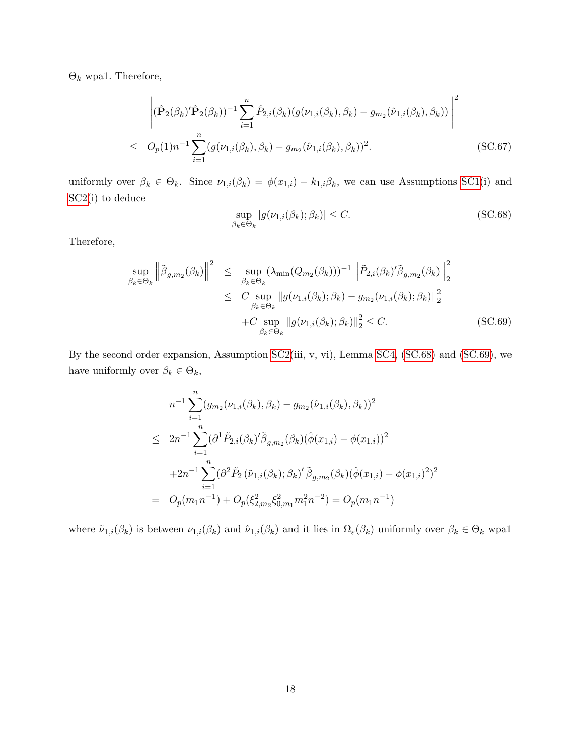$\Theta_k$ wpa1. Therefore,

$$
\begin{aligned}
&\left\| (\hat{\mathbf{P}}_2(\beta_k)'\hat{\mathbf{P}}_2(\beta_k))^{-1} \sum_{i=1}^{n} \hat{P}_{2,i}(\beta_k)(g(\nu_{1,i}(\beta_k), \beta_k) - g_{m_2}(\hat{\nu}_{1,i}(\beta_k), \beta_k)) \right\|^2 \\
\leq \;& O_p(1) n^{-1} \sum_{i=1}^{n} (g(\nu_{1,i}(\beta_k), \beta_k) - g_{m_2}(\hat{\nu}_{1,i}(\beta_k), \beta_k))^2. \qquad \text{(SC.67)}
\end{aligned}
$$

uniformly over $\beta_k \in \Theta_k$. Since $\nu_{1,i}(\beta_k) = \phi(x_{1,i}) - k_{1,i}\beta_k$, we can use Assumptions SC1(i) and SC2(i) to deduce

$$
\sup_{\beta_k \in \Theta_k} |g(\nu_{1,i}(\beta_k); \beta_k)| \leq C. \qquad \text{(SC.68)}
$$

Therefore,

$$
\begin{aligned}
\sup_{\beta_k \in \Theta_k} \left\| \tilde{\beta}_{g,m_2}(\beta_k) \right\|^2 &\leq \sup_{\beta_k \in \Theta_k} (\lambda_{\min}(Q_{m_2}(\beta_k)))^{-1} \left\| \tilde{P}_{2,i}(\beta_k)'\tilde{\beta}_{g,m_2}(\beta_k) \right\|_2^2 \\
&\leq C \sup_{\beta_k \in \Theta_k} \| g(\nu_{1,i}(\beta_k); \beta_k) - g_{m_2}(\nu_{1,i}(\beta_k); \beta_k) \|_2^2 \\
&\quad + C \sup_{\beta_k \in \Theta_k} \| g(\nu_{1,i}(\beta_k); \beta_k) \|_2^2 \leq C. \qquad \text{(SC.69)}
\end{aligned}
$$

By the second order expansion, Assumption SC2(iii, v, vi), Lemma SC4, (SC.68) and (SC.69), we have uniformly over $\beta_k \in \Theta_k$,

$$
\begin{aligned}
& n^{-1} \sum_{i=1}^{n} (g_{m_2}(\nu_{1,i}(\beta_k), \beta_k) - g_{m_2}(\hat{\nu}_{1,i}(\beta_k), \beta_k))^2 \\
\leq \;& 2n^{-1} \sum_{i=1}^{n} (\partial^1 \tilde{P}_{2,i}(\beta_k)' \tilde{\beta}_{g,m_2}(\beta_k)(\hat{\phi}(x_{1,i}) - \phi(x_{1,i}))^2 \\
& + 2n^{-1} \sum_{i=1}^{n} (\partial^2 \tilde{P}_2 \left( \tilde{\nu}_{1,i}(\beta_k); \beta_k \right)' \tilde{\beta}_{g,m_2}(\beta_k)(\hat{\phi}(x_{1,i}) - \phi(x_{1,i})^2)^2 \\
= \;& O_p(m_1 n^{-1}) + O_p(\xi_{2,m_2}^2 \xi_{0,m_1}^2 m_1^2 n^{-2}) = O_p(m_1 n^{-1})
\end{aligned}
$$

where $\tilde{\nu}_{1,i}(\beta_k)$ is between $\nu_{1,i}(\beta_k)$ and $\hat{\nu}_{1,i}(\beta_k)$ and it lies in $\Omega_\varepsilon(\beta_k)$ uniformly over $\beta_k \in \Theta_k$ wpa1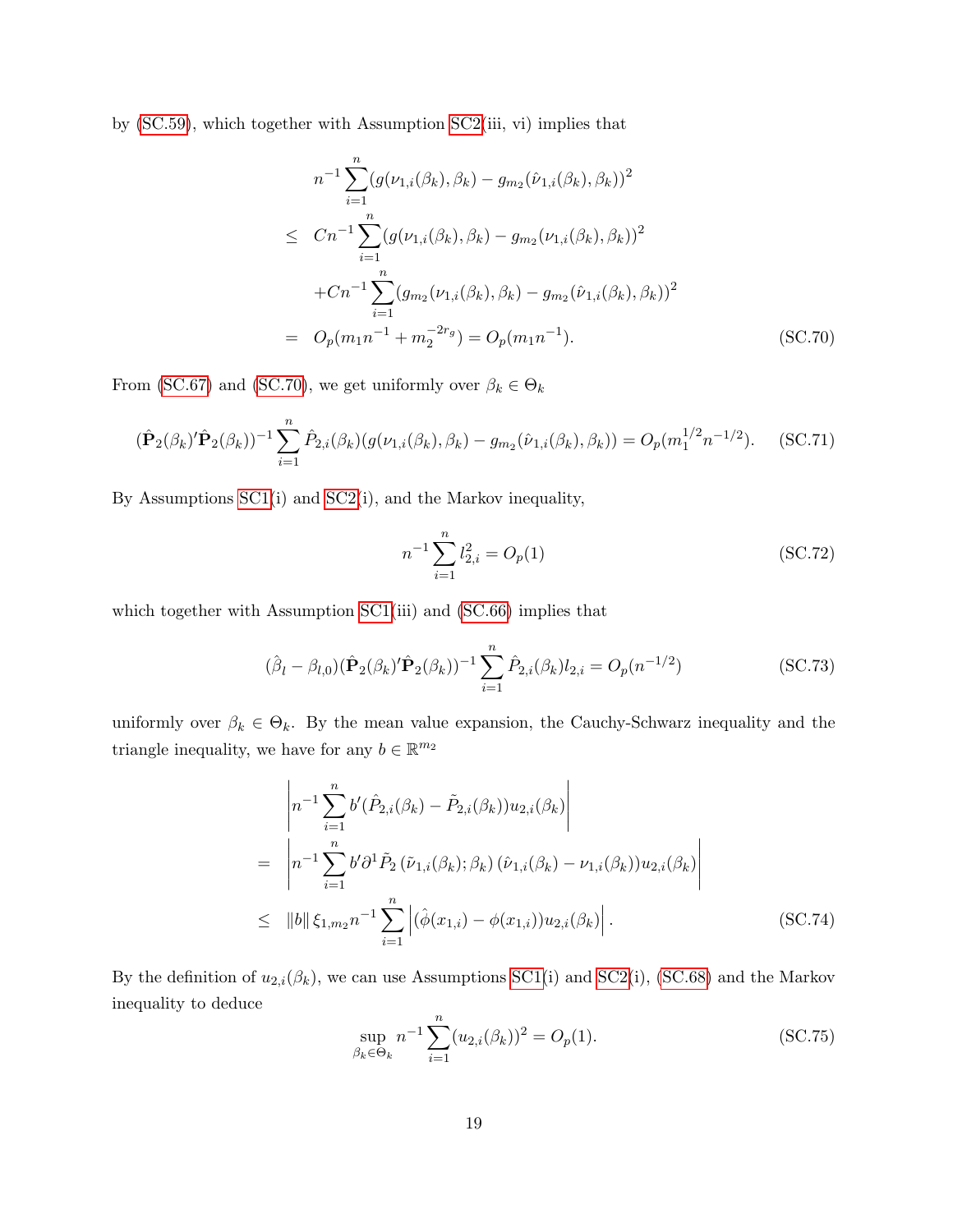by (SC.59), which together with Assumption SC2(iii, vi) implies that

$$
\begin{aligned}
& n^{-1}\sum_{i=1}^{n}(g(\nu_{1,i}(\beta_k),\beta_k) - g_{m_2}(\hat{\nu}_{1,i}(\beta_k),\beta_k))^2 \\
\leq\ & Cn^{-1}\sum_{i=1}^{n}(g(\nu_{1,i}(\beta_k),\beta_k) - g_{m_2}(\nu_{1,i}(\beta_k),\beta_k))^2 \\
& + Cn^{-1}\sum_{i=1}^{n}(g_{m_2}(\nu_{1,i}(\beta_k),\beta_k) - g_{m_2}(\hat{\nu}_{1,i}(\beta_k),\beta_k))^2 \\
=\ & O_p(m_1 n^{-1} + m_2^{-2r_g}) = O_p(m_1 n^{-1}).
\end{aligned} \tag{SC.70}
$$

From (SC.67) and (SC.70), we get uniformly over $\beta_k \in \Theta_k$

$$
(\hat{\mathbf{P}}_2(\beta_k)'\hat{\mathbf{P}}_2(\beta_k))^{-1}\sum_{i=1}^{n}\hat{P}_{2,i}(\beta_k)(g(\nu_{1,i}(\beta_k),\beta_k) - g_{m_2}(\hat{\nu}_{1,i}(\beta_k),\beta_k)) = O_p(m_1^{1/2}n^{-1/2}). \tag{SC.71}
$$

By Assumptions SC1(i) and SC2(i), and the Markov inequality,

$$
n^{-1}\sum_{i=1}^{n} l_{2,i}^2 = O_p(1) \tag{SC.72}
$$

which together with Assumption SC1(iii) and (SC.66) implies that

$$
(\hat{\beta}_l - \beta_{l,0})(\hat{\mathbf{P}}_2(\beta_k)'\hat{\mathbf{P}}_2(\beta_k))^{-1}\sum_{i=1}^{n}\hat{P}_{2,i}(\beta_k) l_{2,i} = O_p(n^{-1/2}) \tag{SC.73}
$$

uniformly over $\beta_k \in \Theta_k$. By the mean value expansion, the Cauchy-Schwarz inequality and the triangle inequality, we have for any $b \in \mathbb{R}^{m_2}$

$$
\begin{aligned}
& \left| n^{-1}\sum_{i=1}^{n} b'(\hat{P}_{2,i}(\beta_k) - \tilde{P}_{2,i}(\beta_k))u_{2,i}(\beta_k) \right| \\
=\ & \left| n^{-1}\sum_{i=1}^{n} b'\partial^1\tilde{P}_2\left(\tilde{\nu}_{1,i}(\beta_k);\beta_k\right)(\hat{\nu}_{1,i}(\beta_k) - \nu_{1,i}(\beta_k))u_{2,i}(\beta_k) \right| \\
\leq\ & \|b\|\,\xi_{1,m_2} n^{-1}\sum_{i=1}^{n}\left|(\hat{\phi}(x_{1,i}) - \phi(x_{1,i}))u_{2,i}(\beta_k)\right|.
\end{aligned} \tag{SC.74}
$$

By the definition of $u_{2,i}(\beta_k)$, we can use Assumptions SC1(i) and SC2(i), (SC.68) and the Markov inequality to deduce

$$
\sup_{\beta_k \in \Theta_k} n^{-1}\sum_{i=1}^{n}(u_{2,i}(\beta_k))^2 = O_p(1). \tag{SC.75}
$$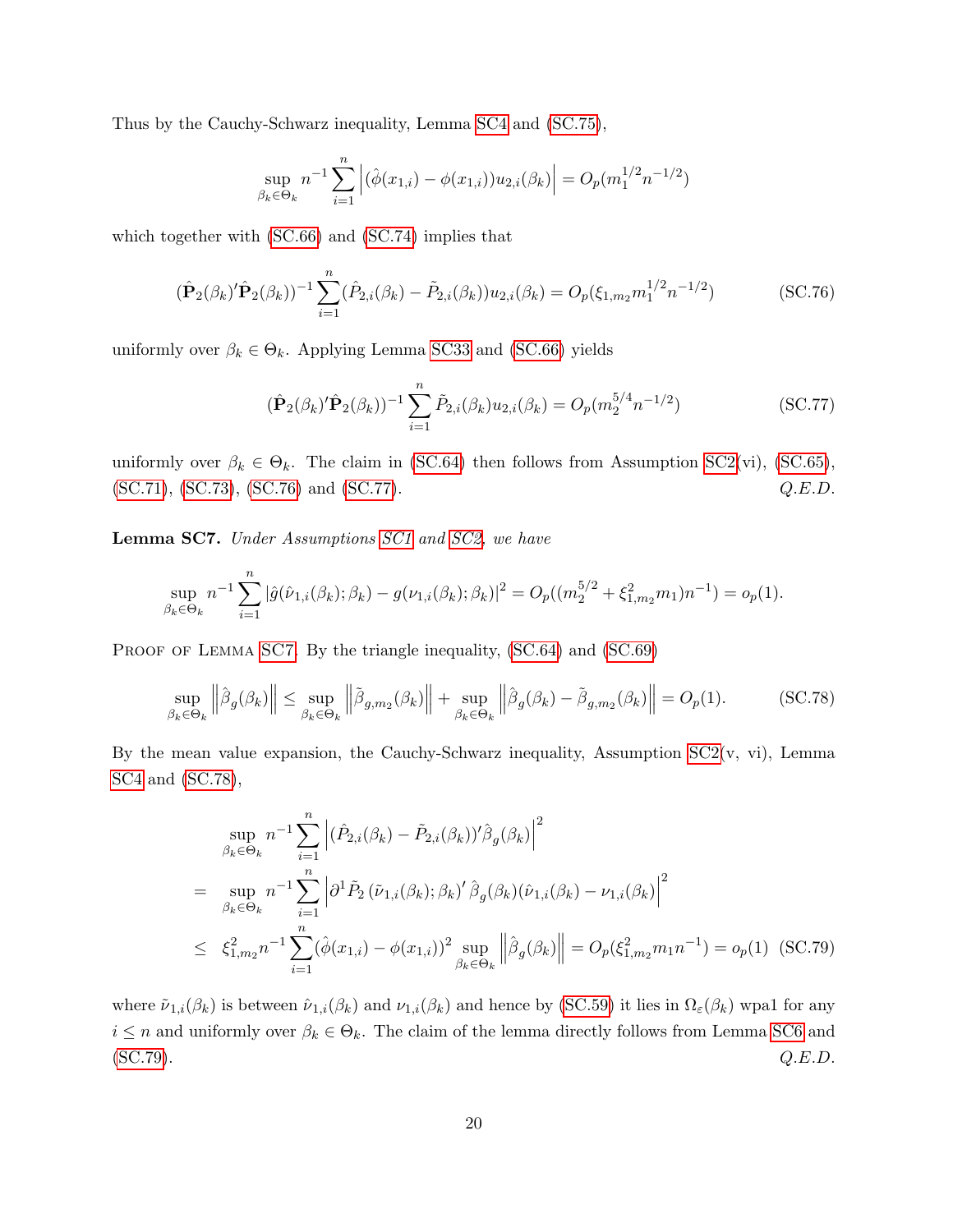Thus by the Cauchy-Schwarz inequality, Lemma SC4 and (SC.75),

$$\sup_{\beta_k\in\Theta_k} n^{-1}\sum_{i=1}^{n}\left|(\hat{\phi}(x_{1,i})-\phi(x_{1,i}))u_{2,i}(\beta_k)\right| = O_p(m_1^{1/2}n^{-1/2})$$

which together with (SC.66) and (SC.74) implies that

$$(\hat{\mathbf{P}}_2(\beta_k)'\hat{\mathbf{P}}_2(\beta_k))^{-1}\sum_{i=1}^{n}(\hat{P}_{2,i}(\beta_k)-\tilde{P}_{2,i}(\beta_k))u_{2,i}(\beta_k) = O_p(\xi_{1,m_2}m_1^{1/2}n^{-1/2}) \tag{SC.76}$$

uniformly over $\beta_k \in \Theta_k$. Applying Lemma SC33 and (SC.66) yields

$$(\hat{\mathbf{P}}_2(\beta_k)'\hat{\mathbf{P}}_2(\beta_k))^{-1}\sum_{i=1}^{n}\tilde{P}_{2,i}(\beta_k)u_{2,i}(\beta_k) = O_p(m_2^{5/4}n^{-1/2}) \tag{SC.77}$$

uniformly over $\beta_k \in \Theta_k$. The claim in (SC.64) then follows from Assumption SC2(vi), (SC.65), (SC.71), (SC.73), (SC.76) and (SC.77). *Q.E.D.*

**Lemma SC7.** *Under Assumptions SC1 and SC2, we have*

$$\sup_{\beta_k\in\Theta_k} n^{-1}\sum_{i=1}^{n}|\hat{g}(\hat{\nu}_{1,i}(\beta_k);\beta_k)-g(\nu_{1,i}(\beta_k);\beta_k)|^2 = O_p((m_2^{5/2}+\xi_{1,m_2}^2 m_1)n^{-1}) = o_p(1).$$

Proof of Lemma SC7. By the triangle inequality, (SC.64) and (SC.69)

$$\sup_{\beta_k\in\Theta_k}\left\|\hat{\beta}_g(\beta_k)\right\| \leq \sup_{\beta_k\in\Theta_k}\left\|\tilde{\beta}_{g,m_2}(\beta_k)\right\| + \sup_{\beta_k\in\Theta_k}\left\|\hat{\beta}_g(\beta_k)-\tilde{\beta}_{g,m_2}(\beta_k)\right\| = O_p(1). \tag{SC.78}$$

By the mean value expansion, the Cauchy-Schwarz inequality, Assumption SC2(v, vi), Lemma SC4 and (SC.78),

$$\begin{aligned}
&\sup_{\beta_k\in\Theta_k} n^{-1}\sum_{i=1}^{n}\left|(\hat{P}_{2,i}(\beta_k)-\tilde{P}_{2,i}(\beta_k))'\hat{\beta}_g(\beta_k)\right|^2 \\
= &\sup_{\beta_k\in\Theta_k} n^{-1}\sum_{i=1}^{n}\left|\partial^1\tilde{P}_2\left(\tilde{\nu}_{1,i}(\beta_k);\beta_k\right)'\hat{\beta}_g(\beta_k)(\hat{\nu}_{1,i}(\beta_k)-\nu_{1,i}(\beta_k)\right|^2 \\
\leq &\ \xi_{1,m_2}^2 n^{-1}\sum_{i=1}^{n}(\hat{\phi}(x_{1,i})-\phi(x_{1,i}))^2\sup_{\beta_k\in\Theta_k}\left\|\hat{\beta}_g(\beta_k)\right\| = O_p(\xi_{1,m_2}^2 m_1 n^{-1}) = o_p(1) \quad \text{(SC.79)}
\end{aligned}$$

where $\tilde{\nu}_{1,i}(\beta_k)$ is between $\hat{\nu}_{1,i}(\beta_k)$ and $\nu_{1,i}(\beta_k)$ and hence by (SC.59) it lies in $\Omega_\varepsilon(\beta_k)$ wpa1 for any $i \leq n$ and uniformly over $\beta_k \in \Theta_k$. The claim of the lemma directly follows from Lemma SC6 and (SC.79). *Q.E.D.*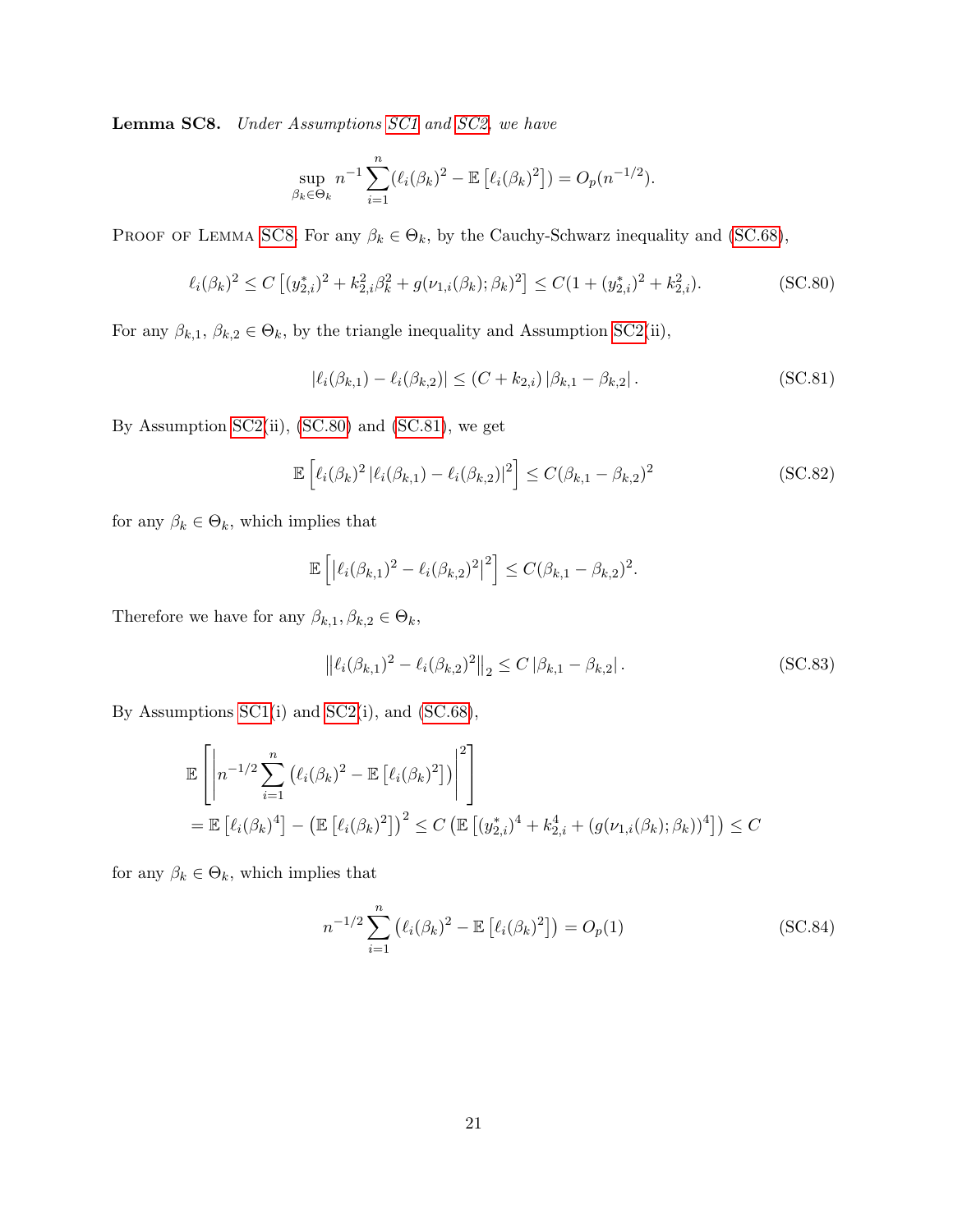**Lemma SC8.** *Under Assumptions SC1 and SC2, we have*

$$\sup_{\beta_k \in \Theta_k} n^{-1} \sum_{i=1}^{n} (\ell_i(\beta_k)^2 - \mathbb{E}\left[\ell_i(\beta_k)^2\right]) = O_p(n^{-1/2}).$$

Proof of Lemma SC8. For any $\beta_k \in \Theta_k$, by the Cauchy-Schwarz inequality and (SC.68),

$$\ell_i(\beta_k)^2 \leq C\left[(y^*_{2,i})^2 + k^2_{2,i}\beta_k^2 + g(\nu_{1,i}(\beta_k);\beta_k)^2\right] \leq C(1 + (y^*_{2,i})^2 + k^2_{2,i}). \tag{SC.80}$$

For any $\beta_{k,1}$, $\beta_{k,2} \in \Theta_k$, by the triangle inequality and Assumption SC2(ii),

$$|\ell_i(\beta_{k,1}) - \ell_i(\beta_{k,2})| \leq (C + k_{2,i})\,|\beta_{k,1} - \beta_{k,2}|\,. \tag{SC.81}$$

By Assumption SC2(ii), (SC.80) and (SC.81), we get

$$\mathbb{E}\left[\ell_i(\beta_k)^2 \left|\ell_i(\beta_{k,1}) - \ell_i(\beta_{k,2})\right|^2\right] \leq C(\beta_{k,1} - \beta_{k,2})^2 \tag{SC.82}$$

for any $\beta_k \in \Theta_k$, which implies that

$$\mathbb{E}\left[\left|\ell_i(\beta_{k,1})^2 - \ell_i(\beta_{k,2})^2\right|^2\right] \leq C(\beta_{k,1} - \beta_{k,2})^2.$$

Therefore we have for any $\beta_{k,1}, \beta_{k,2} \in \Theta_k$,

$$\left\|\ell_i(\beta_{k,1})^2 - \ell_i(\beta_{k,2})^2\right\|_2 \leq C\,|\beta_{k,1} - \beta_{k,2}|\,. \tag{SC.83}$$

By Assumptions SC1(i) and SC2(i), and (SC.68),

$$\begin{aligned}
&\mathbb{E}\left[\left|n^{-1/2}\sum_{i=1}^{n}\left(\ell_i(\beta_k)^2 - \mathbb{E}\left[\ell_i(\beta_k)^2\right]\right)\right|^2\right] \\
&= \mathbb{E}\left[\ell_i(\beta_k)^4\right] - \left(\mathbb{E}\left[\ell_i(\beta_k)^2\right]\right)^2 \leq C\left(\mathbb{E}\left[(y^*_{2,i})^4 + k^4_{2,i} + (g(\nu_{1,i}(\beta_k);\beta_k))^4\right]\right) \leq C
\end{aligned}$$

for any $\beta_k \in \Theta_k$, which implies that

$$n^{-1/2}\sum_{i=1}^{n}\left(\ell_i(\beta_k)^2 - \mathbb{E}\left[\ell_i(\beta_k)^2\right]\right) = O_p(1) \tag{SC.84}$$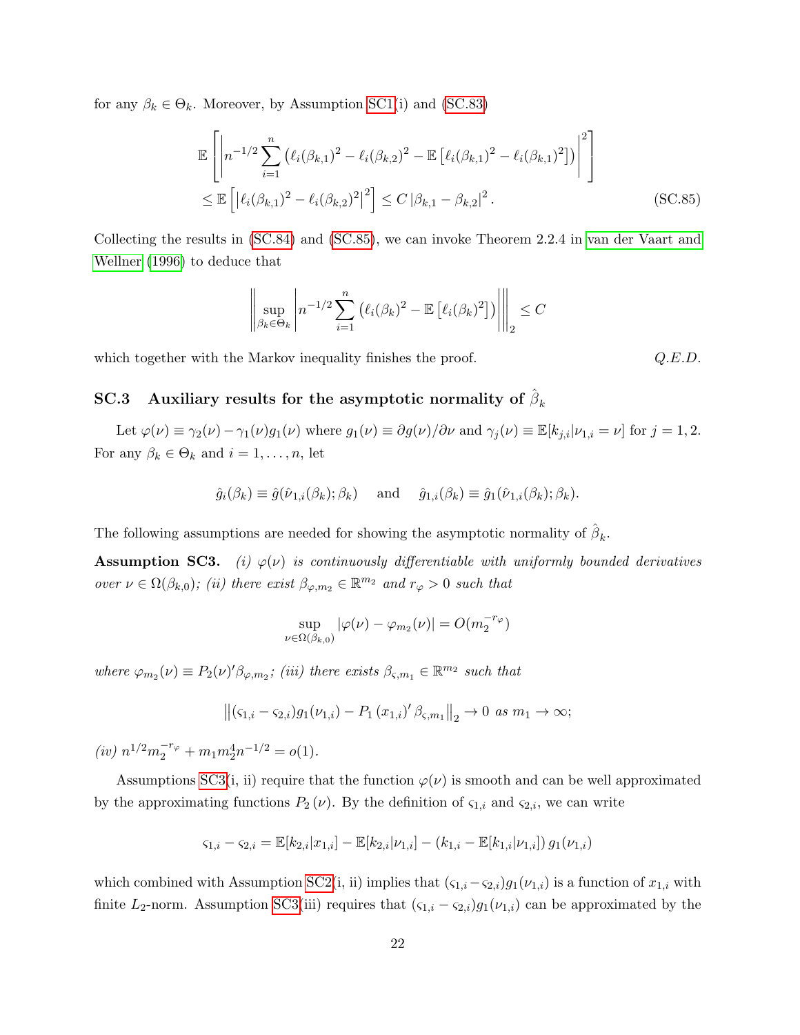for any $\beta_k \in \Theta_k$. Moreover, by Assumption SC1(i) and (SC.83)

$$
\begin{aligned}
&\mathbb{E}\left[\left|n^{-1/2}\sum_{i=1}^{n}\left(\ell_i(\beta_{k,1})^2-\ell_i(\beta_{k,2})^2-\mathbb{E}\left[\ell_i(\beta_{k,1})^2-\ell_i(\beta_{k,1})^2\right]\right)\right|^2\right] \\
&\leq \mathbb{E}\left[\left|\ell_i(\beta_{k,1})^2-\ell_i(\beta_{k,2})^2\right|^2\right] \leq C\left|\beta_{k,1}-\beta_{k,2}\right|^2. \qquad \text{(SC.85)}
\end{aligned}
$$

Collecting the results in (SC.84) and (SC.85), we can invoke Theorem 2.2.4 in van der Vaart and Wellner (1996) to deduce that

$$
\left\|\sup_{\beta_k\in\Theta_k}\left|n^{-1/2}\sum_{i=1}^{n}\left(\ell_i(\beta_k)^2-\mathbb{E}\left[\ell_i(\beta_k)^2\right]\right)\right|\right\|_2 \leq C
$$

which together with the Markov inequality finishes the proof. *Q.E.D.*

### SC.3 Auxiliary results for the asymptotic normality of $\hat{\beta}_k$

Let $\varphi(\nu) \equiv \gamma_2(\nu) - \gamma_1(\nu)g_1(\nu)$ where $g_1(\nu) \equiv \partial g(\nu)/\partial\nu$ and $\gamma_j(\nu) \equiv \mathbb{E}[k_{j,i}|\nu_{1,i}=\nu]$ for $j=1,2$. For any $\beta_k \in \Theta_k$ and $i=1,\ldots,n$, let

$$
\hat{g}_i(\beta_k) \equiv \hat{g}(\hat{\nu}_{1,i}(\beta_k);\beta_k) \quad \text{ and } \quad \hat{g}_{1,i}(\beta_k) \equiv \hat{g}_1(\hat{\nu}_{1,i}(\beta_k);\beta_k).
$$

The following assumptions are needed for showing the asymptotic normality of $\hat{\beta}_k$.

**Assumption SC3.** *(i) $\varphi(\nu)$ is continuously differentiable with uniformly bounded derivatives over $\nu \in \Omega(\beta_{k,0})$; (ii) there exist $\beta_{\varphi,m_2} \in \mathbb{R}^{m_2}$ and $r_\varphi > 0$ such that*

$$
\sup_{\nu\in\Omega(\beta_{k,0})}|\varphi(\nu)-\varphi_{m_2}(\nu)| = O(m_2^{-r_\varphi})
$$

*where $\varphi_{m_2}(\nu) \equiv P_2(\nu)'\beta_{\varphi,m_2}$; (iii) there exists $\beta_{\varsigma,m_1} \in \mathbb{R}^{m_2}$ such that*

$$
\left\|(\varsigma_{1,i}-\varsigma_{2,i})g_1(\nu_{1,i}) - P_1(x_{1,i})'\beta_{\varsigma,m_1}\right\|_2 \to 0 \text{ as } m_1 \to \infty;
$$

*(iv) $n^{1/2}m_2^{-r_\varphi} + m_1 m_2^4 n^{-1/2} = o(1)$.*

Assumptions SC3(i, ii) require that the function $\varphi(\nu)$ is smooth and can be well approximated by the approximating functions $P_2(\nu)$. By the definition of $\varsigma_{1,i}$ and $\varsigma_{2,i}$, we can write

$$
\varsigma_{1,i}-\varsigma_{2,i} = \mathbb{E}[k_{2,i}|x_{1,i}] - \mathbb{E}[k_{2,i}|\nu_{1,i}] - (k_{1,i}-\mathbb{E}[k_{1,i}|\nu_{1,i}])\, g_1(\nu_{1,i})
$$

which combined with Assumption SC2(i, ii) implies that $(\varsigma_{1,i}-\varsigma_{2,i})g_1(\nu_{1,i})$ is a function of $x_{1,i}$ with finite $L_2$-norm. Assumption SC3(iii) requires that $(\varsigma_{1,i}-\varsigma_{2,i})g_1(\nu_{1,i})$ can be approximated by the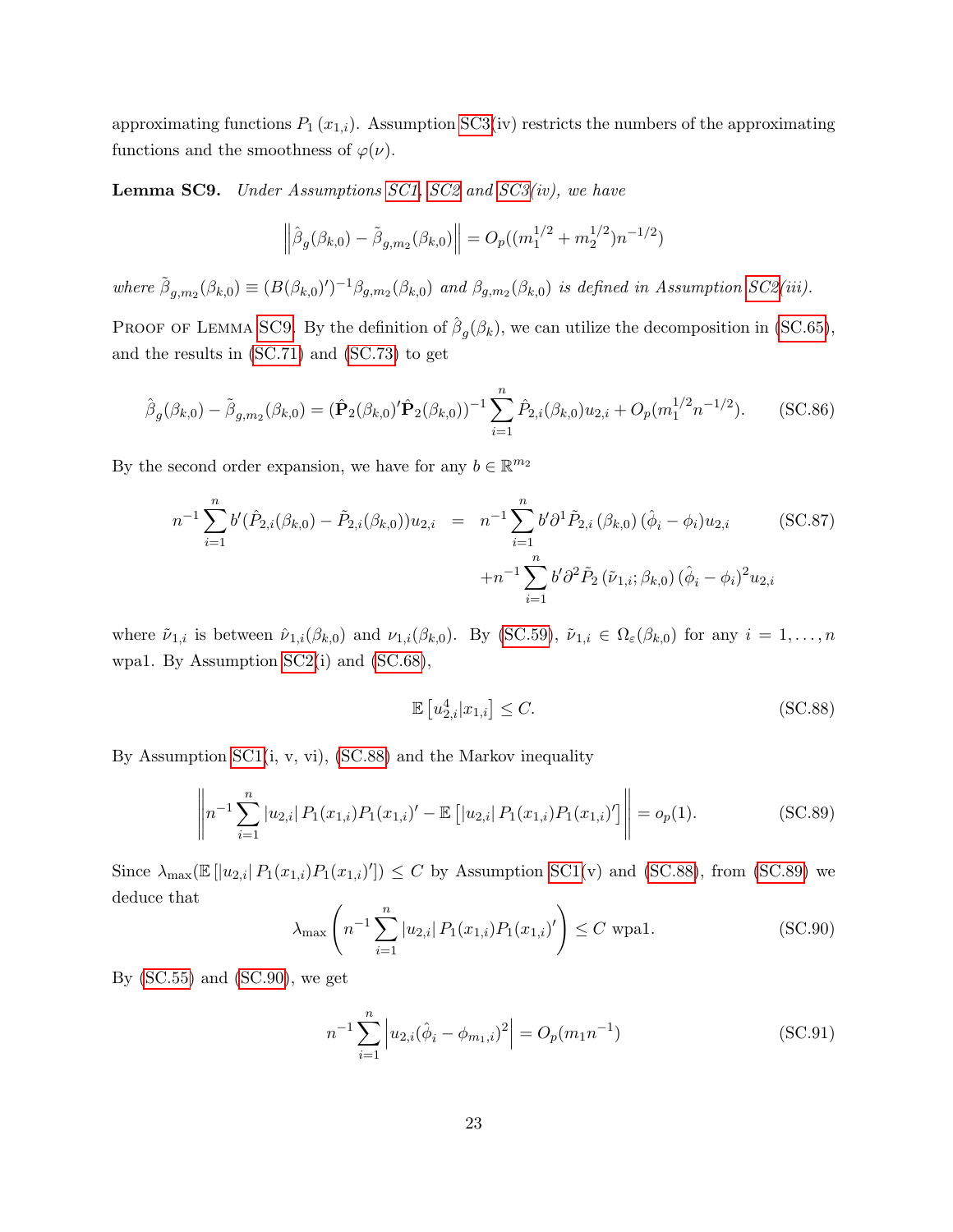approximating functions $P_1(x_{1,i})$. Assumption SC3(iv) restricts the numbers of the approximating functions and the smoothness of $\varphi(\nu)$.

**Lemma SC9.** *Under Assumptions SC1, SC2 and SC3(iv), we have*

$$\left\|\hat{\beta}_g(\beta_{k,0}) - \tilde{\beta}_{g,m_2}(\beta_{k,0})\right\| = O_p((m_1^{1/2} + m_2^{1/2})n^{-1/2})$$

*where* $\tilde{\beta}_{g,m_2}(\beta_{k,0}) \equiv (B(\beta_{k,0})')^{-1}\beta_{g,m_2}(\beta_{k,0})$ *and* $\beta_{g,m_2}(\beta_{k,0})$ *is defined in Assumption SC2(iii).*

Proof of Lemma SC9. By the definition of $\hat{\beta}_g(\beta_k)$, we can utilize the decomposition in (SC.65), and the results in (SC.71) and (SC.73) to get

$$\hat{\beta}_g(\beta_{k,0}) - \tilde{\beta}_{g,m_2}(\beta_{k,0}) = (\hat{\mathbf{P}}_2(\beta_{k,0})'\hat{\mathbf{P}}_2(\beta_{k,0}))^{-1}\sum_{i=1}^{n}\hat{P}_{2,i}(\beta_{k,0})u_{2,i} + O_p(m_1^{1/2}n^{-1/2}). \tag{SC.86}$$

By the second order expansion, we have for any $b \in \mathbb{R}^{m_2}$

$$\begin{aligned} n^{-1}\sum_{i=1}^{n} b'(\hat{P}_{2,i}(\beta_{k,0}) - \tilde{P}_{2,i}(\beta_{k,0}))u_{2,i} &= n^{-1}\sum_{i=1}^{n} b'\partial^1\tilde{P}_{2,i}(\beta_{k,0})(\hat{\phi}_i - \phi_i)u_{2,i} \\ &\quad + n^{-1}\sum_{i=1}^{n} b'\partial^2\tilde{P}_2(\tilde{\nu}_{1,i};\beta_{k,0})(\hat{\phi}_i - \phi_i)^2 u_{2,i} \end{aligned} \tag{SC.87}$$

where $\tilde{\nu}_{1,i}$ is between $\hat{\nu}_{1,i}(\beta_{k,0})$ and $\nu_{1,i}(\beta_{k,0})$. By (SC.59), $\tilde{\nu}_{1,i} \in \Omega_\varepsilon(\beta_{k,0})$ for any $i = 1, \ldots, n$ wpa1. By Assumption SC2(i) and (SC.68),

$$\mathbb{E}\left[u_{2,i}^4 | x_{1,i}\right] \leq C. \tag{SC.88}$$

By Assumption SC1(i, v, vi), (SC.88) and the Markov inequality

$$\left\|n^{-1}\sum_{i=1}^{n}|u_{2,i}|\, P_1(x_{1,i})P_1(x_{1,i})' - \mathbb{E}\left[|u_{2,i}|\, P_1(x_{1,i})P_1(x_{1,i})'\right]\right\| = o_p(1). \tag{SC.89}$$

Since $\lambda_{\max}(\mathbb{E}[|u_{2,i}|\, P_1(x_{1,i})P_1(x_{1,i})']) \leq C$ by Assumption SC1(v) and (SC.88), from (SC.89) we deduce that

$$\lambda_{\max}\left(n^{-1}\sum_{i=1}^{n}|u_{2,i}|\, P_1(x_{1,i})P_1(x_{1,i})'\right) \leq C \text{ wpa1}. \tag{SC.90}$$

By (SC.55) and (SC.90), we get

$$n^{-1}\sum_{i=1}^{n}\left|u_{2,i}(\hat{\phi}_i - \phi_{m_1,i})^2\right| = O_p(m_1 n^{-1}) \tag{SC.91}$$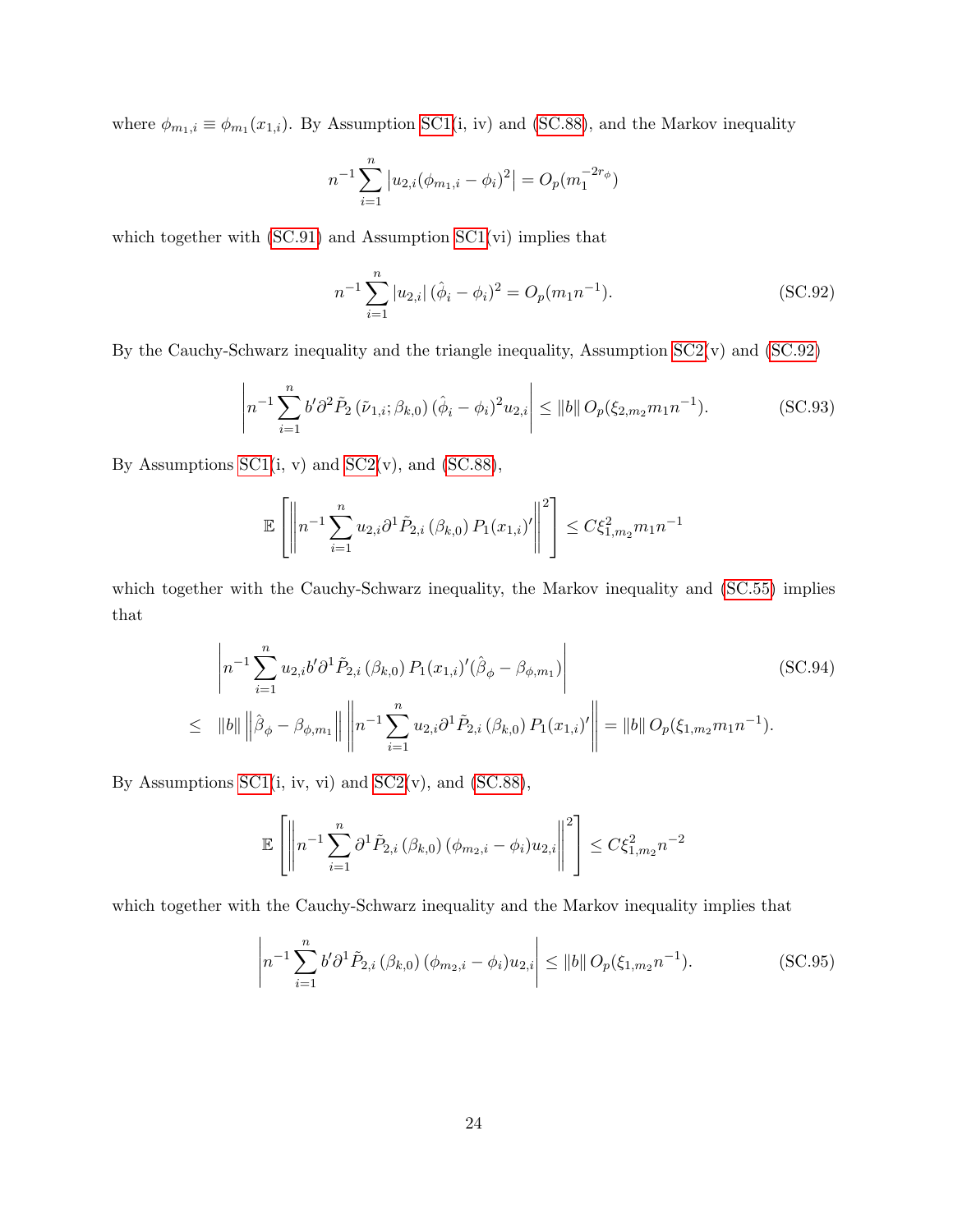where $\phi_{m_1,i} \equiv \phi_{m_1}(x_{1,i})$. By Assumption SC1(i, iv) and (SC.88), and the Markov inequality

$$n^{-1} \sum_{i=1}^{n} \left| u_{2,i}(\phi_{m_1,i} - \phi_i)^2 \right| = O_p(m_1^{-2r_\phi})$$

which together with (SC.91) and Assumption SC1(vi) implies that

$$n^{-1} \sum_{i=1}^{n} |u_{2,i}| \, (\hat{\phi}_i - \phi_i)^2 = O_p(m_1 n^{-1}). \tag{SC.92}$$

By the Cauchy-Schwarz inequality and the triangle inequality, Assumption SC2(v) and (SC.92)

$$\left| n^{-1} \sum_{i=1}^{n} b' \partial^2 \tilde{P}_2 \left( \tilde{\nu}_{1,i}; \beta_{k,0} \right) (\hat{\phi}_i - \phi_i)^2 u_{2,i} \right| \leq \|b\| \, O_p(\xi_{2,m_2} m_1 n^{-1}). \tag{SC.93}$$

By Assumptions SC1(i, v) and SC2(v), and (SC.88),

$$\mathbb{E}\left[ \left\| n^{-1} \sum_{i=1}^{n} u_{2,i} \partial^1 \tilde{P}_{2,i} \left( \beta_{k,0} \right) P_1(x_{1,i})' \right\|^2 \right] \leq C \xi_{1,m_2}^2 m_1 n^{-1}$$

which together with the Cauchy-Schwarz inequality, the Markov inequality and (SC.55) implies that

$$\begin{aligned} &\left| n^{-1} \sum_{i=1}^{n} u_{2,i} b' \partial^1 \tilde{P}_{2,i} \left( \beta_{k,0} \right) P_1(x_{1,i})' (\hat{\beta}_\phi - \beta_{\phi,m_1}) \right| \\ \leq \;\; & \|b\| \left\| \hat{\beta}_\phi - \beta_{\phi,m_1} \right\| \left\| n^{-1} \sum_{i=1}^{n} u_{2,i} \partial^1 \tilde{P}_{2,i} \left( \beta_{k,0} \right) P_1(x_{1,i})' \right\| = \|b\| \, O_p(\xi_{1,m_2} m_1 n^{-1}). \end{aligned} \tag{SC.94}$$

By Assumptions SC1(i, iv, vi) and SC2(v), and (SC.88),

$$\mathbb{E}\left[ \left\| n^{-1} \sum_{i=1}^{n} \partial^1 \tilde{P}_{2,i} \left( \beta_{k,0} \right) (\phi_{m_2,i} - \phi_i) u_{2,i} \right\|^2 \right] \leq C \xi_{1,m_2}^2 n^{-2}$$

which together with the Cauchy-Schwarz inequality and the Markov inequality implies that

$$\left| n^{-1} \sum_{i=1}^{n} b' \partial^1 \tilde{P}_{2,i} \left( \beta_{k,0} \right) (\phi_{m_2,i} - \phi_i) u_{2,i} \right| \leq \|b\| \, O_p(\xi_{1,m_2} n^{-1}). \tag{SC.95}$$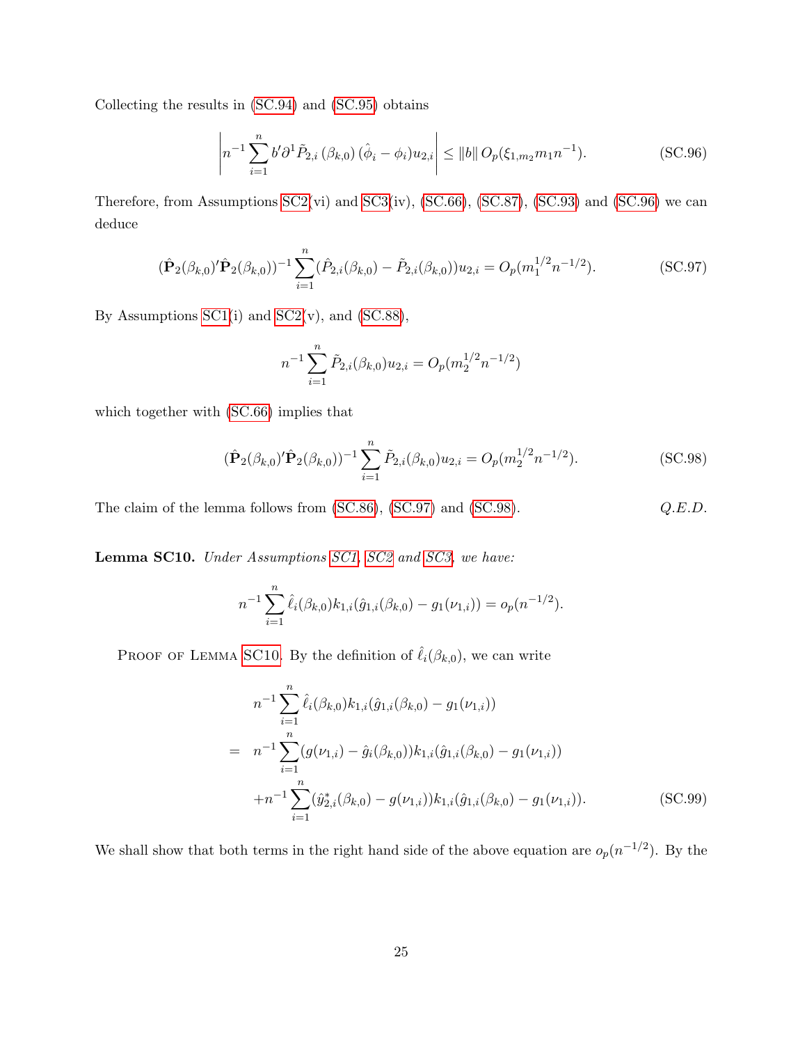Collecting the results in (SC.94) and (SC.95) obtains

$$\left| n^{-1} \sum_{i=1}^{n} b' \partial^1 \tilde{P}_{2,i}\left(\beta_{k,0}\right)(\hat{\phi}_i - \phi_i) u_{2,i} \right| \leq \|b\| \, O_p(\xi_{1,m_2} m_1 n^{-1}). \tag{SC.96}$$

Therefore, from Assumptions SC2(vi) and SC3(iv), (SC.66), (SC.87), (SC.93) and (SC.96) we can deduce

$$(\hat{\mathbf{P}}_2(\beta_{k,0})'\hat{\mathbf{P}}_2(\beta_{k,0}))^{-1} \sum_{i=1}^{n} (\hat{P}_{2,i}(\beta_{k,0}) - \tilde{P}_{2,i}(\beta_{k,0})) u_{2,i} = O_p(m_1^{1/2} n^{-1/2}). \tag{SC.97}$$

By Assumptions SC1(i) and SC2(v), and (SC.88),

$$n^{-1} \sum_{i=1}^{n} \tilde{P}_{2,i}(\beta_{k,0}) u_{2,i} = O_p(m_2^{1/2} n^{-1/2})$$

which together with (SC.66) implies that

$$(\hat{\mathbf{P}}_2(\beta_{k,0})'\hat{\mathbf{P}}_2(\beta_{k,0}))^{-1} \sum_{i=1}^{n} \tilde{P}_{2,i}(\beta_{k,0}) u_{2,i} = O_p(m_2^{1/2} n^{-1/2}). \tag{SC.98}$$

The claim of the lemma follows from (SC.86), (SC.97) and (SC.98). *Q.E.D.*

**Lemma SC10.** *Under Assumptions SC1, SC2 and SC3, we have:*

$$n^{-1} \sum_{i=1}^{n} \hat{\ell}_i(\beta_{k,0}) k_{1,i}(\hat{g}_{1,i}(\beta_{k,0}) - g_1(\nu_{1,i})) = o_p(n^{-1/2}).$$

Proof of Lemma SC10. By the definition of $\hat{\ell}_i(\beta_{k,0})$, we can write

$$\begin{aligned}
& n^{-1} \sum_{i=1}^{n} \hat{\ell}_i(\beta_{k,0}) k_{1,i}(\hat{g}_{1,i}(\beta_{k,0}) - g_1(\nu_{1,i})) \\
= \; & n^{-1} \sum_{i=1}^{n} (g(\nu_{1,i}) - \hat{g}_i(\beta_{k,0})) k_{1,i}(\hat{g}_{1,i}(\beta_{k,0}) - g_1(\nu_{1,i})) \\
& + n^{-1} \sum_{i=1}^{n} (\hat{y}^*_{2,i}(\beta_{k,0}) - g(\nu_{1,i})) k_{1,i}(\hat{g}_{1,i}(\beta_{k,0}) - g_1(\nu_{1,i})).
\end{aligned} \tag{SC.99}$$

We shall show that both terms in the right hand side of the above equation are $o_p(n^{-1/2})$. By the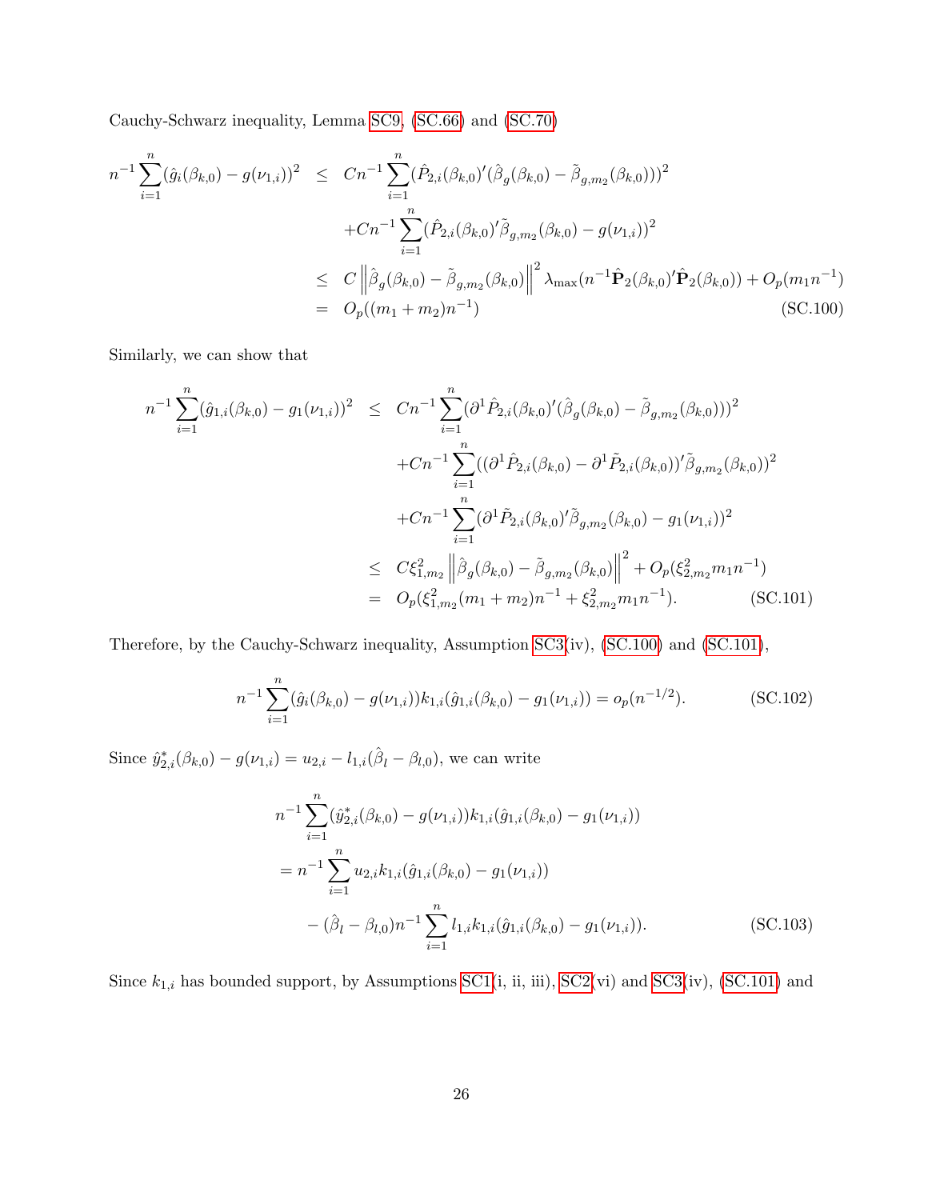Cauchy-Schwarz inequality, Lemma SC9, (SC.66) and (SC.70)

$$
\begin{aligned}
n^{-1}\sum_{i=1}^{n}(\hat{g}_i(\beta_{k,0})-g(\nu_{1,i}))^2 &\leq Cn^{-1}\sum_{i=1}^{n}(\hat{P}_{2,i}(\beta_{k,0})'(\hat{\beta}_g(\beta_{k,0})-\tilde{\beta}_{g,m_2}(\beta_{k,0})))^2 \\
&\quad + Cn^{-1}\sum_{i=1}^{n}(\hat{P}_{2,i}(\beta_{k,0})'\tilde{\beta}_{g,m_2}(\beta_{k,0})-g(\nu_{1,i}))^2 \\
&\leq C\left\|\hat{\beta}_g(\beta_{k,0})-\tilde{\beta}_{g,m_2}(\beta_{k,0})\right\|^2\lambda_{\max}(n^{-1}\hat{\mathbf{P}}_2(\beta_{k,0})'\hat{\mathbf{P}}_2(\beta_{k,0}))+O_p(m_1n^{-1}) \\
&= O_p((m_1+m_2)n^{-1}) \qquad\qquad \text{(SC.100)}
\end{aligned}
$$

Similarly, we can show that

$$
\begin{aligned}
n^{-1}\sum_{i=1}^{n}(\hat{g}_{1,i}(\beta_{k,0})-g_1(\nu_{1,i}))^2 &\leq Cn^{-1}\sum_{i=1}^{n}(\partial^1\hat{P}_{2,i}(\beta_{k,0})'(\hat{\beta}_g(\beta_{k,0})-\tilde{\beta}_{g,m_2}(\beta_{k,0})))^2 \\
&\quad + Cn^{-1}\sum_{i=1}^{n}((\partial^1\hat{P}_{2,i}(\beta_{k,0})-\partial^1\tilde{P}_{2,i}(\beta_{k,0}))'\tilde{\beta}_{g,m_2}(\beta_{k,0}))^2 \\
&\quad + Cn^{-1}\sum_{i=1}^{n}(\partial^1\tilde{P}_{2,i}(\beta_{k,0})'\tilde{\beta}_{g,m_2}(\beta_{k,0})-g_1(\nu_{1,i}))^2 \\
&\leq C\xi_{1,m_2}^2\left\|\hat{\beta}_g(\beta_{k,0})-\tilde{\beta}_{g,m_2}(\beta_{k,0})\right\|^2+O_p(\xi_{2,m_2}^2m_1n^{-1}) \\
&= O_p(\xi_{1,m_2}^2(m_1+m_2)n^{-1}+\xi_{2,m_2}^2m_1n^{-1}). \qquad\qquad \text{(SC.101)}
\end{aligned}
$$

Therefore, by the Cauchy-Schwarz inequality, Assumption SC3(iv), (SC.100) and (SC.101),

$$
n^{-1}\sum_{i=1}^{n}(\hat{g}_i(\beta_{k,0})-g(\nu_{1,i}))k_{1,i}(\hat{g}_{1,i}(\beta_{k,0})-g_1(\nu_{1,i}))=o_p(n^{-1/2}). \qquad \text{(SC.102)}
$$

Since $\hat{y}_{2,i}^*(\beta_{k,0})-g(\nu_{1,i})=u_{2,i}-l_{1,i}(\hat{\beta}_l-\beta_{l,0})$, we can write

$$
\begin{aligned}
& n^{-1}\sum_{i=1}^{n}(\hat{y}_{2,i}^*(\beta_{k,0})-g(\nu_{1,i}))k_{1,i}(\hat{g}_{1,i}(\beta_{k,0})-g_1(\nu_{1,i})) \\
&= n^{-1}\sum_{i=1}^{n}u_{2,i}k_{1,i}(\hat{g}_{1,i}(\beta_{k,0})-g_1(\nu_{1,i})) \\
&\quad -(\hat{\beta}_l-\beta_{l,0})n^{-1}\sum_{i=1}^{n}l_{1,i}k_{1,i}(\hat{g}_{1,i}(\beta_{k,0})-g_1(\nu_{1,i})). \qquad\qquad \text{(SC.103)}
\end{aligned}
$$

Since $k_{1,i}$ has bounded support, by Assumptions SC1(i, ii, iii), SC2(vi) and SC3(iv), (SC.101) and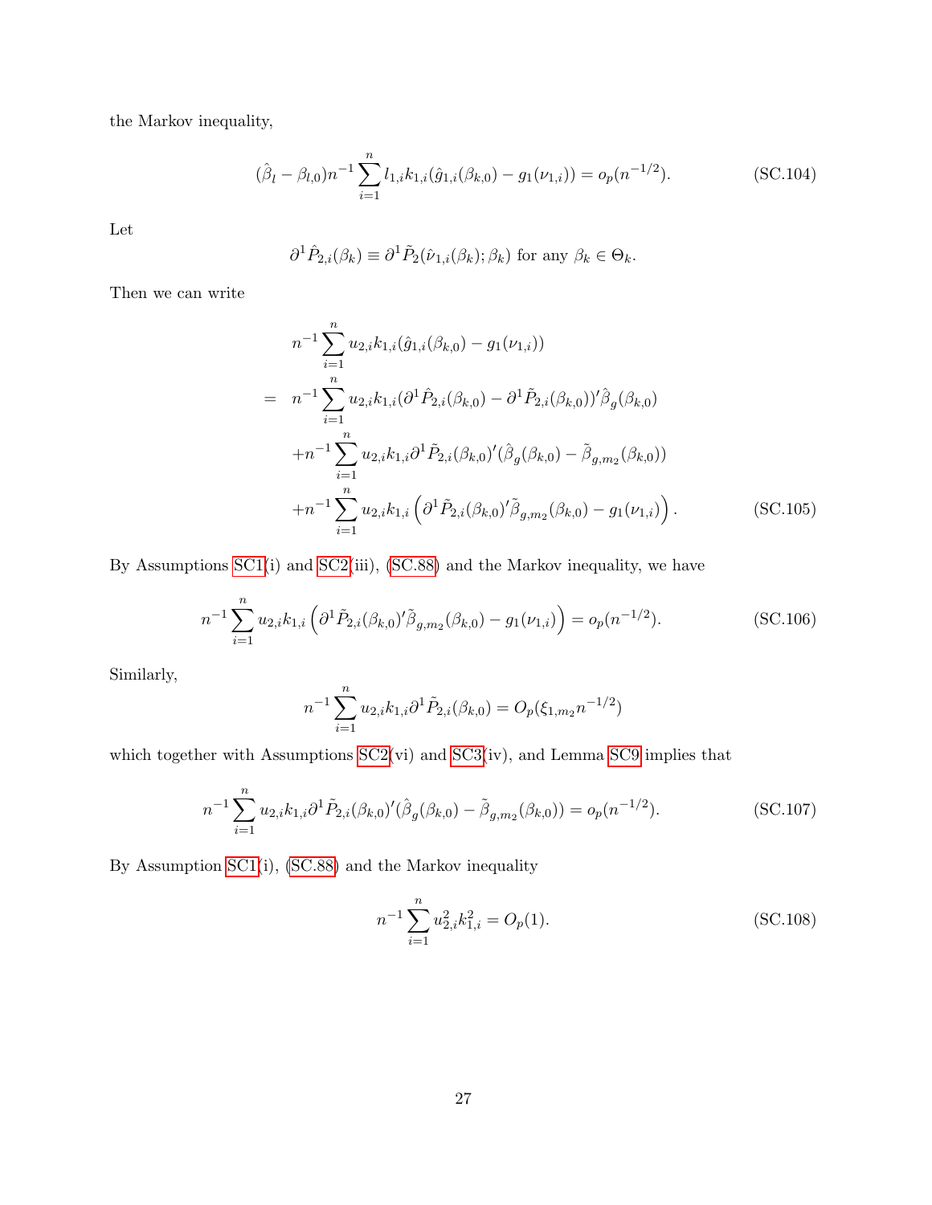the Markov inequality,

$$
(\hat{\beta}_l - \beta_{l,0})n^{-1}\sum_{i=1}^{n} l_{1,i}k_{1,i}(\hat{g}_{1,i}(\beta_{k,0}) - g_1(\nu_{1,i})) = o_p(n^{-1/2}). \tag{SC.104}
$$

Let

$$
\partial^1 \hat{P}_{2,i}(\beta_k) \equiv \partial^1 \tilde{P}_2(\hat{\nu}_{1,i}(\beta_k);\beta_k) \text{ for any } \beta_k \in \Theta_k.
$$

Then we can write

$$
\begin{aligned}
& n^{-1}\sum_{i=1}^{n} u_{2,i}k_{1,i}(\hat{g}_{1,i}(\beta_{k,0}) - g_1(\nu_{1,i})) \\
= \;& n^{-1}\sum_{i=1}^{n} u_{2,i}k_{1,i}(\partial^1 \hat{P}_{2,i}(\beta_{k,0}) - \partial^1 \tilde{P}_{2,i}(\beta_{k,0}))'\hat{\beta}_g(\beta_{k,0}) \\
& + n^{-1}\sum_{i=1}^{n} u_{2,i}k_{1,i}\partial^1 \tilde{P}_{2,i}(\beta_{k,0})'(\hat{\beta}_g(\beta_{k,0}) - \tilde{\beta}_{g,m_2}(\beta_{k,0})) \\
& + n^{-1}\sum_{i=1}^{n} u_{2,i}k_{1,i}\left(\partial^1 \tilde{P}_{2,i}(\beta_{k,0})'\tilde{\beta}_{g,m_2}(\beta_{k,0}) - g_1(\nu_{1,i})\right).
\end{aligned} \tag{SC.105}
$$

By Assumptions SC1(i) and SC2(iii), (SC.88) and the Markov inequality, we have

$$
n^{-1}\sum_{i=1}^{n} u_{2,i}k_{1,i}\left(\partial^1 \tilde{P}_{2,i}(\beta_{k,0})'\tilde{\beta}_{g,m_2}(\beta_{k,0}) - g_1(\nu_{1,i})\right) = o_p(n^{-1/2}). \tag{SC.106}
$$

Similarly,

$$
n^{-1}\sum_{i=1}^{n} u_{2,i}k_{1,i}\partial^1 \tilde{P}_{2,i}(\beta_{k,0}) = O_p(\xi_{1,m_2}n^{-1/2})
$$

which together with Assumptions SC2(vi) and SC3(iv), and Lemma SC9 implies that

$$
n^{-1}\sum_{i=1}^{n} u_{2,i}k_{1,i}\partial^1 \tilde{P}_{2,i}(\beta_{k,0})'(\hat{\beta}_g(\beta_{k,0}) - \tilde{\beta}_{g,m_2}(\beta_{k,0})) = o_p(n^{-1/2}). \tag{SC.107}
$$

By Assumption SC1(i), (SC.88) and the Markov inequality

$$
n^{-1}\sum_{i=1}^{n} u_{2,i}^2 k_{1,i}^2 = O_p(1). \tag{SC.108}
$$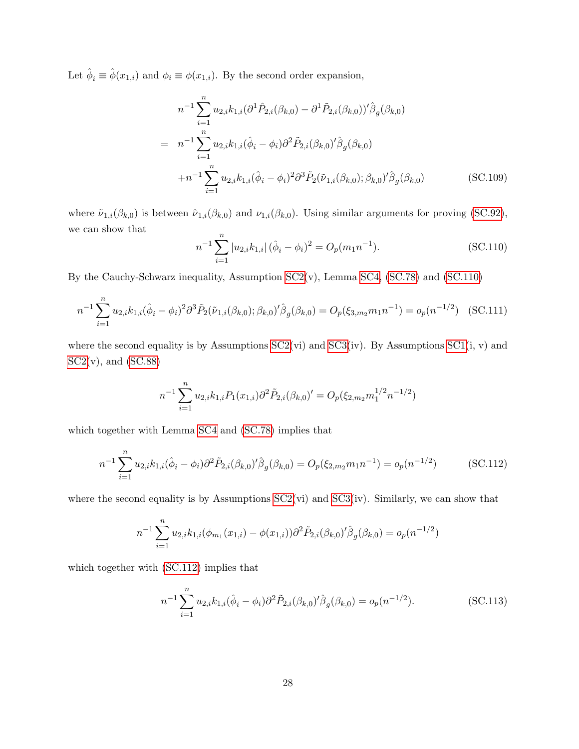Let $\hat{\phi}_i \equiv \hat{\phi}(x_{1,i})$ and $\phi_i \equiv \phi(x_{1,i})$. By the second order expansion,

$$
\begin{aligned}
& n^{-1}\sum_{i=1}^{n} u_{2,i}k_{1,i}(\partial^1 \hat{P}_{2,i}(\beta_{k,0}) - \partial^1 \tilde{P}_{2,i}(\beta_{k,0}))'\hat{\beta}_g(\beta_{k,0}) \\
= \; & n^{-1}\sum_{i=1}^{n} u_{2,i}k_{1,i}(\hat{\phi}_i - \phi_i)\partial^2 \tilde{P}_{2,i}(\beta_{k,0})'\hat{\beta}_g(\beta_{k,0}) \\
& + n^{-1}\sum_{i=1}^{n} u_{2,i}k_{1,i}(\hat{\phi}_i - \phi_i)^2\partial^3 \tilde{P}_2(\tilde{\nu}_{1,i}(\beta_{k,0});\beta_{k,0})'\hat{\beta}_g(\beta_{k,0}) \qquad \text{(SC.109)}
\end{aligned}
$$

where $\tilde{\nu}_{1,i}(\beta_{k,0})$ is between $\hat{\nu}_{1,i}(\beta_{k,0})$ and $\nu_{1,i}(\beta_{k,0})$. Using similar arguments for proving (SC.92), we can show that

$$
n^{-1}\sum_{i=1}^{n} |u_{2,i}k_{1,i}| \, (\hat{\phi}_i - \phi_i)^2 = O_p(m_1 n^{-1}). \qquad \text{(SC.110)}
$$

By the Cauchy-Schwarz inequality, Assumption SC2(v), Lemma SC4, (SC.78) and (SC.110)

$$
n^{-1}\sum_{i=1}^{n} u_{2,i}k_{1,i}(\hat{\phi}_i - \phi_i)^2\partial^3 \tilde{P}_2(\tilde{\nu}_{1,i}(\beta_{k,0});\beta_{k,0})'\hat{\beta}_g(\beta_{k,0}) = O_p(\xi_{3,m_2}m_1 n^{-1}) = o_p(n^{-1/2}) \quad \text{(SC.111)}
$$

where the second equality is by Assumptions SC2(vi) and SC3(iv). By Assumptions SC1(i, v) and SC2(v), and (SC.88)

$$
n^{-1}\sum_{i=1}^{n} u_{2,i}k_{1,i}P_1(x_{1,i})\partial^2 \tilde{P}_{2,i}(\beta_{k,0})' = O_p(\xi_{2,m_2}m_1^{1/2}n^{-1/2})
$$

which together with Lemma SC4 and (SC.78) implies that

$$
n^{-1}\sum_{i=1}^{n} u_{2,i}k_{1,i}(\hat{\phi}_i - \phi_i)\partial^2 \tilde{P}_{2,i}(\beta_{k,0})'\hat{\beta}_g(\beta_{k,0}) = O_p(\xi_{2,m_2}m_1 n^{-1}) = o_p(n^{-1/2}) \qquad \text{(SC.112)}
$$

where the second equality is by Assumptions SC2(vi) and SC3(iv). Similarly, we can show that

$$
n^{-1}\sum_{i=1}^{n} u_{2,i}k_{1,i}(\phi_{m_1}(x_{1,i}) - \phi(x_{1,i}))\partial^2 \tilde{P}_{2,i}(\beta_{k,0})'\hat{\beta}_g(\beta_{k,0}) = o_p(n^{-1/2})
$$

which together with (SC.112) implies that

$$
n^{-1}\sum_{i=1}^{n} u_{2,i}k_{1,i}(\hat{\phi}_i - \phi_i)\partial^2 \tilde{P}_{2,i}(\beta_{k,0})'\hat{\beta}_g(\beta_{k,0}) = o_p(n^{-1/2}). \qquad \text{(SC.113)}
$$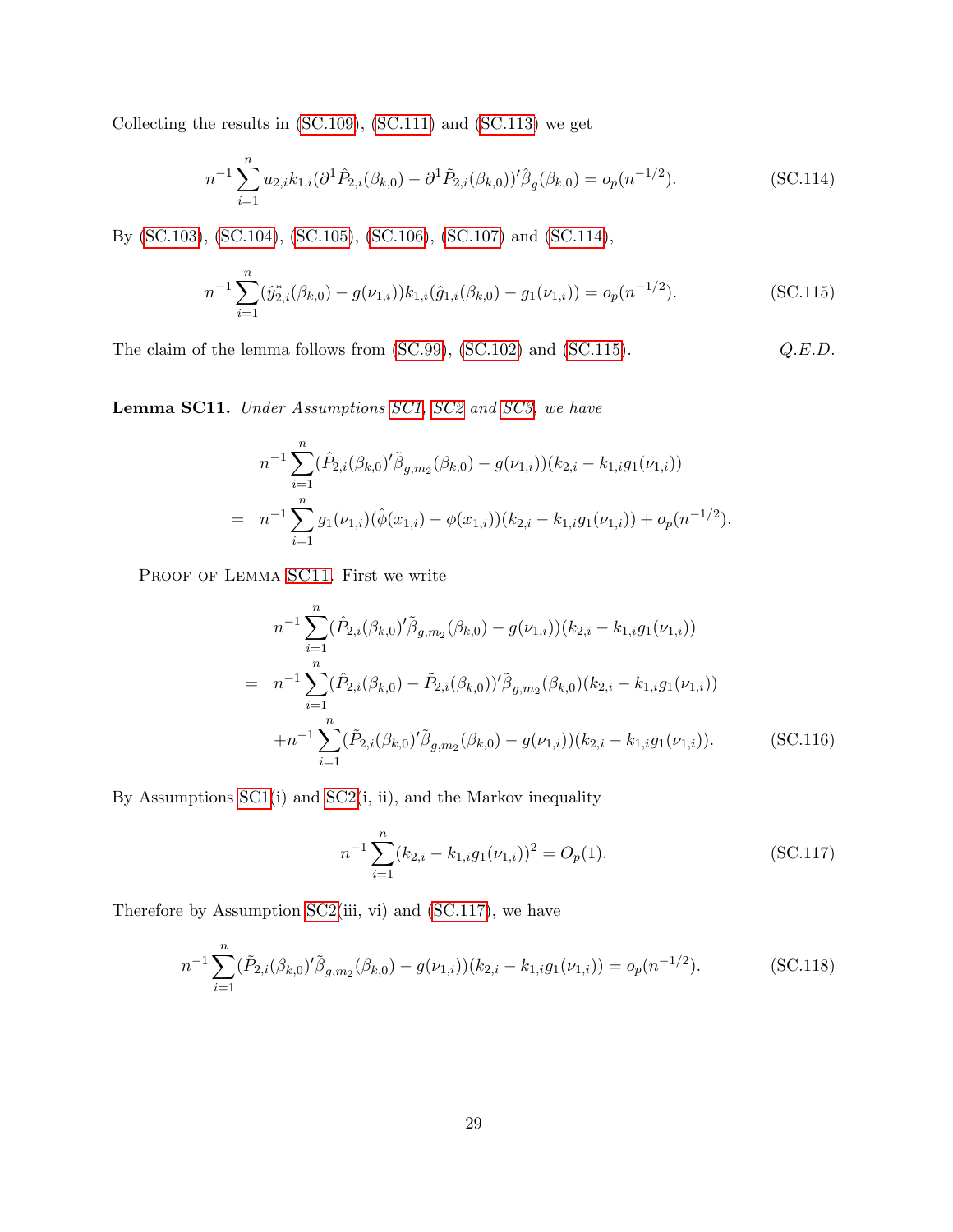Collecting the results in (SC.109), (SC.111) and (SC.113) we get

$$n^{-1}\sum_{i=1}^{n} u_{2,i}k_{1,i}(\partial^1 \hat{P}_{2,i}(\beta_{k,0}) - \partial^1 \tilde{P}_{2,i}(\beta_{k,0}))'\hat{\beta}_g(\beta_{k,0}) = o_p(n^{-1/2}). \tag{SC.114}$$

By (SC.103), (SC.104), (SC.105), (SC.106), (SC.107) and (SC.114),

$$n^{-1}\sum_{i=1}^{n}(\hat{y}^*_{2,i}(\beta_{k,0}) - g(\nu_{1,i}))k_{1,i}(\hat{g}_{1,i}(\beta_{k,0}) - g_1(\nu_{1,i})) = o_p(n^{-1/2}). \tag{SC.115}$$

The claim of the lemma follows from (SC.99), (SC.102) and (SC.115). *Q.E.D.*

**Lemma SC11.** *Under Assumptions SC1, SC2 and SC3, we have*

$$\begin{aligned} & n^{-1}\sum_{i=1}^{n}(\hat{P}_{2,i}(\beta_{k,0})'\tilde{\beta}_{g,m_2}(\beta_{k,0}) - g(\nu_{1,i}))(k_{2,i} - k_{1,i}g_1(\nu_{1,i})) \\ = \; & n^{-1}\sum_{i=1}^{n} g_1(\nu_{1,i})(\hat{\phi}(x_{1,i}) - \phi(x_{1,i}))(k_{2,i} - k_{1,i}g_1(\nu_{1,i})) + o_p(n^{-1/2}). \end{aligned}$$

Proof of Lemma SC11. First we write

$$\begin{aligned} & n^{-1}\sum_{i=1}^{n}(\hat{P}_{2,i}(\beta_{k,0})'\tilde{\beta}_{g,m_2}(\beta_{k,0}) - g(\nu_{1,i}))(k_{2,i} - k_{1,i}g_1(\nu_{1,i})) \\ = \; & n^{-1}\sum_{i=1}^{n}(\hat{P}_{2,i}(\beta_{k,0}) - \tilde{P}_{2,i}(\beta_{k,0}))'\tilde{\beta}_{g,m_2}(\beta_{k,0})(k_{2,i} - k_{1,i}g_1(\nu_{1,i})) \\ & + n^{-1}\sum_{i=1}^{n}(\tilde{P}_{2,i}(\beta_{k,0})'\tilde{\beta}_{g,m_2}(\beta_{k,0}) - g(\nu_{1,i}))(k_{2,i} - k_{1,i}g_1(\nu_{1,i})). \end{aligned} \tag{SC.116}$$

By Assumptions SC1(i) and SC2(i, ii), and the Markov inequality

$$n^{-1}\sum_{i=1}^{n}(k_{2,i} - k_{1,i}g_1(\nu_{1,i}))^2 = O_p(1). \tag{SC.117}$$

Therefore by Assumption SC2(iii, vi) and (SC.117), we have

$$n^{-1}\sum_{i=1}^{n}(\tilde{P}_{2,i}(\beta_{k,0})'\tilde{\beta}_{g,m_2}(\beta_{k,0}) - g(\nu_{1,i}))(k_{2,i} - k_{1,i}g_1(\nu_{1,i})) = o_p(n^{-1/2}). \tag{SC.118}$$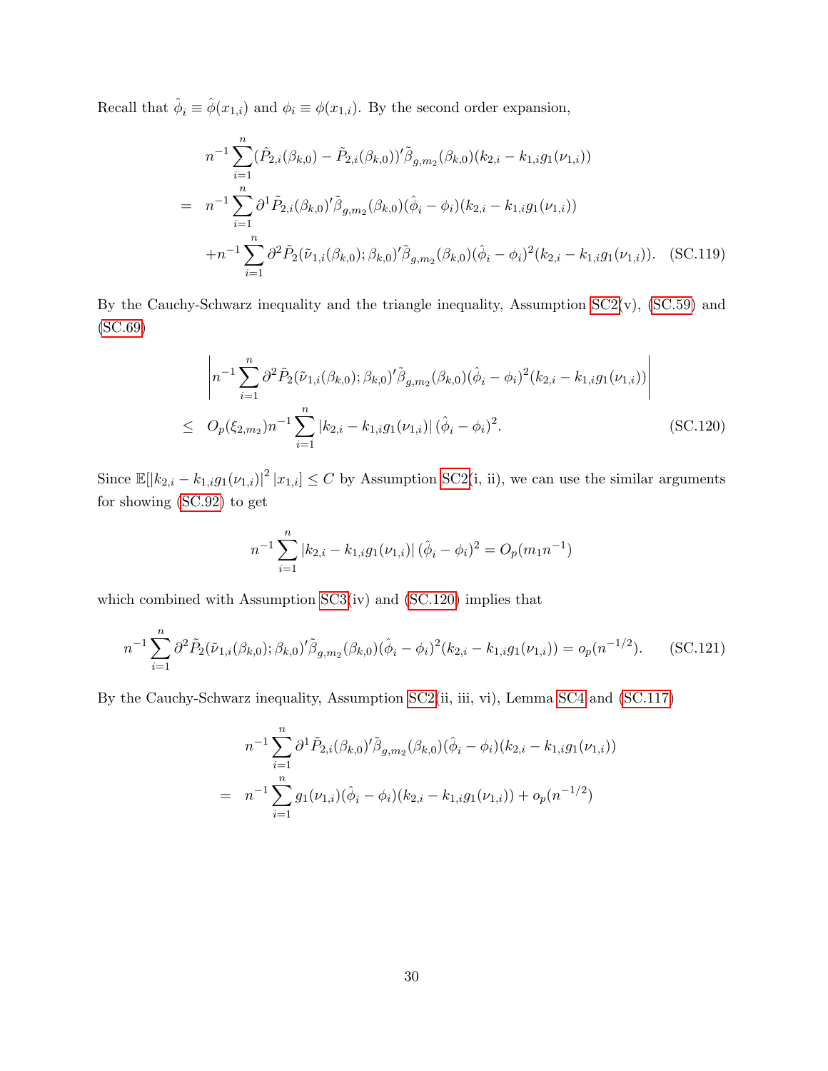Recall that $\hat{\phi}_i \equiv \hat{\phi}(x_{1,i})$ and $\phi_i \equiv \phi(x_{1,i})$. By the second order expansion,

$$
\begin{aligned}
& n^{-1}\sum_{i=1}^{n}(\hat{P}_{2,i}(\beta_{k,0}) - \tilde{P}_{2,i}(\beta_{k,0}))'\tilde{\beta}_{g,m_2}(\beta_{k,0})(k_{2,i} - k_{1,i}g_1(\nu_{1,i})) \\
= \;& n^{-1}\sum_{i=1}^{n}\partial^1\tilde{P}_{2,i}(\beta_{k,0})'\tilde{\beta}_{g,m_2}(\beta_{k,0})(\hat{\phi}_i - \phi_i)(k_{2,i} - k_{1,i}g_1(\nu_{1,i})) \\
& + n^{-1}\sum_{i=1}^{n}\partial^2\tilde{P}_2(\tilde{\nu}_{1,i}(\beta_{k,0});\beta_{k,0})'\tilde{\beta}_{g,m_2}(\beta_{k,0})(\hat{\phi}_i - \phi_i)^2(k_{2,i} - k_{1,i}g_1(\nu_{1,i})). \quad \text{(SC.119)}
\end{aligned}
$$

By the Cauchy-Schwarz inequality and the triangle inequality, Assumption SC2(v), (SC.59) and (SC.69)

$$
\begin{aligned}
& \left| n^{-1}\sum_{i=1}^{n}\partial^2\tilde{P}_2(\tilde{\nu}_{1,i}(\beta_{k,0});\beta_{k,0})'\tilde{\beta}_{g,m_2}(\beta_{k,0})(\hat{\phi}_i - \phi_i)^2(k_{2,i} - k_{1,i}g_1(\nu_{1,i})) \right| \\
\leq \;& O_p(\xi_{2,m_2})n^{-1}\sum_{i=1}^{n}\left|k_{2,i} - k_{1,i}g_1(\nu_{1,i})\right|(\hat{\phi}_i - \phi_i)^2. \quad \text{(SC.120)}
\end{aligned}
$$

Since $\mathbb{E}[\left|k_{2,i} - k_{1,i}g_1(\nu_{1,i})\right|^2 | x_{1,i}] \leq C$ by Assumption SC2(i, ii), we can use the similar arguments for showing (SC.92) to get

$$
n^{-1}\sum_{i=1}^{n}\left|k_{2,i} - k_{1,i}g_1(\nu_{1,i})\right|(\hat{\phi}_i - \phi_i)^2 = O_p(m_1 n^{-1})
$$

which combined with Assumption SC3(iv) and (SC.120) implies that

$$
n^{-1}\sum_{i=1}^{n}\partial^2\tilde{P}_2(\tilde{\nu}_{1,i}(\beta_{k,0});\beta_{k,0})'\tilde{\beta}_{g,m_2}(\beta_{k,0})(\hat{\phi}_i - \phi_i)^2(k_{2,i} - k_{1,i}g_1(\nu_{1,i})) = o_p(n^{-1/2}). \quad \text{(SC.121)}
$$

By the Cauchy-Schwarz inequality, Assumption SC2(ii, iii, vi), Lemma SC4 and (SC.117)

$$
\begin{aligned}
& n^{-1}\sum_{i=1}^{n}\partial^1\tilde{P}_{2,i}(\beta_{k,0})'\tilde{\beta}_{g,m_2}(\beta_{k,0})(\hat{\phi}_i - \phi_i)(k_{2,i} - k_{1,i}g_1(\nu_{1,i})) \\
= \;& n^{-1}\sum_{i=1}^{n}g_1(\nu_{1,i})(\hat{\phi}_i - \phi_i)(k_{2,i} - k_{1,i}g_1(\nu_{1,i})) + o_p(n^{-1/2})
\end{aligned}
$$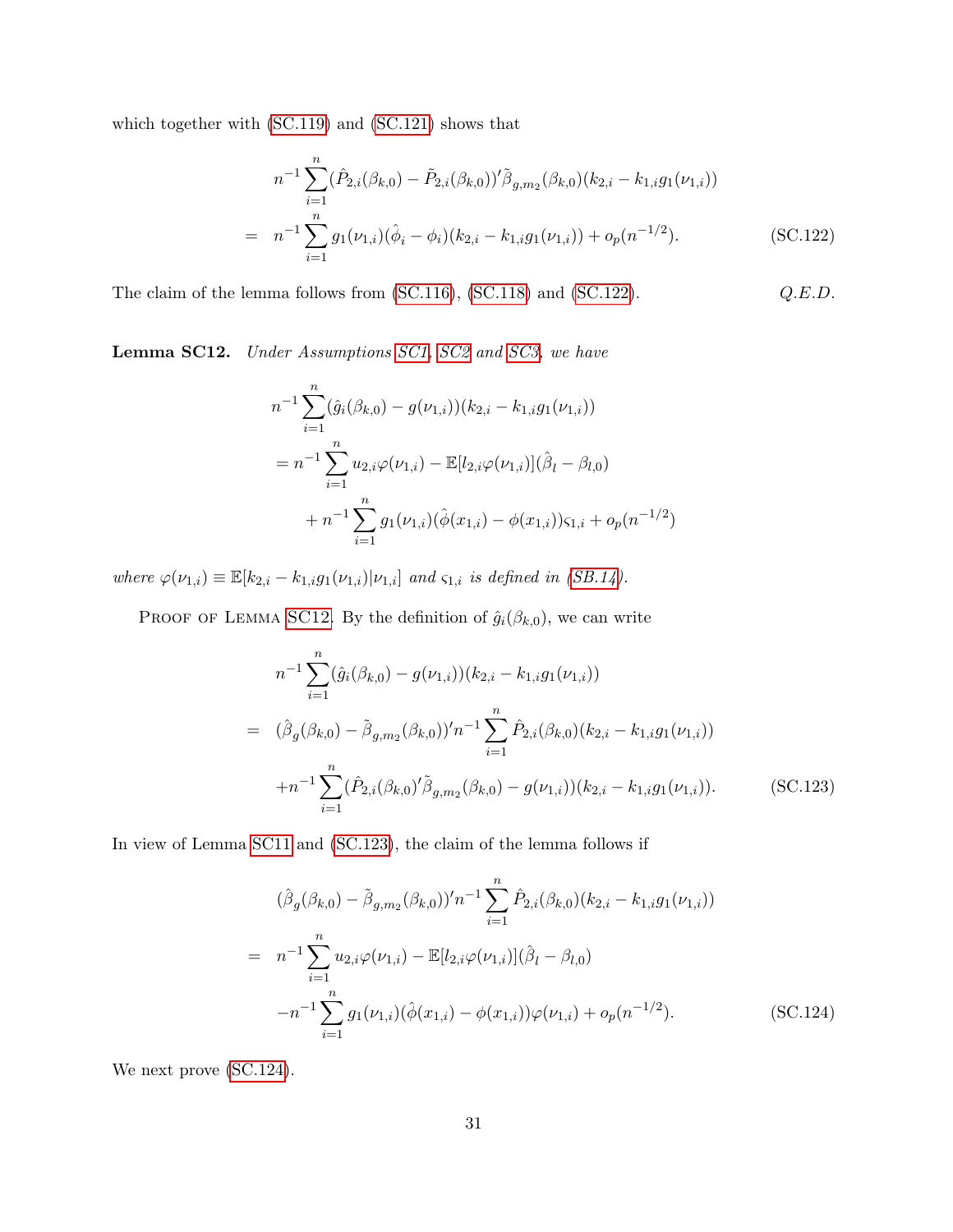which together with (SC.119) and (SC.121) shows that

$$
\begin{aligned}
& n^{-1}\sum_{i=1}^{n}(\hat{P}_{2,i}(\beta_{k,0})-\tilde{P}_{2,i}(\beta_{k,0}))'\tilde{\beta}_{g,m_2}(\beta_{k,0})(k_{2,i}-k_{1,i}g_1(\nu_{1,i})) \\
= \;& n^{-1}\sum_{i=1}^{n}g_1(\nu_{1,i})(\hat{\phi}_i-\phi_i)(k_{2,i}-k_{1,i}g_1(\nu_{1,i}))+o_p(n^{-1/2}). \qquad \text{(SC.122)}
\end{aligned}
$$

The claim of the lemma follows from (SC.116), (SC.118) and (SC.122). *Q.E.D.*

**Lemma SC12.** *Under Assumptions SC1, SC2 and SC3, we have*

$$
\begin{aligned}
& n^{-1}\sum_{i=1}^{n}(\hat{g}_i(\beta_{k,0})-g(\nu_{1,i}))(k_{2,i}-k_{1,i}g_1(\nu_{1,i})) \\
& = n^{-1}\sum_{i=1}^{n}u_{2,i}\varphi(\nu_{1,i})-\mathbb{E}[l_{2,i}\varphi(\nu_{1,i})](\hat{\beta}_l-\beta_{l,0}) \\
& \quad + n^{-1}\sum_{i=1}^{n}g_1(\nu_{1,i})(\hat{\phi}(x_{1,i})-\phi(x_{1,i}))\varsigma_{1,i}+o_p(n^{-1/2})
\end{aligned}
$$

*where* $\varphi(\nu_{1,i})\equiv\mathbb{E}[k_{2,i}-k_{1,i}g_1(\nu_{1,i})|\nu_{1,i}]$ *and* $\varsigma_{1,i}$ *is defined in (SB.14).*

Proof of Lemma SC12. By the definition of $\hat{g}_i(\beta_{k,0})$, we can write

$$
\begin{aligned}
& n^{-1}\sum_{i=1}^{n}(\hat{g}_i(\beta_{k,0})-g(\nu_{1,i}))(k_{2,i}-k_{1,i}g_1(\nu_{1,i})) \\
= \;& (\hat{\beta}_g(\beta_{k,0})-\tilde{\beta}_{g,m_2}(\beta_{k,0}))'n^{-1}\sum_{i=1}^{n}\hat{P}_{2,i}(\beta_{k,0})(k_{2,i}-k_{1,i}g_1(\nu_{1,i})) \\
& +n^{-1}\sum_{i=1}^{n}(\hat{P}_{2,i}(\beta_{k,0})'\tilde{\beta}_{g,m_2}(\beta_{k,0})-g(\nu_{1,i}))(k_{2,i}-k_{1,i}g_1(\nu_{1,i})). \qquad \text{(SC.123)}
\end{aligned}
$$

In view of Lemma SC11 and (SC.123), the claim of the lemma follows if

$$
\begin{aligned}
& (\hat{\beta}_g(\beta_{k,0})-\tilde{\beta}_{g,m_2}(\beta_{k,0}))'n^{-1}\sum_{i=1}^{n}\hat{P}_{2,i}(\beta_{k,0})(k_{2,i}-k_{1,i}g_1(\nu_{1,i})) \\
= \;& n^{-1}\sum_{i=1}^{n}u_{2,i}\varphi(\nu_{1,i})-\mathbb{E}[l_{2,i}\varphi(\nu_{1,i})](\hat{\beta}_l-\beta_{l,0}) \\
& -n^{-1}\sum_{i=1}^{n}g_1(\nu_{1,i})(\hat{\phi}(x_{1,i})-\phi(x_{1,i}))\varphi(\nu_{1,i})+o_p(n^{-1/2}). \qquad \text{(SC.124)}
\end{aligned}
$$

We next prove (SC.124).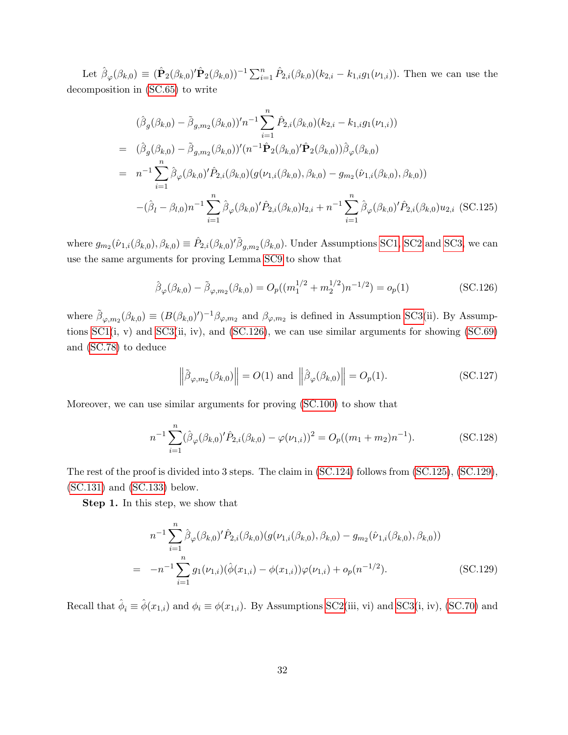Let $\hat{\beta}_{\varphi}(\beta_{k,0}) \equiv (\hat{\mathbf{P}}_2(\beta_{k,0})'\hat{\mathbf{P}}_2(\beta_{k,0}))^{-1}\sum_{i=1}^{n}\hat{P}_{2,i}(\beta_{k,0})(k_{2,i} - k_{1,i}g_1(\nu_{1,i}))$. Then we can use the decomposition in (SC.65) to write

$$
\begin{aligned}
& (\hat{\beta}_g(\beta_{k,0}) - \tilde{\beta}_{g,m_2}(\beta_{k,0}))'n^{-1}\sum_{i=1}^{n}\hat{P}_{2,i}(\beta_{k,0})(k_{2,i} - k_{1,i}g_1(\nu_{1,i})) \\
= \; & (\hat{\beta}_g(\beta_{k,0}) - \tilde{\beta}_{g,m_2}(\beta_{k,0}))'(n^{-1}\hat{\mathbf{P}}_2(\beta_{k,0})'\hat{\mathbf{P}}_2(\beta_{k,0}))\hat{\beta}_{\varphi}(\beta_{k,0}) \\
= \; & n^{-1}\sum_{i=1}^{n}\hat{\beta}_{\varphi}(\beta_{k,0})'\hat{P}_{2,i}(\beta_{k,0})(g(\nu_{1,i}(\beta_{k,0}), \beta_{k,0}) - g_{m_2}(\hat{\nu}_{1,i}(\beta_{k,0}), \beta_{k,0})) \\
& -(\hat{\beta}_l - \beta_{l,0})n^{-1}\sum_{i=1}^{n}\hat{\beta}_{\varphi}(\beta_{k,0})'\hat{P}_{2,i}(\beta_{k,0})l_{2,i} + n^{-1}\sum_{i=1}^{n}\hat{\beta}_{\varphi}(\beta_{k,0})'\hat{P}_{2,i}(\beta_{k,0})u_{2,i} \quad \text{(SC.125)}
\end{aligned}
$$

where $g_{m_2}(\hat{\nu}_{1,i}(\beta_{k,0}), \beta_{k,0}) \equiv \hat{P}_{2,i}(\beta_{k,0})'\tilde{\beta}_{g,m_2}(\beta_{k,0})$. Under Assumptions SC1, SC2 and SC3, we can use the same arguments for proving Lemma SC9 to show that

$$
\hat{\beta}_{\varphi}(\beta_{k,0}) - \tilde{\beta}_{\varphi,m_2}(\beta_{k,0}) = O_p((m_1^{1/2} + m_2^{1/2})n^{-1/2}) = o_p(1) \quad \text{(SC.126)}
$$

where $\tilde{\beta}_{\varphi,m_2}(\beta_{k,0}) \equiv (B(\beta_{k,0})')^{-1}\beta_{\varphi,m_2}$ and $\beta_{\varphi,m_2}$ is defined in Assumption SC3(ii). By Assumptions SC1(i, v) and SC3(ii, iv), and (SC.126), we can use similar arguments for showing (SC.69) and (SC.78) to deduce

$$
\left\|\tilde{\beta}_{\varphi,m_2}(\beta_{k,0})\right\| = O(1) \text{ and } \left\|\hat{\beta}_{\varphi}(\beta_{k,0})\right\| = O_p(1). \quad \text{(SC.127)}
$$

Moreover, we can use similar arguments for proving (SC.100) to show that

$$
n^{-1}\sum_{i=1}^{n}(\hat{\beta}_{\varphi}(\beta_{k,0})'\hat{P}_{2,i}(\beta_{k,0}) - \varphi(\nu_{1,i}))^2 = O_p((m_1 + m_2)n^{-1}). \quad \text{(SC.128)}
$$

The rest of the proof is divided into 3 steps. The claim in (SC.124) follows from (SC.125), (SC.129), (SC.131) and (SC.133) below.

**Step 1.** In this step, we show that

$$
\begin{aligned}
& n^{-1}\sum_{i=1}^{n}\hat{\beta}_{\varphi}(\beta_{k,0})'\hat{P}_{2,i}(\beta_{k,0})(g(\nu_{1,i}(\beta_{k,0}), \beta_{k,0}) - g_{m_2}(\hat{\nu}_{1,i}(\beta_{k,0}), \beta_{k,0})) \\
= \; & -n^{-1}\sum_{i=1}^{n}g_1(\nu_{1,i})(\hat{\phi}(x_{1,i}) - \phi(x_{1,i}))\varphi(\nu_{1,i}) + o_p(n^{-1/2}). \quad \text{(SC.129)}
\end{aligned}
$$

Recall that $\hat{\phi}_i \equiv \hat{\phi}(x_{1,i})$ and $\phi_i \equiv \phi(x_{1,i})$. By Assumptions SC2(iii, vi) and SC3(i, iv), (SC.70) and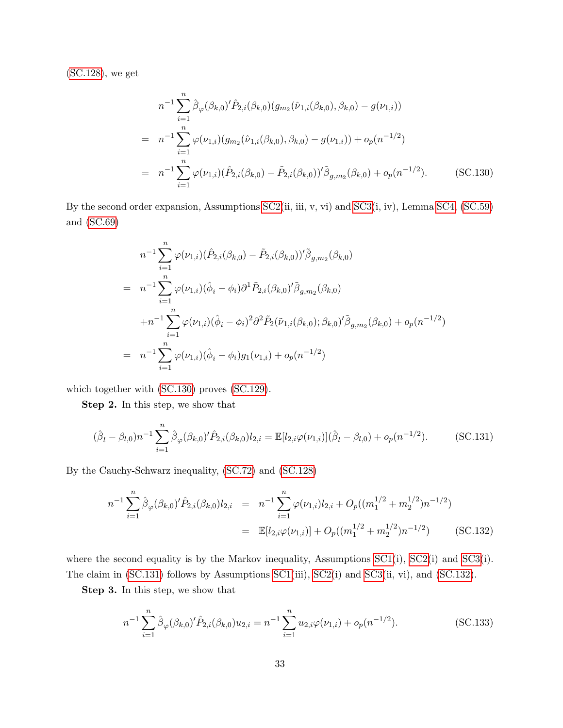(SC.128), we get

$$
\begin{aligned}
& n^{-1}\sum_{i=1}^{n}\hat{\beta}_{\varphi}(\beta_{k,0})'\hat{P}_{2,i}(\beta_{k,0})(g_{m_2}(\hat{\nu}_{1,i}(\beta_{k,0}),\beta_{k,0})-g(\nu_{1,i})) \\
= \;& n^{-1}\sum_{i=1}^{n}\varphi(\nu_{1,i})(g_{m_2}(\hat{\nu}_{1,i}(\beta_{k,0}),\beta_{k,0})-g(\nu_{1,i}))+o_p(n^{-1/2}) \\
= \;& n^{-1}\sum_{i=1}^{n}\varphi(\nu_{1,i})(\hat{P}_{2,i}(\beta_{k,0})-\tilde{P}_{2,i}(\beta_{k,0}))'\tilde{\beta}_{g,m_2}(\beta_{k,0})+o_p(n^{-1/2}). \qquad \text{(SC.130)}
\end{aligned}
$$

By the second order expansion, Assumptions SC2(ii, iii, v, vi) and SC3(i, iv), Lemma SC4, (SC.59) and (SC.69)

$$
\begin{aligned}
& n^{-1}\sum_{i=1}^{n}\varphi(\nu_{1,i})(\hat{P}_{2,i}(\beta_{k,0})-\tilde{P}_{2,i}(\beta_{k,0}))'\tilde{\beta}_{g,m_2}(\beta_{k,0}) \\
= \;& n^{-1}\sum_{i=1}^{n}\varphi(\nu_{1,i})(\hat{\phi}_i-\phi_i)\partial^1\tilde{P}_{2,i}(\beta_{k,0})'\tilde{\beta}_{g,m_2}(\beta_{k,0}) \\
& +n^{-1}\sum_{i=1}^{n}\varphi(\nu_{1,i})(\hat{\phi}_i-\phi_i)^2\partial^2\tilde{P}_2(\tilde{\nu}_{1,i}(\beta_{k,0});\beta_{k,0})'\tilde{\beta}_{g,m_2}(\beta_{k,0})+o_p(n^{-1/2}) \\
= \;& n^{-1}\sum_{i=1}^{n}\varphi(\nu_{1,i})(\hat{\phi}_i-\phi_i)g_1(\nu_{1,i})+o_p(n^{-1/2})
\end{aligned}
$$

which together with (SC.130) proves (SC.129).

**Step 2.** In this step, we show that

$$
(\hat{\beta}_l-\beta_{l,0})n^{-1}\sum_{i=1}^{n}\hat{\beta}_{\varphi}(\beta_{k,0})'\hat{P}_{2,i}(\beta_{k,0})l_{2,i}=\mathbb{E}[l_{2,i}\varphi(\nu_{1,i})](\hat{\beta}_l-\beta_{l,0})+o_p(n^{-1/2}). \qquad \text{(SC.131)}
$$

By the Cauchy-Schwarz inequality, (SC.72) and (SC.128)

$$
\begin{aligned}
n^{-1}\sum_{i=1}^{n}\hat{\beta}_{\varphi}(\beta_{k,0})'\hat{P}_{2,i}(\beta_{k,0})l_{2,i} &= n^{-1}\sum_{i=1}^{n}\varphi(\nu_{1,i})l_{2,i}+O_p((m_1^{1/2}+m_2^{1/2})n^{-1/2}) \\
&= \mathbb{E}[l_{2,i}\varphi(\nu_{1,i})]+O_p((m_1^{1/2}+m_2^{1/2})n^{-1/2}) \qquad \text{(SC.132)}
\end{aligned}
$$

where the second equality is by the Markov inequality, Assumptions SC1(i), SC2(i) and SC3(i). The claim in (SC.131) follows by Assumptions SC1(iii), SC2(i) and SC3(ii, vi), and (SC.132).

**Step 3.** In this step, we show that

$$
n^{-1}\sum_{i=1}^{n}\hat{\beta}_{\varphi}(\beta_{k,0})'\hat{P}_{2,i}(\beta_{k,0})u_{2,i}=n^{-1}\sum_{i=1}^{n}u_{2,i}\varphi(\nu_{1,i})+o_p(n^{-1/2}). \qquad \text{(SC.133)}
$$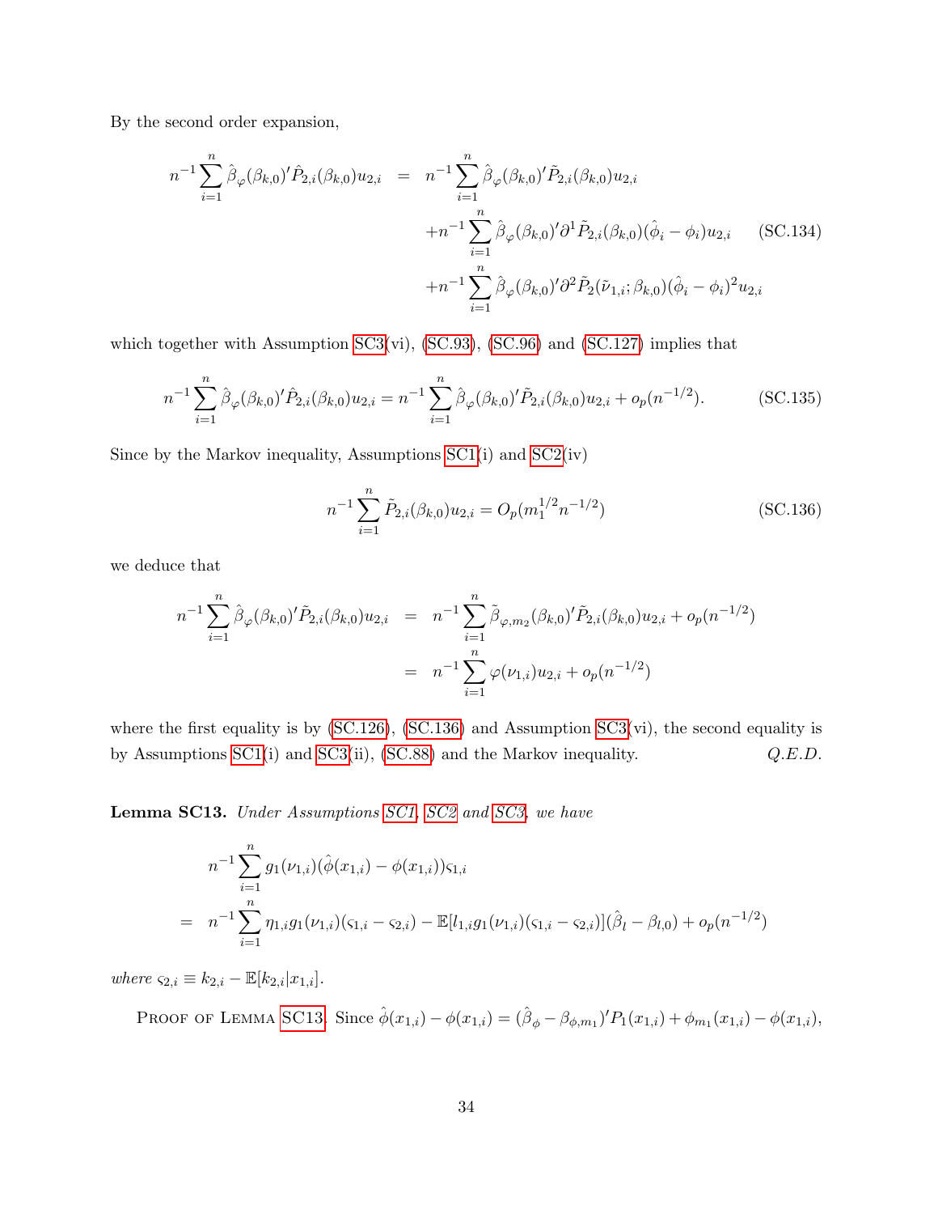By the second order expansion,

$$
\begin{aligned}
n^{-1}\sum_{i=1}^{n}\hat{\beta}_{\varphi}(\beta_{k,0})'\hat{P}_{2,i}(\beta_{k,0})u_{2,i} &= n^{-1}\sum_{i=1}^{n}\hat{\beta}_{\varphi}(\beta_{k,0})'\tilde{P}_{2,i}(\beta_{k,0})u_{2,i} \\
&\quad + n^{-1}\sum_{i=1}^{n}\hat{\beta}_{\varphi}(\beta_{k,0})'\partial^{1}\tilde{P}_{2,i}(\beta_{k,0})(\hat{\phi}_i-\phi_i)u_{2,i} \\
&\quad + n^{-1}\sum_{i=1}^{n}\hat{\beta}_{\varphi}(\beta_{k,0})'\partial^{2}\tilde{P}_{2}(\tilde{\nu}_{1,i};\beta_{k,0})(\hat{\phi}_i-\phi_i)^2u_{2,i}
\end{aligned}
\tag{SC.134}
$$

which together with Assumption SC3(vi), (SC.93), (SC.96) and (SC.127) implies that

$$
n^{-1}\sum_{i=1}^{n}\hat{\beta}_{\varphi}(\beta_{k,0})'\hat{P}_{2,i}(\beta_{k,0})u_{2,i} = n^{-1}\sum_{i=1}^{n}\hat{\beta}_{\varphi}(\beta_{k,0})'\tilde{P}_{2,i}(\beta_{k,0})u_{2,i} + o_p(n^{-1/2}). \tag{SC.135}
$$

Since by the Markov inequality, Assumptions SC1(i) and SC2(iv)

$$
n^{-1}\sum_{i=1}^{n}\tilde{P}_{2,i}(\beta_{k,0})u_{2,i} = O_p(m_1^{1/2}n^{-1/2}) \tag{SC.136}
$$

we deduce that

$$
\begin{aligned}
n^{-1}\sum_{i=1}^{n}\hat{\beta}_{\varphi}(\beta_{k,0})'\tilde{P}_{2,i}(\beta_{k,0})u_{2,i} &= n^{-1}\sum_{i=1}^{n}\tilde{\beta}_{\varphi,m_2}(\beta_{k,0})'\tilde{P}_{2,i}(\beta_{k,0})u_{2,i} + o_p(n^{-1/2}) \\
&= n^{-1}\sum_{i=1}^{n}\varphi(\nu_{1,i})u_{2,i} + o_p(n^{-1/2})
\end{aligned}
$$

where the first equality is by (SC.126), (SC.136) and Assumption SC3(vi), the second equality is by Assumptions SC1(i) and SC3(ii), (SC.88) and the Markov inequality. *Q.E.D.*

**Lemma SC13.** *Under Assumptions SC1, SC2 and SC3, we have*

$$
\begin{aligned}
& n^{-1}\sum_{i=1}^{n}g_1(\nu_{1,i})(\hat{\phi}(x_{1,i})-\phi(x_{1,i}))\varsigma_{1,i} \\
= \;& n^{-1}\sum_{i=1}^{n}\eta_{1,i}g_1(\nu_{1,i})(\varsigma_{1,i}-\varsigma_{2,i}) - \mathbb{E}[l_{1,i}g_1(\nu_{1,i})(\varsigma_{1,i}-\varsigma_{2,i})](\hat{\beta}_l-\beta_{l,0}) + o_p(n^{-1/2})
\end{aligned}
$$

*where* $\varsigma_{2,i} \equiv k_{2,i} - \mathbb{E}[k_{2,i}|x_{1,i}]$.

Proof of Lemma SC13. Since $\hat{\phi}(x_{1,i})-\phi(x_{1,i}) = (\hat{\beta}_{\phi}-\beta_{\phi,m_1})'P_1(x_{1,i}) + \phi_{m_1}(x_{1,i}) - \phi(x_{1,i})$,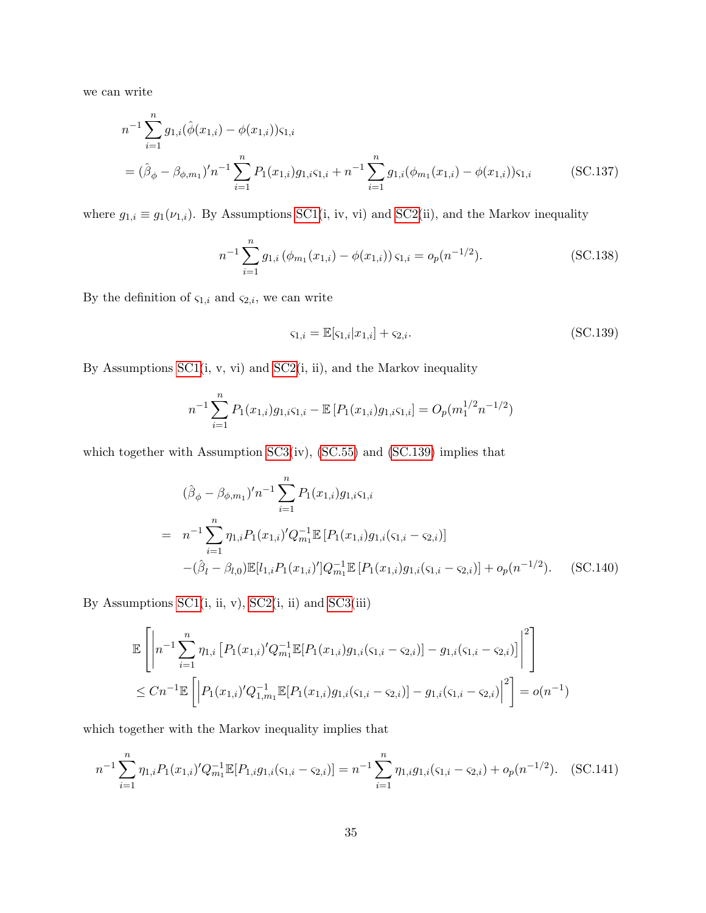we can write

$$
\begin{aligned}
& n^{-1}\sum_{i=1}^{n} g_{1,i}(\hat{\phi}(x_{1,i})-\phi(x_{1,i}))\varsigma_{1,i} \\
&= (\hat{\beta}_{\phi}-\beta_{\phi,m_1})' n^{-1}\sum_{i=1}^{n} P_1(x_{1,i}) g_{1,i}\varsigma_{1,i} + n^{-1}\sum_{i=1}^{n} g_{1,i}(\phi_{m_1}(x_{1,i})-\phi(x_{1,i}))\varsigma_{1,i} \qquad \text{(SC.137)}
\end{aligned}
$$

where $g_{1,i} \equiv g_1(\nu_{1,i})$. By Assumptions SC1(i, iv, vi) and SC2(ii), and the Markov inequality

$$
n^{-1}\sum_{i=1}^{n} g_{1,i}\left(\phi_{m_1}(x_{1,i})-\phi(x_{1,i})\right)\varsigma_{1,i} = o_p(n^{-1/2}). \qquad \text{(SC.138)}
$$

By the definition of $\varsigma_{1,i}$ and $\varsigma_{2,i}$, we can write

$$
\varsigma_{1,i} = \mathbb{E}[\varsigma_{1,i}|x_{1,i}] + \varsigma_{2,i}. \qquad \text{(SC.139)}
$$

By Assumptions SC1(i, v, vi) and SC2(i, ii), and the Markov inequality

$$
n^{-1}\sum_{i=1}^{n} P_1(x_{1,i}) g_{1,i}\varsigma_{1,i} - \mathbb{E}\left[P_1(x_{1,i}) g_{1,i}\varsigma_{1,i}\right] = O_p(m_1^{1/2} n^{-1/2})
$$

which together with Assumption SC3(iv), (SC.55) and (SC.139) implies that

$$
\begin{aligned}
& (\hat{\beta}_{\phi}-\beta_{\phi,m_1})' n^{-1}\sum_{i=1}^{n} P_1(x_{1,i}) g_{1,i}\varsigma_{1,i} \\
= \;& n^{-1}\sum_{i=1}^{n} \eta_{1,i} P_1(x_{1,i})' Q_{m_1}^{-1}\mathbb{E}\left[P_1(x_{1,i}) g_{1,i}(\varsigma_{1,i}-\varsigma_{2,i})\right] \\
& -(\hat{\beta}_l-\beta_{l,0})\mathbb{E}[l_{1,i}P_1(x_{1,i})'] Q_{m_1}^{-1}\mathbb{E}\left[P_1(x_{1,i}) g_{1,i}(\varsigma_{1,i}-\varsigma_{2,i})\right] + o_p(n^{-1/2}). \qquad \text{(SC.140)}
\end{aligned}
$$

By Assumptions SC1(i, ii, v), SC2(i, ii) and SC3(iii)

$$
\begin{aligned}
& \mathbb{E}\left[\left|n^{-1}\sum_{i=1}^{n} \eta_{1,i}\left[P_1(x_{1,i})' Q_{m_1}^{-1}\mathbb{E}[P_1(x_{1,i}) g_{1,i}(\varsigma_{1,i}-\varsigma_{2,i})] - g_{1,i}(\varsigma_{1,i}-\varsigma_{2,i})\right]\right|^2\right] \\
& \leq C n^{-1}\mathbb{E}\left[\left|P_1(x_{1,i})' Q_{1,m_1}^{-1}\mathbb{E}[P_1(x_{1,i}) g_{1,i}(\varsigma_{1,i}-\varsigma_{2,i})] - g_{1,i}(\varsigma_{1,i}-\varsigma_{2,i})\right|^2\right] = o(n^{-1})
\end{aligned}
$$

which together with the Markov inequality implies that

$$
n^{-1}\sum_{i=1}^{n} \eta_{1,i} P_1(x_{1,i})' Q_{m_1}^{-1}\mathbb{E}[P_{1,i} g_{1,i}(\varsigma_{1,i}-\varsigma_{2,i})] = n^{-1}\sum_{i=1}^{n} \eta_{1,i} g_{1,i}(\varsigma_{1,i}-\varsigma_{2,i}) + o_p(n^{-1/2}). \qquad \text{(SC.141)}
$$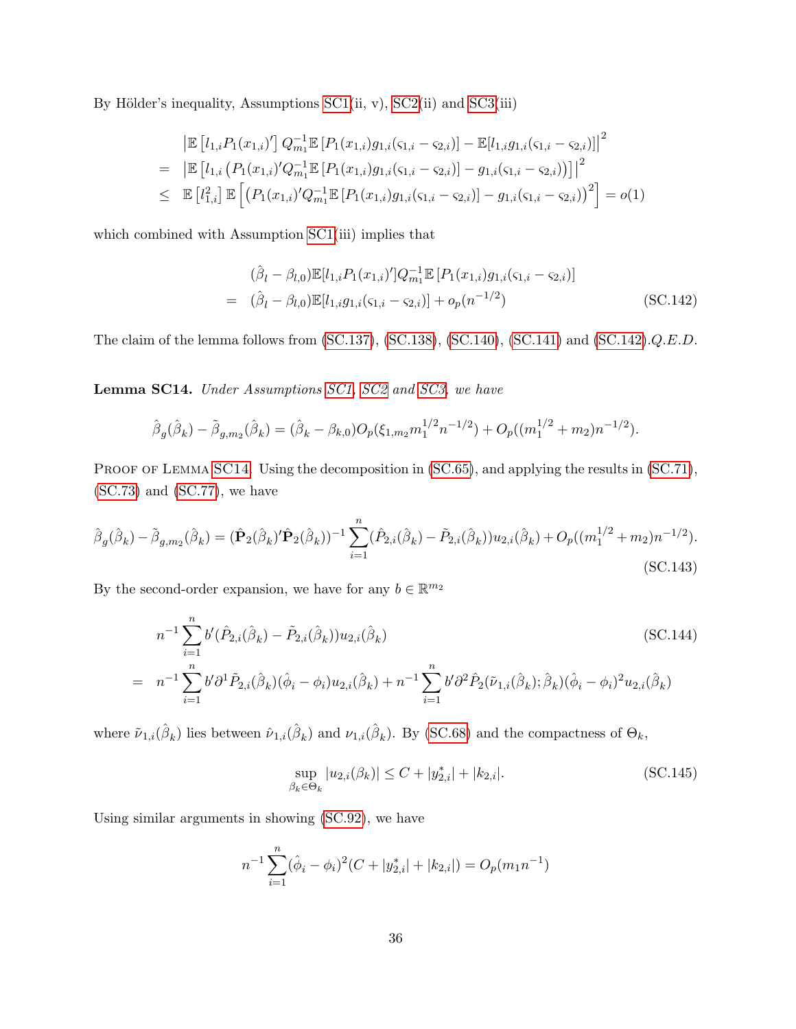By Hölder's inequality, Assumptions SC1(ii, v), SC2(ii) and SC3(iii)

$$
\begin{aligned}
& \left|\mathbb{E}\left[l_{1,i}P_1(x_{1,i})'\right]Q_{m_1}^{-1}\mathbb{E}\left[P_1(x_{1,i})g_{1,i}(\varsigma_{1,i}-\varsigma_{2,i})\right]-\mathbb{E}[l_{1,i}g_{1,i}(\varsigma_{1,i}-\varsigma_{2,i})]\right|^2 \\
= & \left|\mathbb{E}\left[l_{1,i}\left(P_1(x_{1,i})'Q_{m_1}^{-1}\mathbb{E}\left[P_1(x_{1,i})g_{1,i}(\varsigma_{1,i}-\varsigma_{2,i})\right]-g_{1,i}(\varsigma_{1,i}-\varsigma_{2,i})\right)\right]\right|^2 \\
\leq & \ \mathbb{E}\left[l_{1,i}^2\right]\mathbb{E}\left[\left(P_1(x_{1,i})'Q_{m_1}^{-1}\mathbb{E}\left[P_1(x_{1,i})g_{1,i}(\varsigma_{1,i}-\varsigma_{2,i})\right]-g_{1,i}(\varsigma_{1,i}-\varsigma_{2,i})\right)^2\right]=o(1)
\end{aligned}
$$

which combined with Assumption SC1(iii) implies that

$$
\begin{aligned}
& (\hat{\beta}_l-\beta_{l,0})\mathbb{E}[l_{1,i}P_1(x_{1,i})']Q_{m_1}^{-1}\mathbb{E}\left[P_1(x_{1,i})g_{1,i}(\varsigma_{1,i}-\varsigma_{2,i})\right] \\
= & \ (\hat{\beta}_l-\beta_{l,0})\mathbb{E}[l_{1,i}g_{1,i}(\varsigma_{1,i}-\varsigma_{2,i})]+o_p(n^{-1/2})
\end{aligned}
\tag{SC.142}
$$

The claim of the lemma follows from (SC.137), (SC.138), (SC.140), (SC.141) and (SC.142).*Q.E.D.*

**Lemma SC14.** *Under Assumptions SC1, SC2 and SC3, we have*

$$
\hat{\beta}_g(\hat{\beta}_k)-\tilde{\beta}_{g,m_2}(\hat{\beta}_k)=(\hat{\beta}_k-\beta_{k,0})O_p(\xi_{1,m_2}m_1^{1/2}n^{-1/2})+O_p((m_1^{1/2}+m_2)n^{-1/2}).
$$

Proof of Lemma SC14. Using the decomposition in (SC.65), and applying the results in (SC.71), (SC.73) and (SC.77), we have

$$
\hat{\beta}_g(\hat{\beta}_k)-\tilde{\beta}_{g,m_2}(\hat{\beta}_k)=(\hat{\mathbf{P}}_2(\hat{\beta}_k)'\hat{\mathbf{P}}_2(\hat{\beta}_k))^{-1}\sum_{i=1}^{n}(\hat{P}_{2,i}(\hat{\beta}_k)-\tilde{P}_{2,i}(\hat{\beta}_k))u_{2,i}(\hat{\beta}_k)+O_p((m_1^{1/2}+m_2)n^{-1/2}).
\tag{SC.143}
$$

By the second-order expansion, we have for any $b\in\mathbb{R}^{m_2}$

$$
\begin{aligned}
& n^{-1}\sum_{i=1}^{n}b'(\hat{P}_{2,i}(\hat{\beta}_k)-\tilde{P}_{2,i}(\hat{\beta}_k))u_{2,i}(\hat{\beta}_k) \\
= & \ n^{-1}\sum_{i=1}^{n}b'\partial^1\tilde{P}_{2,i}(\hat{\beta}_k)(\hat{\phi}_i-\phi_i)u_{2,i}(\hat{\beta}_k)+n^{-1}\sum_{i=1}^{n}b'\partial^2\hat{P}_2(\tilde{\nu}_{1,i}(\hat{\beta}_k);\hat{\beta}_k)(\hat{\phi}_i-\phi_i)^2u_{2,i}(\hat{\beta}_k)
\end{aligned}
\tag{SC.144}
$$

where $\tilde{\nu}_{1,i}(\hat{\beta}_k)$ lies between $\hat{\nu}_{1,i}(\hat{\beta}_k)$ and $\nu_{1,i}(\hat{\beta}_k)$. By (SC.68) and the compactness of $\Theta_k$,

$$
\sup_{\beta_k\in\Theta_k}|u_{2,i}(\beta_k)|\leq C+|y_{2,i}^*|+|k_{2,i}|.
\tag{SC.145}
$$

Using similar arguments in showing (SC.92), we have

$$
n^{-1}\sum_{i=1}^{n}(\hat{\phi}_i-\phi_i)^2(C+|y_{2,i}^*|+|k_{2,i}|)=O_p(m_1n^{-1})
$$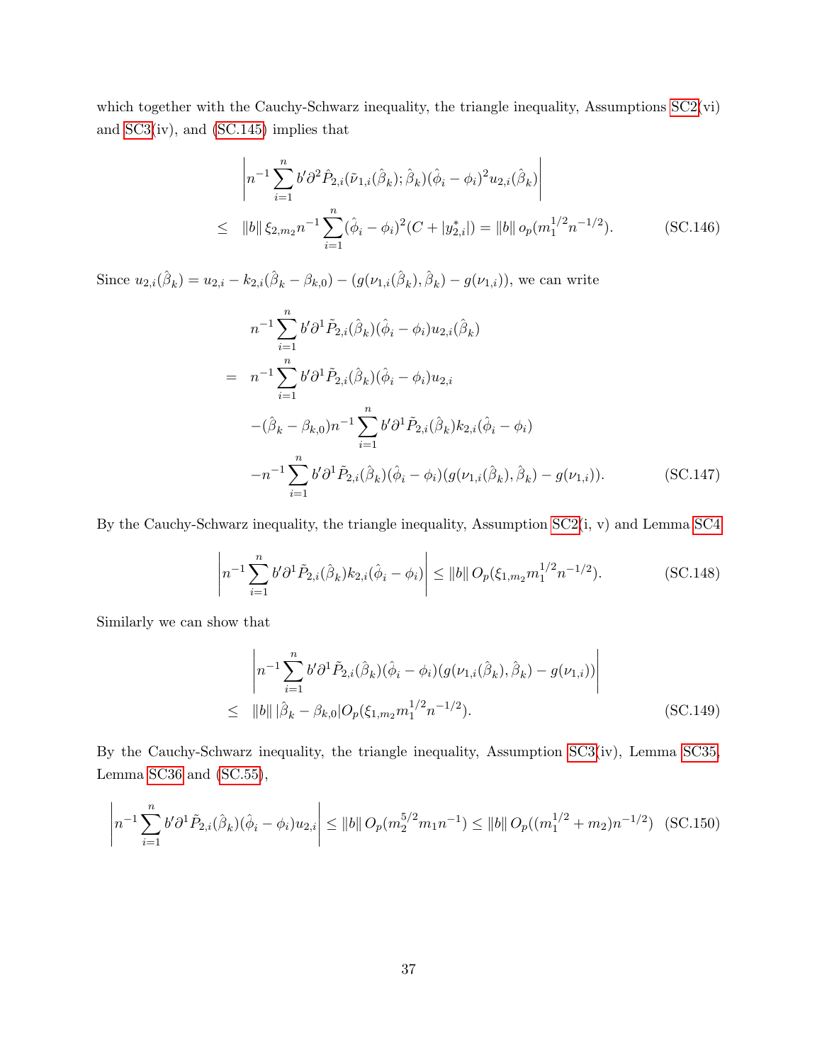which together with the Cauchy-Schwarz inequality, the triangle inequality, Assumptions SC2(vi) and SC3(iv), and (SC.145) implies that

$$
\begin{aligned}
& \left| n^{-1} \sum_{i=1}^{n} b' \partial^2 \hat{P}_{2,i}(\tilde{\nu}_{1,i}(\hat{\beta}_k); \hat{\beta}_k)(\hat{\phi}_i - \phi_i)^2 u_{2,i}(\hat{\beta}_k) \right| \\
\leq \;& \|b\| \, \xi_{2,m_2} n^{-1} \sum_{i=1}^{n} (\hat{\phi}_i - \phi_i)^2 (C + |y^*_{2,i}|) = \|b\| \, o_p(m_1^{1/2} n^{-1/2}). \qquad \text{(SC.146)}
\end{aligned}
$$

Since $u_{2,i}(\hat{\beta}_k) = u_{2,i} - k_{2,i}(\hat{\beta}_k - \beta_{k,0}) - (g(\nu_{1,i}(\hat{\beta}_k), \hat{\beta}_k) - g(\nu_{1,i}))$, we can write

$$
\begin{aligned}
& n^{-1} \sum_{i=1}^{n} b' \partial^1 \tilde{P}_{2,i}(\hat{\beta}_k)(\hat{\phi}_i - \phi_i) u_{2,i}(\hat{\beta}_k) \\
= \;& n^{-1} \sum_{i=1}^{n} b' \partial^1 \tilde{P}_{2,i}(\hat{\beta}_k)(\hat{\phi}_i - \phi_i) u_{2,i} \\
& - (\hat{\beta}_k - \beta_{k,0}) n^{-1} \sum_{i=1}^{n} b' \partial^1 \tilde{P}_{2,i}(\hat{\beta}_k) k_{2,i} (\hat{\phi}_i - \phi_i) \\
& - n^{-1} \sum_{i=1}^{n} b' \partial^1 \tilde{P}_{2,i}(\hat{\beta}_k)(\hat{\phi}_i - \phi_i)(g(\nu_{1,i}(\hat{\beta}_k), \hat{\beta}_k) - g(\nu_{1,i})). \qquad \text{(SC.147)}
\end{aligned}
$$

By the Cauchy-Schwarz inequality, the triangle inequality, Assumption SC2(i, v) and Lemma SC4

$$
\left| n^{-1} \sum_{i=1}^{n} b' \partial^1 \tilde{P}_{2,i}(\hat{\beta}_k) k_{2,i} (\hat{\phi}_i - \phi_i) \right| \leq \|b\| \, O_p(\xi_{1,m_2} m_1^{1/2} n^{-1/2}). \qquad \text{(SC.148)}
$$

Similarly we can show that

$$
\begin{aligned}
& \left| n^{-1} \sum_{i=1}^{n} b' \partial^1 \tilde{P}_{2,i}(\hat{\beta}_k)(\hat{\phi}_i - \phi_i)(g(\nu_{1,i}(\hat{\beta}_k), \hat{\beta}_k) - g(\nu_{1,i})) \right| \\
\leq \;& \|b\| \, |\hat{\beta}_k - \beta_{k,0}| O_p(\xi_{1,m_2} m_1^{1/2} n^{-1/2}). \qquad \text{(SC.149)}
\end{aligned}
$$

By the Cauchy-Schwarz inequality, the triangle inequality, Assumption SC3(iv), Lemma SC35, Lemma SC36 and (SC.55),

$$
\left| n^{-1} \sum_{i=1}^{n} b' \partial^1 \tilde{P}_{2,i}(\hat{\beta}_k)(\hat{\phi}_i - \phi_i) u_{2,i} \right| \leq \|b\| \, O_p(m_2^{5/2} m_1 n^{-1}) \leq \|b\| \, O_p((m_1^{1/2} + m_2) n^{-1/2}) \quad \text{(SC.150)}
$$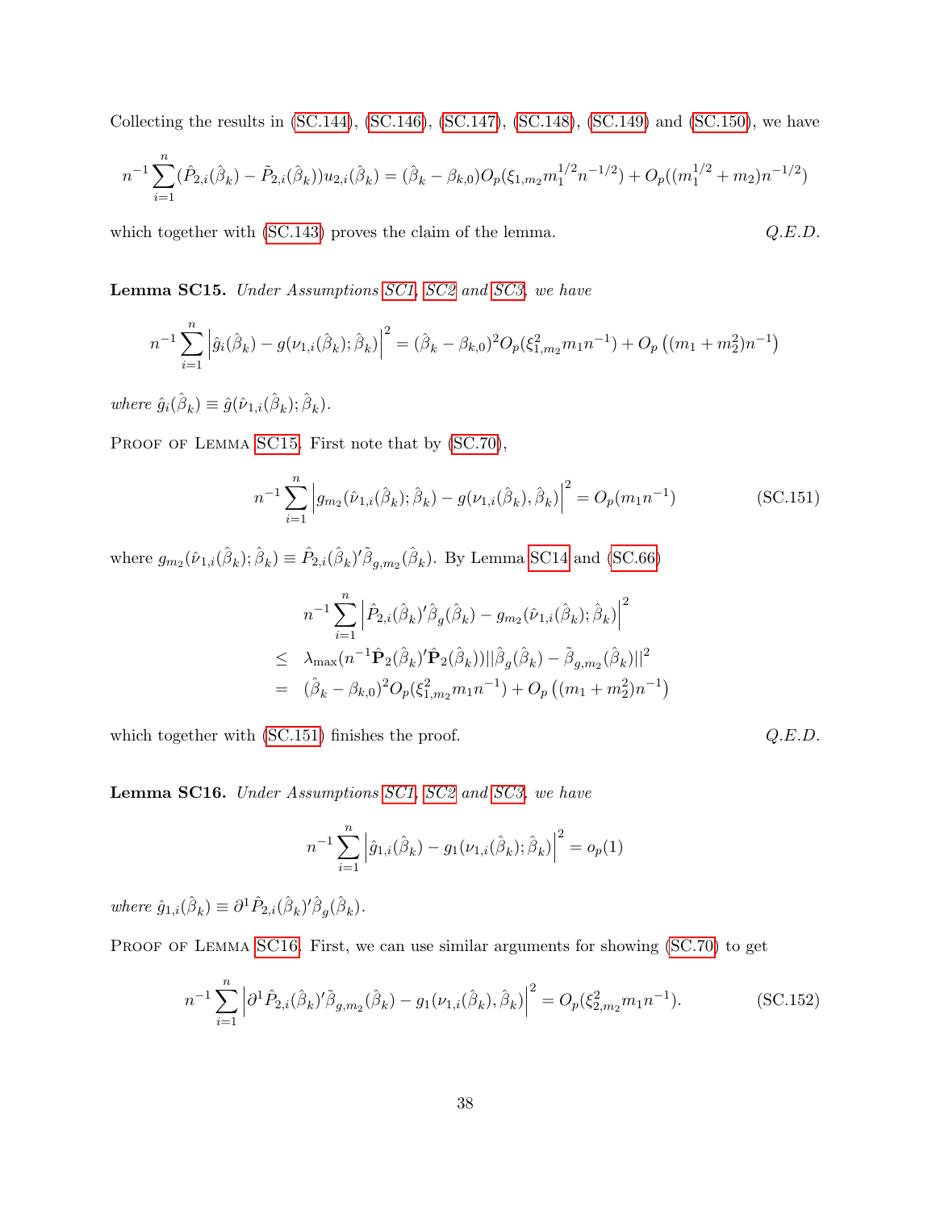Collecting the results in (SC.144), (SC.146), (SC.147), (SC.148), (SC.149) and (SC.150), we have

$$n^{-1}\sum_{i=1}^{n}(\hat{P}_{2,i}(\hat{\beta}_k) - \tilde{P}_{2,i}(\hat{\beta}_k))u_{2,i}(\hat{\beta}_k) = (\hat{\beta}_k - \beta_{k,0})O_p(\xi_{1,m_2}m_1^{1/2}n^{-1/2}) + O_p((m_1^{1/2} + m_2)n^{-1/2})$$

which together with (SC.143) proves the claim of the lemma. *Q.E.D.*

**Lemma SC15.** *Under Assumptions SC1, SC2 and SC3, we have*

$$n^{-1}\sum_{i=1}^{n}\left|\hat{g}_i(\hat{\beta}_k) - g(\nu_{1,i}(\hat{\beta}_k);\hat{\beta}_k)\right|^2 = (\hat{\beta}_k - \beta_{k,0})^2 O_p(\xi_{1,m_2}^2 m_1 n^{-1}) + O_p\left((m_1 + m_2^2)n^{-1}\right)$$

*where* $\hat{g}_i(\hat{\beta}_k) \equiv \hat{g}(\hat{\nu}_{1,i}(\hat{\beta}_k);\hat{\beta}_k)$.

Proof of Lemma SC15. First note that by (SC.70),

$$n^{-1}\sum_{i=1}^{n}\left|g_{m_2}(\hat{\nu}_{1,i}(\hat{\beta}_k);\hat{\beta}_k) - g(\nu_{1,i}(\hat{\beta}_k),\hat{\beta}_k)\right|^2 = O_p(m_1 n^{-1}) \tag{SC.151}$$

where $g_{m_2}(\hat{\nu}_{1,i}(\hat{\beta}_k);\hat{\beta}_k) \equiv \hat{P}_{2,i}(\hat{\beta}_k)'\tilde{\beta}_{g,m_2}(\hat{\beta}_k)$. By Lemma SC14 and (SC.66)

$$\begin{aligned}
& n^{-1}\sum_{i=1}^{n}\left|\hat{P}_{2,i}(\hat{\beta}_k)'\hat{\beta}_g(\hat{\beta}_k) - g_{m_2}(\hat{\nu}_{1,i}(\hat{\beta}_k);\hat{\beta}_k)\right|^2 \\
\leq\ & \lambda_{\max}(n^{-1}\hat{\mathbf{P}}_2(\hat{\beta}_k)'\hat{\mathbf{P}}_2(\hat{\beta}_k))||\hat{\beta}_g(\hat{\beta}_k) - \tilde{\beta}_{g,m_2}(\hat{\beta}_k)||^2 \\
=\ & (\hat{\beta}_k - \beta_{k,0})^2 O_p(\xi_{1,m_2}^2 m_1 n^{-1}) + O_p\left((m_1 + m_2^2)n^{-1}\right)
\end{aligned}$$

which together with (SC.151) finishes the proof. *Q.E.D.*

**Lemma SC16.** *Under Assumptions SC1, SC2 and SC3, we have*

$$n^{-1}\sum_{i=1}^{n}\left|\hat{g}_{1,i}(\hat{\beta}_k) - g_1(\nu_{1,i}(\hat{\beta}_k);\hat{\beta}_k)\right|^2 = o_p(1)$$

*where* $\hat{g}_{1,i}(\hat{\beta}_k) \equiv \partial^1\hat{P}_{2,i}(\hat{\beta}_k)'\hat{\beta}_g(\hat{\beta}_k)$.

Proof of Lemma SC16. First, we can use similar arguments for showing (SC.70) to get

$$n^{-1}\sum_{i=1}^{n}\left|\partial^1\hat{P}_{2,i}(\hat{\beta}_k)'\tilde{\beta}_{g,m_2}(\hat{\beta}_k) - g_1(\nu_{1,i}(\hat{\beta}_k),\hat{\beta}_k)\right|^2 = O_p(\xi_{2,m_2}^2 m_1 n^{-1}). \tag{SC.152}$$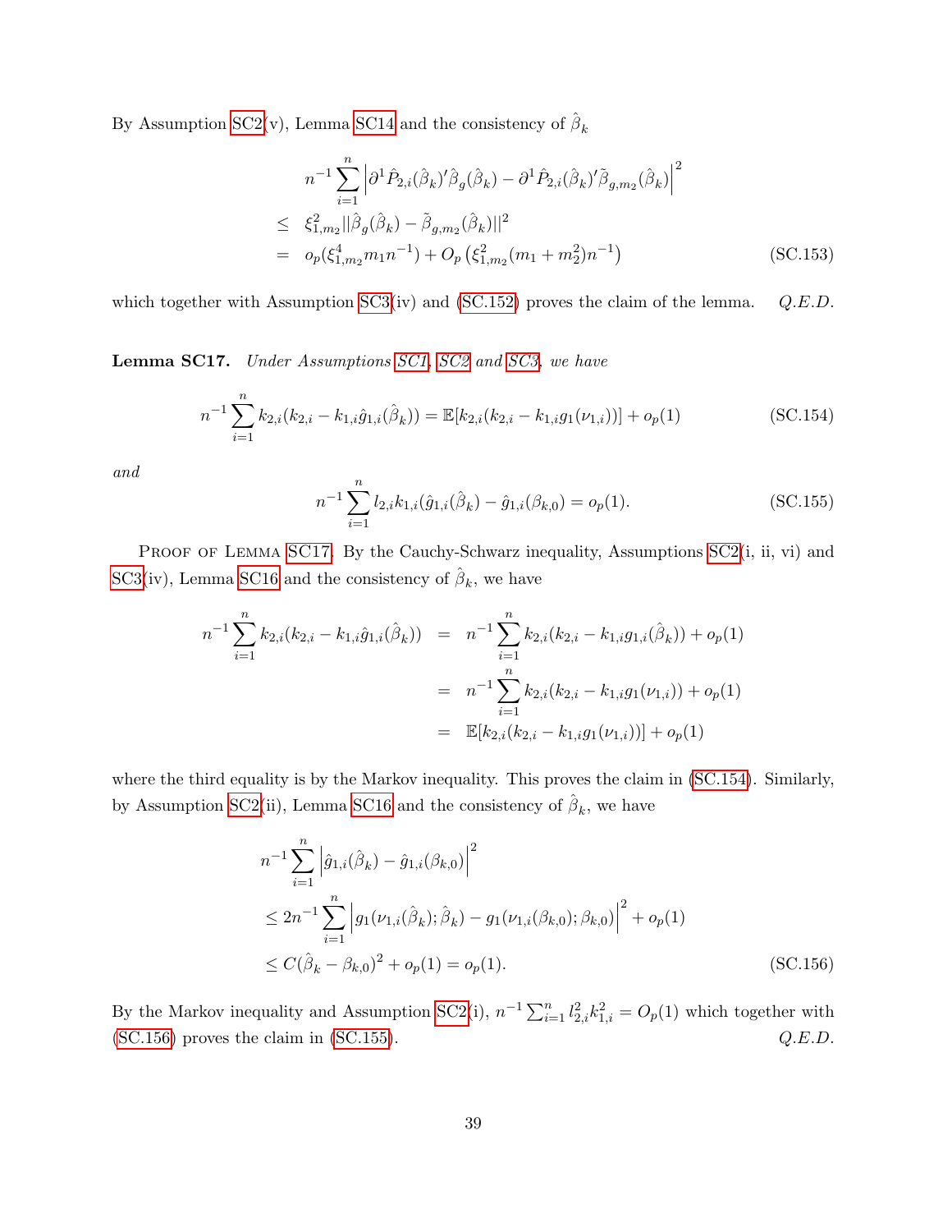By Assumption SC2(v), Lemma SC14 and the consistency of $\hat{\beta}_k$

$$
\begin{aligned}
& n^{-1}\sum_{i=1}^{n}\left|\partial^1 \hat{P}_{2,i}(\hat{\beta}_k)'\hat{\beta}_g(\hat{\beta}_k) - \partial^1 \hat{P}_{2,i}(\hat{\beta}_k)'\tilde{\beta}_{g,m_2}(\hat{\beta}_k)\right|^2 \\
\leq \; & \xi_{1,m_2}^2 ||\hat{\beta}_g(\hat{\beta}_k) - \tilde{\beta}_{g,m_2}(\hat{\beta}_k)||^2 \\
= \; & o_p(\xi_{1,m_2}^4 m_1 n^{-1}) + O_p\left(\xi_{1,m_2}^2 (m_1 + m_2^2) n^{-1}\right) \qquad \text{(SC.153)}
\end{aligned}
$$

which together with Assumption SC3(iv) and (SC.152) proves the claim of the lemma. *Q.E.D.*

**Lemma SC17.** *Under Assumptions SC1, SC2 and SC3, we have*

$$
n^{-1}\sum_{i=1}^{n} k_{2,i}(k_{2,i} - k_{1,i}\hat{g}_{1,i}(\hat{\beta}_k)) = \mathbb{E}[k_{2,i}(k_{2,i} - k_{1,i}g_1(\nu_{1,i}))] + o_p(1) \qquad \text{(SC.154)}
$$

*and*

$$
n^{-1}\sum_{i=1}^{n} l_{2,i}k_{1,i}(\hat{g}_{1,i}(\hat{\beta}_k) - \hat{g}_{1,i}(\beta_{k,0})) = o_p(1). \qquad \text{(SC.155)}
$$

Proof of Lemma SC17. By the Cauchy-Schwarz inequality, Assumptions SC2(i, ii, vi) and SC3(iv), Lemma SC16 and the consistency of $\hat{\beta}_k$, we have

$$
\begin{aligned}
n^{-1}\sum_{i=1}^{n} k_{2,i}(k_{2,i} - k_{1,i}\hat{g}_{1,i}(\hat{\beta}_k)) &= n^{-1}\sum_{i=1}^{n} k_{2,i}(k_{2,i} - k_{1,i}g_{1,i}(\hat{\beta}_k)) + o_p(1) \\
&= n^{-1}\sum_{i=1}^{n} k_{2,i}(k_{2,i} - k_{1,i}g_1(\nu_{1,i})) + o_p(1) \\
&= \mathbb{E}[k_{2,i}(k_{2,i} - k_{1,i}g_1(\nu_{1,i}))] + o_p(1)
\end{aligned}
$$

where the third equality is by the Markov inequality. This proves the claim in (SC.154). Similarly, by Assumption SC2(ii), Lemma SC16 and the consistency of $\hat{\beta}_k$, we have

$$
\begin{aligned}
& n^{-1}\sum_{i=1}^{n}\left|\hat{g}_{1,i}(\hat{\beta}_k) - \hat{g}_{1,i}(\beta_{k,0})\right|^2 \\
& \leq 2n^{-1}\sum_{i=1}^{n}\left|g_1(\nu_{1,i}(\hat{\beta}_k);\hat{\beta}_k) - g_1(\nu_{1,i}(\beta_{k,0});\beta_{k,0})\right|^2 + o_p(1) \\
& \leq C(\hat{\beta}_k - \beta_{k,0})^2 + o_p(1) = o_p(1). \qquad \text{(SC.156)}
\end{aligned}
$$

By the Markov inequality and Assumption SC2(i), $n^{-1}\sum_{i=1}^{n} l_{2,i}^2 k_{1,i}^2 = O_p(1)$ which together with (SC.156) proves the claim in (SC.155). *Q.E.D.*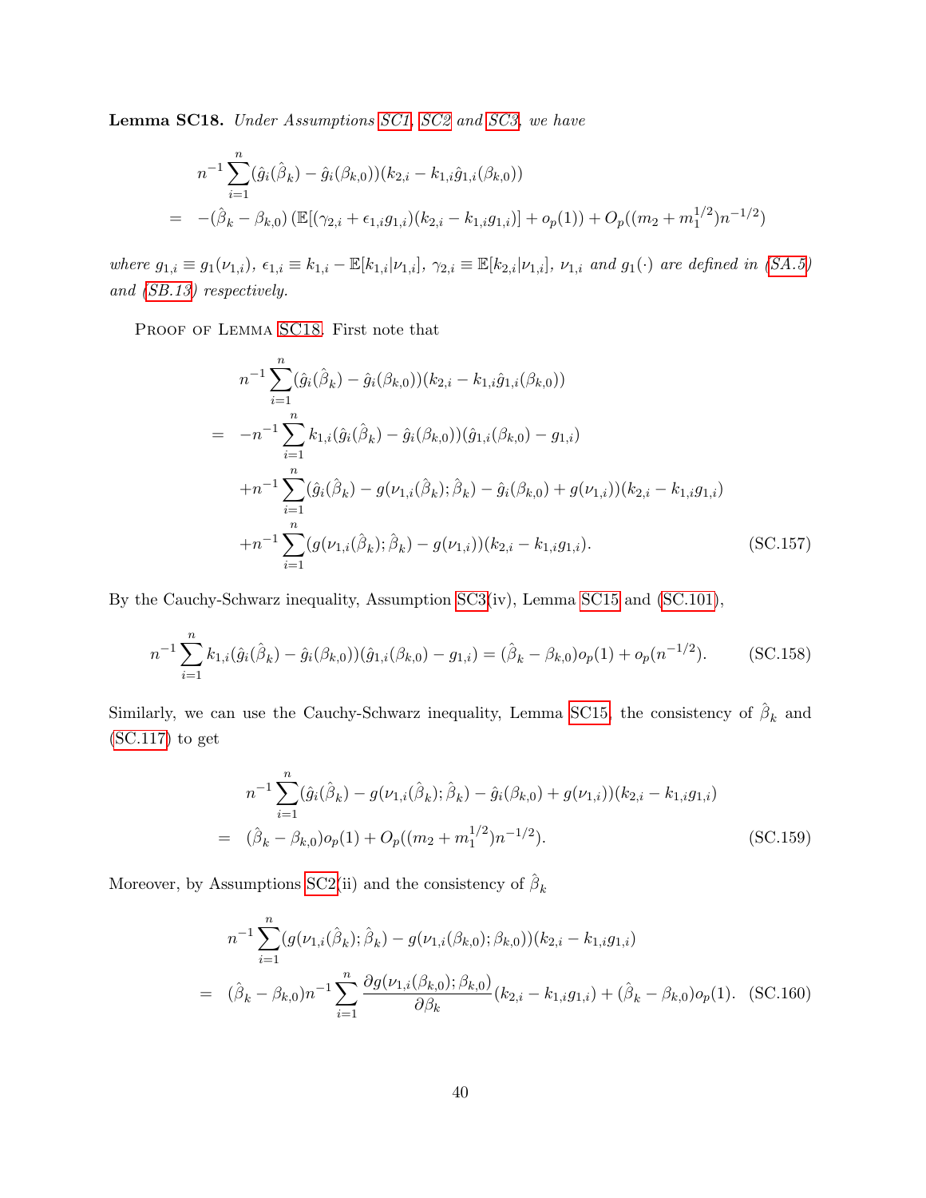**Lemma SC18.** *Under Assumptions SC1, SC2 and SC3, we have*

$$
\begin{aligned}
& n^{-1}\sum_{i=1}^{n}(\hat{g}_i(\hat{\beta}_k)-\hat{g}_i(\beta_{k,0}))(k_{2,i}-k_{1,i}\hat{g}_{1,i}(\beta_{k,0})) \\
= \;& -(\hat{\beta}_k-\beta_{k,0})\left(\mathbb{E}[(\gamma_{2,i}+\epsilon_{1,i}g_{1,i})(k_{2,i}-k_{1,i}g_{1,i})]+o_p(1)\right)+O_p((m_2+m_1^{1/2})n^{-1/2})
\end{aligned}
$$

*where* $g_{1,i}\equiv g_1(\nu_{1,i})$, $\epsilon_{1,i}\equiv k_{1,i}-\mathbb{E}[k_{1,i}|\nu_{1,i}]$, $\gamma_{2,i}\equiv \mathbb{E}[k_{2,i}|\nu_{1,i}]$, $\nu_{1,i}$ *and* $g_1(\cdot)$ *are defined in (SA.5) and (SB.13) respectively.*

Proof of Lemma SC18. First note that

$$
\begin{aligned}
& n^{-1}\sum_{i=1}^{n}(\hat{g}_i(\hat{\beta}_k)-\hat{g}_i(\beta_{k,0}))(k_{2,i}-k_{1,i}\hat{g}_{1,i}(\beta_{k,0})) \\
= \;& -n^{-1}\sum_{i=1}^{n}k_{1,i}(\hat{g}_i(\hat{\beta}_k)-\hat{g}_i(\beta_{k,0}))(\hat{g}_{1,i}(\beta_{k,0})-g_{1,i}) \\
& +n^{-1}\sum_{i=1}^{n}(\hat{g}_i(\hat{\beta}_k)-g(\nu_{1,i}(\hat{\beta}_k);\hat{\beta}_k)-\hat{g}_i(\beta_{k,0})+g(\nu_{1,i}))(k_{2,i}-k_{1,i}g_{1,i}) \\
& +n^{-1}\sum_{i=1}^{n}(g(\nu_{1,i}(\hat{\beta}_k);\hat{\beta}_k)-g(\nu_{1,i}))(k_{2,i}-k_{1,i}g_{1,i}). \qquad \text{(SC.157)}
\end{aligned}
$$

By the Cauchy-Schwarz inequality, Assumption SC3(iv), Lemma SC15 and (SC.101),

$$
n^{-1}\sum_{i=1}^{n}k_{1,i}(\hat{g}_i(\hat{\beta}_k)-\hat{g}_i(\beta_{k,0}))(\hat{g}_{1,i}(\beta_{k,0})-g_{1,i})=(\hat{\beta}_k-\beta_{k,0})o_p(1)+o_p(n^{-1/2}). \qquad \text{(SC.158)}
$$

Similarly, we can use the Cauchy-Schwarz inequality, Lemma SC15, the consistency of $\hat{\beta}_k$ and (SC.117) to get

$$
\begin{aligned}
& n^{-1}\sum_{i=1}^{n}(\hat{g}_i(\hat{\beta}_k)-g(\nu_{1,i}(\hat{\beta}_k);\hat{\beta}_k)-\hat{g}_i(\beta_{k,0})+g(\nu_{1,i}))(k_{2,i}-k_{1,i}g_{1,i}) \\
= \;& (\hat{\beta}_k-\beta_{k,0})o_p(1)+O_p((m_2+m_1^{1/2})n^{-1/2}). \qquad \text{(SC.159)}
\end{aligned}
$$

Moreover, by Assumptions SC2(ii) and the consistency of $\hat{\beta}_k$

$$
\begin{aligned}
& n^{-1}\sum_{i=1}^{n}(g(\nu_{1,i}(\hat{\beta}_k);\hat{\beta}_k)-g(\nu_{1,i}(\beta_{k,0});\beta_{k,0}))(k_{2,i}-k_{1,i}g_{1,i}) \\
= \;& (\hat{\beta}_k-\beta_{k,0})n^{-1}\sum_{i=1}^{n}\frac{\partial g(\nu_{1,i}(\beta_{k,0});\beta_{k,0})}{\partial \beta_k}(k_{2,i}-k_{1,i}g_{1,i})+(\hat{\beta}_k-\beta_{k,0})o_p(1). \qquad \text{(SC.160)}
\end{aligned}
$$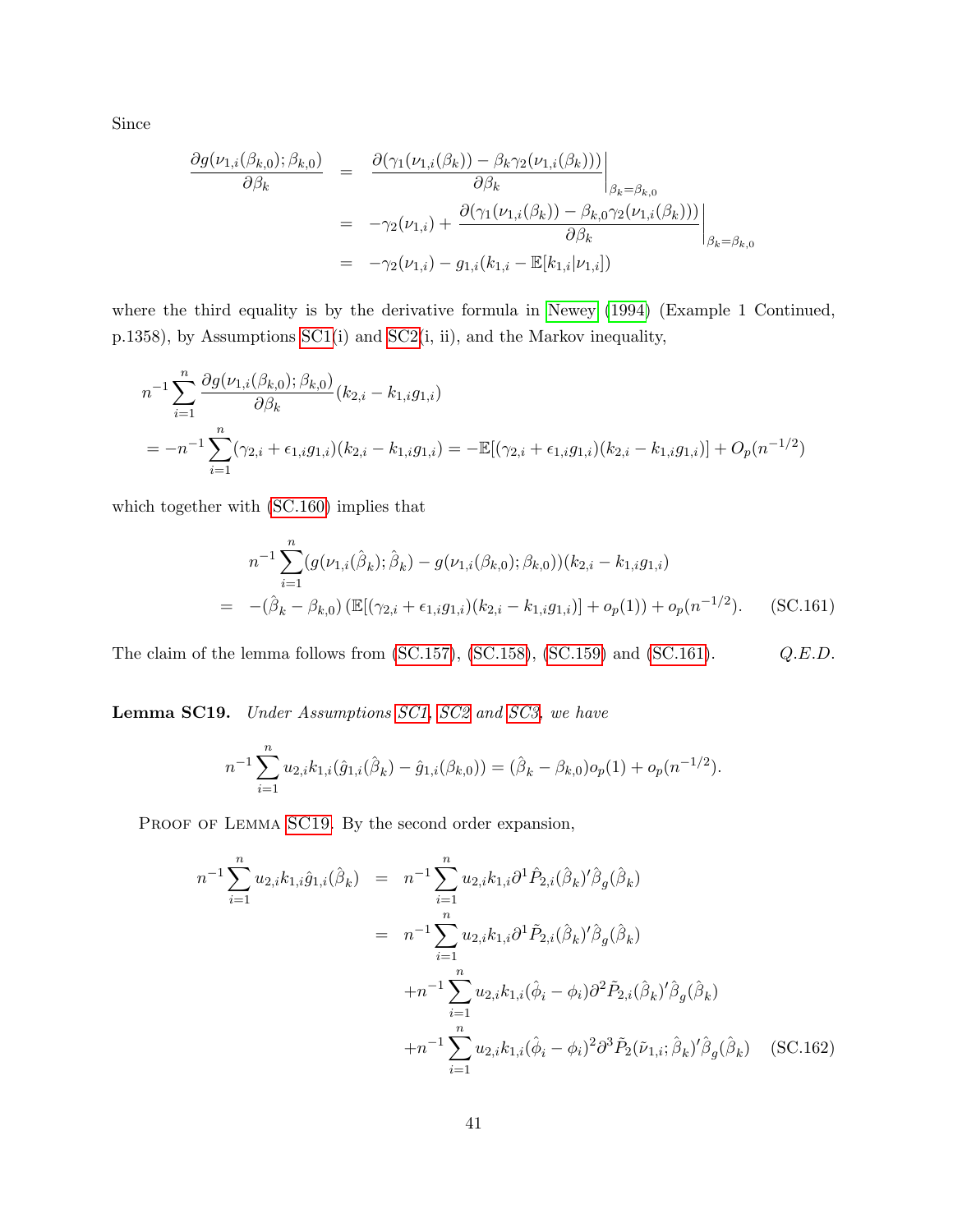Since

$$
\begin{aligned}
\frac{\partial g(\nu_{1,i}(\beta_{k,0});\beta_{k,0})}{\partial \beta_k} &= \left.\frac{\partial(\gamma_1(\nu_{1,i}(\beta_k)) - \beta_k \gamma_2(\nu_{1,i}(\beta_k)))}{\partial \beta_k}\right|_{\beta_k=\beta_{k,0}} \\
&= -\gamma_2(\nu_{1,i}) + \left.\frac{\partial(\gamma_1(\nu_{1,i}(\beta_k)) - \beta_{k,0}\gamma_2(\nu_{1,i}(\beta_k)))}{\partial \beta_k}\right|_{\beta_k=\beta_{k,0}} \\
&= -\gamma_2(\nu_{1,i}) - g_{1,i}(k_{1,i} - \mathbb{E}[k_{1,i}|\nu_{1,i}])
\end{aligned}
$$

where the third equality is by the derivative formula in Newey (1994) (Example 1 Continued, p.1358), by Assumptions SC1(i) and SC2(i, ii), and the Markov inequality,

$$
\begin{aligned}
&n^{-1}\sum_{i=1}^{n} \frac{\partial g(\nu_{1,i}(\beta_{k,0});\beta_{k,0})}{\partial \beta_k}(k_{2,i} - k_{1,i}g_{1,i}) \\
&= -n^{-1}\sum_{i=1}^{n}(\gamma_{2,i} + \epsilon_{1,i}g_{1,i})(k_{2,i} - k_{1,i}g_{1,i}) = -\mathbb{E}[(\gamma_{2,i} + \epsilon_{1,i}g_{1,i})(k_{2,i} - k_{1,i}g_{1,i})] + O_p(n^{-1/2})
\end{aligned}
$$

which together with (SC.160) implies that

$$
\begin{aligned}
&n^{-1}\sum_{i=1}^{n}(g(\nu_{1,i}(\hat{\beta}_k);\hat{\beta}_k) - g(\nu_{1,i}(\beta_{k,0});\beta_{k,0}))(k_{2,i} - k_{1,i}g_{1,i}) \\
&= -(\hat{\beta}_k - \beta_{k,0})\left(\mathbb{E}[(\gamma_{2,i} + \epsilon_{1,i}g_{1,i})(k_{2,i} - k_{1,i}g_{1,i})] + o_p(1)\right) + o_p(n^{-1/2}). \qquad \text{(SC.161)}
\end{aligned}
$$

The claim of the lemma follows from (SC.157), (SC.158), (SC.159) and (SC.161). *Q.E.D.*

**Lemma SC19.** *Under Assumptions SC1, SC2 and SC3, we have*

$$
n^{-1}\sum_{i=1}^{n} u_{2,i}k_{1,i}(\hat{g}_{1,i}(\hat{\beta}_k) - \hat{g}_{1,i}(\beta_{k,0})) = (\hat{\beta}_k - \beta_{k,0})o_p(1) + o_p(n^{-1/2}).
$$

Proof of Lemma SC19. By the second order expansion,

$$
\begin{aligned}
n^{-1}\sum_{i=1}^{n} u_{2,i}k_{1,i}\hat{g}_{1,i}(\hat{\beta}_k) &= n^{-1}\sum_{i=1}^{n} u_{2,i}k_{1,i}\partial^1 \hat{P}_{2,i}(\hat{\beta}_k)'\hat{\beta}_g(\hat{\beta}_k) \\
&= n^{-1}\sum_{i=1}^{n} u_{2,i}k_{1,i}\partial^1 \tilde{P}_{2,i}(\hat{\beta}_k)'\hat{\beta}_g(\hat{\beta}_k) \\
&\quad + n^{-1}\sum_{i=1}^{n} u_{2,i}k_{1,i}(\hat{\phi}_i - \phi_i)\partial^2 \tilde{P}_{2,i}(\hat{\beta}_k)'\hat{\beta}_g(\hat{\beta}_k) \\
&\quad + n^{-1}\sum_{i=1}^{n} u_{2,i}k_{1,i}(\hat{\phi}_i - \phi_i)^2\partial^3 \tilde{P}_2(\tilde{\nu}_{1,i};\hat{\beta}_k)'\hat{\beta}_g(\hat{\beta}_k) \qquad \text{(SC.162)}
\end{aligned}
$$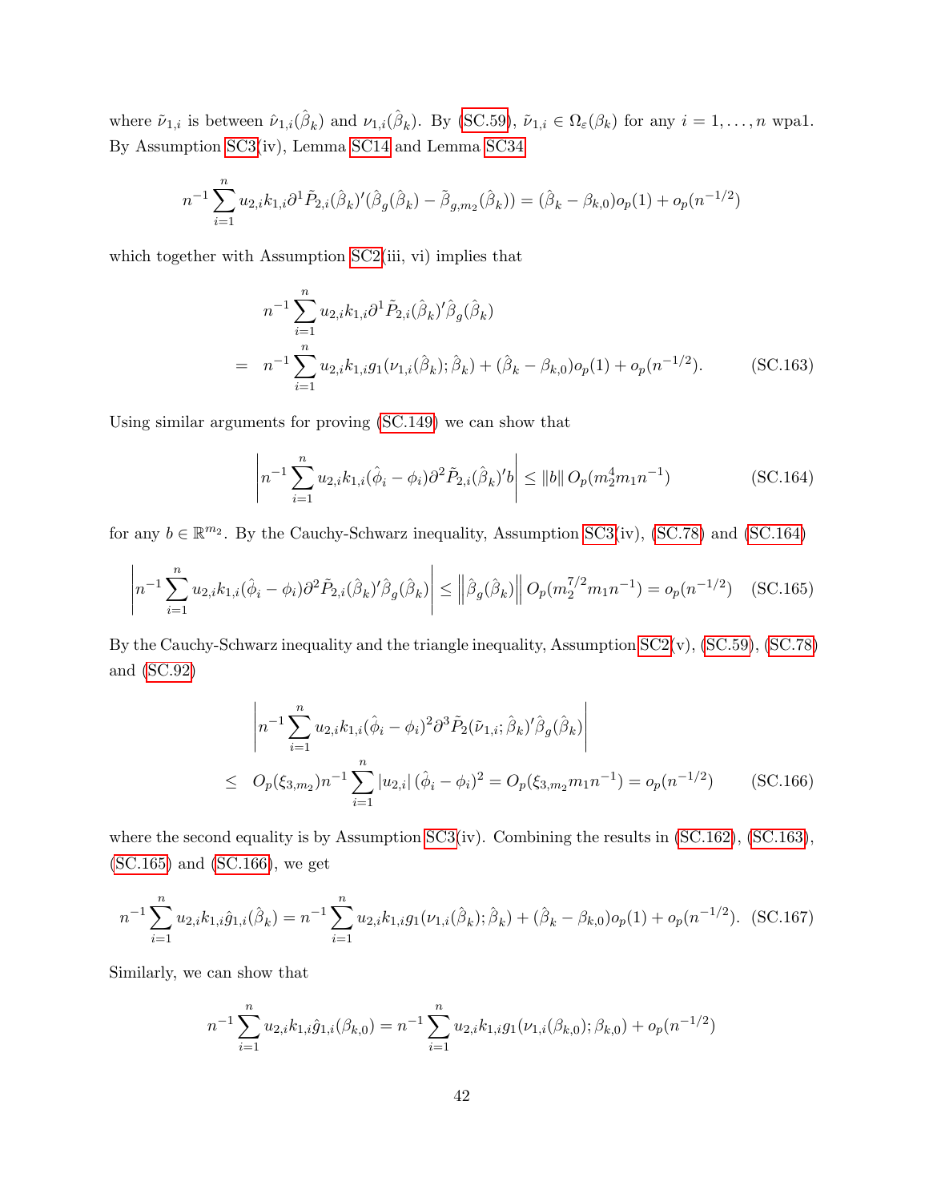where $\tilde{\nu}_{1,i}$ is between $\hat{\nu}_{1,i}(\hat{\beta}_k)$ and $\nu_{1,i}(\hat{\beta}_k)$. By (SC.59), $\tilde{\nu}_{1,i} \in \Omega_\varepsilon(\beta_k)$ for any $i = 1, \ldots, n$ wpa1. By Assumption SC3(iv), Lemma SC14 and Lemma SC34

$$n^{-1} \sum_{i=1}^{n} u_{2,i} k_{1,i} \partial^1 \tilde{P}_{2,i}(\hat{\beta}_k)' (\hat{\beta}_g(\hat{\beta}_k) - \tilde{\beta}_{g,m_2}(\hat{\beta}_k)) = (\hat{\beta}_k - \beta_{k,0}) o_p(1) + o_p(n^{-1/2})$$

which together with Assumption SC2(iii, vi) implies that

$$\begin{aligned} & n^{-1} \sum_{i=1}^{n} u_{2,i} k_{1,i} \partial^1 \tilde{P}_{2,i}(\hat{\beta}_k)' \hat{\beta}_g(\hat{\beta}_k) \\ = \; & n^{-1} \sum_{i=1}^{n} u_{2,i} k_{1,i} g_1(\nu_{1,i}(\hat{\beta}_k); \hat{\beta}_k) + (\hat{\beta}_k - \beta_{k,0}) o_p(1) + o_p(n^{-1/2}). \end{aligned} \tag{SC.163}$$

Using similar arguments for proving (SC.149) we can show that

$$\left| n^{-1} \sum_{i=1}^{n} u_{2,i} k_{1,i} (\hat{\phi}_i - \phi_i) \partial^2 \tilde{P}_{2,i}(\hat{\beta}_k)' b \right| \leq \|b\| \, O_p(m_2^4 m_1 n^{-1}) \tag{SC.164}$$

for any $b \in \mathbb{R}^{m_2}$. By the Cauchy-Schwarz inequality, Assumption SC3(iv), (SC.78) and (SC.164)

$$\left| n^{-1} \sum_{i=1}^{n} u_{2,i} k_{1,i} (\hat{\phi}_i - \phi_i) \partial^2 \tilde{P}_{2,i}(\hat{\beta}_k)' \hat{\beta}_g(\hat{\beta}_k) \right| \leq \left\| \hat{\beta}_g(\hat{\beta}_k) \right\| O_p(m_2^{7/2} m_1 n^{-1}) = o_p(n^{-1/2}) \tag{SC.165}$$

By the Cauchy-Schwarz inequality and the triangle inequality, Assumption SC2(v), (SC.59), (SC.78) and (SC.92)

$$\begin{aligned} & \left| n^{-1} \sum_{i=1}^{n} u_{2,i} k_{1,i} (\hat{\phi}_i - \phi_i)^2 \partial^3 \tilde{P}_2(\tilde{\nu}_{1,i}; \hat{\beta}_k)' \hat{\beta}_g(\hat{\beta}_k) \right| \\ \leq \; & O_p(\xi_{3,m_2}) n^{-1} \sum_{i=1}^{n} |u_{2,i}| \, (\hat{\phi}_i - \phi_i)^2 = O_p(\xi_{3,m_2} m_1 n^{-1}) = o_p(n^{-1/2}) \end{aligned} \tag{SC.166}$$

where the second equality is by Assumption SC3(iv). Combining the results in (SC.162), (SC.163), (SC.165) and (SC.166), we get

$$n^{-1} \sum_{i=1}^{n} u_{2,i} k_{1,i} \hat{g}_{1,i}(\hat{\beta}_k) = n^{-1} \sum_{i=1}^{n} u_{2,i} k_{1,i} g_1(\nu_{1,i}(\hat{\beta}_k); \hat{\beta}_k) + (\hat{\beta}_k - \beta_{k,0}) o_p(1) + o_p(n^{-1/2}). \tag{SC.167}$$

Similarly, we can show that

$$n^{-1} \sum_{i=1}^{n} u_{2,i} k_{1,i} \hat{g}_{1,i}(\beta_{k,0}) = n^{-1} \sum_{i=1}^{n} u_{2,i} k_{1,i} g_1(\nu_{1,i}(\beta_{k,0}); \beta_{k,0}) + o_p(n^{-1/2})$$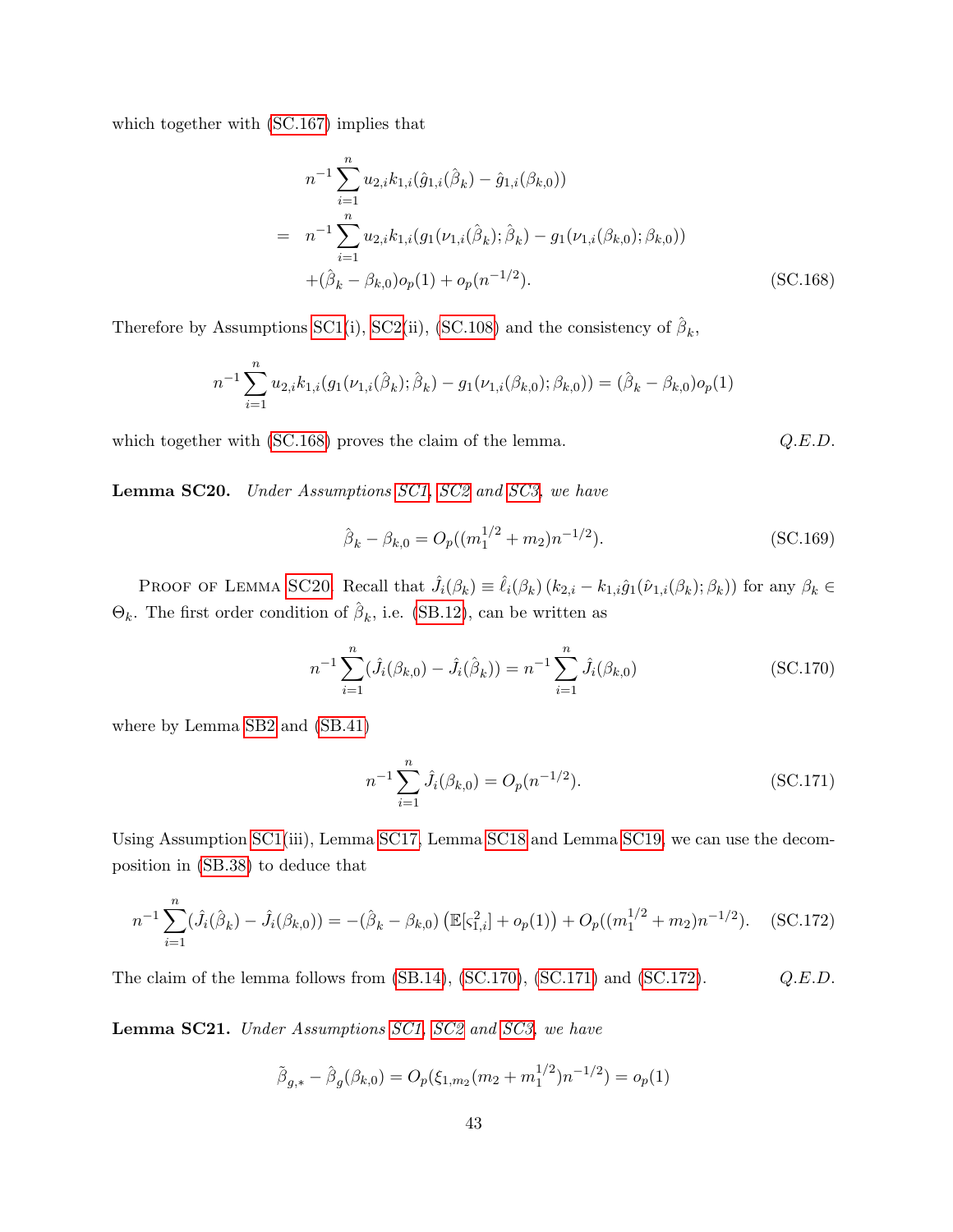which together with (SC.167) implies that

$$
\begin{aligned}
& n^{-1}\sum_{i=1}^{n} u_{2,i}k_{1,i}(\hat{g}_{1,i}(\hat{\beta}_k) - \hat{g}_{1,i}(\beta_{k,0})) \\
= \; & n^{-1}\sum_{i=1}^{n} u_{2,i}k_{1,i}(g_1(\nu_{1,i}(\hat{\beta}_k);\hat{\beta}_k) - g_1(\nu_{1,i}(\beta_{k,0});\beta_{k,0})) \\
& +(\hat{\beta}_k - \beta_{k,0})o_p(1) + o_p(n^{-1/2}).
\end{aligned} \tag{SC.168}
$$

Therefore by Assumptions SC1(i), SC2(ii), (SC.108) and the consistency of $\hat{\beta}_k$,

$$
n^{-1}\sum_{i=1}^{n} u_{2,i}k_{1,i}(g_1(\nu_{1,i}(\hat{\beta}_k);\hat{\beta}_k) - g_1(\nu_{1,i}(\beta_{k,0});\beta_{k,0})) = (\hat{\beta}_k - \beta_{k,0})o_p(1)
$$

which together with (SC.168) proves the claim of the lemma. *Q.E.D.*

**Lemma SC20.** *Under Assumptions SC1, SC2 and SC3, we have*

$$
\hat{\beta}_k - \beta_{k,0} = O_p((m_1^{1/2} + m_2)n^{-1/2}). \tag{SC.169}
$$

Proof of Lemma SC20. Recall that $\hat{J}_i(\beta_k) \equiv \hat{\ell}_i(\beta_k)\,(k_{2,i} - k_{1,i}\hat{g}_1(\hat{\nu}_{1,i}(\beta_k);\beta_k))$ for any $\beta_k \in \Theta_k$. The first order condition of $\hat{\beta}_k$, i.e. (SB.12), can be written as

$$
n^{-1}\sum_{i=1}^{n}(\hat{J}_i(\beta_{k,0}) - \hat{J}_i(\hat{\beta}_k)) = n^{-1}\sum_{i=1}^{n}\hat{J}_i(\beta_{k,0}) \tag{SC.170}
$$

where by Lemma SB2 and (SB.41)

$$
n^{-1}\sum_{i=1}^{n}\hat{J}_i(\beta_{k,0}) = O_p(n^{-1/2}). \tag{SC.171}
$$

Using Assumption SC1(iii), Lemma SC17, Lemma SC18 and Lemma SC19, we can use the decomposition in (SB.38) to deduce that

$$
n^{-1}\sum_{i=1}^{n}(\hat{J}_i(\hat{\beta}_k) - \hat{J}_i(\beta_{k,0})) = -(\hat{\beta}_k - \beta_{k,0})\left(\mathbb{E}[\varsigma_{1,i}^2] + o_p(1)\right) + O_p((m_1^{1/2} + m_2)n^{-1/2}). \tag{SC.172}
$$

The claim of the lemma follows from (SB.14), (SC.170), (SC.171) and (SC.172). *Q.E.D.*

**Lemma SC21.** *Under Assumptions SC1, SC2 and SC3, we have*

$$
\tilde{\beta}_{g,*} - \hat{\beta}_g(\beta_{k,0}) = O_p(\xi_{1,m_2}(m_2 + m_1^{1/2})n^{-1/2}) = o_p(1)
$$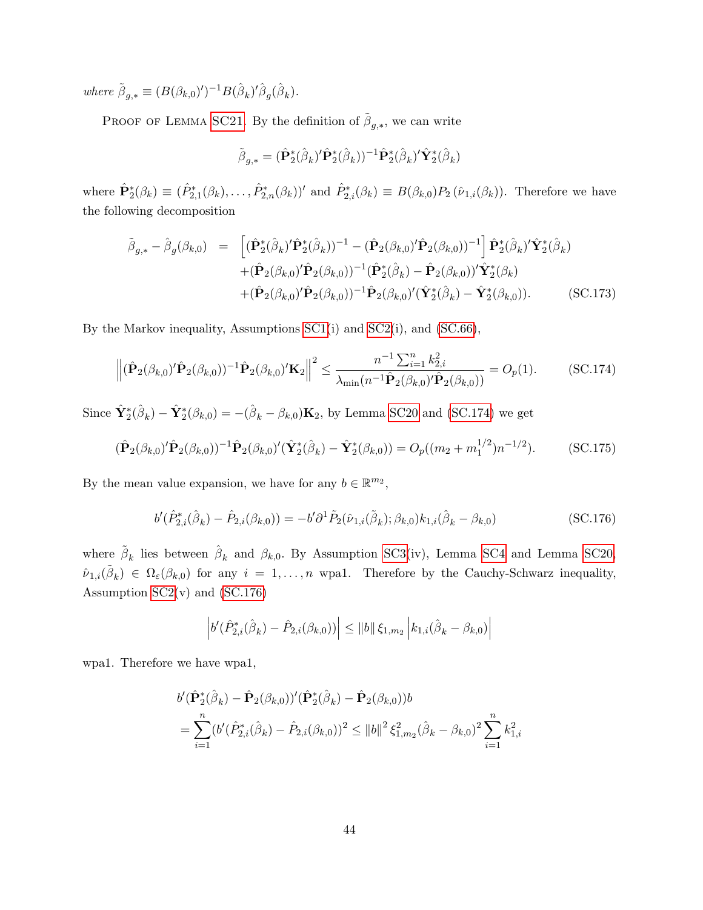*where* $\tilde{\beta}_{g,*} \equiv (B(\beta_{k,0})')^{-1}B(\hat{\beta}_k)'\hat{\beta}_g(\hat{\beta}_k)$.

Proof of Lemma SC21. By the definition of $\tilde{\beta}_{g,*}$, we can write

$$\tilde{\beta}_{g,*} = (\hat{\mathbf{P}}_2^*(\hat{\beta}_k)'\hat{\mathbf{P}}_2^*(\hat{\beta}_k))^{-1}\hat{\mathbf{P}}_2^*(\hat{\beta}_k)'\hat{\mathbf{Y}}_2^*(\hat{\beta}_k)$$

where $\hat{\mathbf{P}}_2^*(\beta_k) \equiv (\hat{P}_{2,1}^*(\beta_k), \ldots, \hat{P}_{2,n}^*(\beta_k))'$ and $\hat{P}_{2,i}^*(\beta_k) \equiv B(\beta_{k,0})P_2(\hat{\nu}_{1,i}(\beta_k))$. Therefore we have the following decomposition

$$\begin{aligned}
\tilde{\beta}_{g,*} - \hat{\beta}_g(\beta_{k,0}) &= \left[(\hat{\mathbf{P}}_2^*(\hat{\beta}_k)'\hat{\mathbf{P}}_2^*(\hat{\beta}_k))^{-1} - (\hat{\mathbf{P}}_2(\beta_{k,0})'\hat{\mathbf{P}}_2(\beta_{k,0}))^{-1}\right]\hat{\mathbf{P}}_2^*(\hat{\beta}_k)'\hat{\mathbf{Y}}_2^*(\hat{\beta}_k) \\
&\quad + (\hat{\mathbf{P}}_2(\beta_{k,0})'\hat{\mathbf{P}}_2(\beta_{k,0}))^{-1}(\hat{\mathbf{P}}_2^*(\hat{\beta}_k) - \hat{\mathbf{P}}_2(\beta_{k,0}))'\hat{\mathbf{Y}}_2^*(\beta_k) \\
&\quad + (\hat{\mathbf{P}}_2(\beta_{k,0})'\hat{\mathbf{P}}_2(\beta_{k,0}))^{-1}\hat{\mathbf{P}}_2(\beta_{k,0})'(\hat{\mathbf{Y}}_2^*(\hat{\beta}_k) - \hat{\mathbf{Y}}_2^*(\beta_{k,0})). \qquad \text{(SC.173)}
\end{aligned}$$

By the Markov inequality, Assumptions SC1(i) and SC2(i), and (SC.66),

$$\left\|(\hat{\mathbf{P}}_2(\beta_{k,0})'\hat{\mathbf{P}}_2(\beta_{k,0}))^{-1}\hat{\mathbf{P}}_2(\beta_{k,0})'\mathbf{K}_2\right\|^2 \leq \frac{n^{-1}\sum_{i=1}^n k_{2,i}^2}{\lambda_{\min}(n^{-1}\hat{\mathbf{P}}_2(\beta_{k,0})'\hat{\mathbf{P}}_2(\beta_{k,0}))} = O_p(1). \qquad \text{(SC.174)}$$

Since $\hat{\mathbf{Y}}_2^*(\hat{\beta}_k) - \hat{\mathbf{Y}}_2^*(\beta_{k,0}) = -(\hat{\beta}_k - \beta_{k,0})\mathbf{K}_2$, by Lemma SC20 and (SC.174) we get

$$(\hat{\mathbf{P}}_2(\beta_{k,0})'\hat{\mathbf{P}}_2(\beta_{k,0}))^{-1}\hat{\mathbf{P}}_2(\beta_{k,0})'(\hat{\mathbf{Y}}_2^*(\hat{\beta}_k) - \hat{\mathbf{Y}}_2^*(\beta_{k,0})) = O_p((m_2 + m_1^{1/2})n^{-1/2}). \qquad \text{(SC.175)}$$

By the mean value expansion, we have for any $b \in \mathbb{R}^{m_2}$,

$$b'(\hat{P}_{2,i}^*(\hat{\beta}_k) - \hat{P}_{2,i}(\beta_{k,0})) = -b'\partial^1\tilde{P}_2(\hat{\nu}_{1,i}(\tilde{\beta}_k);\beta_{k,0})k_{1,i}(\hat{\beta}_k - \beta_{k,0}) \qquad \text{(SC.176)}$$

where $\tilde{\beta}_k$ lies between $\hat{\beta}_k$ and $\beta_{k,0}$. By Assumption SC3(iv), Lemma SC4 and Lemma SC20, $\hat{\nu}_{1,i}(\tilde{\beta}_k) \in \Omega_\varepsilon(\beta_{k,0})$ for any $i = 1, \ldots, n$ wpa1. Therefore by the Cauchy-Schwarz inequality, Assumption SC2(v) and (SC.176)

$$\left|b'(\hat{P}_{2,i}^*(\hat{\beta}_k) - \hat{P}_{2,i}(\beta_{k,0}))\right| \leq \|b\|\,\xi_{1,m_2}\left|k_{1,i}(\hat{\beta}_k - \beta_{k,0})\right|$$

wpa1. Therefore we have wpa1,

$$\begin{aligned}
&b'(\hat{\mathbf{P}}_2^*(\hat{\beta}_k) - \hat{\mathbf{P}}_2(\beta_{k,0}))'(\hat{\mathbf{P}}_2^*(\hat{\beta}_k) - \hat{\mathbf{P}}_2(\beta_{k,0}))b \\
&= \sum_{i=1}^n (b'(\hat{P}_{2,i}^*(\hat{\beta}_k) - \hat{P}_{2,i}(\beta_{k,0}))^2 \leq \|b\|^2\,\xi_{1,m_2}^2(\hat{\beta}_k - \beta_{k,0})^2\sum_{i=1}^n k_{1,i}^2
\end{aligned}$$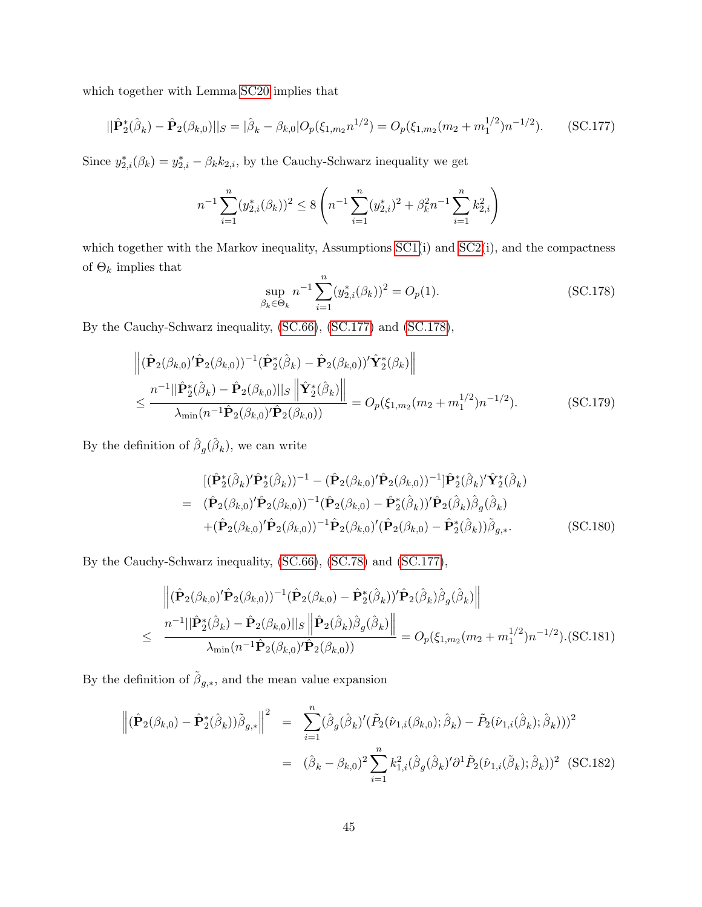which together with Lemma SC20 implies that

$$||\hat{\mathbf{P}}_2^*(\hat{\beta}_k) - \hat{\mathbf{P}}_2(\beta_{k,0})||_S = |\hat{\beta}_k - \beta_{k,0}|O_p(\xi_{1,m_2}n^{1/2}) = O_p(\xi_{1,m_2}(m_2 + m_1^{1/2})n^{-1/2}). \tag{SC.177}$$

Since $y_{2,i}^*(\beta_k) = y_{2,i}^* - \beta_k k_{2,i}$, by the Cauchy-Schwarz inequality we get

$$n^{-1}\sum_{i=1}^n (y_{2,i}^*(\beta_k))^2 \leq 8\left(n^{-1}\sum_{i=1}^n (y_{2,i}^*)^2 + \beta_k^2 n^{-1}\sum_{i=1}^n k_{2,i}^2\right)$$

which together with the Markov inequality, Assumptions SC1(i) and SC2(i), and the compactness of $\Theta_k$ implies that

$$\sup_{\beta_k\in\Theta_k} n^{-1}\sum_{i=1}^n (y_{2,i}^*(\beta_k))^2 = O_p(1). \tag{SC.178}$$

By the Cauchy-Schwarz inequality, (SC.66), (SC.177) and (SC.178),

$$\begin{aligned}
&\left\|(\hat{\mathbf{P}}_2(\beta_{k,0})'\hat{\mathbf{P}}_2(\beta_{k,0}))^{-1}(\hat{\mathbf{P}}_2^*(\hat{\beta}_k) - \hat{\mathbf{P}}_2(\beta_{k,0}))'\hat{\mathbf{Y}}_2^*(\beta_k)\right\| \\
&\leq \frac{n^{-1}||\hat{\mathbf{P}}_2^*(\hat{\beta}_k) - \hat{\mathbf{P}}_2(\beta_{k,0})||_S \left\|\hat{\mathbf{Y}}_2^*(\hat{\beta}_k)\right\|}{\lambda_{\min}(n^{-1}\hat{\mathbf{P}}_2(\beta_{k,0})'\hat{\mathbf{P}}_2(\beta_{k,0}))} = O_p(\xi_{1,m_2}(m_2 + m_1^{1/2})n^{-1/2}).
\end{aligned} \tag{SC.179}$$

By the definition of $\hat{\beta}_g(\hat{\beta}_k)$, we can write

$$\begin{aligned}
&[(\hat{\mathbf{P}}_2^*(\hat{\beta}_k)'\hat{\mathbf{P}}_2^*(\hat{\beta}_k))^{-1} - (\hat{\mathbf{P}}_2(\beta_{k,0})'\hat{\mathbf{P}}_2(\beta_{k,0}))^{-1}]\hat{\mathbf{P}}_2^*(\hat{\beta}_k)'\hat{\mathbf{Y}}_2^*(\hat{\beta}_k) \\
= \;& (\hat{\mathbf{P}}_2(\beta_{k,0})'\hat{\mathbf{P}}_2(\beta_{k,0}))^{-1}(\hat{\mathbf{P}}_2(\beta_{k,0}) - \hat{\mathbf{P}}_2^*(\hat{\beta}_k))'\hat{\mathbf{P}}_2(\hat{\beta}_k)\hat{\beta}_g(\hat{\beta}_k) \\
&+ (\hat{\mathbf{P}}_2(\beta_{k,0})'\hat{\mathbf{P}}_2(\beta_{k,0}))^{-1}\hat{\mathbf{P}}_2(\beta_{k,0})'(\hat{\mathbf{P}}_2(\beta_{k,0}) - \hat{\mathbf{P}}_2^*(\hat{\beta}_k))\tilde{\beta}_{g,*}.
\end{aligned} \tag{SC.180}$$

By the Cauchy-Schwarz inequality, (SC.66), (SC.78) and (SC.177),

$$\begin{aligned}
&\left\|(\hat{\mathbf{P}}_2(\beta_{k,0})'\hat{\mathbf{P}}_2(\beta_{k,0}))^{-1}(\hat{\mathbf{P}}_2(\beta_{k,0}) - \hat{\mathbf{P}}_2^*(\hat{\beta}_k))'\hat{\mathbf{P}}_2(\hat{\beta}_k)\hat{\beta}_g(\hat{\beta}_k)\right\| \\
\leq \;& \frac{n^{-1}||\hat{\mathbf{P}}_2^*(\hat{\beta}_k) - \hat{\mathbf{P}}_2(\beta_{k,0})||_S \left\|\hat{\mathbf{P}}_2(\hat{\beta}_k)\hat{\beta}_g(\hat{\beta}_k)\right\|}{\lambda_{\min}(n^{-1}\hat{\mathbf{P}}_2(\beta_{k,0})'\hat{\mathbf{P}}_2(\beta_{k,0}))} = O_p(\xi_{1,m_2}(m_2 + m_1^{1/2})n^{-1/2}).
\end{aligned} \tag{SC.181}$$

By the definition of $\tilde{\beta}_{g,*}$, and the mean value expansion

$$\begin{aligned}
\left\|(\hat{\mathbf{P}}_2(\beta_{k,0}) - \hat{\mathbf{P}}_2^*(\hat{\beta}_k))\tilde{\beta}_{g,*}\right\|^2 &= \sum_{i=1}^n (\hat{\beta}_g(\hat{\beta}_k)'(\tilde{P}_2(\hat{\nu}_{1,i}(\beta_{k,0}); \hat{\beta}_k) - \tilde{P}_2(\hat{\nu}_{1,i}(\hat{\beta}_k); \hat{\beta}_k)))^2 \\
&= (\hat{\beta}_k - \beta_{k,0})^2\sum_{i=1}^n k_{1,i}^2(\hat{\beta}_g(\hat{\beta}_k)'\partial^1\tilde{P}_2(\hat{\nu}_{1,i}(\tilde{\beta}_k); \hat{\beta}_k))^2
\end{aligned} \tag{SC.182}$$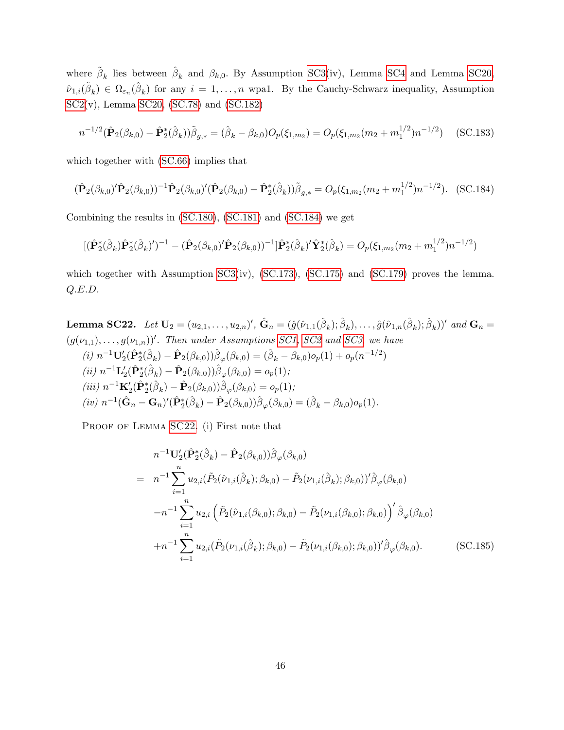where $\tilde{\beta}_k$ lies between $\hat{\beta}_k$ and $\beta_{k,0}$. By Assumption SC3(iv), Lemma SC4 and Lemma SC20, $\hat{\nu}_{1,i}(\tilde{\beta}_k) \in \Omega_{\varepsilon_n}(\hat{\beta}_k)$ for any $i = 1, \ldots, n$ wpa1. By the Cauchy-Schwarz inequality, Assumption SC2(v), Lemma SC20, (SC.78) and (SC.182)

$$n^{-1/2}(\hat{\mathbf{P}}_2(\beta_{k,0}) - \hat{\mathbf{P}}_2^*(\hat{\beta}_k))\tilde{\beta}_{g,*} = (\hat{\beta}_k - \beta_{k,0})O_p(\xi_{1,m_2}) = O_p(\xi_{1,m_2}(m_2 + m_1^{1/2})n^{-1/2}) \quad \text{(SC.183)}$$

which together with (SC.66) implies that

$$(\hat{\mathbf{P}}_2(\beta_{k,0})'\hat{\mathbf{P}}_2(\beta_{k,0}))^{-1}\hat{\mathbf{P}}_2(\beta_{k,0})'(\hat{\mathbf{P}}_2(\beta_{k,0}) - \hat{\mathbf{P}}_2^*(\hat{\beta}_k))\tilde{\beta}_{g,*} = O_p(\xi_{1,m_2}(m_2 + m_1^{1/2})n^{-1/2}). \quad \text{(SC.184)}$$

Combining the results in (SC.180), (SC.181) and (SC.184) we get

$$[(\hat{\mathbf{P}}_2^*(\hat{\beta}_k)\hat{\mathbf{P}}_2^*(\hat{\beta}_k)')^{-1} - (\hat{\mathbf{P}}_2(\beta_{k,0})'\hat{\mathbf{P}}_2(\beta_{k,0}))^{-1}]\hat{\mathbf{P}}_2^*(\hat{\beta}_k)'\hat{\mathbf{Y}}_2^*(\hat{\beta}_k) = O_p(\xi_{1,m_2}(m_2 + m_1^{1/2})n^{-1/2})$$

which together with Assumption SC3(iv), (SC.173), (SC.175) and (SC.179) proves the lemma. *Q.E.D.*

**Lemma SC22.** *Let $\mathbf{U}_2 = (u_{2,1}, \ldots, u_{2,n})'$, $\hat{\mathbf{G}}_n = (\hat{g}(\hat{\nu}_{1,1}(\hat{\beta}_k); \hat{\beta}_k), \ldots, \hat{g}(\hat{\nu}_{1,n}(\hat{\beta}_k); \hat{\beta}_k))'$ and $\mathbf{G}_n = (g(\nu_{1,1}), \ldots, g(\nu_{1,n}))'$. Then under Assumptions SC1, SC2 and SC3, we have*

*(i) $n^{-1}\mathbf{U}_2'(\hat{\mathbf{P}}_2^*(\hat{\beta}_k) - \hat{\mathbf{P}}_2(\beta_{k,0}))\hat{\beta}_{\varphi}(\beta_{k,0}) = (\hat{\beta}_k - \beta_{k,0})o_p(1) + o_p(n^{-1/2})$*

*(ii) $n^{-1}\mathbf{L}_2'(\hat{\mathbf{P}}_2^*(\hat{\beta}_k) - \hat{\mathbf{P}}_2(\beta_{k,0}))\hat{\beta}_{\varphi}(\beta_{k,0}) = o_p(1)$;*

*(iii) $n^{-1}\mathbf{K}_2'(\hat{\mathbf{P}}_2^*(\hat{\beta}_k) - \hat{\mathbf{P}}_2(\beta_{k,0}))\hat{\beta}_{\varphi}(\beta_{k,0}) = o_p(1)$;*

*(iv) $n^{-1}(\hat{\mathbf{G}}_n - \mathbf{G}_n)'(\hat{\mathbf{P}}_2^*(\hat{\beta}_k) - \hat{\mathbf{P}}_2(\beta_{k,0}))\hat{\beta}_{\varphi}(\beta_{k,0}) = (\hat{\beta}_k - \beta_{k,0})o_p(1)$.*

Proof of Lemma SC22. (i) First note that

$$\begin{aligned}
& n^{-1}\mathbf{U}_2'(\hat{\mathbf{P}}_2^*(\hat{\beta}_k) - \hat{\mathbf{P}}_2(\beta_{k,0}))\hat{\beta}_{\varphi}(\beta_{k,0}) \\
= \; & n^{-1}\sum_{i=1}^{n} u_{2,i}(\tilde{P}_2(\hat{\nu}_{1,i}(\hat{\beta}_k); \beta_{k,0}) - \tilde{P}_2(\nu_{1,i}(\hat{\beta}_k); \beta_{k,0}))'\hat{\beta}_{\varphi}(\beta_{k,0}) \\
& - n^{-1}\sum_{i=1}^{n} u_{2,i}\left(\tilde{P}_2(\hat{\nu}_{1,i}(\beta_{k,0}); \beta_{k,0}) - \tilde{P}_2(\nu_{1,i}(\beta_{k,0}); \beta_{k,0})\right)'\hat{\beta}_{\varphi}(\beta_{k,0}) \\
& + n^{-1}\sum_{i=1}^{n} u_{2,i}(\tilde{P}_2(\nu_{1,i}(\hat{\beta}_k); \beta_{k,0}) - \tilde{P}_2(\nu_{1,i}(\beta_{k,0}); \beta_{k,0}))'\hat{\beta}_{\varphi}(\beta_{k,0}). \quad \text{(SC.185)}
\end{aligned}$$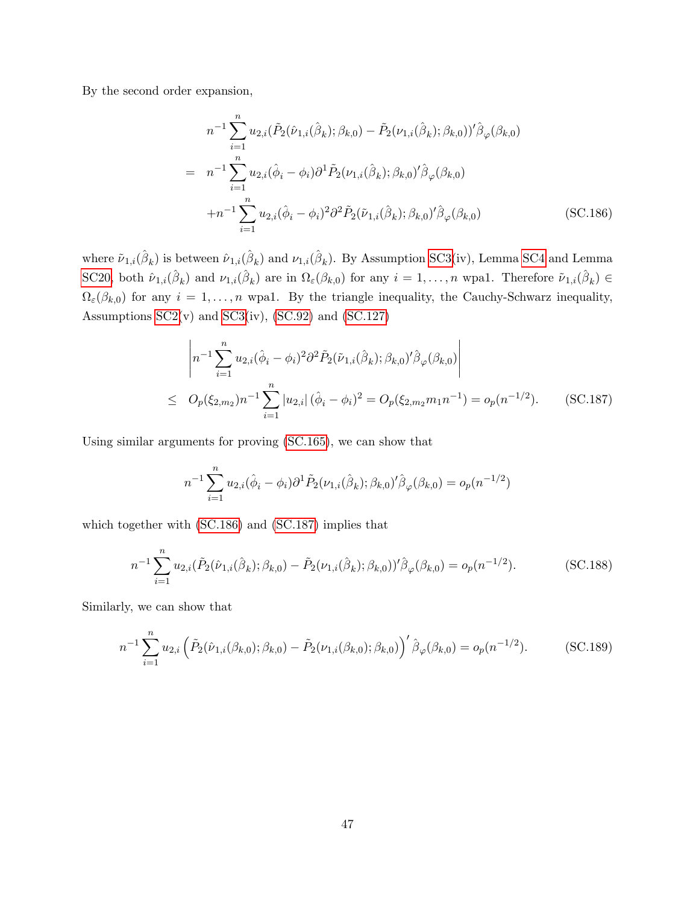By the second order expansion,

$$
\begin{aligned}
& n^{-1}\sum_{i=1}^{n} u_{2,i}(\tilde{P}_2(\hat{\nu}_{1,i}(\hat{\beta}_k);\beta_{k,0}) - \tilde{P}_2(\nu_{1,i}(\hat{\beta}_k);\beta_{k,0}))'\hat{\beta}_{\varphi}(\beta_{k,0}) \\
= \; & n^{-1}\sum_{i=1}^{n} u_{2,i}(\hat{\phi}_i - \phi_i)\partial^1 \tilde{P}_2(\nu_{1,i}(\hat{\beta}_k);\beta_{k,0})'\hat{\beta}_{\varphi}(\beta_{k,0}) \\
& + n^{-1}\sum_{i=1}^{n} u_{2,i}(\hat{\phi}_i - \phi_i)^2\partial^2 \tilde{P}_2(\tilde{\nu}_{1,i}(\hat{\beta}_k);\beta_{k,0})'\hat{\beta}_{\varphi}(\beta_{k,0}) \qquad \text{(SC.186)}
\end{aligned}
$$

where $\tilde{\nu}_{1,i}(\hat{\beta}_k)$ is between $\hat{\nu}_{1,i}(\hat{\beta}_k)$ and $\nu_{1,i}(\hat{\beta}_k)$. By Assumption SC3(iv), Lemma SC4 and Lemma SC20, both $\hat{\nu}_{1,i}(\hat{\beta}_k)$ and $\nu_{1,i}(\hat{\beta}_k)$ are in $\Omega_{\varepsilon}(\beta_{k,0})$ for any $i = 1,\ldots,n$ wpa1. Therefore $\tilde{\nu}_{1,i}(\hat{\beta}_k) \in \Omega_{\varepsilon}(\beta_{k,0})$ for any $i = 1,\ldots,n$ wpa1. By the triangle inequality, the Cauchy-Schwarz inequality, Assumptions SC2(v) and SC3(iv), (SC.92) and (SC.127)

$$
\begin{aligned}
& \left| n^{-1}\sum_{i=1}^{n} u_{2,i}(\hat{\phi}_i - \phi_i)^2\partial^2 \tilde{P}_2(\tilde{\nu}_{1,i}(\hat{\beta}_k);\beta_{k,0})'\hat{\beta}_{\varphi}(\beta_{k,0}) \right| \\
\leq \; & O_p(\xi_{2,m_2}) n^{-1}\sum_{i=1}^{n} |u_{2,i}| \, (\hat{\phi}_i - \phi_i)^2 = O_p(\xi_{2,m_2} m_1 n^{-1}) = o_p(n^{-1/2}). \qquad \text{(SC.187)}
\end{aligned}
$$

Using similar arguments for proving (SC.165), we can show that

$$
n^{-1}\sum_{i=1}^{n} u_{2,i}(\hat{\phi}_i - \phi_i)\partial^1 \tilde{P}_2(\nu_{1,i}(\hat{\beta}_k);\beta_{k,0})'\hat{\beta}_{\varphi}(\beta_{k,0}) = o_p(n^{-1/2})
$$

which together with (SC.186) and (SC.187) implies that

$$
n^{-1}\sum_{i=1}^{n} u_{2,i}(\tilde{P}_2(\hat{\nu}_{1,i}(\hat{\beta}_k);\beta_{k,0}) - \tilde{P}_2(\nu_{1,i}(\hat{\beta}_k);\beta_{k,0}))'\hat{\beta}_{\varphi}(\beta_{k,0}) = o_p(n^{-1/2}). \qquad \text{(SC.188)}
$$

Similarly, we can show that

$$
n^{-1}\sum_{i=1}^{n} u_{2,i}\left(\tilde{P}_2(\hat{\nu}_{1,i}(\beta_{k,0});\beta_{k,0}) - \tilde{P}_2(\nu_{1,i}(\beta_{k,0});\beta_{k,0})\right)'\hat{\beta}_{\varphi}(\beta_{k,0}) = o_p(n^{-1/2}). \qquad \text{(SC.189)}
$$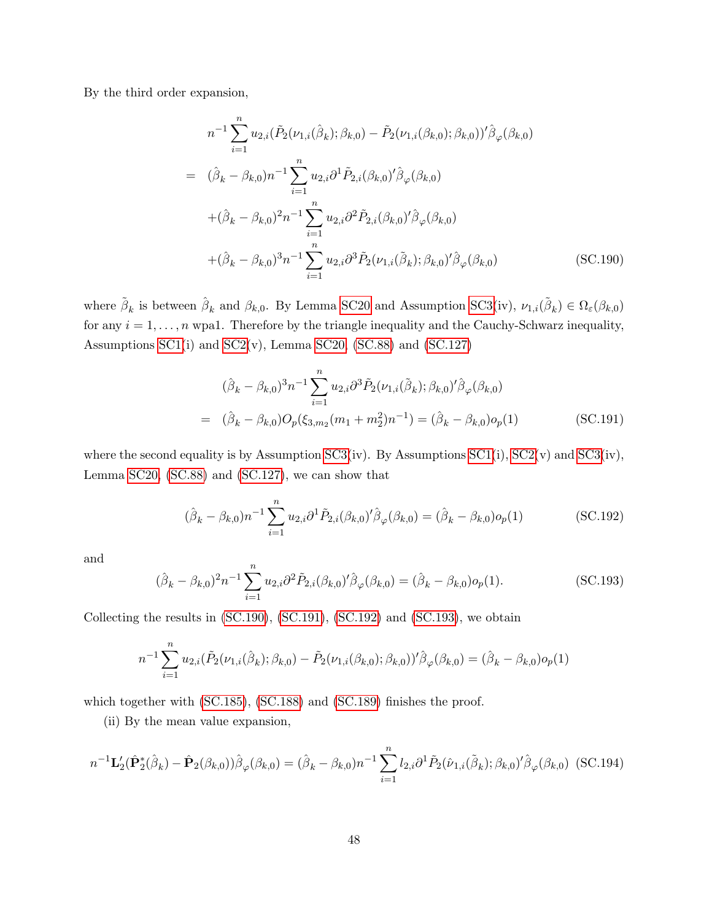By the third order expansion,

$$
\begin{aligned}
& n^{-1}\sum_{i=1}^{n} u_{2,i}(\tilde{P}_2(\nu_{1,i}(\hat{\beta}_k);\beta_{k,0}) - \tilde{P}_2(\nu_{1,i}(\beta_{k,0});\beta_{k,0}))'\hat{\beta}_{\varphi}(\beta_{k,0}) \\
= \;& (\hat{\beta}_k - \beta_{k,0})n^{-1}\sum_{i=1}^{n} u_{2,i}\partial^1\tilde{P}_{2,i}(\beta_{k,0})'\hat{\beta}_{\varphi}(\beta_{k,0}) \\
& + (\hat{\beta}_k - \beta_{k,0})^2 n^{-1}\sum_{i=1}^{n} u_{2,i}\partial^2\tilde{P}_{2,i}(\beta_{k,0})'\hat{\beta}_{\varphi}(\beta_{k,0}) \\
& + (\hat{\beta}_k - \beta_{k,0})^3 n^{-1}\sum_{i=1}^{n} u_{2,i}\partial^3\tilde{P}_2(\nu_{1,i}(\tilde{\beta}_k);\beta_{k,0})'\hat{\beta}_{\varphi}(\beta_{k,0}) \qquad \text{(SC.190)}
\end{aligned}
$$

where $\tilde{\beta}_k$ is between $\hat{\beta}_k$ and $\beta_{k,0}$. By Lemma SC20 and Assumption SC3(iv), $\nu_{1,i}(\tilde{\beta}_k) \in \Omega_\varepsilon(\beta_{k,0})$ for any $i = 1, \ldots, n$ wpa1. Therefore by the triangle inequality and the Cauchy-Schwarz inequality, Assumptions SC1(i) and SC2(v), Lemma SC20, (SC.88) and (SC.127)

$$
\begin{aligned}
& (\hat{\beta}_k - \beta_{k,0})^3 n^{-1}\sum_{i=1}^{n} u_{2,i}\partial^3\tilde{P}_2(\nu_{1,i}(\tilde{\beta}_k);\beta_{k,0})'\hat{\beta}_{\varphi}(\beta_{k,0}) \\
= \;& (\hat{\beta}_k - \beta_{k,0})O_p(\xi_{3,m_2}(m_1 + m_2^2)n^{-1}) = (\hat{\beta}_k - \beta_{k,0})o_p(1) \qquad \text{(SC.191)}
\end{aligned}
$$

where the second equality is by Assumption SC3(iv). By Assumptions SC1(i), SC2(v) and SC3(iv), Lemma SC20, (SC.88) and (SC.127), we can show that

$$
(\hat{\beta}_k - \beta_{k,0})n^{-1}\sum_{i=1}^{n} u_{2,i}\partial^1\tilde{P}_{2,i}(\beta_{k,0})'\hat{\beta}_{\varphi}(\beta_{k,0}) = (\hat{\beta}_k - \beta_{k,0})o_p(1) \qquad \text{(SC.192)}
$$

and

$$
(\hat{\beta}_k - \beta_{k,0})^2 n^{-1}\sum_{i=1}^{n} u_{2,i}\partial^2\tilde{P}_{2,i}(\beta_{k,0})'\hat{\beta}_{\varphi}(\beta_{k,0}) = (\hat{\beta}_k - \beta_{k,0})o_p(1). \qquad \text{(SC.193)}
$$

Collecting the results in (SC.190), (SC.191), (SC.192) and (SC.193), we obtain

$$
n^{-1}\sum_{i=1}^{n} u_{2,i}(\tilde{P}_2(\nu_{1,i}(\hat{\beta}_k);\beta_{k,0}) - \tilde{P}_2(\nu_{1,i}(\beta_{k,0});\beta_{k,0}))'\hat{\beta}_{\varphi}(\beta_{k,0}) = (\hat{\beta}_k - \beta_{k,0})o_p(1)
$$

which together with (SC.185), (SC.188) and (SC.189) finishes the proof.

(ii) By the mean value expansion,

$$
n^{-1}\mathbf{L}_2'(\hat{\mathbf{P}}_2^*(\hat{\beta}_k) - \hat{\mathbf{P}}_2(\beta_{k,0}))\hat{\beta}_{\varphi}(\beta_{k,0}) = (\hat{\beta}_k - \beta_{k,0})n^{-1}\sum_{i=1}^{n} l_{2,i}\partial^1\tilde{P}_2(\hat{\nu}_{1,i}(\tilde{\beta}_k);\beta_{k,0})'\hat{\beta}_{\varphi}(\beta_{k,0}) \quad \text{(SC.194)}
$$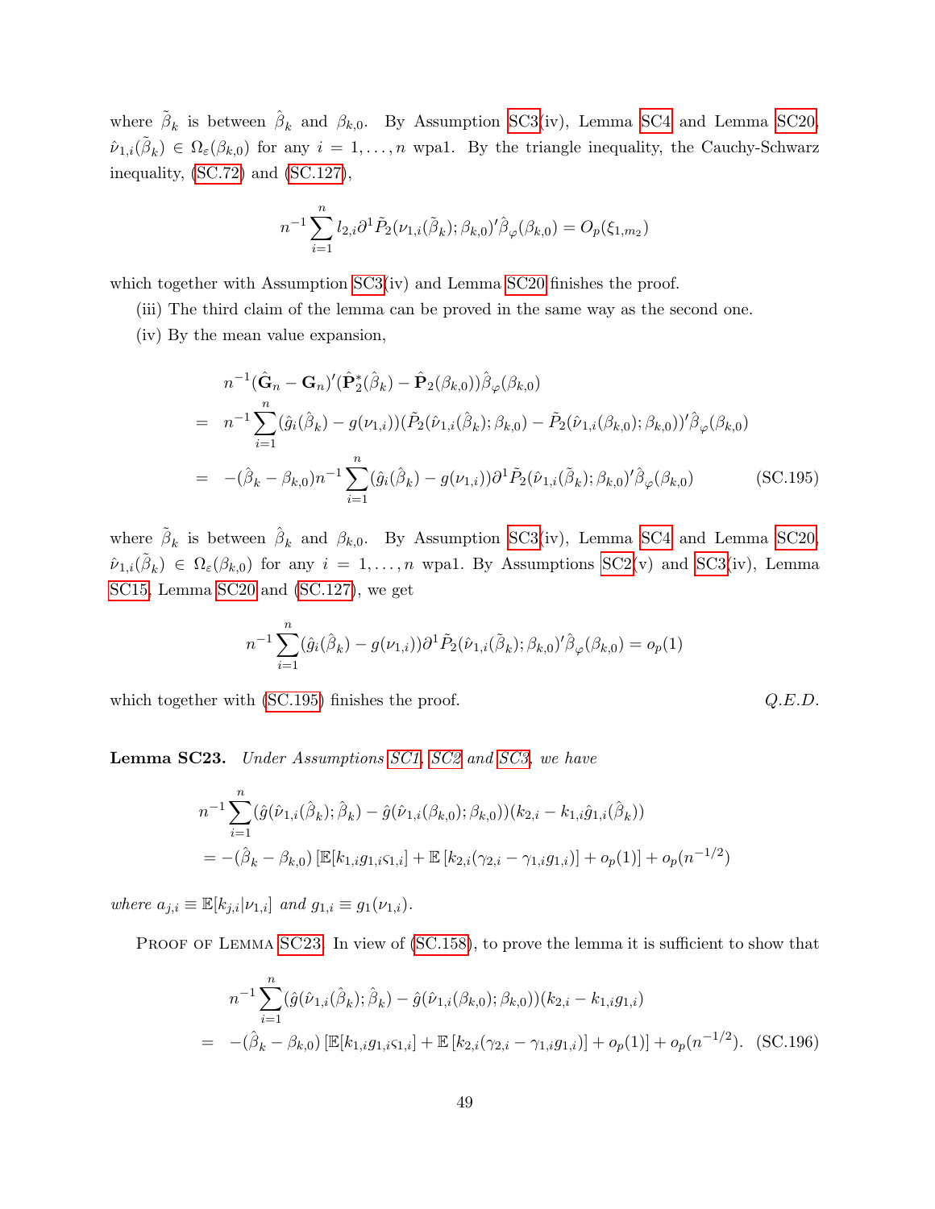where $\tilde{\beta}_k$ is between $\hat{\beta}_k$ and $\beta_{k,0}$. By Assumption SC3(iv), Lemma SC4 and Lemma SC20, $\hat{\nu}_{1,i}(\tilde{\beta}_k) \in \Omega_\varepsilon(\beta_{k,0})$ for any $i = 1, \ldots, n$ wpa1. By the triangle inequality, the Cauchy-Schwarz inequality, (SC.72) and (SC.127),

$$
n^{-1}\sum_{i=1}^{n} l_{2,i}\partial^1 \tilde{P}_2(\nu_{1,i}(\tilde{\beta}_k);\beta_{k,0})'\hat{\beta}_\varphi(\beta_{k,0}) = O_p(\xi_{1,m_2})
$$

which together with Assumption SC3(iv) and Lemma SC20 finishes the proof.

(iii) The third claim of the lemma can be proved in the same way as the second one.

(iv) By the mean value expansion,

$$
\begin{aligned}
& n^{-1}(\hat{\mathbf{G}}_n - \mathbf{G}_n)'(\hat{\mathbf{P}}_2^*(\hat{\beta}_k) - \hat{\mathbf{P}}_2(\beta_{k,0}))\hat{\beta}_\varphi(\beta_{k,0}) \\
= \;& n^{-1}\sum_{i=1}^{n}(\hat{g}_i(\hat{\beta}_k) - g(\nu_{1,i}))(\tilde{P}_2(\hat{\nu}_{1,i}(\hat{\beta}_k);\beta_{k,0}) - \tilde{P}_2(\hat{\nu}_{1,i}(\beta_{k,0});\beta_{k,0}))'\hat{\beta}_\varphi(\beta_{k,0}) \\
= \;& -(\hat{\beta}_k - \beta_{k,0})n^{-1}\sum_{i=1}^{n}(\hat{g}_i(\hat{\beta}_k) - g(\nu_{1,i}))\partial^1 \tilde{P}_2(\hat{\nu}_{1,i}(\tilde{\beta}_k);\beta_{k,0})'\hat{\beta}_\varphi(\beta_{k,0}) \qquad \text{(SC.195)}
\end{aligned}
$$

where $\tilde{\beta}_k$ is between $\hat{\beta}_k$ and $\beta_{k,0}$. By Assumption SC3(iv), Lemma SC4 and Lemma SC20, $\hat{\nu}_{1,i}(\tilde{\beta}_k) \in \Omega_\varepsilon(\beta_{k,0})$ for any $i = 1, \ldots, n$ wpa1. By Assumptions SC2(v) and SC3(iv), Lemma SC15, Lemma SC20 and (SC.127), we get

$$
n^{-1}\sum_{i=1}^{n}(\hat{g}_i(\hat{\beta}_k) - g(\nu_{1,i}))\partial^1 \tilde{P}_2(\hat{\nu}_{1,i}(\tilde{\beta}_k);\beta_{k,0})'\hat{\beta}_\varphi(\beta_{k,0}) = o_p(1)
$$

which together with (SC.195) finishes the proof. *Q.E.D.*

**Lemma SC23.** *Under Assumptions SC1, SC2 and SC3, we have*

$$
\begin{aligned}
& n^{-1}\sum_{i=1}^{n}(\hat{g}(\hat{\nu}_{1,i}(\hat{\beta}_k);\hat{\beta}_k) - \hat{g}(\hat{\nu}_{1,i}(\beta_{k,0});\beta_{k,0}))(k_{2,i} - k_{1,i}\hat{g}_{1,i}(\hat{\beta}_k)) \\
& = -(\hat{\beta}_k - \beta_{k,0})\left[\mathbb{E}[k_{1,i}g_{1,i}\varsigma_{1,i}] + \mathbb{E}\left[k_{2,i}(\gamma_{2,i} - \gamma_{1,i}g_{1,i})\right] + o_p(1)\right] + o_p(n^{-1/2})
\end{aligned}
$$

*where $a_{j,i} \equiv \mathbb{E}[k_{j,i}|\nu_{1,i}]$ and $g_{1,i} \equiv g_1(\nu_{1,i})$.*

Proof of Lemma SC23. In view of (SC.158), to prove the lemma it is sufficient to show that

$$
\begin{aligned}
& n^{-1}\sum_{i=1}^{n}(\hat{g}(\hat{\nu}_{1,i}(\hat{\beta}_k);\hat{\beta}_k) - \hat{g}(\hat{\nu}_{1,i}(\beta_{k,0});\beta_{k,0}))(k_{2,i} - k_{1,i}g_{1,i}) \\
= \;& -(\hat{\beta}_k - \beta_{k,0})\left[\mathbb{E}[k_{1,i}g_{1,i}\varsigma_{1,i}] + \mathbb{E}\left[k_{2,i}(\gamma_{2,i} - \gamma_{1,i}g_{1,i})\right] + o_p(1)\right] + o_p(n^{-1/2}). \qquad \text{(SC.196)}
\end{aligned}
$$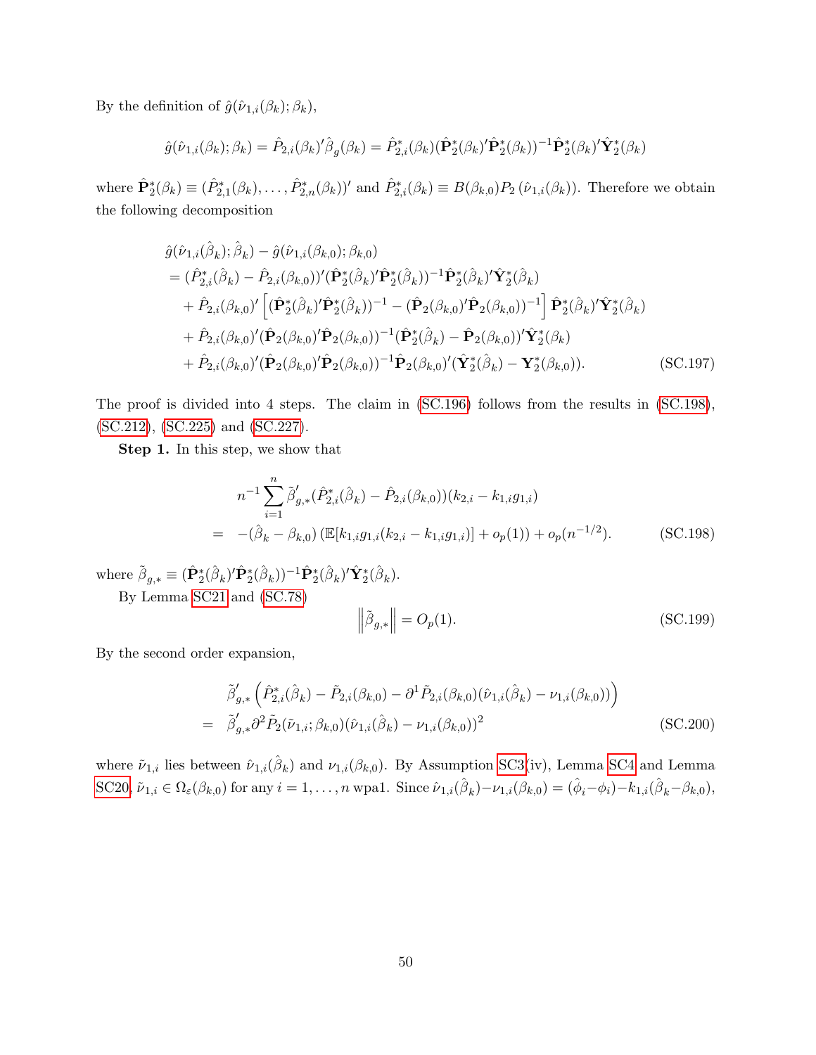By the definition of $\hat{g}(\hat{\nu}_{1,i}(\beta_k);\beta_k)$,

$$\hat{g}(\hat{\nu}_{1,i}(\beta_k);\beta_k) = \hat{P}_{2,i}(\beta_k)'\hat{\beta}_g(\beta_k) = \hat{P}^*_{2,i}(\beta_k)(\hat{\mathbf{P}}^*_2(\beta_k)'\hat{\mathbf{P}}^*_2(\beta_k))^{-1}\hat{\mathbf{P}}^*_2(\beta_k)'\hat{\mathbf{Y}}^*_2(\beta_k)$$

where $\hat{\mathbf{P}}^*_2(\beta_k) \equiv (\hat{P}^*_{2,1}(\beta_k),\ldots,\hat{P}^*_{2,n}(\beta_k))'$ and $\hat{P}^*_{2,i}(\beta_k) \equiv B(\beta_{k,0})P_2(\hat{\nu}_{1,i}(\beta_k))$. Therefore we obtain the following decomposition

$$\begin{aligned}
&\hat{g}(\hat{\nu}_{1,i}(\hat{\beta}_k);\hat{\beta}_k) - \hat{g}(\hat{\nu}_{1,i}(\beta_{k,0});\beta_{k,0}) \\
&= (\hat{P}^*_{2,i}(\hat{\beta}_k) - \hat{P}_{2,i}(\beta_{k,0}))'(\hat{\mathbf{P}}^*_2(\hat{\beta}_k)'\hat{\mathbf{P}}^*_2(\hat{\beta}_k))^{-1}\hat{\mathbf{P}}^*_2(\hat{\beta}_k)'\hat{\mathbf{Y}}^*_2(\hat{\beta}_k) \\
&\quad + \hat{P}_{2,i}(\beta_{k,0})'\left[(\hat{\mathbf{P}}^*_2(\hat{\beta}_k)'\hat{\mathbf{P}}^*_2(\hat{\beta}_k))^{-1} - (\hat{\mathbf{P}}_2(\beta_{k,0})'\hat{\mathbf{P}}_2(\beta_{k,0}))^{-1}\right]\hat{\mathbf{P}}^*_2(\hat{\beta}_k)'\hat{\mathbf{Y}}^*_2(\hat{\beta}_k) \\
&\quad + \hat{P}_{2,i}(\beta_{k,0})'(\hat{\mathbf{P}}_2(\beta_{k,0})'\hat{\mathbf{P}}_2(\beta_{k,0}))^{-1}(\hat{\mathbf{P}}^*_2(\hat{\beta}_k) - \hat{\mathbf{P}}_2(\beta_{k,0}))'\hat{\mathbf{Y}}^*_2(\beta_k) \\
&\quad + \hat{P}_{2,i}(\beta_{k,0})'(\hat{\mathbf{P}}_2(\beta_{k,0})'\hat{\mathbf{P}}_2(\beta_{k,0}))^{-1}\hat{\mathbf{P}}_2(\beta_{k,0})'(\hat{\mathbf{Y}}^*_2(\hat{\beta}_k) - \mathbf{Y}^*_2(\beta_{k,0})). \qquad \text{(SC.197)}
\end{aligned}$$

The proof is divided into 4 steps. The claim in (SC.196) follows from the results in (SC.198), (SC.212), (SC.225) and (SC.227).

**Step 1.** In this step, we show that

$$\begin{aligned}
& n^{-1}\sum_{i=1}^{n}\tilde{\beta}'_{g,*}(\hat{P}^*_{2,i}(\hat{\beta}_k) - \hat{P}_{2,i}(\beta_{k,0}))(k_{2,i} - k_{1,i}g_{1,i}) \\
&= -(\hat{\beta}_k - \beta_{k,0})\left(\mathbb{E}[k_{1,i}g_{1,i}(k_{2,i} - k_{1,i}g_{1,i})] + o_p(1)\right) + o_p(n^{-1/2}). \qquad \text{(SC.198)}
\end{aligned}$$

where $\tilde{\beta}_{g,*} \equiv (\hat{\mathbf{P}}^*_2(\hat{\beta}_k)'\hat{\mathbf{P}}^*_2(\hat{\beta}_k))^{-1}\hat{\mathbf{P}}^*_2(\hat{\beta}_k)'\hat{\mathbf{Y}}^*_2(\hat{\beta}_k)$.

By Lemma SC21 and (SC.78)

$$\left\|\tilde{\beta}_{g,*}\right\| = O_p(1). \qquad \text{(SC.199)}$$

By the second order expansion,

$$\begin{aligned}
& \tilde{\beta}'_{g,*}\left(\hat{P}^*_{2,i}(\hat{\beta}_k) - \tilde{P}_{2,i}(\beta_{k,0}) - \partial^1\tilde{P}_{2,i}(\beta_{k,0})(\hat{\nu}_{1,i}(\hat{\beta}_k) - \nu_{1,i}(\beta_{k,0}))\right) \\
&= \tilde{\beta}'_{g,*}\partial^2\tilde{P}_2(\tilde{\nu}_{1,i};\beta_{k,0})(\hat{\nu}_{1,i}(\hat{\beta}_k) - \nu_{1,i}(\beta_{k,0}))^2 \qquad \text{(SC.200)}
\end{aligned}$$

where $\tilde{\nu}_{1,i}$ lies between $\hat{\nu}_{1,i}(\hat{\beta}_k)$ and $\nu_{1,i}(\beta_{k,0})$. By Assumption SC3(iv), Lemma SC4 and Lemma SC20, $\tilde{\nu}_{1,i} \in \Omega_\varepsilon(\beta_{k,0})$ for any $i = 1,\ldots,n$ wpa1. Since $\hat{\nu}_{1,i}(\hat{\beta}_k) - \nu_{1,i}(\beta_{k,0}) = (\hat{\phi}_i - \phi_i) - k_{1,i}(\hat{\beta}_k - \beta_{k,0})$,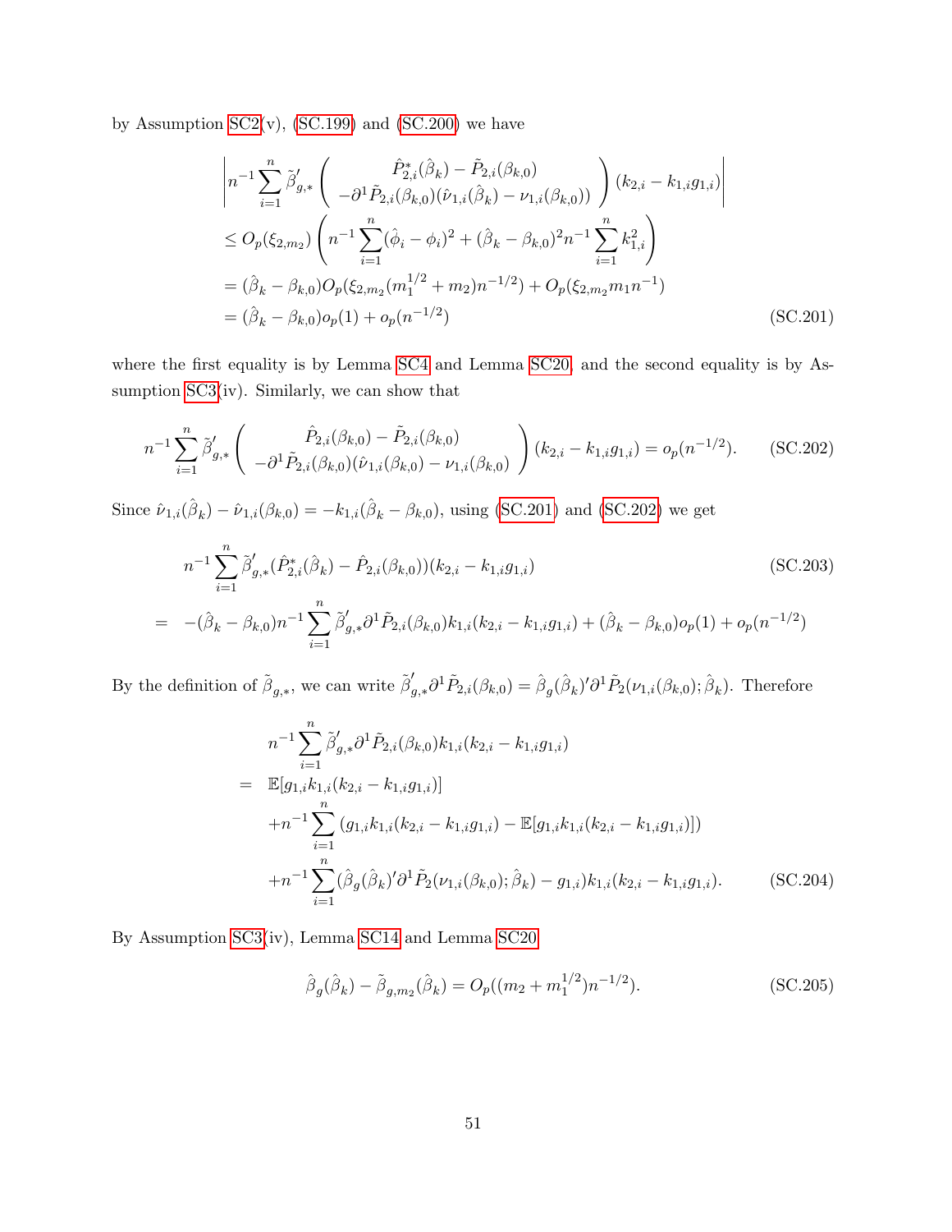by Assumption SC2(v), (SC.199) and (SC.200) we have

$$
\begin{aligned}
&\left| n^{-1}\sum_{i=1}^{n}\tilde{\beta}_{g,*}'\left(\begin{array}{c}\hat{P}_{2,i}^{*}(\hat{\beta}_k)-\tilde{P}_{2,i}(\beta_{k,0})\\ -\partial^1\tilde{P}_{2,i}(\beta_{k,0})(\hat{\nu}_{1,i}(\hat{\beta}_k)-\nu_{1,i}(\beta_{k,0}))\end{array}\right)(k_{2,i}-k_{1,i}g_{1,i})\right| \\
&\leq O_p(\xi_{2,m_2})\left(n^{-1}\sum_{i=1}^{n}(\hat{\phi}_i-\phi_i)^2+(\hat{\beta}_k-\beta_{k,0})^2 n^{-1}\sum_{i=1}^{n}k_{1,i}^2\right) \\
&=(\hat{\beta}_k-\beta_{k,0})O_p(\xi_{2,m_2}(m_1^{1/2}+m_2)n^{-1/2})+O_p(\xi_{2,m_2}m_1 n^{-1}) \\
&=(\hat{\beta}_k-\beta_{k,0})o_p(1)+o_p(n^{-1/2}) \qquad \text{(SC.201)}
\end{aligned}
$$

where the first equality is by Lemma SC4 and Lemma SC20, and the second equality is by Assumption SC3(iv). Similarly, we can show that

$$
n^{-1}\sum_{i=1}^{n}\tilde{\beta}_{g,*}'\left(\begin{array}{c}\hat{P}_{2,i}(\beta_{k,0})-\tilde{P}_{2,i}(\beta_{k,0})\\ -\partial^1\tilde{P}_{2,i}(\beta_{k,0})(\hat{\nu}_{1,i}(\beta_{k,0})-\nu_{1,i}(\beta_{k,0}))\end{array}\right)(k_{2,i}-k_{1,i}g_{1,i})=o_p(n^{-1/2}). \qquad \text{(SC.202)}
$$

Since $\hat{\nu}_{1,i}(\hat{\beta}_k)-\hat{\nu}_{1,i}(\beta_{k,0})=-k_{1,i}(\hat{\beta}_k-\beta_{k,0})$, using (SC.201) and (SC.202) we get

$$
\begin{aligned}
& n^{-1}\sum_{i=1}^{n}\tilde{\beta}_{g,*}'(\hat{P}_{2,i}^{*}(\hat{\beta}_k)-\hat{P}_{2,i}(\beta_{k,0}))(k_{2,i}-k_{1,i}g_{1,i}) \qquad \text{(SC.203)}\\
= \;& -(\hat{\beta}_k-\beta_{k,0})n^{-1}\sum_{i=1}^{n}\tilde{\beta}_{g,*}'\partial^1\tilde{P}_{2,i}(\beta_{k,0})k_{1,i}(k_{2,i}-k_{1,i}g_{1,i})+(\hat{\beta}_k-\beta_{k,0})o_p(1)+o_p(n^{-1/2})
\end{aligned}
$$

By the definition of $\tilde{\beta}_{g,*}$, we can write $\tilde{\beta}_{g,*}'\partial^1\tilde{P}_{2,i}(\beta_{k,0})=\hat{\beta}_g(\hat{\beta}_k)'\partial^1\tilde{P}_2(\nu_{1,i}(\beta_{k,0});\hat{\beta}_k)$. Therefore

$$
\begin{aligned}
& n^{-1}\sum_{i=1}^{n}\tilde{\beta}_{g,*}'\partial^1\tilde{P}_{2,i}(\beta_{k,0})k_{1,i}(k_{2,i}-k_{1,i}g_{1,i}) \\
= \;& \mathbb{E}[g_{1,i}k_{1,i}(k_{2,i}-k_{1,i}g_{1,i})] \\
& +n^{-1}\sum_{i=1}^{n}(g_{1,i}k_{1,i}(k_{2,i}-k_{1,i}g_{1,i})-\mathbb{E}[g_{1,i}k_{1,i}(k_{2,i}-k_{1,i}g_{1,i})]) \\
& +n^{-1}\sum_{i=1}^{n}(\hat{\beta}_g(\hat{\beta}_k)'\partial^1\tilde{P}_2(\nu_{1,i}(\beta_{k,0});\hat{\beta}_k)-g_{1,i})k_{1,i}(k_{2,i}-k_{1,i}g_{1,i}). \qquad \text{(SC.204)}
\end{aligned}
$$

By Assumption SC3(iv), Lemma SC14 and Lemma SC20

$$
\hat{\beta}_g(\hat{\beta}_k)-\tilde{\beta}_{g,m_2}(\hat{\beta}_k)=O_p((m_2+m_1^{1/2})n^{-1/2}). \qquad \text{(SC.205)}
$$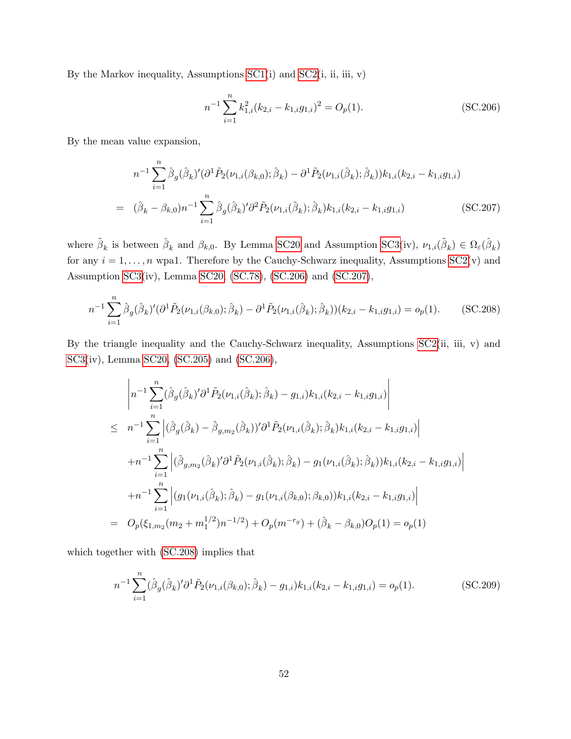By the Markov inequality, Assumptions SC1(i) and SC2(i, ii, iii, v)

$$n^{-1}\sum_{i=1}^{n} k_{1,i}^2(k_{2,i}-k_{1,i}g_{1,i})^2 = O_p(1). \tag{SC.206}$$

By the mean value expansion,

$$\begin{aligned}
& n^{-1}\sum_{i=1}^{n}\hat{\beta}_g(\hat{\beta}_k)'(\partial^1\tilde{P}_2(\nu_{1,i}(\beta_{k,0});\hat{\beta}_k)-\partial^1\tilde{P}_2(\nu_{1,i}(\hat{\beta}_k);\hat{\beta}_k))k_{1,i}(k_{2,i}-k_{1,i}g_{1,i}) \\
= \;& (\hat{\beta}_k-\beta_{k,0})n^{-1}\sum_{i=1}^{n}\hat{\beta}_g(\hat{\beta}_k)'\partial^2\tilde{P}_2(\nu_{1,i}(\tilde{\beta}_k);\hat{\beta}_k)k_{1,i}(k_{2,i}-k_{1,i}g_{1,i})
\end{aligned} \tag{SC.207}$$

where $\tilde{\beta}_k$ is between $\hat{\beta}_k$ and $\beta_{k,0}$. By Lemma SC20 and Assumption SC3(iv), $\nu_{1,i}(\tilde{\beta}_k)\in\Omega_\varepsilon(\hat{\beta}_k)$ for any $i=1,\ldots,n$ wpa1. Therefore by the Cauchy-Schwarz inequality, Assumptions SC2(v) and Assumption SC3(iv), Lemma SC20, (SC.78), (SC.206) and (SC.207),

$$n^{-1}\sum_{i=1}^{n}\hat{\beta}_g(\hat{\beta}_k)'(\partial^1\tilde{P}_2(\nu_{1,i}(\beta_{k,0});\hat{\beta}_k)-\partial^1\tilde{P}_2(\nu_{1,i}(\hat{\beta}_k);\hat{\beta}_k))(k_{2,i}-k_{1,i}g_{1,i}) = o_p(1). \tag{SC.208}$$

By the triangle inequality and the Cauchy-Schwarz inequality, Assumptions SC2(ii, iii, v) and SC3(iv), Lemma SC20, (SC.205) and (SC.206),

$$\begin{aligned}
& \left|n^{-1}\sum_{i=1}^{n}(\hat{\beta}_g(\hat{\beta}_k)'\partial^1\tilde{P}_2(\nu_{1,i}(\hat{\beta}_k);\hat{\beta}_k)-g_{1,i})k_{1,i}(k_{2,i}-k_{1,i}g_{1,i})\right| \\
\leq \;& n^{-1}\sum_{i=1}^{n}\left|(\hat{\beta}_g(\hat{\beta}_k)-\tilde{\beta}_{g,m_2}(\hat{\beta}_k))'\partial^1\tilde{P}_2(\nu_{1,i}(\hat{\beta}_k);\hat{\beta}_k)k_{1,i}(k_{2,i}-k_{1,i}g_{1,i})\right| \\
& + n^{-1}\sum_{i=1}^{n}\left|(\tilde{\beta}_{g,m_2}(\hat{\beta}_k)'\partial^1\tilde{P}_2(\nu_{1,i}(\hat{\beta}_k);\hat{\beta}_k)-g_1(\nu_{1,i}(\hat{\beta}_k);\hat{\beta}_k))k_{1,i}(k_{2,i}-k_{1,i}g_{1,i})\right| \\
& + n^{-1}\sum_{i=1}^{n}\left|(g_1(\nu_{1,i}(\hat{\beta}_k);\hat{\beta}_k)-g_1(\nu_{1,i}(\beta_{k,0});\beta_{k,0}))k_{1,i}(k_{2,i}-k_{1,i}g_{1,i})\right| \\
= \;& O_p(\xi_{1,m_2}(m_2+m_1^{1/2})n^{-1/2})+O_p(m^{-r_g})+(\hat{\beta}_k-\beta_{k,0})O_p(1) = o_p(1)
\end{aligned}$$

which together with (SC.208) implies that

$$n^{-1}\sum_{i=1}^{n}(\hat{\beta}_g(\hat{\beta}_k)'\partial^1\tilde{P}_2(\nu_{1,i}(\beta_{k,0});\hat{\beta}_k)-g_{1,i})k_{1,i}(k_{2,i}-k_{1,i}g_{1,i}) = o_p(1). \tag{SC.209}$$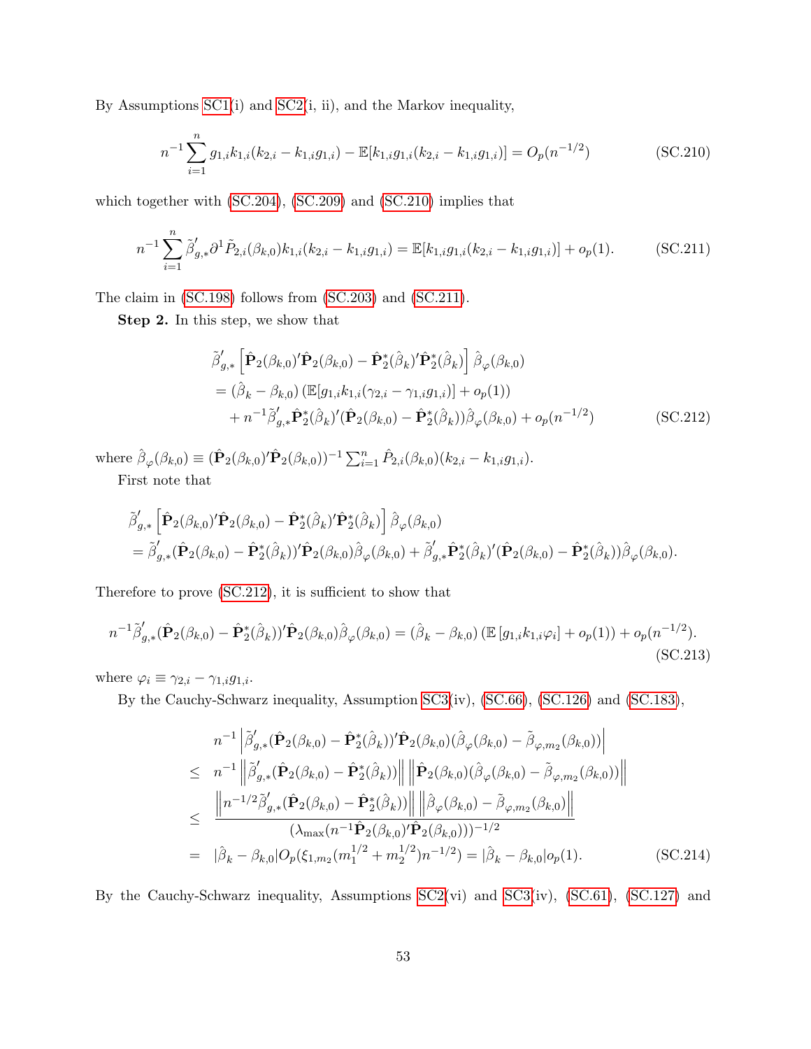By Assumptions SC1(i) and SC2(i, ii), and the Markov inequality,

$$n^{-1}\sum_{i=1}^{n} g_{1,i}k_{1,i}(k_{2,i}-k_{1,i}g_{1,i}) - \mathbb{E}[k_{1,i}g_{1,i}(k_{2,i}-k_{1,i}g_{1,i})] = O_p(n^{-1/2}) \tag{SC.210}$$

which together with (SC.204), (SC.209) and (SC.210) implies that

$$n^{-1}\sum_{i=1}^{n} \tilde{\beta}_{g,*}'\partial^1 \tilde{P}_{2,i}(\beta_{k,0})k_{1,i}(k_{2,i}-k_{1,i}g_{1,i}) = \mathbb{E}[k_{1,i}g_{1,i}(k_{2,i}-k_{1,i}g_{1,i})] + o_p(1). \tag{SC.211}$$

The claim in (SC.198) follows from (SC.203) and (SC.211).

**Step 2.** In this step, we show that

$$\begin{aligned}
&\tilde{\beta}_{g,*}'\left[\hat{\mathbf{P}}_2(\beta_{k,0})'\hat{\mathbf{P}}_2(\beta_{k,0}) - \hat{\mathbf{P}}_2^*(\hat{\beta}_k)'\hat{\mathbf{P}}_2^*(\hat{\beta}_k)\right]\hat{\beta}_\varphi(\beta_{k,0}) \\
&= (\hat{\beta}_k - \beta_{k,0})\left(\mathbb{E}[g_{1,i}k_{1,i}(\gamma_{2,i}-\gamma_{1,i}g_{1,i})] + o_p(1)\right) \\
&\quad + n^{-1}\tilde{\beta}_{g,*}'\hat{\mathbf{P}}_2^*(\hat{\beta}_k)'(\hat{\mathbf{P}}_2(\beta_{k,0}) - \hat{\mathbf{P}}_2^*(\hat{\beta}_k))\hat{\beta}_\varphi(\beta_{k,0}) + o_p(n^{-1/2})
\end{aligned} \tag{SC.212}$$

where $\hat{\beta}_\varphi(\beta_{k,0}) \equiv (\hat{\mathbf{P}}_2(\beta_{k,0})'\hat{\mathbf{P}}_2(\beta_{k,0}))^{-1}\sum_{i=1}^{n}\hat{P}_{2,i}(\beta_{k,0})(k_{2,i}-k_{1,i}g_{1,i})$.

First note that

$$\begin{aligned}
&\tilde{\beta}_{g,*}'\left[\hat{\mathbf{P}}_2(\beta_{k,0})'\hat{\mathbf{P}}_2(\beta_{k,0}) - \hat{\mathbf{P}}_2^*(\hat{\beta}_k)'\hat{\mathbf{P}}_2^*(\hat{\beta}_k)\right]\hat{\beta}_\varphi(\beta_{k,0}) \\
&= \tilde{\beta}_{g,*}'(\hat{\mathbf{P}}_2(\beta_{k,0}) - \hat{\mathbf{P}}_2^*(\hat{\beta}_k))'\hat{\mathbf{P}}_2(\beta_{k,0})\hat{\beta}_\varphi(\beta_{k,0}) + \tilde{\beta}_{g,*}'\hat{\mathbf{P}}_2^*(\hat{\beta}_k)'(\hat{\mathbf{P}}_2(\beta_{k,0}) - \hat{\mathbf{P}}_2^*(\hat{\beta}_k))\hat{\beta}_\varphi(\beta_{k,0}).
\end{aligned}$$

Therefore to prove (SC.212), it is sufficient to show that

$$n^{-1}\tilde{\beta}_{g,*}'(\hat{\mathbf{P}}_2(\beta_{k,0}) - \hat{\mathbf{P}}_2^*(\hat{\beta}_k))'\hat{\mathbf{P}}_2(\beta_{k,0})\hat{\beta}_\varphi(\beta_{k,0}) = (\hat{\beta}_k - \beta_{k,0})\left(\mathbb{E}\left[g_{1,i}k_{1,i}\varphi_i\right] + o_p(1)\right) + o_p(n^{-1/2}). \tag{SC.213}$$

where $\varphi_i \equiv \gamma_{2,i} - \gamma_{1,i}g_{1,i}$.

By the Cauchy-Schwarz inequality, Assumption SC3(iv), (SC.66), (SC.126) and (SC.183),

$$\begin{aligned}
& n^{-1}\left|\tilde{\beta}_{g,*}'(\hat{\mathbf{P}}_2(\beta_{k,0}) - \hat{\mathbf{P}}_2^*(\hat{\beta}_k))'\hat{\mathbf{P}}_2(\beta_{k,0})(\hat{\beta}_\varphi(\beta_{k,0}) - \tilde{\beta}_{\varphi,m_2}(\beta_{k,0}))\right| \\
\leq\ & n^{-1}\left\|\tilde{\beta}_{g,*}'(\hat{\mathbf{P}}_2(\beta_{k,0}) - \hat{\mathbf{P}}_2^*(\hat{\beta}_k))\right\|\left\|\hat{\mathbf{P}}_2(\beta_{k,0})(\hat{\beta}_\varphi(\beta_{k,0}) - \tilde{\beta}_{\varphi,m_2}(\beta_{k,0}))\right\| \\
\leq\ & \frac{\left\|n^{-1/2}\tilde{\beta}_{g,*}'(\hat{\mathbf{P}}_2(\beta_{k,0}) - \hat{\mathbf{P}}_2^*(\hat{\beta}_k))\right\|\left\|\hat{\beta}_\varphi(\beta_{k,0}) - \tilde{\beta}_{\varphi,m_2}(\beta_{k,0})\right\|}{(\lambda_{\max}(n^{-1}\hat{\mathbf{P}}_2(\beta_{k,0})'\hat{\mathbf{P}}_2(\beta_{k,0})))^{-1/2}} \\
=\ & |\hat{\beta}_k - \beta_{k,0}|O_p(\xi_{1,m_2}(m_1^{1/2} + m_2^{1/2})n^{-1/2}) = |\hat{\beta}_k - \beta_{k,0}|o_p(1).
\end{aligned} \tag{SC.214}$$

By the Cauchy-Schwarz inequality, Assumptions SC2(vi) and SC3(iv), (SC.61), (SC.127) and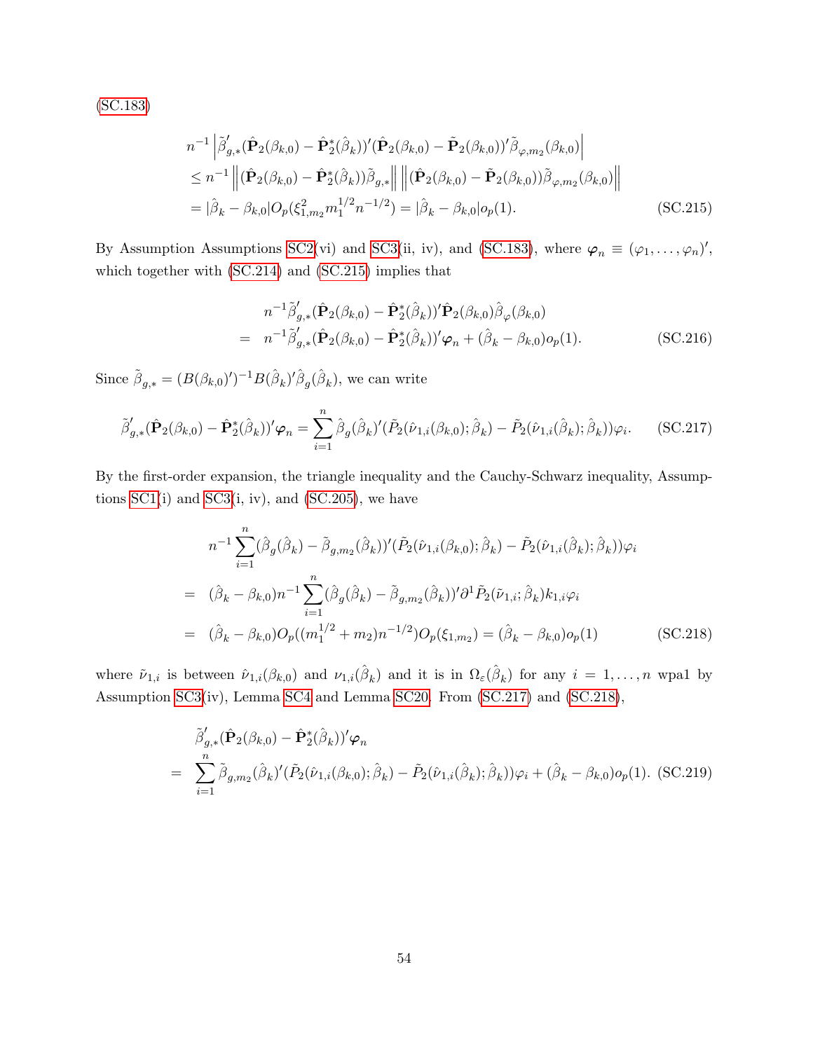(SC.183)

$$
\begin{aligned}
& n^{-1}\left|\tilde{\beta}_{g,*}'(\hat{\mathbf{P}}_2(\beta_{k,0})-\hat{\mathbf{P}}_2^*(\hat{\beta}_k))'(\hat{\mathbf{P}}_2(\beta_{k,0})-\tilde{\mathbf{P}}_2(\beta_{k,0}))'\tilde{\beta}_{\varphi,m_2}(\beta_{k,0})\right| \\
& \leq n^{-1}\left\|(\hat{\mathbf{P}}_2(\beta_{k,0})-\hat{\mathbf{P}}_2^*(\hat{\beta}_k))\tilde{\beta}_{g,*}\right\|\left\|(\hat{\mathbf{P}}_2(\beta_{k,0})-\tilde{\mathbf{P}}_2(\beta_{k,0}))\tilde{\beta}_{\varphi,m_2}(\beta_{k,0})\right\| \\
& = |\hat{\beta}_k-\beta_{k,0}|O_p(\xi_{1,m_2}^2 m_1^{1/2}n^{-1/2}) = |\hat{\beta}_k-\beta_{k,0}|o_p(1). \qquad \text{(SC.215)}
\end{aligned}
$$

By Assumption Assumptions SC2(vi) and SC3(ii, iv), and (SC.183), where $\boldsymbol{\varphi}_n \equiv (\varphi_1,\ldots,\varphi_n)'$, which together with (SC.214) and (SC.215) implies that

$$
\begin{aligned}
& n^{-1}\tilde{\beta}_{g,*}'(\hat{\mathbf{P}}_2(\beta_{k,0})-\hat{\mathbf{P}}_2^*(\hat{\beta}_k))'\hat{\mathbf{P}}_2(\beta_{k,0})\hat{\beta}_{\varphi}(\beta_{k,0}) \\
= \;& n^{-1}\tilde{\beta}_{g,*}'(\hat{\mathbf{P}}_2(\beta_{k,0})-\hat{\mathbf{P}}_2^*(\hat{\beta}_k))'\boldsymbol{\varphi}_n + (\hat{\beta}_k-\beta_{k,0})o_p(1). \qquad \text{(SC.216)}
\end{aligned}
$$

Since $\tilde{\beta}_{g,*} = (B(\beta_{k,0})')^{-1}B(\hat{\beta}_k)'\hat{\beta}_g(\hat{\beta}_k)$, we can write

$$
\tilde{\beta}_{g,*}'(\hat{\mathbf{P}}_2(\beta_{k,0})-\hat{\mathbf{P}}_2^*(\hat{\beta}_k))'\boldsymbol{\varphi}_n = \sum_{i=1}^n \hat{\beta}_g(\hat{\beta}_k)'(\tilde{P}_2(\hat{\nu}_{1,i}(\beta_{k,0});\hat{\beta}_k)-\tilde{P}_2(\hat{\nu}_{1,i}(\hat{\beta}_k);\hat{\beta}_k))\varphi_i. \qquad \text{(SC.217)}
$$

By the first-order expansion, the triangle inequality and the Cauchy-Schwarz inequality, Assumptions SC1(i) and SC3(i, iv), and (SC.205), we have

$$
\begin{aligned}
& n^{-1}\sum_{i=1}^n(\hat{\beta}_g(\hat{\beta}_k)-\tilde{\beta}_{g,m_2}(\hat{\beta}_k))'(\tilde{P}_2(\hat{\nu}_{1,i}(\beta_{k,0});\hat{\beta}_k)-\tilde{P}_2(\hat{\nu}_{1,i}(\hat{\beta}_k);\hat{\beta}_k))\varphi_i \\
= \;& (\hat{\beta}_k-\beta_{k,0})n^{-1}\sum_{i=1}^n(\hat{\beta}_g(\hat{\beta}_k)-\tilde{\beta}_{g,m_2}(\hat{\beta}_k))'\partial^1\tilde{P}_2(\tilde{\nu}_{1,i};\hat{\beta}_k)k_{1,i}\varphi_i \\
= \;& (\hat{\beta}_k-\beta_{k,0})O_p((m_1^{1/2}+m_2)n^{-1/2})O_p(\xi_{1,m_2}) = (\hat{\beta}_k-\beta_{k,0})o_p(1) \qquad \text{(SC.218)}
\end{aligned}
$$

where $\tilde{\nu}_{1,i}$ is between $\hat{\nu}_{1,i}(\beta_{k,0})$ and $\nu_{1,i}(\hat{\beta}_k)$ and it is in $\Omega_\varepsilon(\hat{\beta}_k)$ for any $i=1,\ldots,n$ wpa1 by Assumption SC3(iv), Lemma SC4 and Lemma SC20. From (SC.217) and (SC.218),

$$
\begin{aligned}
& \tilde{\beta}_{g,*}'(\hat{\mathbf{P}}_2(\beta_{k,0})-\hat{\mathbf{P}}_2^*(\hat{\beta}_k))'\boldsymbol{\varphi}_n \\
= \;& \sum_{i=1}^n \tilde{\beta}_{g,m_2}(\hat{\beta}_k)'(\tilde{P}_2(\hat{\nu}_{1,i}(\beta_{k,0});\hat{\beta}_k)-\tilde{P}_2(\hat{\nu}_{1,i}(\hat{\beta}_k);\hat{\beta}_k))\varphi_i + (\hat{\beta}_k-\beta_{k,0})o_p(1). \qquad \text{(SC.219)}
\end{aligned}
$$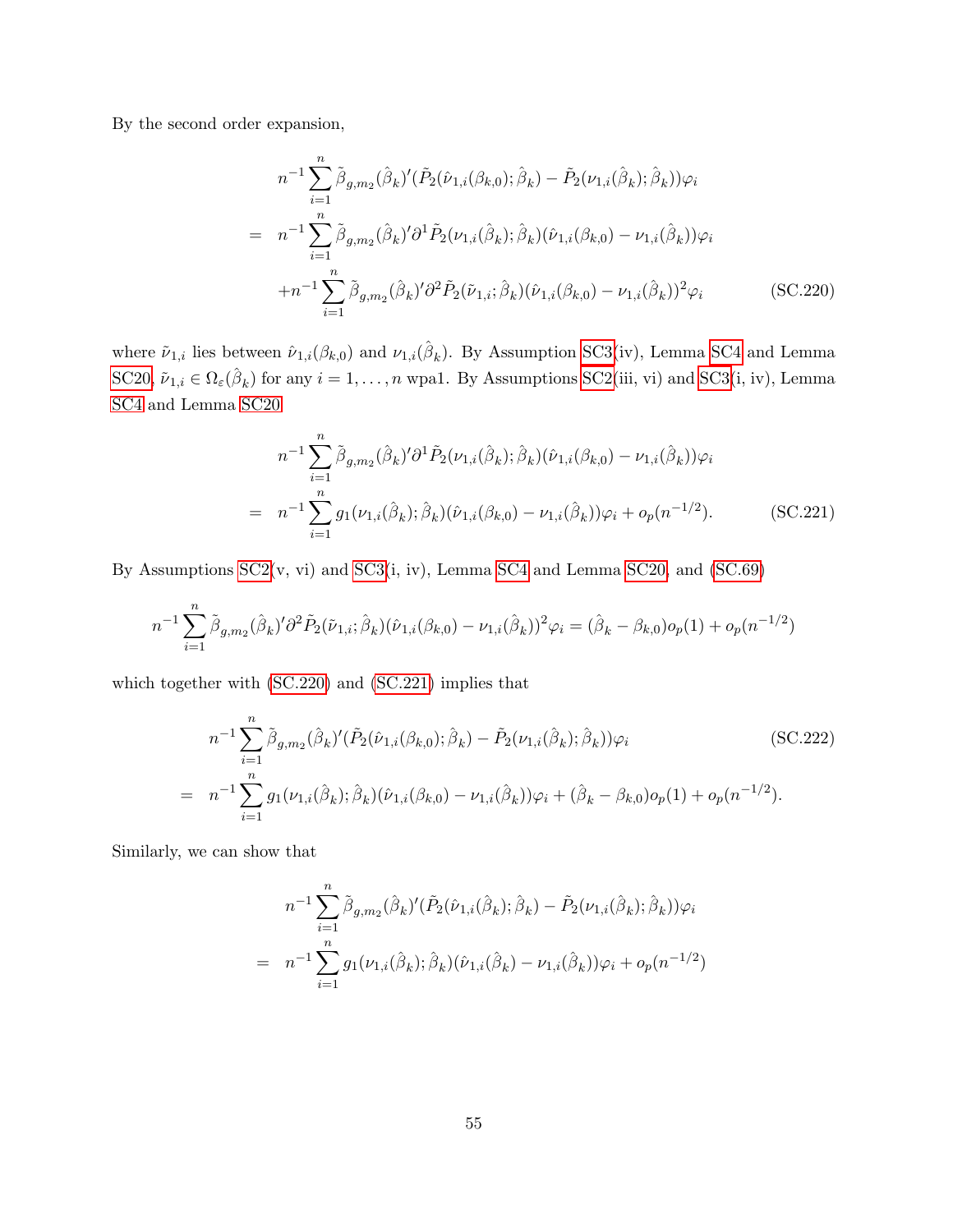By the second order expansion,

$$
\begin{aligned}
& n^{-1}\sum_{i=1}^{n}\tilde{\beta}_{g,m_2}(\hat{\beta}_k)'(\tilde{P}_2(\hat{\nu}_{1,i}(\beta_{k,0});\hat{\beta}_k)-\tilde{P}_2(\nu_{1,i}(\hat{\beta}_k);\hat{\beta}_k))\varphi_i \\
= \;& n^{-1}\sum_{i=1}^{n}\tilde{\beta}_{g,m_2}(\hat{\beta}_k)'\partial^1\tilde{P}_2(\nu_{1,i}(\hat{\beta}_k);\hat{\beta}_k)(\hat{\nu}_{1,i}(\beta_{k,0})-\nu_{1,i}(\hat{\beta}_k))\varphi_i \\
& + n^{-1}\sum_{i=1}^{n}\tilde{\beta}_{g,m_2}(\hat{\beta}_k)'\partial^2\tilde{P}_2(\tilde{\nu}_{1,i};\hat{\beta}_k)(\hat{\nu}_{1,i}(\beta_{k,0})-\nu_{1,i}(\hat{\beta}_k))^2\varphi_i
\end{aligned}
\tag{SC.220}
$$

where $\tilde{\nu}_{1,i}$ lies between $\hat{\nu}_{1,i}(\beta_{k,0})$ and $\nu_{1,i}(\hat{\beta}_k)$. By Assumption SC3(iv), Lemma SC4 and Lemma SC20, $\tilde{\nu}_{1,i}\in\Omega_\varepsilon(\hat{\beta}_k)$ for any $i=1,\ldots,n$ wpa1. By Assumptions SC2(iii, vi) and SC3(i, iv), Lemma SC4 and Lemma SC20

$$
\begin{aligned}
& n^{-1}\sum_{i=1}^{n}\tilde{\beta}_{g,m_2}(\hat{\beta}_k)'\partial^1\tilde{P}_2(\nu_{1,i}(\hat{\beta}_k);\hat{\beta}_k)(\hat{\nu}_{1,i}(\beta_{k,0})-\nu_{1,i}(\hat{\beta}_k))\varphi_i \\
= \;& n^{-1}\sum_{i=1}^{n}g_1(\nu_{1,i}(\hat{\beta}_k);\hat{\beta}_k)(\hat{\nu}_{1,i}(\beta_{k,0})-\nu_{1,i}(\hat{\beta}_k))\varphi_i+o_p(n^{-1/2}).
\end{aligned}
\tag{SC.221}
$$

By Assumptions SC2(v, vi) and SC3(i, iv), Lemma SC4 and Lemma SC20, and (SC.69)

$$
n^{-1}\sum_{i=1}^{n}\tilde{\beta}_{g,m_2}(\hat{\beta}_k)'\partial^2\tilde{P}_2(\tilde{\nu}_{1,i};\hat{\beta}_k)(\hat{\nu}_{1,i}(\beta_{k,0})-\nu_{1,i}(\hat{\beta}_k))^2\varphi_i=(\hat{\beta}_k-\beta_{k,0})o_p(1)+o_p(n^{-1/2})
$$

which together with (SC.220) and (SC.221) implies that

$$
\begin{aligned}
& n^{-1}\sum_{i=1}^{n}\tilde{\beta}_{g,m_2}(\hat{\beta}_k)'(\tilde{P}_2(\hat{\nu}_{1,i}(\beta_{k,0});\hat{\beta}_k)-\tilde{P}_2(\nu_{1,i}(\hat{\beta}_k);\hat{\beta}_k))\varphi_i \\
= \;& n^{-1}\sum_{i=1}^{n}g_1(\nu_{1,i}(\hat{\beta}_k);\hat{\beta}_k)(\hat{\nu}_{1,i}(\beta_{k,0})-\nu_{1,i}(\hat{\beta}_k))\varphi_i+(\hat{\beta}_k-\beta_{k,0})o_p(1)+o_p(n^{-1/2}).
\end{aligned}
\tag{SC.222}
$$

Similarly, we can show that

$$
\begin{aligned}
& n^{-1}\sum_{i=1}^{n}\tilde{\beta}_{g,m_2}(\hat{\beta}_k)'(\tilde{P}_2(\hat{\nu}_{1,i}(\hat{\beta}_k);\hat{\beta}_k)-\tilde{P}_2(\nu_{1,i}(\hat{\beta}_k);\hat{\beta}_k))\varphi_i \\
= \;& n^{-1}\sum_{i=1}^{n}g_1(\nu_{1,i}(\hat{\beta}_k);\hat{\beta}_k)(\hat{\nu}_{1,i}(\hat{\beta}_k)-\nu_{1,i}(\hat{\beta}_k))\varphi_i+o_p(n^{-1/2})
\end{aligned}
$$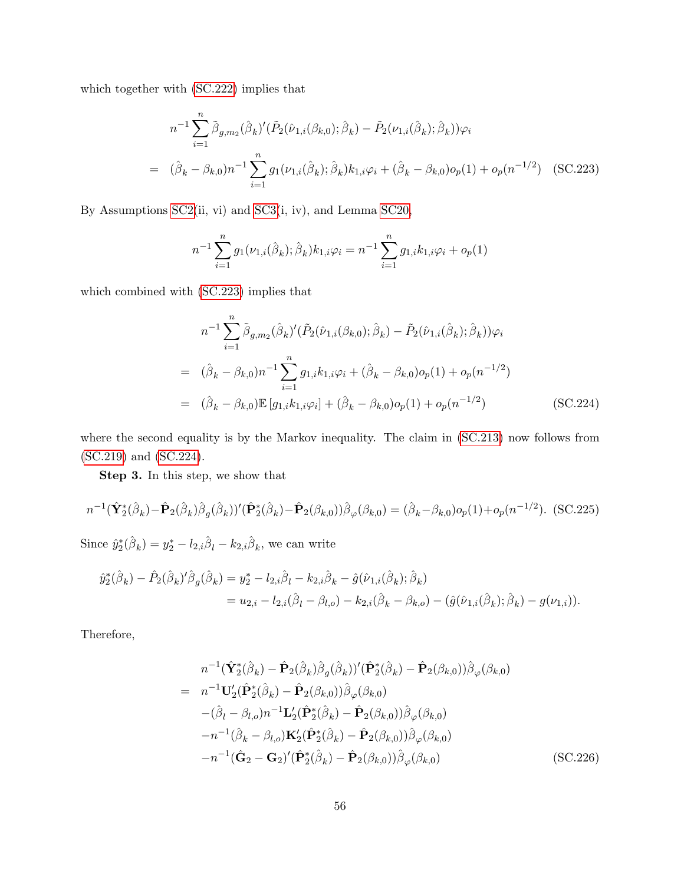which together with (SC.222) implies that

$$
\begin{aligned}
& n^{-1}\sum_{i=1}^{n}\tilde{\beta}_{g,m_2}(\hat{\beta}_k)'(\tilde{P}_2(\hat{\nu}_{1,i}(\beta_{k,0});\hat{\beta}_k)-\tilde{P}_2(\nu_{1,i}(\hat{\beta}_k);\hat{\beta}_k))\varphi_i \\
= \;& (\hat{\beta}_k-\beta_{k,0})n^{-1}\sum_{i=1}^{n}g_1(\nu_{1,i}(\hat{\beta}_k);\hat{\beta}_k)k_{1,i}\varphi_i+(\hat{\beta}_k-\beta_{k,0})o_p(1)+o_p(n^{-1/2}) \quad \text{(SC.223)}
\end{aligned}
$$

By Assumptions SC2(ii, vi) and SC3(i, iv), and Lemma SC20,

$$
n^{-1}\sum_{i=1}^{n}g_1(\nu_{1,i}(\hat{\beta}_k);\hat{\beta}_k)k_{1,i}\varphi_i = n^{-1}\sum_{i=1}^{n}g_{1,i}k_{1,i}\varphi_i+o_p(1)
$$

which combined with (SC.223) implies that

$$
\begin{aligned}
& n^{-1}\sum_{i=1}^{n}\tilde{\beta}_{g,m_2}(\hat{\beta}_k)'(\tilde{P}_2(\hat{\nu}_{1,i}(\beta_{k,0});\hat{\beta}_k)-\tilde{P}_2(\hat{\nu}_{1,i}(\hat{\beta}_k);\hat{\beta}_k))\varphi_i \\
= \;& (\hat{\beta}_k-\beta_{k,0})n^{-1}\sum_{i=1}^{n}g_{1,i}k_{1,i}\varphi_i+(\hat{\beta}_k-\beta_{k,0})o_p(1)+o_p(n^{-1/2}) \\
= \;& (\hat{\beta}_k-\beta_{k,0})\mathbb{E}\left[g_{1,i}k_{1,i}\varphi_i\right]+(\hat{\beta}_k-\beta_{k,0})o_p(1)+o_p(n^{-1/2}) \qquad \text{(SC.224)}
\end{aligned}
$$

where the second equality is by the Markov inequality. The claim in (SC.213) now follows from (SC.219) and (SC.224).

**Step 3.** In this step, we show that

$$
n^{-1}(\hat{\mathbf{Y}}_2^*(\hat{\beta}_k)-\hat{\mathbf{P}}_2(\hat{\beta}_k)\hat{\beta}_g(\hat{\beta}_k))'(\hat{\mathbf{P}}_2^*(\hat{\beta}_k)-\hat{\mathbf{P}}_2(\beta_{k,0}))\hat{\beta}_\varphi(\beta_{k,0}) = (\hat{\beta}_k-\beta_{k,0})o_p(1)+o_p(n^{-1/2}). \quad \text{(SC.225)}
$$

Since $\hat{y}_2^*(\hat{\beta}_k) = y_2^* - l_{2,i}\hat{\beta}_l - k_{2,i}\hat{\beta}_k$, we can write

$$
\begin{aligned}
\hat{y}_2^*(\hat{\beta}_k) - \hat{P}_2(\hat{\beta}_k)'\hat{\beta}_g(\hat{\beta}_k) &= y_2^* - l_{2,i}\hat{\beta}_l - k_{2,i}\hat{\beta}_k - \hat{g}(\hat{\nu}_{1,i}(\hat{\beta}_k);\hat{\beta}_k) \\
&= u_{2,i} - l_{2,i}(\hat{\beta}_l-\beta_{l,o}) - k_{2,i}(\hat{\beta}_k-\beta_{k,o}) - (\hat{g}(\hat{\nu}_{1,i}(\hat{\beta}_k);\hat{\beta}_k)-g(\nu_{1,i})).
\end{aligned}
$$

Therefore,

$$
\begin{aligned}
& n^{-1}(\hat{\mathbf{Y}}_2^*(\hat{\beta}_k)-\hat{\mathbf{P}}_2(\hat{\beta}_k)\hat{\beta}_g(\hat{\beta}_k))'(\hat{\mathbf{P}}_2^*(\hat{\beta}_k)-\hat{\mathbf{P}}_2(\beta_{k,0}))\hat{\beta}_\varphi(\beta_{k,0}) \\
= \;& n^{-1}\mathbf{U}_2'(\hat{\mathbf{P}}_2^*(\hat{\beta}_k)-\hat{\mathbf{P}}_2(\beta_{k,0}))\hat{\beta}_\varphi(\beta_{k,0}) \\
& -(\hat{\beta}_l-\beta_{l,o})n^{-1}\mathbf{L}_2'(\hat{\mathbf{P}}_2^*(\hat{\beta}_k)-\hat{\mathbf{P}}_2(\beta_{k,0}))\hat{\beta}_\varphi(\beta_{k,0}) \\
& -n^{-1}(\hat{\beta}_k-\beta_{l,o})\mathbf{K}_2'(\hat{\mathbf{P}}_2^*(\hat{\beta}_k)-\hat{\mathbf{P}}_2(\beta_{k,0}))\hat{\beta}_\varphi(\beta_{k,0}) \\
& -n^{-1}(\hat{\mathbf{G}}_2-\mathbf{G}_2)'(\hat{\mathbf{P}}_2^*(\hat{\beta}_k)-\hat{\mathbf{P}}_2(\beta_{k,0}))\hat{\beta}_\varphi(\beta_{k,0}) \qquad \text{(SC.226)}
\end{aligned}
$$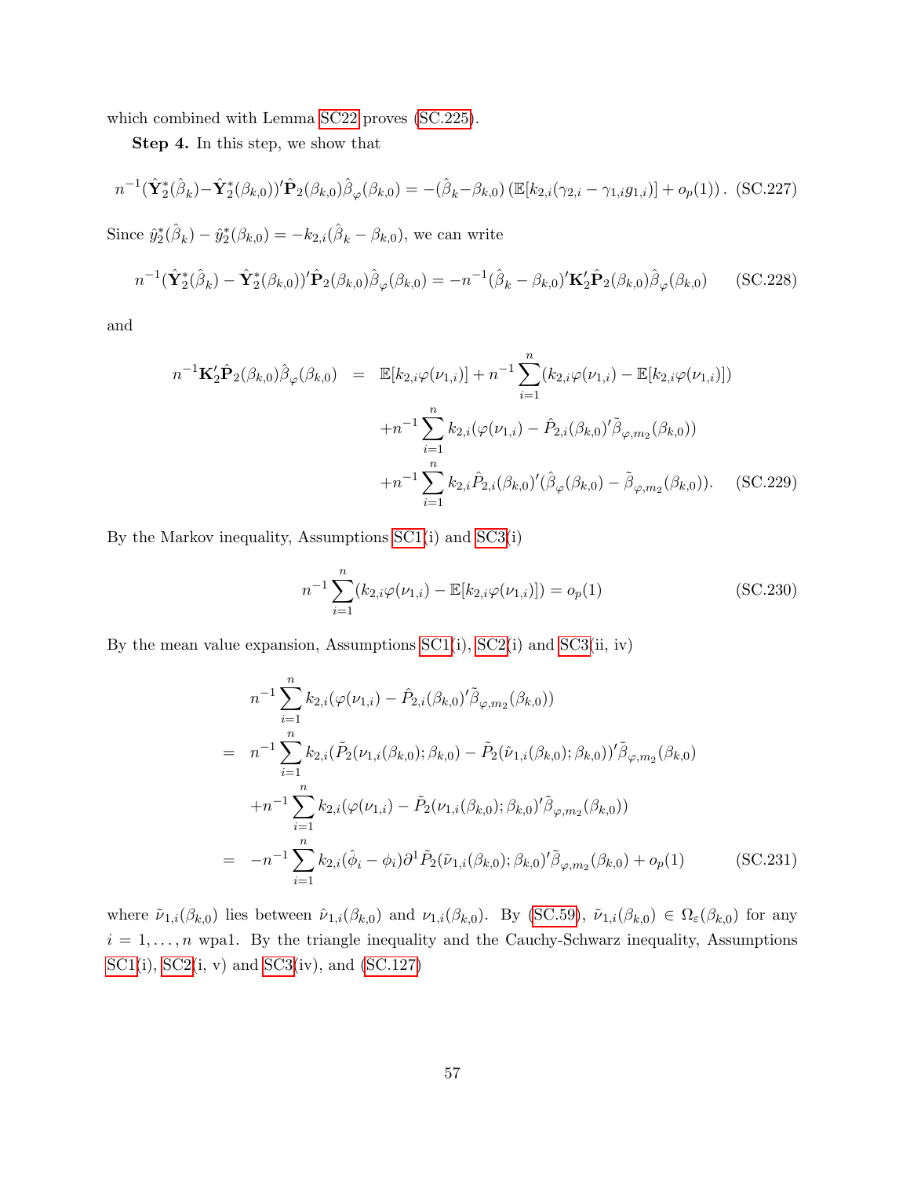which combined with Lemma SC22 proves (SC.225).

**Step 4.** In this step, we show that

$$n^{-1}(\hat{\mathbf{Y}}_2^*(\hat{\beta}_k)-\hat{\mathbf{Y}}_2^*(\beta_{k,0}))'\hat{\mathbf{P}}_2(\beta_{k,0})\hat{\beta}_{\varphi}(\beta_{k,0}) = -(\hat{\beta}_k-\beta_{k,0})\left(\mathbb{E}[k_{2,i}(\gamma_{2,i}-\gamma_{1,i}g_{1,i})]+o_p(1)\right). \quad \text{(SC.227)}$$

Since $\hat{y}_2^*(\hat{\beta}_k)-\hat{y}_2^*(\beta_{k,0}) = -k_{2,i}(\hat{\beta}_k-\beta_{k,0})$, we can write

$$n^{-1}(\hat{\mathbf{Y}}_2^*(\hat{\beta}_k)-\hat{\mathbf{Y}}_2^*(\beta_{k,0}))'\hat{\mathbf{P}}_2(\beta_{k,0})\hat{\beta}_{\varphi}(\beta_{k,0}) = -n^{-1}(\hat{\beta}_k-\beta_{k,0})'\mathbf{K}_2'\hat{\mathbf{P}}_2(\beta_{k,0})\hat{\beta}_{\varphi}(\beta_{k,0}) \quad \text{(SC.228)}$$

and

$$\begin{aligned} n^{-1}\mathbf{K}_2'\hat{\mathbf{P}}_2(\beta_{k,0})\hat{\beta}_{\varphi}(\beta_{k,0}) &= \mathbb{E}[k_{2,i}\varphi(\nu_{1,i})] + n^{-1}\sum_{i=1}^n(k_{2,i}\varphi(\nu_{1,i})-\mathbb{E}[k_{2,i}\varphi(\nu_{1,i})]) \\ &\quad + n^{-1}\sum_{i=1}^n k_{2,i}(\varphi(\nu_{1,i})-\hat{P}_{2,i}(\beta_{k,0})'\tilde{\beta}_{\varphi,m_2}(\beta_{k,0})) \\ &\quad + n^{-1}\sum_{i=1}^n k_{2,i}\hat{P}_{2,i}(\beta_{k,0})'(\hat{\beta}_{\varphi}(\beta_{k,0})-\tilde{\beta}_{\varphi,m_2}(\beta_{k,0})). \end{aligned} \quad \text{(SC.229)}$$

By the Markov inequality, Assumptions SC1(i) and SC3(i)

$$n^{-1}\sum_{i=1}^n(k_{2,i}\varphi(\nu_{1,i})-\mathbb{E}[k_{2,i}\varphi(\nu_{1,i})]) = o_p(1) \quad \text{(SC.230)}$$

By the mean value expansion, Assumptions SC1(i), SC2(i) and SC3(ii, iv)

$$\begin{aligned} & n^{-1}\sum_{i=1}^n k_{2,i}(\varphi(\nu_{1,i})-\hat{P}_{2,i}(\beta_{k,0})'\tilde{\beta}_{\varphi,m_2}(\beta_{k,0})) \\ = \;& n^{-1}\sum_{i=1}^n k_{2,i}(\tilde{P}_2(\nu_{1,i}(\beta_{k,0});\beta_{k,0})-\tilde{P}_2(\hat{\nu}_{1,i}(\beta_{k,0});\beta_{k,0}))'\tilde{\beta}_{\varphi,m_2}(\beta_{k,0}) \\ & + n^{-1}\sum_{i=1}^n k_{2,i}(\varphi(\nu_{1,i})-\tilde{P}_2(\nu_{1,i}(\beta_{k,0});\beta_{k,0})'\tilde{\beta}_{\varphi,m_2}(\beta_{k,0})) \\ = \;& -n^{-1}\sum_{i=1}^n k_{2,i}(\hat{\phi}_i-\phi_i)\partial^1\tilde{P}_2(\tilde{\nu}_{1,i}(\beta_{k,0});\beta_{k,0})'\tilde{\beta}_{\varphi,m_2}(\beta_{k,0})+o_p(1) \end{aligned} \quad \text{(SC.231)}$$

where $\tilde{\nu}_{1,i}(\beta_{k,0})$ lies between $\hat{\nu}_{1,i}(\beta_{k,0})$ and $\nu_{1,i}(\beta_{k,0})$. By (SC.59), $\tilde{\nu}_{1,i}(\beta_{k,0}) \in \Omega_{\varepsilon}(\beta_{k,0})$ for any $i = 1,\ldots,n$ wpa1. By the triangle inequality and the Cauchy-Schwarz inequality, Assumptions SC1(i), SC2(i, v) and SC3(iv), and (SC.127)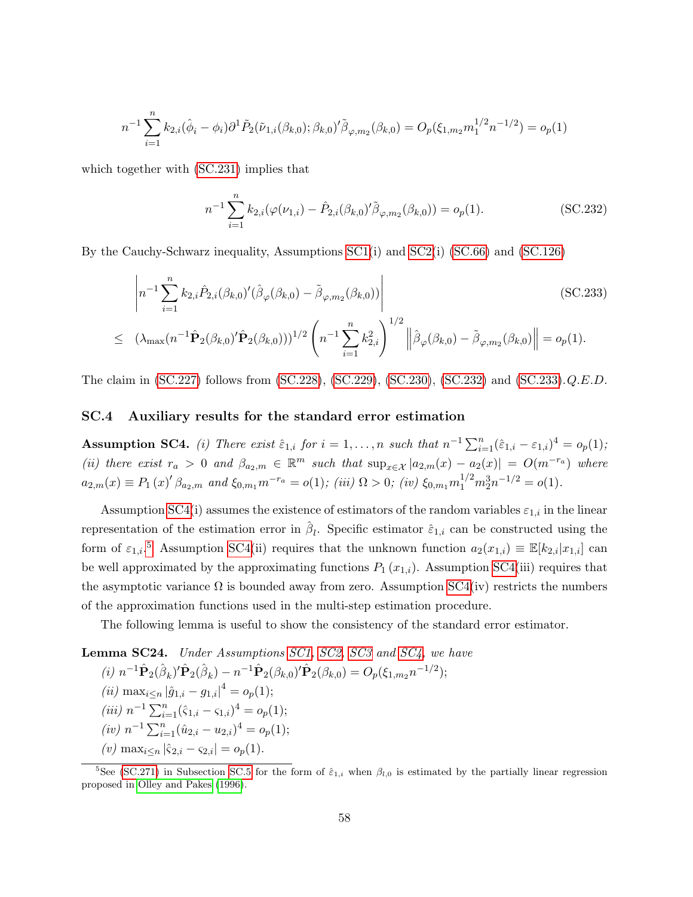$$n^{-1}\sum_{i=1}^{n} k_{2,i}(\hat{\phi}_i - \phi_i)\partial^1 \tilde{P}_2(\tilde{\nu}_{1,i}(\beta_{k,0});\beta_{k,0})'\tilde{\beta}_{\varphi,m_2}(\beta_{k,0}) = O_p(\xi_{1,m_2} m_1^{1/2} n^{-1/2}) = o_p(1)$$

which together with (SC.231) implies that

$$n^{-1}\sum_{i=1}^{n} k_{2,i}(\varphi(\nu_{1,i}) - \hat{P}_{2,i}(\beta_{k,0})'\tilde{\beta}_{\varphi,m_2}(\beta_{k,0})) = o_p(1). \tag{SC.232}$$

By the Cauchy-Schwarz inequality, Assumptions SC1(i) and SC2(i) (SC.66) and (SC.126)

$$\begin{aligned} &\left| n^{-1}\sum_{i=1}^{n} k_{2,i}\hat{P}_{2,i}(\beta_{k,0})'(\hat{\beta}_{\varphi}(\beta_{k,0}) - \tilde{\beta}_{\varphi,m_2}(\beta_{k,0})) \right| \qquad\qquad \text{(SC.233)} \\ \leq\ & (\lambda_{\max}(n^{-1}\hat{\mathbf{P}}_2(\beta_{k,0})'\hat{\mathbf{P}}_2(\beta_{k,0})))^{1/2}\left(n^{-1}\sum_{i=1}^{n} k_{2,i}^2\right)^{1/2}\left\|\hat{\beta}_{\varphi}(\beta_{k,0}) - \tilde{\beta}_{\varphi,m_2}(\beta_{k,0})\right\| = o_p(1). \end{aligned}$$

The claim in (SC.227) follows from (SC.228), (SC.229), (SC.230), (SC.232) and (SC.233). $Q.E.D.$

### SC.4 Auxiliary results for the standard error estimation

**Assumption SC4.** *(i) There exist $\hat{\varepsilon}_{1,i}$ for $i = 1,\ldots,n$ such that $n^{-1}\sum_{i=1}^{n}(\hat{\varepsilon}_{1,i} - \varepsilon_{1,i})^4 = o_p(1)$; (ii) there exist $r_a > 0$ and $\beta_{a_2,m} \in \mathbb{R}^m$ such that $\sup_{x\in\mathcal{X}}|a_{2,m}(x) - a_2(x)| = O(m^{-r_a})$ where $a_{2,m}(x) \equiv P_1(x)'\beta_{a_2,m}$ and $\xi_{0,m_1}m^{-r_a} = o(1)$; (iii) $\Omega > 0$; (iv) $\xi_{0,m_1}m_1^{1/2}m_2^3 n^{-1/2} = o(1)$.*

Assumption SC4(i) assumes the existence of estimators of the random variables $\varepsilon_{1,i}$ in the linear representation of the estimation error in $\hat{\beta}_l$. Specific estimator $\hat{\varepsilon}_{1,i}$ can be constructed using the form of $\varepsilon_{1,i}$.[5] Assumption SC4(ii) requires that the unknown function $a_2(x_{1,i}) \equiv \mathbb{E}[k_{2,i}|x_{1,i}]$ can be well approximated by the approximating functions $P_1(x_{1,i})$. Assumption SC4(iii) requires that the asymptotic variance $\Omega$ is bounded away from zero. Assumption SC4(iv) restricts the numbers of the approximation functions used in the multi-step estimation procedure.

The following lemma is useful to show the consistency of the standard error estimator.

**Lemma SC24.** *Under Assumptions SC1, SC2, SC3 and SC4, we have*
*(i) $n^{-1}\hat{\mathbf{P}}_2(\hat{\beta}_k)'\hat{\mathbf{P}}_2(\hat{\beta}_k) - n^{-1}\hat{\mathbf{P}}_2(\beta_{k,0})'\hat{\mathbf{P}}_2(\beta_{k,0}) = O_p(\xi_{1,m_2}n^{-1/2})$;*
*(ii) $\max_{i\leq n}|\hat{g}_{1,i} - g_{1,i}|^4 = o_p(1)$;*
*(iii) $n^{-1}\sum_{i=1}^{n}(\hat{\varsigma}_{1,i} - \varsigma_{1,i})^4 = o_p(1)$;*
*(iv) $n^{-1}\sum_{i=1}^{n}(\hat{u}_{2,i} - u_{2,i})^4 = o_p(1)$;*
*(v) $\max_{i\leq n}|\hat{\varsigma}_{2,i} - \varsigma_{2,i}| = o_p(1)$.*

[5] See (SC.271) in Subsection SC.5 for the form of $\hat{\varepsilon}_{1,i}$ when $\beta_{l,0}$ is estimated by the partially linear regression proposed in Olley and Pakes (1996).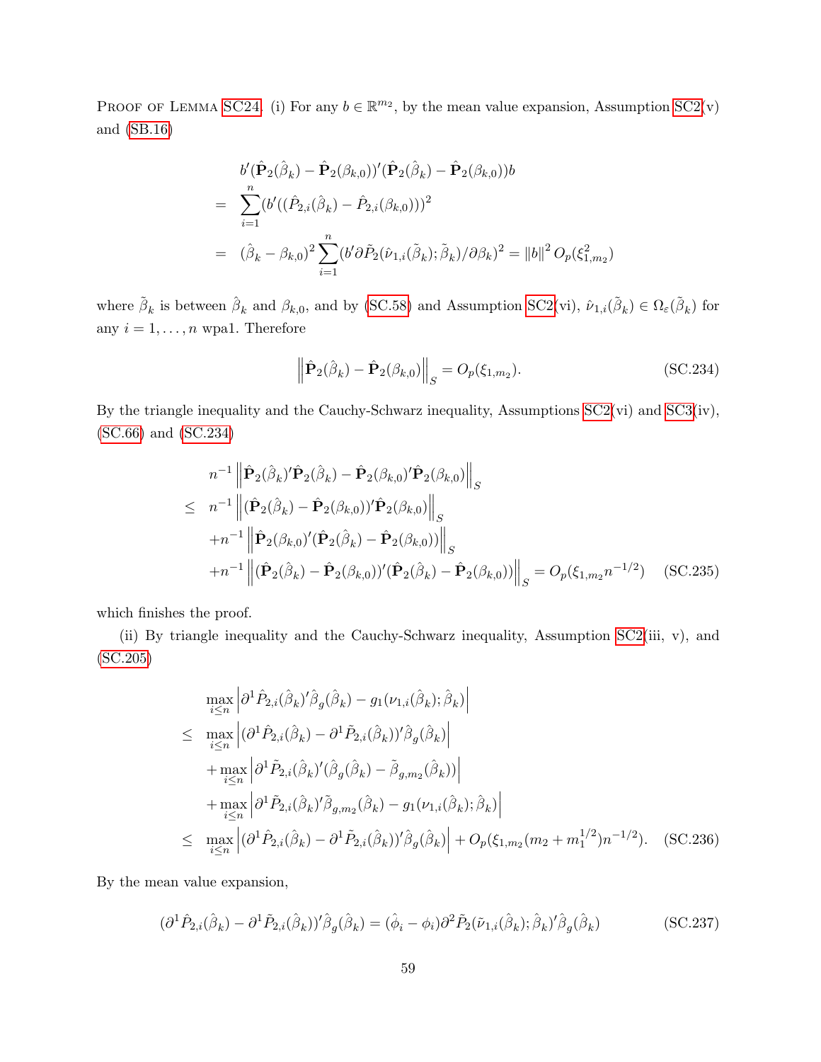Proof of Lemma SC24. (i) For any $b \in \mathbb{R}^{m_2}$, by the mean value expansion, Assumption SC2(v) and (SB.16)

$$
\begin{aligned}
& b'(\hat{\mathbf{P}}_2(\hat{\beta}_k) - \hat{\mathbf{P}}_2(\beta_{k,0}))'(\hat{\mathbf{P}}_2(\hat{\beta}_k) - \hat{\mathbf{P}}_2(\beta_{k,0}))b \\
= \; & \sum_{i=1}^{n} (b'((\hat{P}_{2,i}(\hat{\beta}_k) - \hat{P}_{2,i}(\beta_{k,0})))^2 \\
= \; & (\hat{\beta}_k - \beta_{k,0})^2 \sum_{i=1}^{n} (b'\partial \tilde{P}_2(\hat{\nu}_{1,i}(\tilde{\beta}_k); \tilde{\beta}_k)/\partial \beta_k)^2 = \|b\|^2 O_p(\xi_{1,m_2}^2)
\end{aligned}
$$

where $\tilde{\beta}_k$ is between $\hat{\beta}_k$ and $\beta_{k,0}$, and by (SC.58) and Assumption SC2(vi), $\hat{\nu}_{1,i}(\tilde{\beta}_k) \in \Omega_\varepsilon(\tilde{\beta}_k)$ for any $i = 1, \ldots, n$ wpa1. Therefore

$$
\left\| \hat{\mathbf{P}}_2(\hat{\beta}_k) - \hat{\mathbf{P}}_2(\beta_{k,0}) \right\|_S = O_p(\xi_{1,m_2}). \tag{SC.234}
$$

By the triangle inequality and the Cauchy-Schwarz inequality, Assumptions SC2(vi) and SC3(iv), (SC.66) and (SC.234)

$$
\begin{aligned}
& n^{-1} \left\| \hat{\mathbf{P}}_2(\hat{\beta}_k)'\hat{\mathbf{P}}_2(\hat{\beta}_k) - \hat{\mathbf{P}}_2(\beta_{k,0})'\hat{\mathbf{P}}_2(\beta_{k,0}) \right\|_S \\
\leq \; & n^{-1} \left\| (\hat{\mathbf{P}}_2(\hat{\beta}_k) - \hat{\mathbf{P}}_2(\beta_{k,0}))'\hat{\mathbf{P}}_2(\beta_{k,0}) \right\|_S \\
& + n^{-1} \left\| \hat{\mathbf{P}}_2(\beta_{k,0})'(\hat{\mathbf{P}}_2(\hat{\beta}_k) - \hat{\mathbf{P}}_2(\beta_{k,0})) \right\|_S \\
& + n^{-1} \left\| (\hat{\mathbf{P}}_2(\hat{\beta}_k) - \hat{\mathbf{P}}_2(\beta_{k,0}))'(\hat{\mathbf{P}}_2(\hat{\beta}_k) - \hat{\mathbf{P}}_2(\beta_{k,0})) \right\|_S = O_p(\xi_{1,m_2} n^{-1/2})
\end{aligned} \tag{SC.235}
$$

which finishes the proof.

(ii) By triangle inequality and the Cauchy-Schwarz inequality, Assumption SC2(iii, v), and (SC.205)

$$
\begin{aligned}
& \max_{i \leq n} \left| \partial^1 \hat{P}_{2,i}(\hat{\beta}_k)'\hat{\beta}_g(\hat{\beta}_k) - g_1(\nu_{1,i}(\hat{\beta}_k); \hat{\beta}_k) \right| \\
\leq \; & \max_{i \leq n} \left| (\partial^1 \hat{P}_{2,i}(\hat{\beta}_k) - \partial^1 \tilde{P}_{2,i}(\hat{\beta}_k))'\hat{\beta}_g(\hat{\beta}_k) \right| \\
& + \max_{i \leq n} \left| \partial^1 \tilde{P}_{2,i}(\hat{\beta}_k)'(\hat{\beta}_g(\hat{\beta}_k) - \tilde{\beta}_{g,m_2}(\hat{\beta}_k)) \right| \\
& + \max_{i \leq n} \left| \partial^1 \tilde{P}_{2,i}(\hat{\beta}_k)'\tilde{\beta}_{g,m_2}(\hat{\beta}_k) - g_1(\nu_{1,i}(\hat{\beta}_k); \hat{\beta}_k) \right| \\
\leq \; & \max_{i \leq n} \left| (\partial^1 \hat{P}_{2,i}(\hat{\beta}_k) - \partial^1 \tilde{P}_{2,i}(\hat{\beta}_k))'\hat{\beta}_g(\hat{\beta}_k) \right| + O_p(\xi_{1,m_2}(m_2 + m_1^{1/2})n^{-1/2}).
\end{aligned} \tag{SC.236}
$$

By the mean value expansion,

$$
(\partial^1 \hat{P}_{2,i}(\hat{\beta}_k) - \partial^1 \tilde{P}_{2,i}(\hat{\beta}_k))'\hat{\beta}_g(\hat{\beta}_k) = (\hat{\phi}_i - \phi_i)\partial^2 \tilde{P}_2(\tilde{\nu}_{1,i}(\hat{\beta}_k); \hat{\beta}_k)'\hat{\beta}_g(\hat{\beta}_k) \tag{SC.237}
$$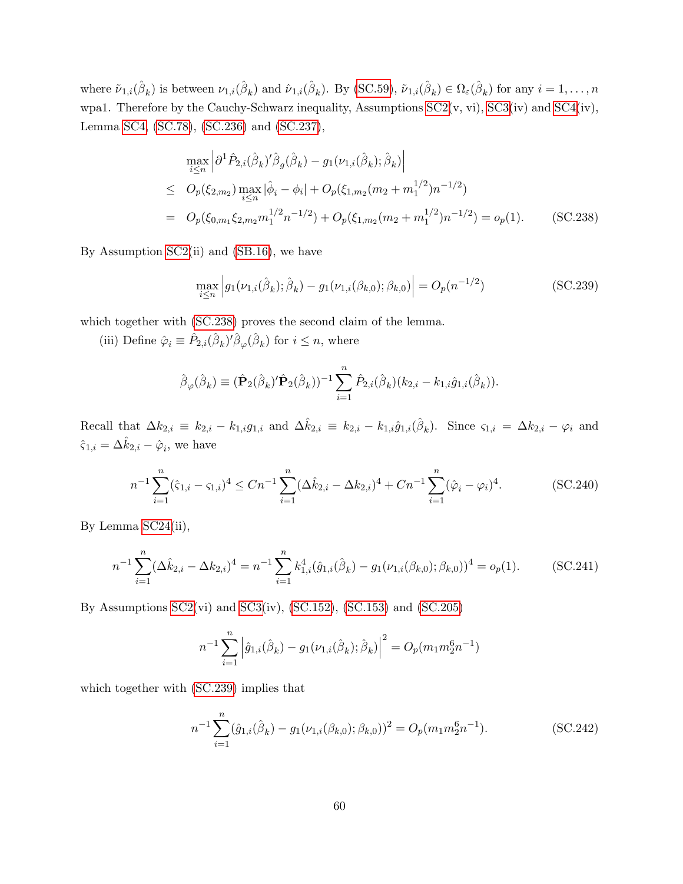where $\tilde{\nu}_{1,i}(\hat{\beta}_k)$ is between $\nu_{1,i}(\hat{\beta}_k)$ and $\hat{\nu}_{1,i}(\hat{\beta}_k)$. By (SC.59), $\tilde{\nu}_{1,i}(\hat{\beta}_k) \in \Omega_\varepsilon(\hat{\beta}_k)$ for any $i = 1, \ldots, n$ wpa1. Therefore by the Cauchy-Schwarz inequality, Assumptions SC2(v, vi), SC3(iv) and SC4(iv), Lemma SC4, (SC.78), (SC.236) and (SC.237),

$$
\begin{aligned}
& \max_{i \le n} \left| \partial^1 \hat{P}_{2,i}(\hat{\beta}_k)' \hat{\beta}_g(\hat{\beta}_k) - g_1(\nu_{1,i}(\hat{\beta}_k); \hat{\beta}_k) \right| \\
\le \;& O_p(\xi_{2,m_2}) \max_{i \le n} |\hat{\phi}_i - \phi_i| + O_p(\xi_{1,m_2}(m_2 + m_1^{1/2}) n^{-1/2}) \\
= \;& O_p(\xi_{0,m_1} \xi_{2,m_2} m_1^{1/2} n^{-1/2}) + O_p(\xi_{1,m_2}(m_2 + m_1^{1/2}) n^{-1/2}) = o_p(1). \qquad \text{(SC.238)}
\end{aligned}
$$

By Assumption SC2(ii) and (SB.16), we have

$$
\max_{i \le n} \left| g_1(\nu_{1,i}(\hat{\beta}_k); \hat{\beta}_k) - g_1(\nu_{1,i}(\beta_{k,0}); \beta_{k,0}) \right| = O_p(n^{-1/2}) \qquad \text{(SC.239)}
$$

which together with (SC.238) proves the second claim of the lemma.

(iii) Define $\hat{\varphi}_i \equiv \hat{P}_{2,i}(\hat{\beta}_k)' \hat{\beta}_\varphi(\hat{\beta}_k)$ for $i \le n$, where

$$
\hat{\beta}_\varphi(\hat{\beta}_k) \equiv (\hat{\mathbf{P}}_2(\hat{\beta}_k)' \hat{\mathbf{P}}_2(\hat{\beta}_k))^{-1} \sum_{i=1}^n \hat{P}_{2,i}(\hat{\beta}_k)(k_{2,i} - k_{1,i} \hat{g}_{1,i}(\hat{\beta}_k)).
$$

Recall that $\Delta k_{2,i} \equiv k_{2,i} - k_{1,i} g_{1,i}$ and $\Delta \hat{k}_{2,i} \equiv k_{2,i} - k_{1,i} \hat{g}_{1,i}(\hat{\beta}_k)$. Since $\varsigma_{1,i} = \Delta k_{2,i} - \varphi_i$ and $\hat{\varsigma}_{1,i} = \Delta \hat{k}_{2,i} - \hat{\varphi}_i$, we have

$$
n^{-1} \sum_{i=1}^n (\hat{\varsigma}_{1,i} - \varsigma_{1,i})^4 \le C n^{-1} \sum_{i=1}^n (\Delta \hat{k}_{2,i} - \Delta k_{2,i})^4 + C n^{-1} \sum_{i=1}^n (\hat{\varphi}_i - \varphi_i)^4. \qquad \text{(SC.240)}
$$

By Lemma SC24(ii),

$$
n^{-1} \sum_{i=1}^n (\Delta \hat{k}_{2,i} - \Delta k_{2,i})^4 = n^{-1} \sum_{i=1}^n k_{1,i}^4 (\hat{g}_{1,i}(\hat{\beta}_k) - g_1(\nu_{1,i}(\beta_{k,0}); \beta_{k,0}))^4 = o_p(1). \qquad \text{(SC.241)}
$$

By Assumptions SC2(vi) and SC3(iv), (SC.152), (SC.153) and (SC.205)

$$
n^{-1} \sum_{i=1}^n \left| \hat{g}_{1,i}(\hat{\beta}_k) - g_1(\nu_{1,i}(\hat{\beta}_k); \hat{\beta}_k) \right|^2 = O_p(m_1 m_2^6 n^{-1})
$$

which together with (SC.239) implies that

$$
n^{-1} \sum_{i=1}^n (\hat{g}_{1,i}(\hat{\beta}_k) - g_1(\nu_{1,i}(\beta_{k,0}); \beta_{k,0}))^2 = O_p(m_1 m_2^6 n^{-1}). \qquad \text{(SC.242)}
$$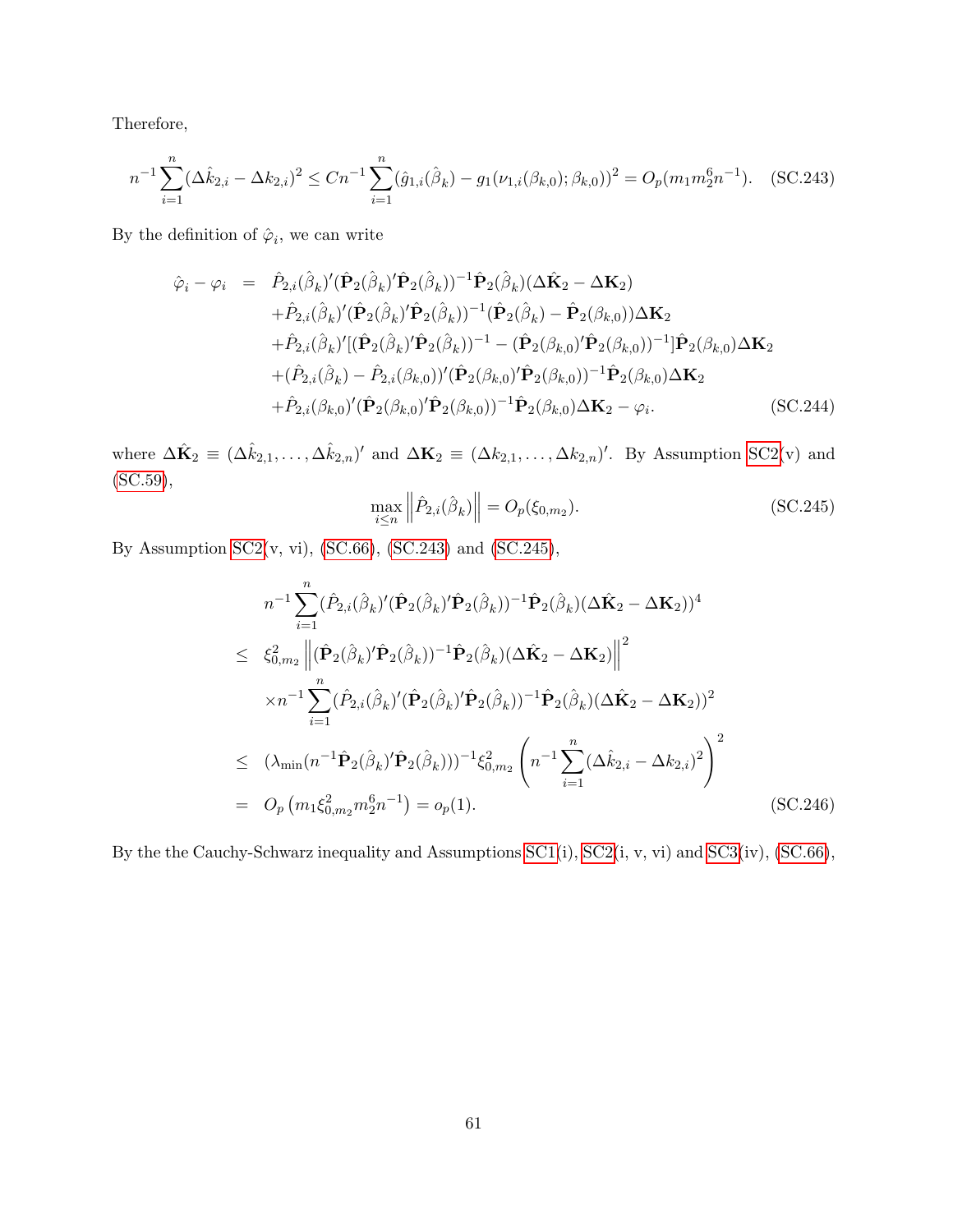Therefore,

$$
n^{-1}\sum_{i=1}^{n}(\Delta\hat{k}_{2,i}-\Delta k_{2,i})^2 \leq Cn^{-1}\sum_{i=1}^{n}(\hat{g}_{1,i}(\hat{\beta}_k)-g_1(\nu_{1,i}(\beta_{k,0});\beta_{k,0}))^2 = O_p(m_1 m_2^6 n^{-1}). \quad \text{(SC.243)}
$$

By the definition of $\hat{\varphi}_i$, we can write

$$
\begin{aligned}
\hat{\varphi}_i - \varphi_i &= \hat{P}_{2,i}(\hat{\beta}_k)'(\hat{\mathbf{P}}_2(\hat{\beta}_k)'\hat{\mathbf{P}}_2(\hat{\beta}_k))^{-1}\hat{\mathbf{P}}_2(\hat{\beta}_k)(\Delta\hat{\mathbf{K}}_2-\Delta\mathbf{K}_2) \\
&\quad + \hat{P}_{2,i}(\hat{\beta}_k)'(\hat{\mathbf{P}}_2(\hat{\beta}_k)'\hat{\mathbf{P}}_2(\hat{\beta}_k))^{-1}(\hat{\mathbf{P}}_2(\hat{\beta}_k)-\hat{\mathbf{P}}_2(\beta_{k,0}))\Delta\mathbf{K}_2 \\
&\quad + \hat{P}_{2,i}(\hat{\beta}_k)'[(\hat{\mathbf{P}}_2(\hat{\beta}_k)'\hat{\mathbf{P}}_2(\hat{\beta}_k))^{-1}-(\hat{\mathbf{P}}_2(\beta_{k,0})'\hat{\mathbf{P}}_2(\beta_{k,0}))^{-1}]\hat{\mathbf{P}}_2(\beta_{k,0})\Delta\mathbf{K}_2 \\
&\quad + (\hat{P}_{2,i}(\hat{\beta}_k)-\hat{P}_{2,i}(\beta_{k,0}))'(\hat{\mathbf{P}}_2(\beta_{k,0})'\hat{\mathbf{P}}_2(\beta_{k,0}))^{-1}\hat{\mathbf{P}}_2(\beta_{k,0})\Delta\mathbf{K}_2 \\
&\quad + \hat{P}_{2,i}(\beta_{k,0})'(\hat{\mathbf{P}}_2(\beta_{k,0})'\hat{\mathbf{P}}_2(\beta_{k,0}))^{-1}\hat{\mathbf{P}}_2(\beta_{k,0})\Delta\mathbf{K}_2 - \varphi_i. \qquad \text{(SC.244)}
\end{aligned}
$$

where $\Delta\hat{\mathbf{K}}_2 \equiv (\Delta\hat{k}_{2,1},\ldots,\Delta\hat{k}_{2,n})'$ and $\Delta\mathbf{K}_2 \equiv (\Delta k_{2,1},\ldots,\Delta k_{2,n})'$. By Assumption SC2(v) and (SC.59),

$$
\max_{i\leq n}\left\|\hat{P}_{2,i}(\hat{\beta}_k)\right\| = O_p(\xi_{0,m_2}). \qquad \text{(SC.245)}
$$

By Assumption SC2(v, vi), (SC.66), (SC.243) and (SC.245),

$$
\begin{aligned}
& n^{-1}\sum_{i=1}^{n}(\hat{P}_{2,i}(\hat{\beta}_k)'(\hat{\mathbf{P}}_2(\hat{\beta}_k)'\hat{\mathbf{P}}_2(\hat{\beta}_k))^{-1}\hat{\mathbf{P}}_2(\hat{\beta}_k)(\Delta\hat{\mathbf{K}}_2-\Delta\mathbf{K}_2))^4 \\
\leq\; & \xi_{0,m_2}^2\left\|(\hat{\mathbf{P}}_2(\hat{\beta}_k)'\hat{\mathbf{P}}_2(\hat{\beta}_k))^{-1}\hat{\mathbf{P}}_2(\hat{\beta}_k)(\Delta\hat{\mathbf{K}}_2-\Delta\mathbf{K}_2)\right\|^2 \\
& \times n^{-1}\sum_{i=1}^{n}(\hat{P}_{2,i}(\hat{\beta}_k)'(\hat{\mathbf{P}}_2(\hat{\beta}_k)'\hat{\mathbf{P}}_2(\hat{\beta}_k))^{-1}\hat{\mathbf{P}}_2(\hat{\beta}_k)(\Delta\hat{\mathbf{K}}_2-\Delta\mathbf{K}_2))^2 \\
\leq\; & (\lambda_{\min}(n^{-1}\hat{\mathbf{P}}_2(\hat{\beta}_k)'\hat{\mathbf{P}}_2(\hat{\beta}_k)))^{-1}\xi_{0,m_2}^2\left(n^{-1}\sum_{i=1}^{n}(\Delta\hat{k}_{2,i}-\Delta k_{2,i})^2\right)^2 \\
=\; & O_p\left(m_1\xi_{0,m_2}^2 m_2^6 n^{-1}\right) = o_p(1). \qquad \text{(SC.246)}
\end{aligned}
$$

By the the Cauchy-Schwarz inequality and Assumptions SC1(i), SC2(i, v, vi) and SC3(iv), (SC.66),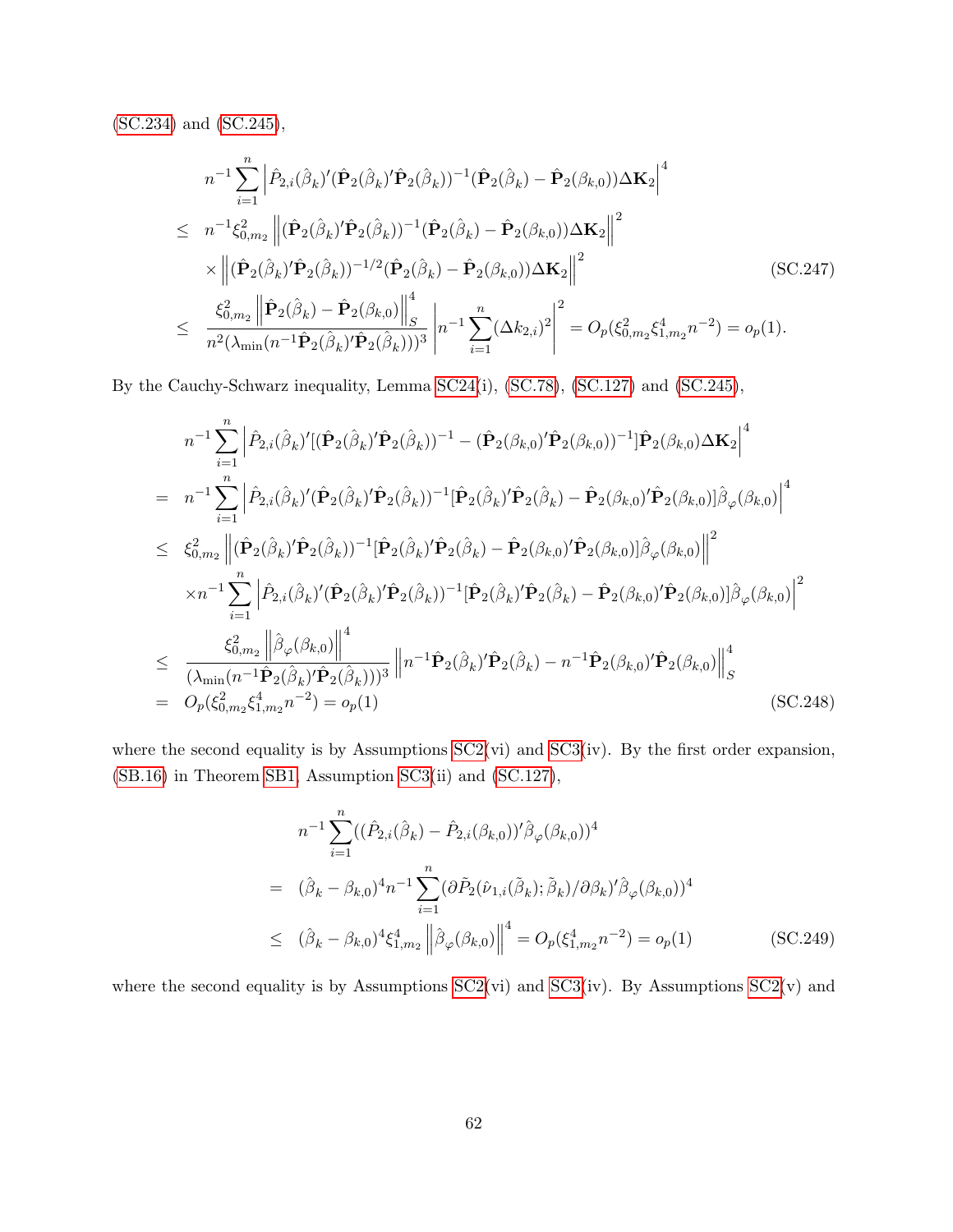(SC.234) and (SC.245),

$$
\begin{aligned}
& n^{-1}\sum_{i=1}^{n}\left|\hat{P}_{2,i}(\hat{\beta}_k)'(\hat{\mathbf{P}}_2(\hat{\beta}_k)'\hat{\mathbf{P}}_2(\hat{\beta}_k))^{-1}(\hat{\mathbf{P}}_2(\hat{\beta}_k)-\hat{\mathbf{P}}_2(\beta_{k,0}))\Delta\mathbf{K}_2\right|^4 \\
\leq\ & n^{-1}\xi_{0,m_2}^2\left\|(\hat{\mathbf{P}}_2(\hat{\beta}_k)'\hat{\mathbf{P}}_2(\hat{\beta}_k))^{-1}(\hat{\mathbf{P}}_2(\hat{\beta}_k)-\hat{\mathbf{P}}_2(\beta_{k,0}))\Delta\mathbf{K}_2\right\|^2 \\
& \times\left\|(\hat{\mathbf{P}}_2(\hat{\beta}_k)'\hat{\mathbf{P}}_2(\hat{\beta}_k))^{-1/2}(\hat{\mathbf{P}}_2(\hat{\beta}_k)-\hat{\mathbf{P}}_2(\beta_{k,0}))\Delta\mathbf{K}_2\right\|^2 \qquad \text{(SC.247)}\\
\leq\ & \frac{\xi_{0,m_2}^2\left\|\hat{\mathbf{P}}_2(\hat{\beta}_k)-\hat{\mathbf{P}}_2(\beta_{k,0})\right\|_S^4}{n^2(\lambda_{\min}(n^{-1}\hat{\mathbf{P}}_2(\hat{\beta}_k)'\hat{\mathbf{P}}_2(\hat{\beta}_k)))^3}\left|n^{-1}\sum_{i=1}^{n}(\Delta k_{2,i})^2\right|^2 = O_p(\xi_{0,m_2}^2\xi_{1,m_2}^4 n^{-2}) = o_p(1).
\end{aligned}
$$

By the Cauchy-Schwarz inequality, Lemma SC24(i), (SC.78), (SC.127) and (SC.245),

$$
\begin{aligned}
& n^{-1}\sum_{i=1}^{n}\left|\hat{P}_{2,i}(\hat{\beta}_k)'[(\hat{\mathbf{P}}_2(\hat{\beta}_k)'\hat{\mathbf{P}}_2(\hat{\beta}_k))^{-1}-(\hat{\mathbf{P}}_2(\beta_{k,0})'\hat{\mathbf{P}}_2(\beta_{k,0}))^{-1}]\hat{\mathbf{P}}_2(\beta_{k,0})\Delta\mathbf{K}_2\right|^4 \\
=\ & n^{-1}\sum_{i=1}^{n}\left|\hat{P}_{2,i}(\hat{\beta}_k)'(\hat{\mathbf{P}}_2(\hat{\beta}_k)'\hat{\mathbf{P}}_2(\hat{\beta}_k))^{-1}[\hat{\mathbf{P}}_2(\hat{\beta}_k)'\hat{\mathbf{P}}_2(\hat{\beta}_k)-\hat{\mathbf{P}}_2(\beta_{k,0})'\hat{\mathbf{P}}_2(\beta_{k,0})]\hat{\beta}_{\varphi}(\beta_{k,0})\right|^4 \\
\leq\ & \xi_{0,m_2}^2\left\|(\hat{\mathbf{P}}_2(\hat{\beta}_k)'\hat{\mathbf{P}}_2(\hat{\beta}_k))^{-1}[\hat{\mathbf{P}}_2(\hat{\beta}_k)'\hat{\mathbf{P}}_2(\hat{\beta}_k)-\hat{\mathbf{P}}_2(\beta_{k,0})'\hat{\mathbf{P}}_2(\beta_{k,0})]\hat{\beta}_{\varphi}(\beta_{k,0})\right\|^2 \\
& \times n^{-1}\sum_{i=1}^{n}\left|\hat{P}_{2,i}(\hat{\beta}_k)'(\hat{\mathbf{P}}_2(\hat{\beta}_k)'\hat{\mathbf{P}}_2(\hat{\beta}_k))^{-1}[\hat{\mathbf{P}}_2(\hat{\beta}_k)'\hat{\mathbf{P}}_2(\hat{\beta}_k)-\hat{\mathbf{P}}_2(\beta_{k,0})'\hat{\mathbf{P}}_2(\beta_{k,0})]\hat{\beta}_{\varphi}(\beta_{k,0})\right|^2 \\
\leq\ & \frac{\xi_{0,m_2}^2\left\|\hat{\beta}_{\varphi}(\beta_{k,0})\right\|^4}{(\lambda_{\min}(n^{-1}\hat{\mathbf{P}}_2(\hat{\beta}_k)'\hat{\mathbf{P}}_2(\hat{\beta}_k)))^3}\left\|n^{-1}\hat{\mathbf{P}}_2(\hat{\beta}_k)'\hat{\mathbf{P}}_2(\hat{\beta}_k)-n^{-1}\hat{\mathbf{P}}_2(\beta_{k,0})'\hat{\mathbf{P}}_2(\beta_{k,0})\right\|_S^4 \\
=\ & O_p(\xi_{0,m_2}^2\xi_{1,m_2}^4 n^{-2}) = o_p(1) \qquad \text{(SC.248)}
\end{aligned}
$$

where the second equality is by Assumptions SC2(vi) and SC3(iv). By the first order expansion, (SB.16) in Theorem SB1, Assumption SC3(ii) and (SC.127),

$$
\begin{aligned}
& n^{-1}\sum_{i=1}^{n}((\hat{P}_{2,i}(\hat{\beta}_k)-\hat{P}_{2,i}(\beta_{k,0}))'\hat{\beta}_{\varphi}(\beta_{k,0}))^4 \\
=\ & (\hat{\beta}_k-\beta_{k,0})^4 n^{-1}\sum_{i=1}^{n}(\partial\tilde{P}_2(\hat{\nu}_{1,i}(\tilde{\beta}_k);\tilde{\beta}_k)/\partial\beta_k)'\hat{\beta}_{\varphi}(\beta_{k,0}))^4 \\
\leq\ & (\hat{\beta}_k-\beta_{k,0})^4\xi_{1,m_2}^4\left\|\hat{\beta}_{\varphi}(\beta_{k,0})\right\|^4 = O_p(\xi_{1,m_2}^4 n^{-2}) = o_p(1) \qquad \text{(SC.249)}
\end{aligned}
$$

where the second equality is by Assumptions SC2(vi) and SC3(iv). By Assumptions SC2(v) and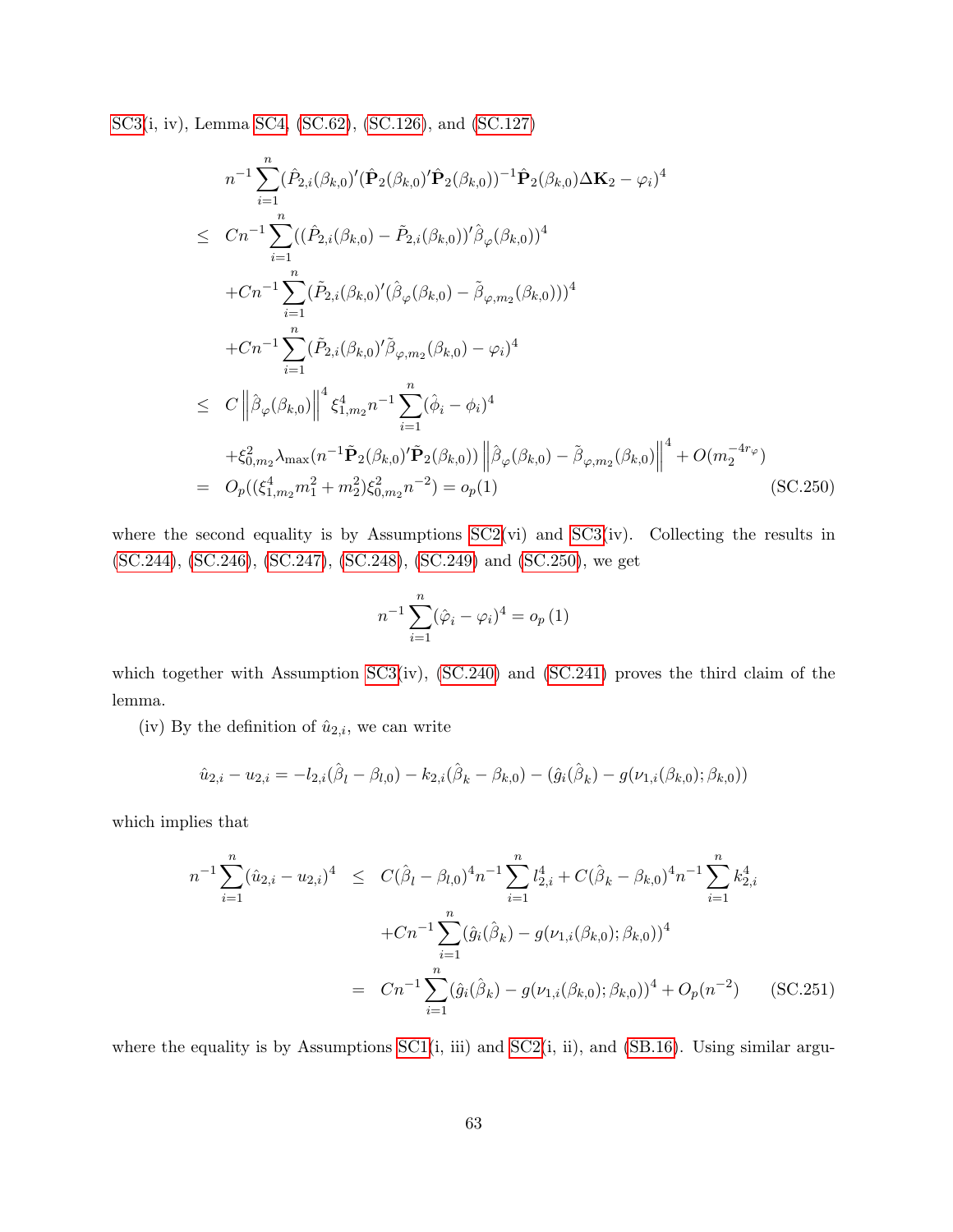SC3(i, iv), Lemma SC4, (SC.62), (SC.126), and (SC.127)

$$
\begin{aligned}
& n^{-1}\sum_{i=1}^{n}(\hat{P}_{2,i}(\beta_{k,0})'(\hat{\mathbf{P}}_2(\beta_{k,0})'\hat{\mathbf{P}}_2(\beta_{k,0}))^{-1}\hat{\mathbf{P}}_2(\beta_{k,0})\Delta\mathbf{K}_2 - \varphi_i)^4 \\
\leq\; & Cn^{-1}\sum_{i=1}^{n}((\hat{P}_{2,i}(\beta_{k,0}) - \tilde{P}_{2,i}(\beta_{k,0}))'\hat{\beta}_{\varphi}(\beta_{k,0}))^4 \\
& + Cn^{-1}\sum_{i=1}^{n}(\tilde{P}_{2,i}(\beta_{k,0})'(\hat{\beta}_{\varphi}(\beta_{k,0}) - \tilde{\beta}_{\varphi,m_2}(\beta_{k,0})))^4 \\
& + Cn^{-1}\sum_{i=1}^{n}(\tilde{P}_{2,i}(\beta_{k,0})'\tilde{\beta}_{\varphi,m_2}(\beta_{k,0}) - \varphi_i)^4 \\
\leq\; & C\left\|\hat{\beta}_{\varphi}(\beta_{k,0})\right\|^4 \xi_{1,m_2}^4 n^{-1}\sum_{i=1}^{n}(\hat{\phi}_i - \phi_i)^4 \\
& + \xi_{0,m_2}^2 \lambda_{\max}(n^{-1}\tilde{\mathbf{P}}_2(\beta_{k,0})'\tilde{\mathbf{P}}_2(\beta_{k,0}))\left\|\hat{\beta}_{\varphi}(\beta_{k,0}) - \tilde{\beta}_{\varphi,m_2}(\beta_{k,0})\right\|^4 + O(m_2^{-4r_{\varphi}}) \\
=\; & O_p((\xi_{1,m_2}^4 m_1^2 + m_2^2)\xi_{0,m_2}^2 n^{-2}) = o_p(1) \qquad\qquad \text{(SC.250)}
\end{aligned}
$$

where the second equality is by Assumptions SC2(vi) and SC3(iv). Collecting the results in (SC.244), (SC.246), (SC.247), (SC.248), (SC.249) and (SC.250), we get

$$
n^{-1}\sum_{i=1}^{n}(\hat{\varphi}_i - \varphi_i)^4 = o_p(1)
$$

which together with Assumption SC3(iv), (SC.240) and (SC.241) proves the third claim of the lemma.

(iv) By the definition of $\hat{u}_{2,i}$, we can write

$$
\hat{u}_{2,i} - u_{2,i} = -l_{2,i}(\hat{\beta}_l - \beta_{l,0}) - k_{2,i}(\hat{\beta}_k - \beta_{k,0}) - (\hat{g}_i(\hat{\beta}_k) - g(\nu_{1,i}(\beta_{k,0}); \beta_{k,0}))
$$

which implies that

$$
\begin{aligned}
n^{-1}\sum_{i=1}^{n}(\hat{u}_{2,i} - u_{2,i})^4 \;\leq\; & C(\hat{\beta}_l - \beta_{l,0})^4 n^{-1}\sum_{i=1}^{n} l_{2,i}^4 + C(\hat{\beta}_k - \beta_{k,0})^4 n^{-1}\sum_{i=1}^{n} k_{2,i}^4 \\
& + Cn^{-1}\sum_{i=1}^{n}(\hat{g}_i(\hat{\beta}_k) - g(\nu_{1,i}(\beta_{k,0}); \beta_{k,0}))^4 \\
=\; & Cn^{-1}\sum_{i=1}^{n}(\hat{g}_i(\hat{\beta}_k) - g(\nu_{1,i}(\beta_{k,0}); \beta_{k,0}))^4 + O_p(n^{-2}) \qquad \text{(SC.251)}
\end{aligned}
$$

where the equality is by Assumptions SC1(i, iii) and SC2(i, ii), and (SB.16). Using similar argu-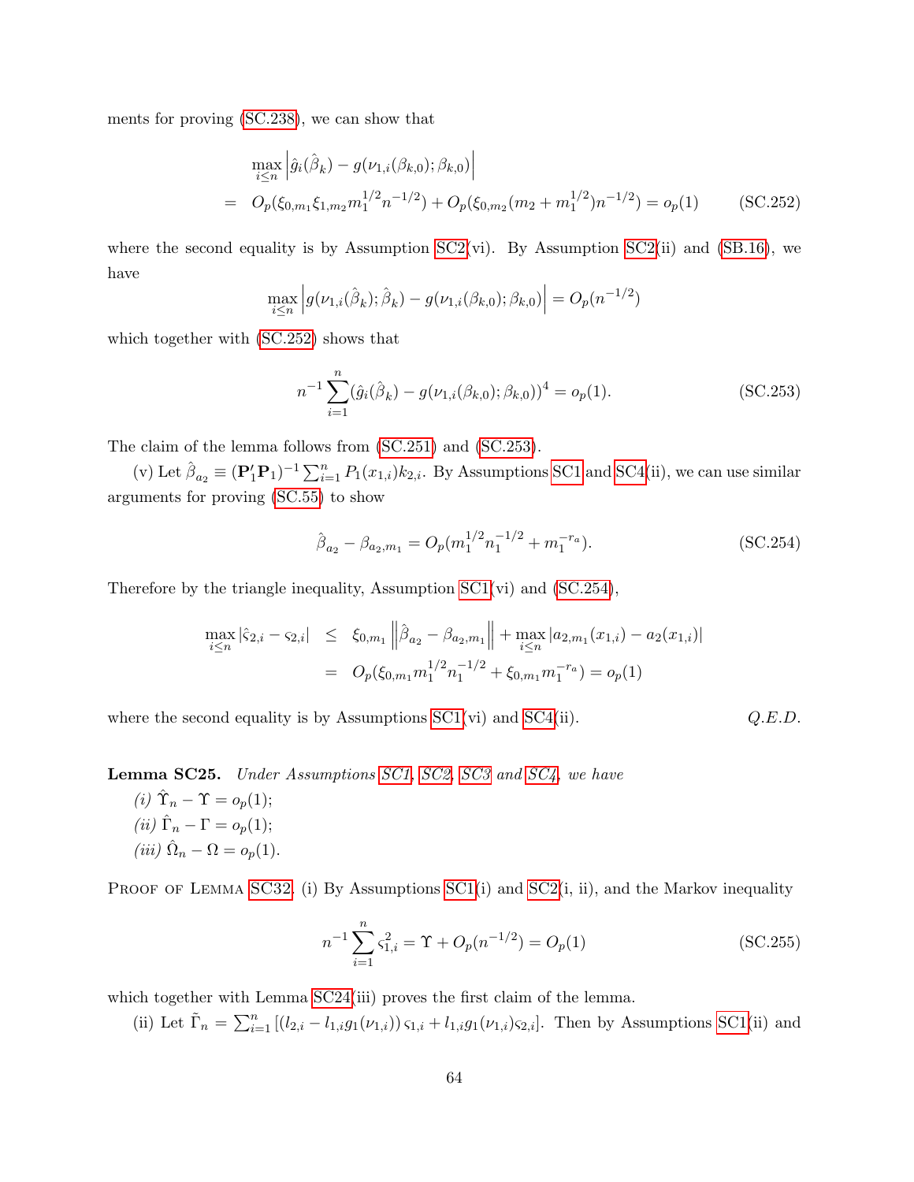ments for proving (SC.238), we can show that

$$
\begin{aligned}
& \max_{i \leq n} \left| \hat{g}_i(\hat{\beta}_k) - g(\nu_{1,i}(\beta_{k,0}); \beta_{k,0}) \right| \\
= \;& O_p(\xi_{0,m_1} \xi_{1,m_2} m_1^{1/2} n^{-1/2}) + O_p(\xi_{0,m_2}(m_2 + m_1^{1/2}) n^{-1/2}) = o_p(1) \qquad \text{(SC.252)}
\end{aligned}
$$

where the second equality is by Assumption SC2(vi). By Assumption SC2(ii) and (SB.16), we have

$$
\max_{i \leq n} \left| g(\nu_{1,i}(\hat{\beta}_k); \hat{\beta}_k) - g(\nu_{1,i}(\beta_{k,0}); \beta_{k,0}) \right| = O_p(n^{-1/2})
$$

which together with (SC.252) shows that

$$
n^{-1} \sum_{i=1}^{n} (\hat{g}_i(\hat{\beta}_k) - g(\nu_{1,i}(\beta_{k,0}); \beta_{k,0}))^4 = o_p(1). \qquad \text{(SC.253)}
$$

The claim of the lemma follows from (SC.251) and (SC.253).

(v) Let $\hat{\beta}_{a_2} \equiv (\mathbf{P}_1'\mathbf{P}_1)^{-1} \sum_{i=1}^{n} P_1(x_{1,i}) k_{2,i}$. By Assumptions SC1 and SC4(ii), we can use similar arguments for proving (SC.55) to show

$$
\hat{\beta}_{a_2} - \beta_{a_2, m_1} = O_p(m_1^{1/2} n_1^{-1/2} + m_1^{-r_a}). \qquad \text{(SC.254)}
$$

Therefore by the triangle inequality, Assumption SC1(vi) and (SC.254),

$$
\begin{aligned}
\max_{i \leq n} |\hat{\varsigma}_{2,i} - \varsigma_{2,i}| &\leq \xi_{0,m_1} \left\| \hat{\beta}_{a_2} - \beta_{a_2, m_1} \right\| + \max_{i \leq n} |a_{2,m_1}(x_{1,i}) - a_2(x_{1,i})| \\
&= O_p(\xi_{0,m_1} m_1^{1/2} n_1^{-1/2} + \xi_{0,m_1} m_1^{-r_a}) = o_p(1)
\end{aligned}
$$

where the second equality is by Assumptions SC1(vi) and SC4(ii). *Q.E.D.*

**Lemma SC25.** *Under Assumptions SC1, SC2, SC3 and SC4, we have*

*(i)* $\hat{\Upsilon}_n - \Upsilon = o_p(1)$;

*(ii)* $\hat{\Gamma}_n - \Gamma = o_p(1)$;

*(iii)* $\hat{\Omega}_n - \Omega = o_p(1)$.

Proof of Lemma SC32. (i) By Assumptions SC1(i) and SC2(i, ii), and the Markov inequality

$$
n^{-1} \sum_{i=1}^{n} \varsigma_{1,i}^2 = \Upsilon + O_p(n^{-1/2}) = O_p(1) \qquad \text{(SC.255)}
$$

which together with Lemma SC24(iii) proves the first claim of the lemma.

(ii) Let $\tilde{\Gamma}_n = \sum_{i=1}^{n} [(l_{2,i} - l_{1,i} g_1(\nu_{1,i})) \varsigma_{1,i} + l_{1,i} g_1(\nu_{1,i}) \varsigma_{2,i}]$. Then by Assumptions SC1(ii) and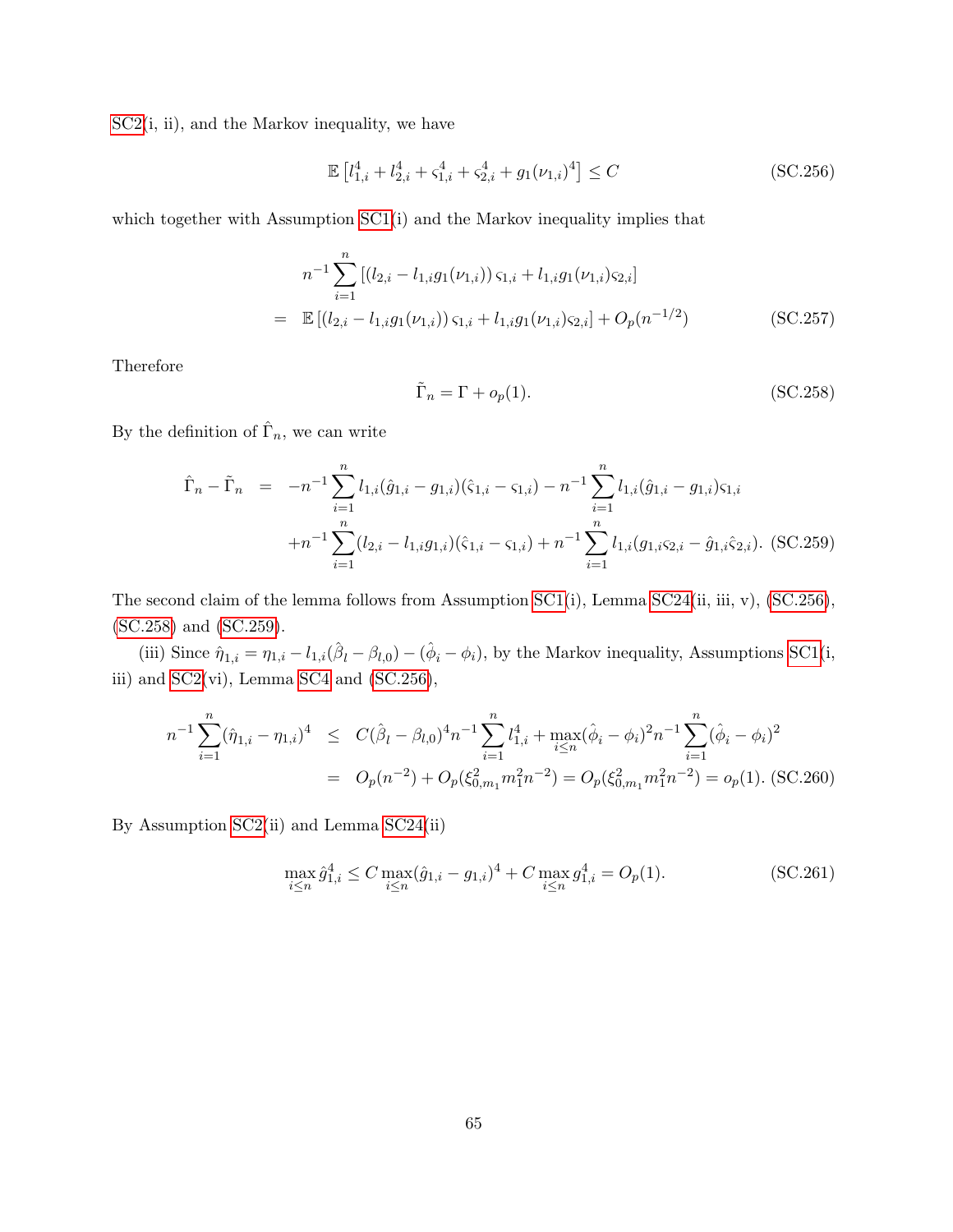SC2(i, ii), and the Markov inequality, we have

$$\mathbb{E}\left[l_{1,i}^4 + l_{2,i}^4 + \varsigma_{1,i}^4 + \varsigma_{2,i}^4 + g_1(\nu_{1,i})^4\right] \leq C \tag{SC.256}$$

which together with Assumption SC1(i) and the Markov inequality implies that

$$\begin{aligned} & n^{-1}\sum_{i=1}^{n}\left[(l_{2,i} - l_{1,i}g_1(\nu_{1,i}))\,\varsigma_{1,i} + l_{1,i}g_1(\nu_{1,i})\varsigma_{2,i}\right] \\ = \;& \mathbb{E}\left[(l_{2,i} - l_{1,i}g_1(\nu_{1,i}))\,\varsigma_{1,i} + l_{1,i}g_1(\nu_{1,i})\varsigma_{2,i}\right] + O_p(n^{-1/2}) \end{aligned} \tag{SC.257}$$

Therefore

$$\tilde{\Gamma}_n = \Gamma + o_p(1). \tag{SC.258}$$

By the definition of $\hat{\Gamma}_n$, we can write

$$\begin{aligned} \hat{\Gamma}_n - \tilde{\Gamma}_n \;=\; & -n^{-1}\sum_{i=1}^{n} l_{1,i}(\hat{g}_{1,i} - g_{1,i})(\hat{\varsigma}_{1,i} - \varsigma_{1,i}) - n^{-1}\sum_{i=1}^{n} l_{1,i}(\hat{g}_{1,i} - g_{1,i})\varsigma_{1,i} \\ & + n^{-1}\sum_{i=1}^{n}(l_{2,i} - l_{1,i}g_{1,i})(\hat{\varsigma}_{1,i} - \varsigma_{1,i}) + n^{-1}\sum_{i=1}^{n} l_{1,i}(g_{1,i}\varsigma_{2,i} - \hat{g}_{1,i}\hat{\varsigma}_{2,i}). \end{aligned} \tag{SC.259}$$

The second claim of the lemma follows from Assumption SC1(i), Lemma SC24(ii, iii, v), (SC.256), (SC.258) and (SC.259).

(iii) Since $\hat{\eta}_{1,i} = \eta_{1,i} - l_{1,i}(\hat{\beta}_l - \beta_{l,0}) - (\hat{\phi}_i - \phi_i)$, by the Markov inequality, Assumptions SC1(i, iii) and SC2(vi), Lemma SC4 and (SC.256),

$$\begin{aligned} n^{-1}\sum_{i=1}^{n}(\hat{\eta}_{1,i} - \eta_{1,i})^4 \;&\leq\; C(\hat{\beta}_l - \beta_{l,0})^4 n^{-1}\sum_{i=1}^{n} l_{1,i}^4 + \max_{i\leq n}(\hat{\phi}_i - \phi_i)^2 n^{-1}\sum_{i=1}^{n}(\hat{\phi}_i - \phi_i)^2 \\ &=\; O_p(n^{-2}) + O_p(\xi_{0,m_1}^2 m_1^2 n^{-2}) = O_p(\xi_{0,m_1}^2 m_1^2 n^{-2}) = o_p(1). \end{aligned} \tag{SC.260}$$

By Assumption SC2(ii) and Lemma SC24(ii)

$$\max_{i\leq n}\hat{g}_{1,i}^4 \leq C\max_{i\leq n}(\hat{g}_{1,i} - g_{1,i})^4 + C\max_{i\leq n} g_{1,i}^4 = O_p(1). \tag{SC.261}$$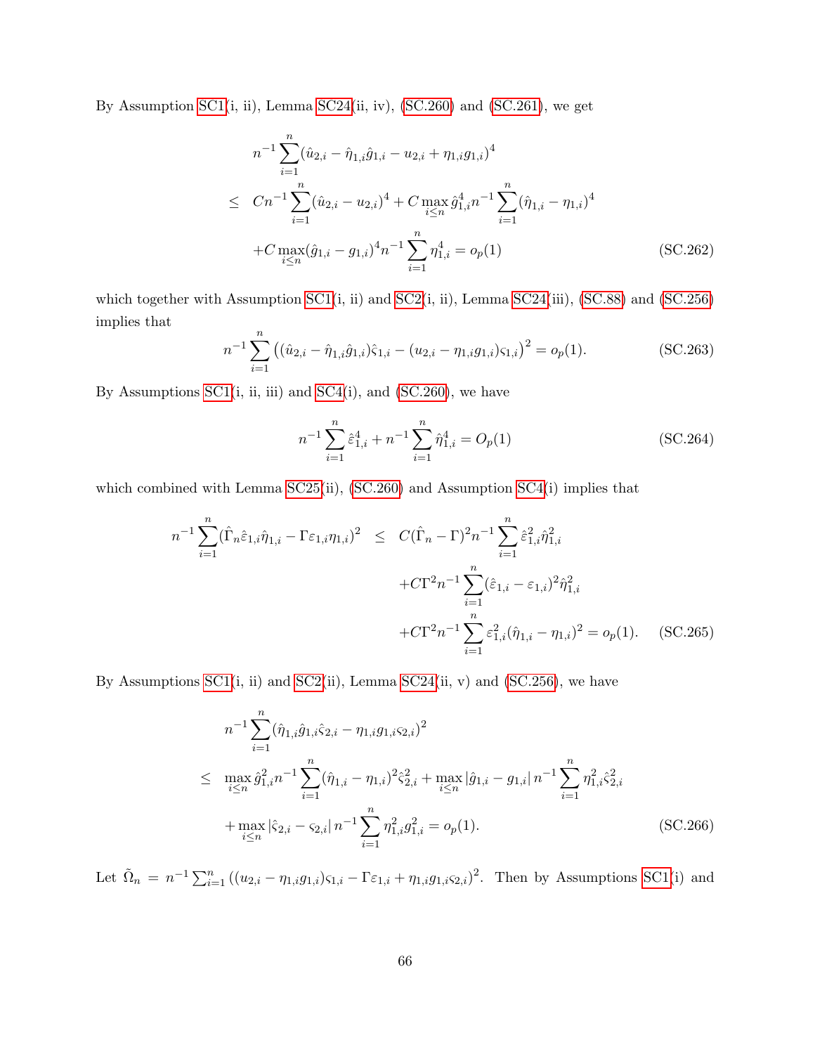By Assumption SC1(i, ii), Lemma SC24(ii, iv), (SC.260) and (SC.261), we get

$$
\begin{aligned}
& n^{-1}\sum_{i=1}^{n}(\hat{u}_{2,i}-\hat{\eta}_{1,i}\hat{g}_{1,i}-u_{2,i}+\eta_{1,i}g_{1,i})^4 \\
\leq\ & Cn^{-1}\sum_{i=1}^{n}(\hat{u}_{2,i}-u_{2,i})^4 + C\max_{i\leq n}\hat{g}_{1,i}^4 n^{-1}\sum_{i=1}^{n}(\hat{\eta}_{1,i}-\eta_{1,i})^4 \\
& + C\max_{i\leq n}(\hat{g}_{1,i}-g_{1,i})^4 n^{-1}\sum_{i=1}^{n}\eta_{1,i}^4 = o_p(1) \qquad \text{(SC.262)}
\end{aligned}
$$

which together with Assumption SC1(i, ii) and SC2(i, ii), Lemma SC24(iii), (SC.88) and (SC.256) implies that

$$
n^{-1}\sum_{i=1}^{n}\left((\hat{u}_{2,i}-\hat{\eta}_{1,i}\hat{g}_{1,i})\hat{\varsigma}_{1,i}-(u_{2,i}-\eta_{1,i}g_{1,i})\varsigma_{1,i}\right)^2 = o_p(1). \qquad \text{(SC.263)}
$$

By Assumptions SC1(i, ii, iii) and SC4(i), and (SC.260), we have

$$
n^{-1}\sum_{i=1}^{n}\hat{\varepsilon}_{1,i}^4 + n^{-1}\sum_{i=1}^{n}\hat{\eta}_{1,i}^4 = O_p(1) \qquad \text{(SC.264)}
$$

which combined with Lemma SC25(ii), (SC.260) and Assumption SC4(i) implies that

$$
\begin{aligned}
n^{-1}\sum_{i=1}^{n}(\hat{\Gamma}_n\hat{\varepsilon}_{1,i}\hat{\eta}_{1,i}-\Gamma\varepsilon_{1,i}\eta_{1,i})^2 \leq\ & C(\hat{\Gamma}_n-\Gamma)^2 n^{-1}\sum_{i=1}^{n}\hat{\varepsilon}_{1,i}^2\hat{\eta}_{1,i}^2 \\
& + C\Gamma^2 n^{-1}\sum_{i=1}^{n}(\hat{\varepsilon}_{1,i}-\varepsilon_{1,i})^2\hat{\eta}_{1,i}^2 \\
& + C\Gamma^2 n^{-1}\sum_{i=1}^{n}\varepsilon_{1,i}^2(\hat{\eta}_{1,i}-\eta_{1,i})^2 = o_p(1). \qquad \text{(SC.265)}
\end{aligned}
$$

By Assumptions SC1(i, ii) and SC2(ii), Lemma SC24(ii, v) and (SC.256), we have

$$
\begin{aligned}
& n^{-1}\sum_{i=1}^{n}(\hat{\eta}_{1,i}\hat{g}_{1,i}\hat{\varsigma}_{2,i}-\eta_{1,i}g_{1,i}\varsigma_{2,i})^2 \\
\leq\ & \max_{i\leq n}\hat{g}_{1,i}^2 n^{-1}\sum_{i=1}^{n}(\hat{\eta}_{1,i}-\eta_{1,i})^2\hat{\varsigma}_{2,i}^2 + \max_{i\leq n}\left|\hat{g}_{1,i}-g_{1,i}\right| n^{-1}\sum_{i=1}^{n}\eta_{1,i}^2\hat{\varsigma}_{2,i}^2 \\
& + \max_{i\leq n}\left|\hat{\varsigma}_{2,i}-\varsigma_{2,i}\right| n^{-1}\sum_{i=1}^{n}\eta_{1,i}^2 g_{1,i}^2 = o_p(1). \qquad \text{(SC.266)}
\end{aligned}
$$

Let $\tilde{\Omega}_n = n^{-1}\sum_{i=1}^{n}((u_{2,i}-\eta_{1,i}g_{1,i})\varsigma_{1,i}-\Gamma\varepsilon_{1,i}+\eta_{1,i}g_{1,i}\varsigma_{2,i})^2$. Then by Assumptions SC1(i) and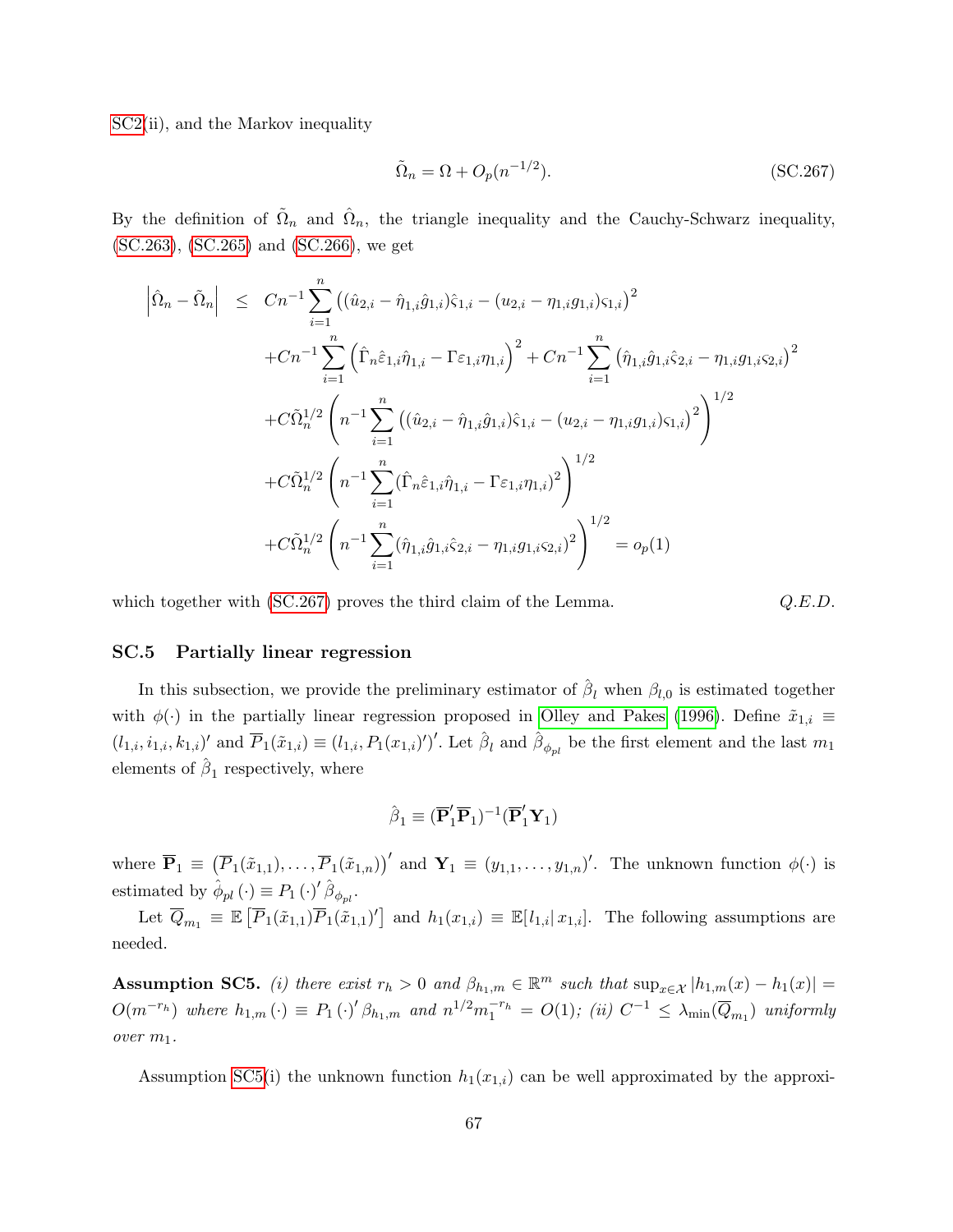SC2(ii), and the Markov inequality

$$\tilde{\Omega}_n = \Omega + O_p(n^{-1/2}). \tag{SC.267}$$

By the definition of $\tilde{\Omega}_n$ and $\hat{\Omega}_n$, the triangle inequality and the Cauchy-Schwarz inequality, (SC.263), (SC.265) and (SC.266), we get

$$\begin{aligned}
\left|\hat{\Omega}_n - \tilde{\Omega}_n\right| \leq\; & Cn^{-1}\sum_{i=1}^{n}\left((\hat{u}_{2,i}-\hat{\eta}_{1,i}\hat{g}_{1,i})\hat{\varsigma}_{1,i}-(u_{2,i}-\eta_{1,i}g_{1,i})\varsigma_{1,i}\right)^2 \\
& + Cn^{-1}\sum_{i=1}^{n}\left(\hat{\Gamma}_n\hat{\varepsilon}_{1,i}\hat{\eta}_{1,i}-\Gamma\varepsilon_{1,i}\eta_{1,i}\right)^2 + Cn^{-1}\sum_{i=1}^{n}\left(\hat{\eta}_{1,i}\hat{g}_{1,i}\hat{\varsigma}_{2,i}-\eta_{1,i}g_{1,i}\varsigma_{2,i}\right)^2 \\
& + C\tilde{\Omega}_n^{1/2}\left(n^{-1}\sum_{i=1}^{n}\left((\hat{u}_{2,i}-\hat{\eta}_{1,i}\hat{g}_{1,i})\hat{\varsigma}_{1,i}-(u_{2,i}-\eta_{1,i}g_{1,i})\varsigma_{1,i}\right)^2\right)^{1/2} \\
& + C\tilde{\Omega}_n^{1/2}\left(n^{-1}\sum_{i=1}^{n}(\hat{\Gamma}_n\hat{\varepsilon}_{1,i}\hat{\eta}_{1,i}-\Gamma\varepsilon_{1,i}\eta_{1,i})^2\right)^{1/2} \\
& + C\tilde{\Omega}_n^{1/2}\left(n^{-1}\sum_{i=1}^{n}(\hat{\eta}_{1,i}\hat{g}_{1,i}\hat{\varsigma}_{2,i}-\eta_{1,i}g_{1,i}\varsigma_{2,i})^2\right)^{1/2} = o_p(1)
\end{aligned}$$

which together with (SC.267) proves the third claim of the Lemma. *Q.E.D.*

### SC.5 Partially linear regression

In this subsection, we provide the preliminary estimator of $\hat{\beta}_l$ when $\beta_{l,0}$ is estimated together with $\phi(\cdot)$ in the partially linear regression proposed in Olley and Pakes (1996). Define $\tilde{x}_{1,i} \equiv (l_{1,i}, i_{1,i}, k_{1,i})'$ and $\overline{P}_1(\tilde{x}_{1,i}) \equiv (l_{1,i}, P_1(x_{1,i})')'$. Let $\hat{\beta}_l$ and $\hat{\beta}_{\phi_{pl}}$ be the first element and the last $m_1$ elements of $\hat{\beta}_1$ respectively, where

$$\hat{\beta}_1 \equiv (\overline{\mathbf{P}}_1'\overline{\mathbf{P}}_1)^{-1}(\overline{\mathbf{P}}_1'\mathbf{Y}_1)$$

where $\overline{\mathbf{P}}_1 \equiv \left(\overline{P}_1(\tilde{x}_{1,1}), \ldots, \overline{P}_1(\tilde{x}_{1,n})\right)'$ and $\mathbf{Y}_1 \equiv (y_{1,1}, \ldots, y_{1,n})'$. The unknown function $\phi(\cdot)$ is estimated by $\hat{\phi}_{pl}(\cdot) \equiv P_1(\cdot)'\hat{\beta}_{\phi_{pl}}$.

Let $\overline{Q}_{m_1} \equiv \mathbb{E}\left[\overline{P}_1(\tilde{x}_{1,1})\overline{P}_1(\tilde{x}_{1,1})'\right]$ and $h_1(x_{1,i}) \equiv \mathbb{E}[l_{1,i}|\, x_{1,i}]$. The following assumptions are needed.

**Assumption SC5.** *(i) there exist $r_h > 0$ and $\beta_{h_1,m} \in \mathbb{R}^m$ such that $\sup_{x\in\mathcal{X}}|h_{1,m}(x) - h_1(x)| = O(m^{-r_h})$ where $h_{1,m}(\cdot) \equiv P_1(\cdot)'\beta_{h_1,m}$ and $n^{1/2}m_1^{-r_h} = O(1)$; (ii) $C^{-1} \leq \lambda_{\min}(\overline{Q}_{m_1})$ uniformly over $m_1$.*

Assumption SC5(i) the unknown function $h_1(x_{1,i})$ can be well approximated by the approxi-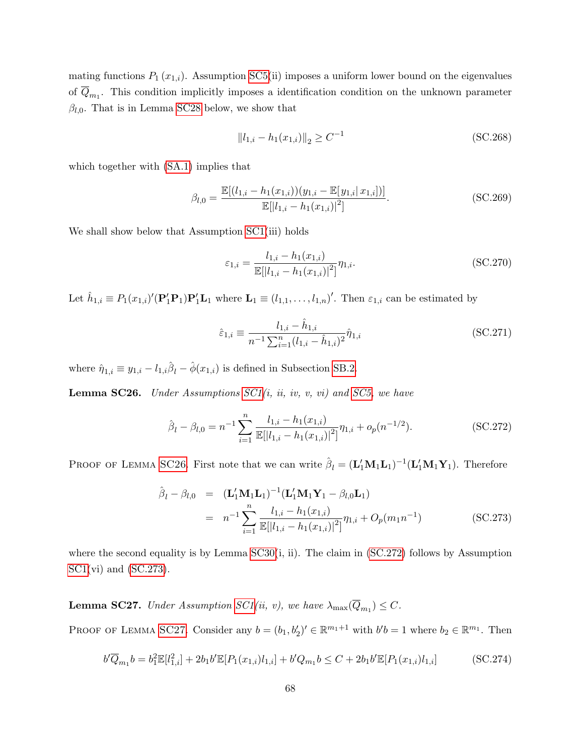mating functions $P_1(x_{1,i})$. Assumption SC5(ii) imposes a uniform lower bound on the eigenvalues of $\overline{Q}_{m_1}$. This condition implicitly imposes a identification condition on the unknown parameter $\beta_{l,0}$. That is in Lemma SC28 below, we show that

$$\|l_{1,i} - h_1(x_{1,i})\|_2 \geq C^{-1} \tag{SC.268}$$

which together with (SA.1) implies that

$$\beta_{l,0} = \frac{\mathbb{E}[(l_{1,i} - h_1(x_{1,i}))(y_{1,i} - \mathbb{E}[y_{1,i}|\, x_{1,i}])]}{\mathbb{E}[|l_{1,i} - h_1(x_{1,i})|^2]}. \tag{SC.269}$$

We shall show below that Assumption SC1(iii) holds

$$\varepsilon_{1,i} = \frac{l_{1,i} - h_1(x_{1,i})}{\mathbb{E}[|l_{1,i} - h_1(x_{1,i})|^2]}\eta_{1,i}. \tag{SC.270}$$

Let $\hat{h}_{1,i} \equiv P_1(x_{1,i})'(\mathbf{P}_1'\mathbf{P}_1)\mathbf{P}_1'\mathbf{L}_1$ where $\mathbf{L}_1 \equiv (l_{1,1}, \ldots, l_{1,n})'$. Then $\varepsilon_{1,i}$ can be estimated by

$$\hat{\varepsilon}_{1,i} \equiv \frac{l_{1,i} - \hat{h}_{1,i}}{n^{-1}\sum_{i=1}^{n}(l_{1,i} - \hat{h}_{1,i})^2}\hat{\eta}_{1,i} \tag{SC.271}$$

where $\hat{\eta}_{1,i} \equiv y_{1,i} - l_{1,i}\hat{\beta}_l - \hat{\phi}(x_{1,i})$ is defined in Subsection SB.2.

**Lemma SC26.** *Under Assumptions SC1(i, ii, iv, v, vi) and SC5, we have*

$$\hat{\beta}_l - \beta_{l,0} = n^{-1}\sum_{i=1}^{n}\frac{l_{1,i} - h_1(x_{1,i})}{\mathbb{E}[|l_{1,i} - h_1(x_{1,i})|^2]}\eta_{1,i} + o_p(n^{-1/2}). \tag{SC.272}$$

Proof of Lemma SC26. First note that we can write $\hat{\beta}_l = (\mathbf{L}_1'\mathbf{M}_1\mathbf{L}_1)^{-1}(\mathbf{L}_1'\mathbf{M}_1\mathbf{Y}_1)$. Therefore

$$\begin{aligned}
\hat{\beta}_l - \beta_{l,0} &= (\mathbf{L}_1'\mathbf{M}_1\mathbf{L}_1)^{-1}(\mathbf{L}_1'\mathbf{M}_1\mathbf{Y}_1 - \beta_{l,0}\mathbf{L}_1) \\
&= n^{-1}\sum_{i=1}^{n}\frac{l_{1,i} - h_1(x_{1,i})}{\mathbb{E}[|l_{1,i} - h_1(x_{1,i})|^2]}\eta_{1,i} + O_p(m_1 n^{-1})
\end{aligned} \tag{SC.273}$$

where the second equality is by Lemma SC30(i, ii). The claim in (SC.272) follows by Assumption SC1(vi) and (SC.273).

**Lemma SC27.** *Under Assumption SC1(ii, v), we have $\lambda_{\max}(\overline{Q}_{m_1}) \leq C$.*

Proof of Lemma SC27. Consider any $b = (b_1, b_2')' \in \mathbb{R}^{m_1+1}$ with $b'b = 1$ where $b_2 \in \mathbb{R}^{m_1}$. Then

$$b'\overline{Q}_{m_1}b = b_1^2\mathbb{E}[l_{1,i}^2] + 2b_1 b'\mathbb{E}[P_1(x_{1,i})l_{1,i}] + b'Q_{m_1}b \leq C + 2b_1 b'\mathbb{E}[P_1(x_{1,i})l_{1,i}] \tag{SC.274}$$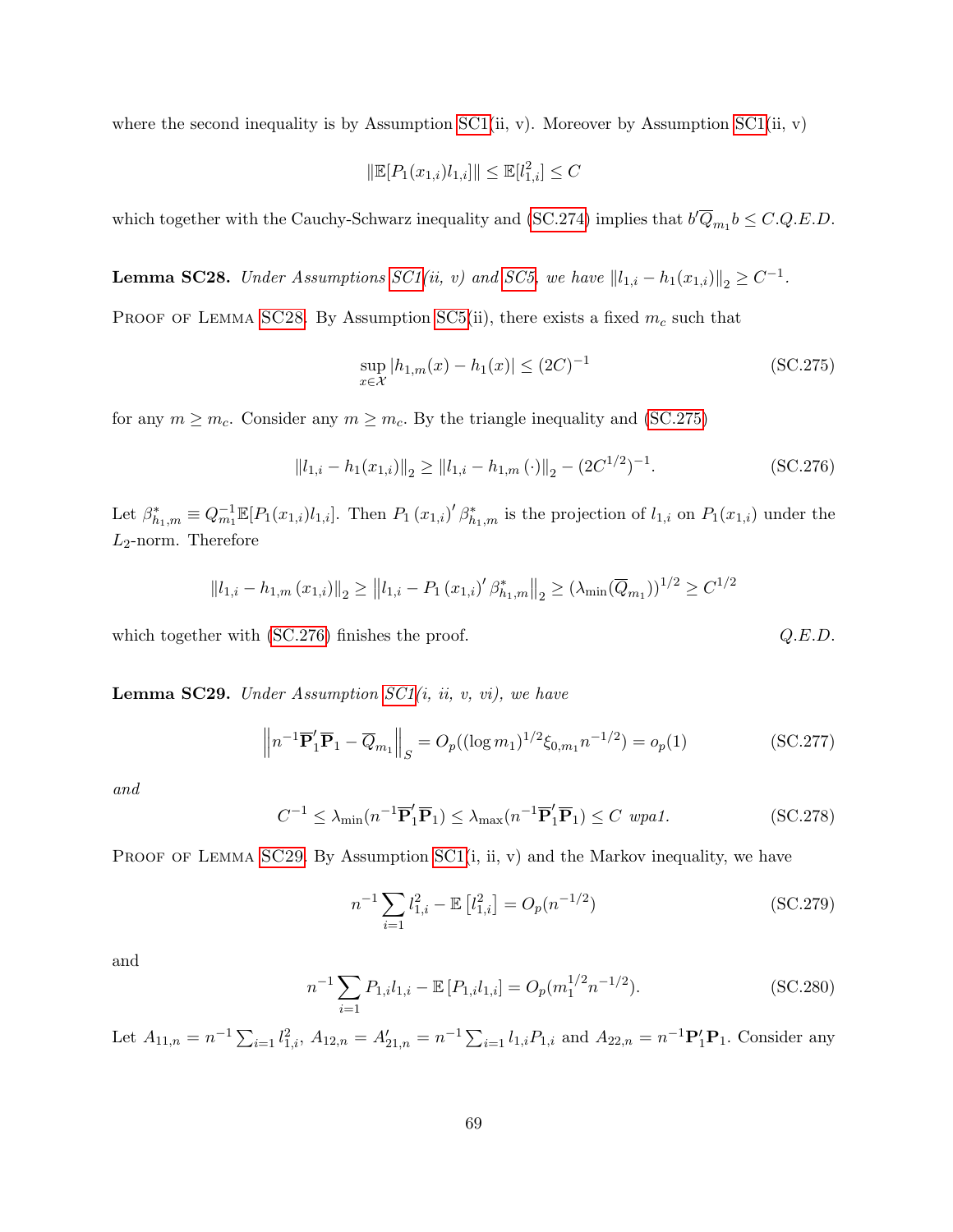where the second inequality is by Assumption SC1(ii, v). Moreover by Assumption SC1(ii, v)

$$\|\mathbb{E}[P_1(x_{1,i})l_{1,i}]\| \leq \mathbb{E}[l_{1,i}^2] \leq C$$

which together with the Cauchy-Schwarz inequality and (SC.274) implies that $b'\overline{Q}_{m_1}b \leq C$. *Q.E.D.*

**Lemma SC28.** *Under Assumptions SC1(ii, v) and SC5, we have* $\|l_{1,i} - h_1(x_{1,i})\|_2 \geq C^{-1}$.

Proof of Lemma SC28. By Assumption SC5(ii), there exists a fixed $m_c$ such that

$$\sup_{x\in\mathcal{X}} |h_{1,m}(x) - h_1(x)| \leq (2C)^{-1} \tag{SC.275}$$

for any $m \geq m_c$. Consider any $m \geq m_c$. By the triangle inequality and (SC.275)

$$\|l_{1,i} - h_1(x_{1,i})\|_2 \geq \|l_{1,i} - h_{1,m}(\cdot)\|_2 - (2C^{1/2})^{-1}. \tag{SC.276}$$

Let $\beta^*_{h_1,m} \equiv Q_{m_1}^{-1}\mathbb{E}[P_1(x_{1,i})l_{1,i}]$. Then $P_1(x_{1,i})'\beta^*_{h_1,m}$ is the projection of $l_{1,i}$ on $P_1(x_{1,i})$ under the $L_2$-norm. Therefore

$$\|l_{1,i} - h_{1,m}(x_{1,i})\|_2 \geq \left\|l_{1,i} - P_1(x_{1,i})'\beta^*_{h_1,m}\right\|_2 \geq (\lambda_{\min}(\overline{Q}_{m_1}))^{1/2} \geq C^{1/2}$$

which together with (SC.276) finishes the proof. *Q.E.D.*

**Lemma SC29.** *Under Assumption SC1(i, ii, v, vi), we have*

$$\left\|n^{-1}\overline{\mathbf{P}}_1'\overline{\mathbf{P}}_1 - \overline{Q}_{m_1}\right\|_S = O_p((\log m_1)^{1/2}\xi_{0,m_1}n^{-1/2}) = o_p(1) \tag{SC.277}$$

*and*

$$C^{-1} \leq \lambda_{\min}(n^{-1}\overline{\mathbf{P}}_1'\overline{\mathbf{P}}_1) \leq \lambda_{\max}(n^{-1}\overline{\mathbf{P}}_1'\overline{\mathbf{P}}_1) \leq C \text{ wpa1.} \tag{SC.278}$$

Proof of Lemma SC29. By Assumption SC1(i, ii, v) and the Markov inequality, we have

$$n^{-1}\sum_{i=1} l_{1,i}^2 - \mathbb{E}\left[l_{1,i}^2\right] = O_p(n^{-1/2}) \tag{SC.279}$$

and

$$n^{-1}\sum_{i=1} P_{1,i}l_{1,i} - \mathbb{E}\left[P_{1,i}l_{1,i}\right] = O_p(m_1^{1/2}n^{-1/2}). \tag{SC.280}$$

Let $A_{11,n} = n^{-1}\sum_{i=1} l_{1,i}^2$, $A_{12,n} = A_{21,n}' = n^{-1}\sum_{i=1} l_{1,i}P_{1,i}$ and $A_{22,n} = n^{-1}\mathbf{P}_1'\mathbf{P}_1$. Consider any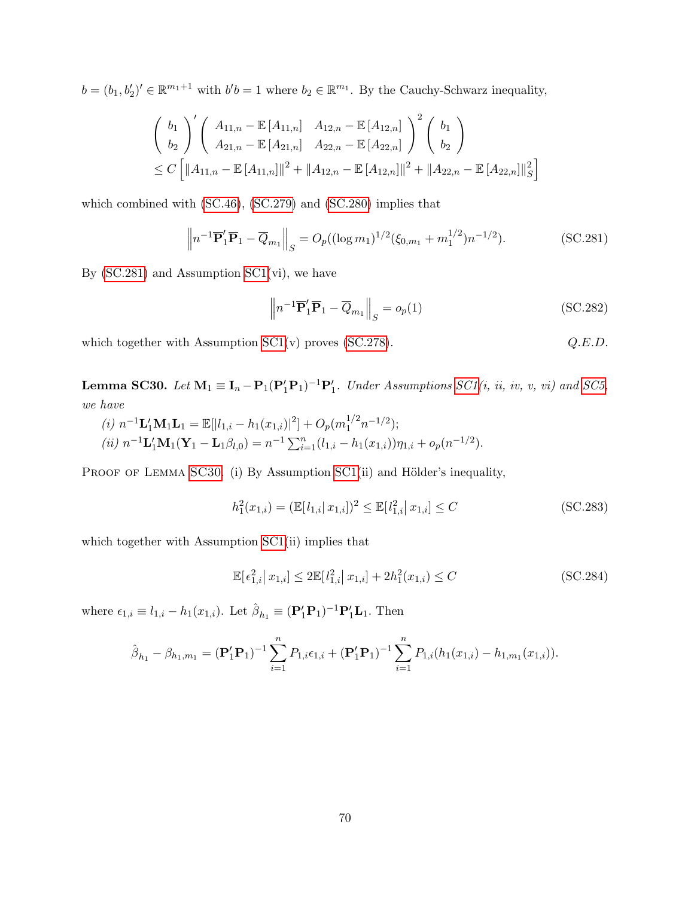$b = (b_1, b_2')' \in \mathbb{R}^{m_1+1}$ with $b'b = 1$ where $b_2 \in \mathbb{R}^{m_1}$. By the Cauchy-Schwarz inequality,

$$
\begin{aligned}
&\begin{pmatrix} b_1 \\ b_2 \end{pmatrix}' \begin{pmatrix} A_{11,n} - \mathbb{E}[A_{11,n}] & A_{12,n} - \mathbb{E}[A_{12,n}] \\ A_{21,n} - \mathbb{E}[A_{21,n}] & A_{22,n} - \mathbb{E}[A_{22,n}] \end{pmatrix}^2 \begin{pmatrix} b_1 \\ b_2 \end{pmatrix} \\
&\leq C \left[ \|A_{11,n} - \mathbb{E}[A_{11,n}]\|^2 + \|A_{12,n} - \mathbb{E}[A_{12,n}]\|^2 + \|A_{22,n} - \mathbb{E}[A_{22,n}]\|_S^2 \right]
\end{aligned}
$$

which combined with (SC.46), (SC.279) and (SC.280) implies that

$$
\left\| n^{-1}\overline{\mathbf{P}}_1'\overline{\mathbf{P}}_1 - \overline{Q}_{m_1} \right\|_S = O_p((\log m_1)^{1/2}(\xi_{0,m_1} + m_1^{1/2})n^{-1/2}). \tag{SC.281}
$$

By (SC.281) and Assumption SC1(vi), we have

$$
\left\| n^{-1}\overline{\mathbf{P}}_1'\overline{\mathbf{P}}_1 - \overline{Q}_{m_1} \right\|_S = o_p(1) \tag{SC.282}
$$

which together with Assumption SC1(v) proves (SC.278). *Q.E.D.*

**Lemma SC30.** *Let $\mathbf{M}_1 \equiv \mathbf{I}_n - \mathbf{P}_1(\mathbf{P}_1'\mathbf{P}_1)^{-1}\mathbf{P}_1'$. Under Assumptions SC1(i, ii, iv, v, vi) and SC5, we have*

*(i) $n^{-1}\mathbf{L}_1'\mathbf{M}_1\mathbf{L}_1 = \mathbb{E}[|l_{1,i} - h_1(x_{1,i})|^2] + O_p(m_1^{1/2}n^{-1/2})$;*

*(ii) $n^{-1}\mathbf{L}_1'\mathbf{M}_1(\mathbf{Y}_1 - \mathbf{L}_1\beta_{l,0}) = n^{-1}\sum_{i=1}^n (l_{1,i} - h_1(x_{1,i}))\eta_{1,i} + o_p(n^{-1/2})$.*

Proof of Lemma SC30. (i) By Assumption SC1(ii) and Hölder's inequality,

$$
h_1^2(x_{1,i}) = (\mathbb{E}[l_{1,i}|\, x_{1,i}])^2 \leq \mathbb{E}[l_{1,i}^2|\, x_{1,i}] \leq C \tag{SC.283}
$$

which together with Assumption SC1(ii) implies that

$$
\mathbb{E}[\epsilon_{1,i}^2|\, x_{1,i}] \leq 2\mathbb{E}[l_{1,i}^2|\, x_{1,i}] + 2h_1^2(x_{1,i}) \leq C \tag{SC.284}
$$

where $\epsilon_{1,i} \equiv l_{1,i} - h_1(x_{1,i})$. Let $\hat{\beta}_{h_1} \equiv (\mathbf{P}_1'\mathbf{P}_1)^{-1}\mathbf{P}_1'\mathbf{L}_1$. Then

$$
\hat{\beta}_{h_1} - \beta_{h_1,m_1} = (\mathbf{P}_1'\mathbf{P}_1)^{-1}\sum_{i=1}^n P_{1,i}\epsilon_{1,i} + (\mathbf{P}_1'\mathbf{P}_1)^{-1}\sum_{i=1}^n P_{1,i}(h_1(x_{1,i}) - h_{1,m_1}(x_{1,i})).
$$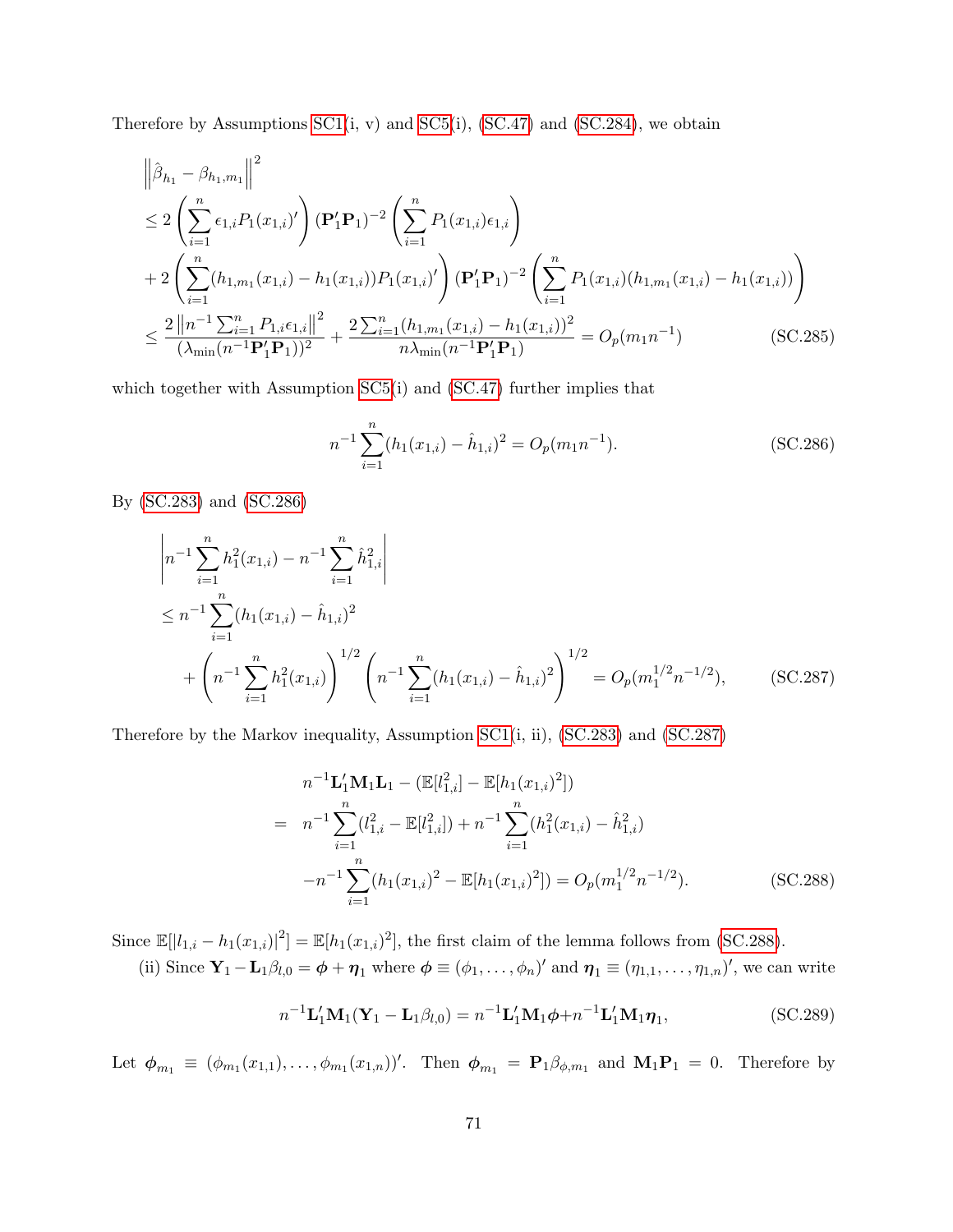Therefore by Assumptions SC1(i, v) and SC5(i), (SC.47) and (SC.284), we obtain

$$
\begin{aligned}
&\left\|\hat{\beta}_{h_1} - \beta_{h_1,m_1}\right\|^2 \\
&\leq 2\left(\sum_{i=1}^{n} \epsilon_{1,i} P_1(x_{1,i})'\right)(\mathbf{P}_1'\mathbf{P}_1)^{-2}\left(\sum_{i=1}^{n} P_1(x_{1,i})\epsilon_{1,i}\right) \\
&+ 2\left(\sum_{i=1}^{n}(h_{1,m_1}(x_{1,i}) - h_1(x_{1,i}))P_1(x_{1,i})'\right)(\mathbf{P}_1'\mathbf{P}_1)^{-2}\left(\sum_{i=1}^{n} P_1(x_{1,i})(h_{1,m_1}(x_{1,i}) - h_1(x_{1,i}))\right) \\
&\leq \frac{2\left\|n^{-1}\sum_{i=1}^{n} P_{1,i}\epsilon_{1,i}\right\|^2}{(\lambda_{\min}(n^{-1}\mathbf{P}_1'\mathbf{P}_1))^2} + \frac{2\sum_{i=1}^{n}(h_{1,m_1}(x_{1,i}) - h_1(x_{1,i}))^2}{n\lambda_{\min}(n^{-1}\mathbf{P}_1'\mathbf{P}_1)} = O_p(m_1 n^{-1}) \qquad \text{(SC.285)}
\end{aligned}
$$

which together with Assumption SC5(i) and (SC.47) further implies that

$$
n^{-1}\sum_{i=1}^{n}(h_1(x_{1,i}) - \hat{h}_{1,i})^2 = O_p(m_1 n^{-1}). \qquad \text{(SC.286)}
$$

By (SC.283) and (SC.286)

$$
\begin{aligned}
&\left|n^{-1}\sum_{i=1}^{n} h_1^2(x_{1,i}) - n^{-1}\sum_{i=1}^{n}\hat{h}_{1,i}^2\right| \\
&\leq n^{-1}\sum_{i=1}^{n}(h_1(x_{1,i}) - \hat{h}_{1,i})^2 \\
&\quad + \left(n^{-1}\sum_{i=1}^{n} h_1^2(x_{1,i})\right)^{1/2}\left(n^{-1}\sum_{i=1}^{n}(h_1(x_{1,i}) - \hat{h}_{1,i})^2\right)^{1/2} = O_p(m_1^{1/2}n^{-1/2}), \qquad \text{(SC.287)}
\end{aligned}
$$

Therefore by the Markov inequality, Assumption SC1(i, ii), (SC.283) and (SC.287)

$$
\begin{aligned}
& n^{-1}\mathbf{L}_1'\mathbf{M}_1\mathbf{L}_1 - (\mathbb{E}[l_{1,i}^2] - \mathbb{E}[h_1(x_{1,i})^2]) \\
= \;& n^{-1}\sum_{i=1}^{n}(l_{1,i}^2 - \mathbb{E}[l_{1,i}^2]) + n^{-1}\sum_{i=1}^{n}(h_1^2(x_{1,i}) - \hat{h}_{1,i}^2) \\
& - n^{-1}\sum_{i=1}^{n}(h_1(x_{1,i})^2 - \mathbb{E}[h_1(x_{1,i})^2]) = O_p(m_1^{1/2}n^{-1/2}). \qquad \text{(SC.288)}
\end{aligned}
$$

Since $\mathbb{E}[|l_{1,i} - h_1(x_{1,i})|^2] = \mathbb{E}[h_1(x_{1,i})^2]$, the first claim of the lemma follows from (SC.288).

(ii) Since $\mathbf{Y}_1 - \mathbf{L}_1\beta_{l,0} = \boldsymbol{\phi} + \boldsymbol{\eta}_1$ where $\boldsymbol{\phi} \equiv (\phi_1, \ldots, \phi_n)'$ and $\boldsymbol{\eta}_1 \equiv (\eta_{1,1}, \ldots, \eta_{1,n})'$, we can write

$$
n^{-1}\mathbf{L}_1'\mathbf{M}_1(\mathbf{Y}_1 - \mathbf{L}_1\beta_{l,0}) = n^{-1}\mathbf{L}_1'\mathbf{M}_1\boldsymbol{\phi} + n^{-1}\mathbf{L}_1'\mathbf{M}_1\boldsymbol{\eta}_1, \qquad \text{(SC.289)}
$$

Let $\boldsymbol{\phi}_{m_1} \equiv (\phi_{m_1}(x_{1,1}), \ldots, \phi_{m_1}(x_{1,n}))'$. Then $\boldsymbol{\phi}_{m_1} = \mathbf{P}_1\beta_{\phi,m_1}$ and $\mathbf{M}_1\mathbf{P}_1 = 0$. Therefore by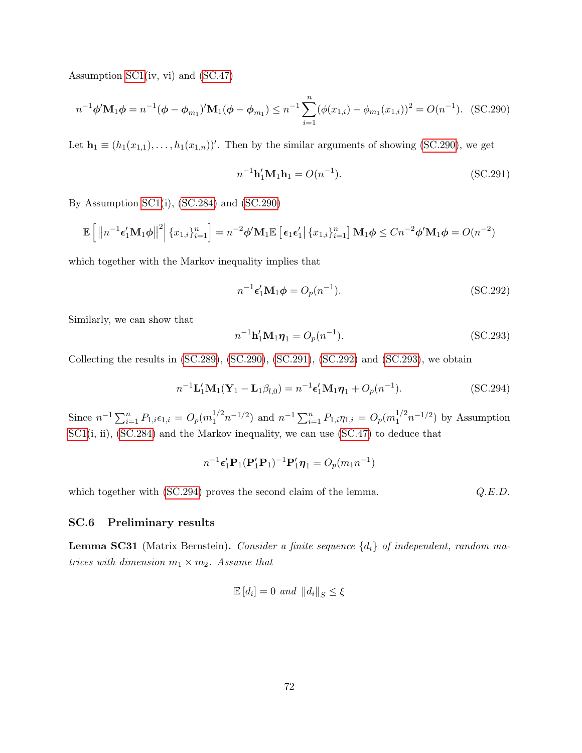Assumption SC1(iv, vi) and (SC.47)

$$n^{-1}\boldsymbol{\phi}'\mathbf{M}_1\boldsymbol{\phi} = n^{-1}(\boldsymbol{\phi}-\boldsymbol{\phi}_{m_1})'\mathbf{M}_1(\boldsymbol{\phi}-\boldsymbol{\phi}_{m_1}) \leq n^{-1}\sum_{i=1}^{n}(\phi(x_{1,i})-\phi_{m_1}(x_{1,i}))^2 = O(n^{-1}). \quad \text{(SC.290)}$$

Let $\mathbf{h}_1 \equiv (h_1(x_{1,1}),\ldots,h_1(x_{1,n}))'$. Then by the similar arguments of showing (SC.290), we get

$$n^{-1}\mathbf{h}_1'\mathbf{M}_1\mathbf{h}_1 = O(n^{-1}). \quad \text{(SC.291)}$$

By Assumption SC1(i), (SC.284) and (SC.290)

$$\mathbb{E}\left[\left\|n^{-1}\boldsymbol{\epsilon}_1'\mathbf{M}_1\boldsymbol{\phi}\right\|^2 \Big| \{x_{1,i}\}_{i=1}^n\right] = n^{-2}\boldsymbol{\phi}'\mathbf{M}_1\mathbb{E}\left[\boldsymbol{\epsilon}_1\boldsymbol{\epsilon}_1' \big| \{x_{1,i}\}_{i=1}^n\right]\mathbf{M}_1\boldsymbol{\phi} \leq Cn^{-2}\boldsymbol{\phi}'\mathbf{M}_1\boldsymbol{\phi} = O(n^{-2})$$

which together with the Markov inequality implies that

$$n^{-1}\boldsymbol{\epsilon}_1'\mathbf{M}_1\boldsymbol{\phi} = O_p(n^{-1}). \quad \text{(SC.292)}$$

Similarly, we can show that

$$n^{-1}\mathbf{h}_1'\mathbf{M}_1\boldsymbol{\eta}_1 = O_p(n^{-1}). \quad \text{(SC.293)}$$

Collecting the results in (SC.289), (SC.290), (SC.291), (SC.292) and (SC.293), we obtain

$$n^{-1}\mathbf{L}_1'\mathbf{M}_1(\mathbf{Y}_1 - \mathbf{L}_1\beta_{l,0}) = n^{-1}\boldsymbol{\epsilon}_1'\mathbf{M}_1\boldsymbol{\eta}_1 + O_p(n^{-1}). \quad \text{(SC.294)}$$

Since $n^{-1}\sum_{i=1}^n P_{1,i}\epsilon_{1,i} = O_p(m_1^{1/2}n^{-1/2})$ and $n^{-1}\sum_{i=1}^n P_{1,i}\eta_{1,i} = O_p(m_1^{1/2}n^{-1/2})$ by Assumption SC1(i, ii), (SC.284) and the Markov inequality, we can use (SC.47) to deduce that

$$n^{-1}\boldsymbol{\epsilon}_1'\mathbf{P}_1(\mathbf{P}_1'\mathbf{P}_1)^{-1}\mathbf{P}_1'\boldsymbol{\eta}_1 = O_p(m_1 n^{-1})$$

which together with (SC.294) proves the second claim of the lemma. *Q.E.D.*

## SC.6 Preliminary results

**Lemma SC31** (Matrix Bernstein). *Consider a finite sequence $\{d_i\}$ of independent, random matrices with dimension $m_1 \times m_2$. Assume that*

$$\mathbb{E}[d_i] = 0 \text{ and } \|d_i\|_S \leq \xi$$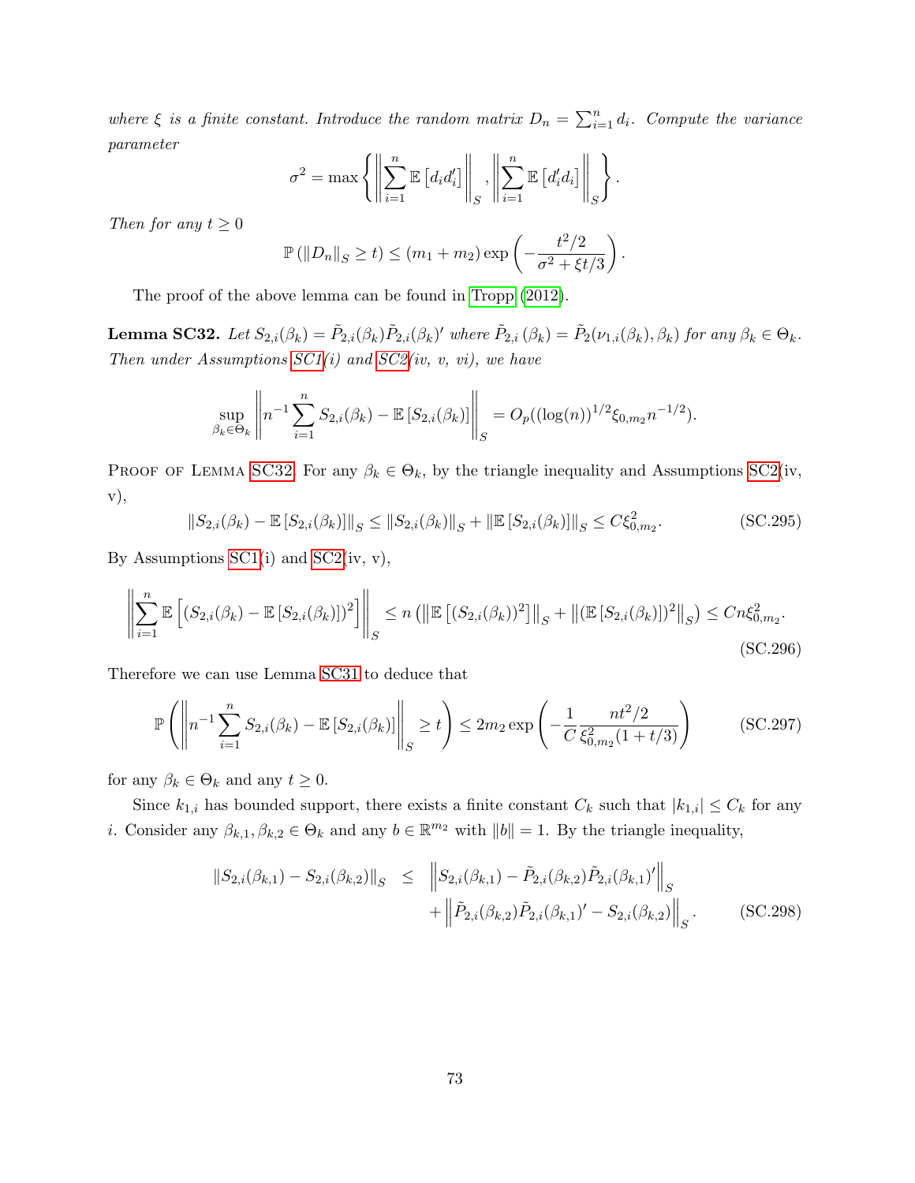*where $\xi$ is a finite constant. Introduce the random matrix $D_n = \sum_{i=1}^n d_i$. Compute the variance parameter*

$$\sigma^2 = \max\left\{ \left\| \sum_{i=1}^n \mathbb{E}\left[d_i d_i'\right] \right\|_S, \left\| \sum_{i=1}^n \mathbb{E}\left[d_i' d_i\right] \right\|_S \right\}.$$

*Then for any $t \geq 0$*

$$\mathbb{P}\left(\|D_n\|_S \geq t\right) \leq (m_1 + m_2) \exp\left( -\frac{t^2/2}{\sigma^2 + \xi t/3} \right).$$

The proof of the above lemma can be found in Tropp (2012).

**Lemma SC32.** *Let $S_{2,i}(\beta_k) = \tilde{P}_{2,i}(\beta_k)\tilde{P}_{2,i}(\beta_k)'$ where $\tilde{P}_{2,i}(\beta_k) = \tilde{P}_2(\nu_{1,i}(\beta_k), \beta_k)$ for any $\beta_k \in \Theta_k$. Then under Assumptions SC1(i) and SC2(iv, v, vi), we have*

$$\sup_{\beta_k \in \Theta_k} \left\| n^{-1} \sum_{i=1}^n S_{2,i}(\beta_k) - \mathbb{E}\left[S_{2,i}(\beta_k)\right] \right\|_S = O_p((\log(n))^{1/2} \xi_{0,m_2} n^{-1/2}).$$

Proof of Lemma SC32. For any $\beta_k \in \Theta_k$, by the triangle inequality and Assumptions SC2(iv, v),

$$\|S_{2,i}(\beta_k) - \mathbb{E}\left[S_{2,i}(\beta_k)\right]\|_S \leq \|S_{2,i}(\beta_k)\|_S + \|\mathbb{E}\left[S_{2,i}(\beta_k)\right]\|_S \leq C\xi_{0,m_2}^2. \tag{SC.295}$$

By Assumptions SC1(i) and SC2(iv, v),

$$\left\| \sum_{i=1}^n \mathbb{E}\left[ \left(S_{2,i}(\beta_k) - \mathbb{E}\left[S_{2,i}(\beta_k)\right]\right)^2 \right] \right\|_S \leq n \left( \left\| \mathbb{E}\left[(S_{2,i}(\beta_k))^2\right] \right\|_S + \left\| (\mathbb{E}\left[S_{2,i}(\beta_k)\right])^2 \right\|_S \right) \leq Cn\xi_{0,m_2}^2. \tag{SC.296}$$

Therefore we can use Lemma SC31 to deduce that

$$\mathbb{P}\left( \left\| n^{-1} \sum_{i=1}^n S_{2,i}(\beta_k) - \mathbb{E}\left[S_{2,i}(\beta_k)\right] \right\|_S \geq t \right) \leq 2m_2 \exp\left( -\frac{1}{C} \frac{nt^2/2}{\xi_{0,m_2}^2(1 + t/3)} \right) \tag{SC.297}$$

for any $\beta_k \in \Theta_k$ and any $t \geq 0$.

Since $k_{1,i}$ has bounded support, there exists a finite constant $C_k$ such that $|k_{1,i}| \leq C_k$ for any $i$. Consider any $\beta_{k,1}, \beta_{k,2} \in \Theta_k$ and any $b \in \mathbb{R}^{m_2}$ with $\|b\| = 1$. By the triangle inequality,

$$\begin{aligned} \|S_{2,i}(\beta_{k,1}) - S_{2,i}(\beta_{k,2})\|_S \;\leq\; & \left\| S_{2,i}(\beta_{k,1}) - \tilde{P}_{2,i}(\beta_{k,2})\tilde{P}_{2,i}(\beta_{k,1})' \right\|_S \\ & + \left\| \tilde{P}_{2,i}(\beta_{k,2})\tilde{P}_{2,i}(\beta_{k,1})' - S_{2,i}(\beta_{k,2}) \right\|_S. \end{aligned} \tag{SC.298}$$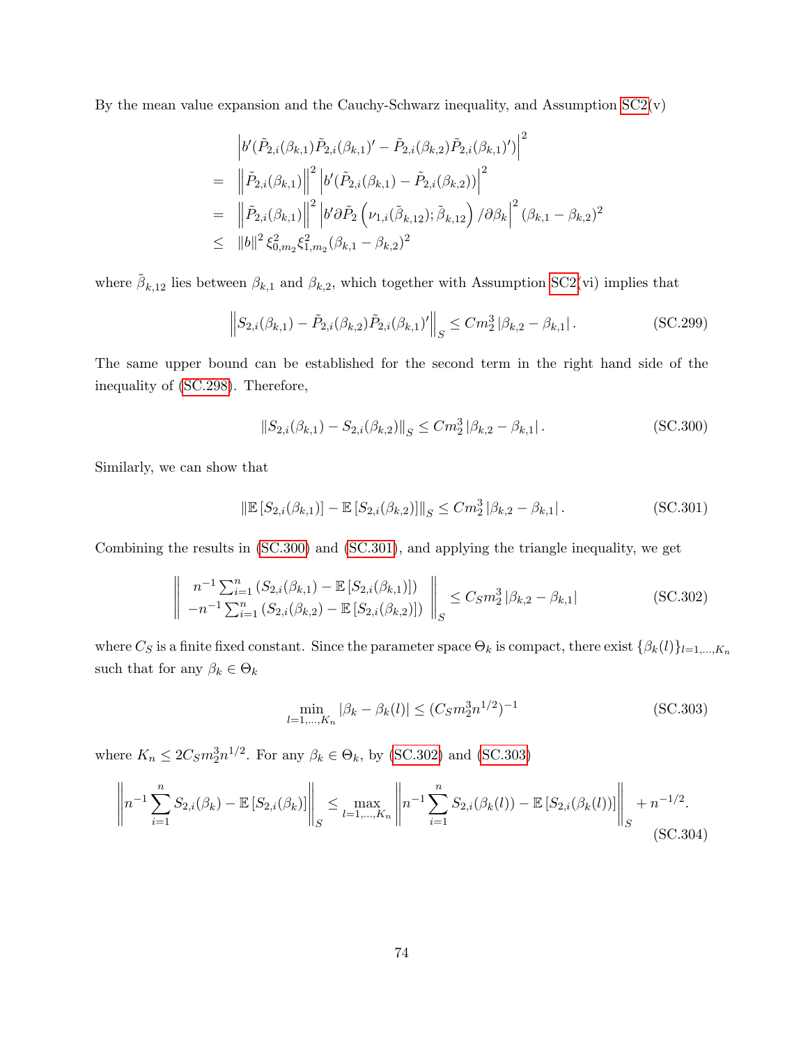By the mean value expansion and the Cauchy-Schwarz inequality, and Assumption SC2(v)

$$
\begin{aligned}
& \left| b'(\tilde{P}_{2,i}(\beta_{k,1})\tilde{P}_{2,i}(\beta_{k,1})' - \tilde{P}_{2,i}(\beta_{k,2})\tilde{P}_{2,i}(\beta_{k,1})') \right|^2 \\
= & \left\| \tilde{P}_{2,i}(\beta_{k,1}) \right\|^2 \left| b'(\tilde{P}_{2,i}(\beta_{k,1}) - \tilde{P}_{2,i}(\beta_{k,2})) \right|^2 \\
= & \left\| \tilde{P}_{2,i}(\beta_{k,1}) \right\|^2 \left| b'\partial\tilde{P}_2\left(\nu_{1,i}(\tilde{\beta}_{k,12}); \tilde{\beta}_{k,12}\right)/\partial\beta_k \right|^2 (\beta_{k,1} - \beta_{k,2})^2 \\
\leq & \ \|b\|^2 \xi_{0,m_2}^2 \xi_{1,m_2}^2 (\beta_{k,1} - \beta_{k,2})^2
\end{aligned}
$$

where $\tilde{\beta}_{k,12}$ lies between $\beta_{k,1}$ and $\beta_{k,2}$, which together with Assumption SC2(vi) implies that

$$
\left\| S_{2,i}(\beta_{k,1}) - \tilde{P}_{2,i}(\beta_{k,2})\tilde{P}_{2,i}(\beta_{k,1})' \right\|_S \leq Cm_2^3 \left| \beta_{k,2} - \beta_{k,1} \right|. \tag{SC.299}
$$

The same upper bound can be established for the second term in the right hand side of the inequality of (SC.298). Therefore,

$$
\left\| S_{2,i}(\beta_{k,1}) - S_{2,i}(\beta_{k,2}) \right\|_S \leq Cm_2^3 \left| \beta_{k,2} - \beta_{k,1} \right|. \tag{SC.300}
$$

Similarly, we can show that

$$
\left\| \mathbb{E}\left[S_{2,i}(\beta_{k,1})\right] - \mathbb{E}\left[S_{2,i}(\beta_{k,2})\right] \right\|_S \leq Cm_2^3 \left| \beta_{k,2} - \beta_{k,1} \right|. \tag{SC.301}
$$

Combining the results in (SC.300) and (SC.301), and applying the triangle inequality, we get

$$
\left\| \begin{array}{c} n^{-1}\sum_{i=1}^n \left(S_{2,i}(\beta_{k,1}) - \mathbb{E}\left[S_{2,i}(\beta_{k,1})\right]\right) \\ -n^{-1}\sum_{i=1}^n \left(S_{2,i}(\beta_{k,2}) - \mathbb{E}\left[S_{2,i}(\beta_{k,2})\right]\right) \end{array} \right\|_S \leq C_S m_2^3 \left| \beta_{k,2} - \beta_{k,1} \right| \tag{SC.302}
$$

where $C_S$ is a finite fixed constant. Since the parameter space $\Theta_k$ is compact, there exist $\{\beta_k(l)\}_{l=1,\ldots,K_n}$ such that for any $\beta_k \in \Theta_k$

$$
\min_{l=1,\ldots,K_n} \left| \beta_k - \beta_k(l) \right| \leq (C_S m_2^3 n^{1/2})^{-1} \tag{SC.303}
$$

where $K_n \leq 2C_S m_2^3 n^{1/2}$. For any $\beta_k \in \Theta_k$, by (SC.302) and (SC.303)

$$
\left\| n^{-1}\sum_{i=1}^n S_{2,i}(\beta_k) - \mathbb{E}\left[S_{2,i}(\beta_k)\right] \right\|_S \leq \max_{l=1,\ldots,K_n} \left\| n^{-1}\sum_{i=1}^n S_{2,i}(\beta_k(l)) - \mathbb{E}\left[S_{2,i}(\beta_k(l))\right] \right\|_S + n^{-1/2}. \tag{SC.304}
$$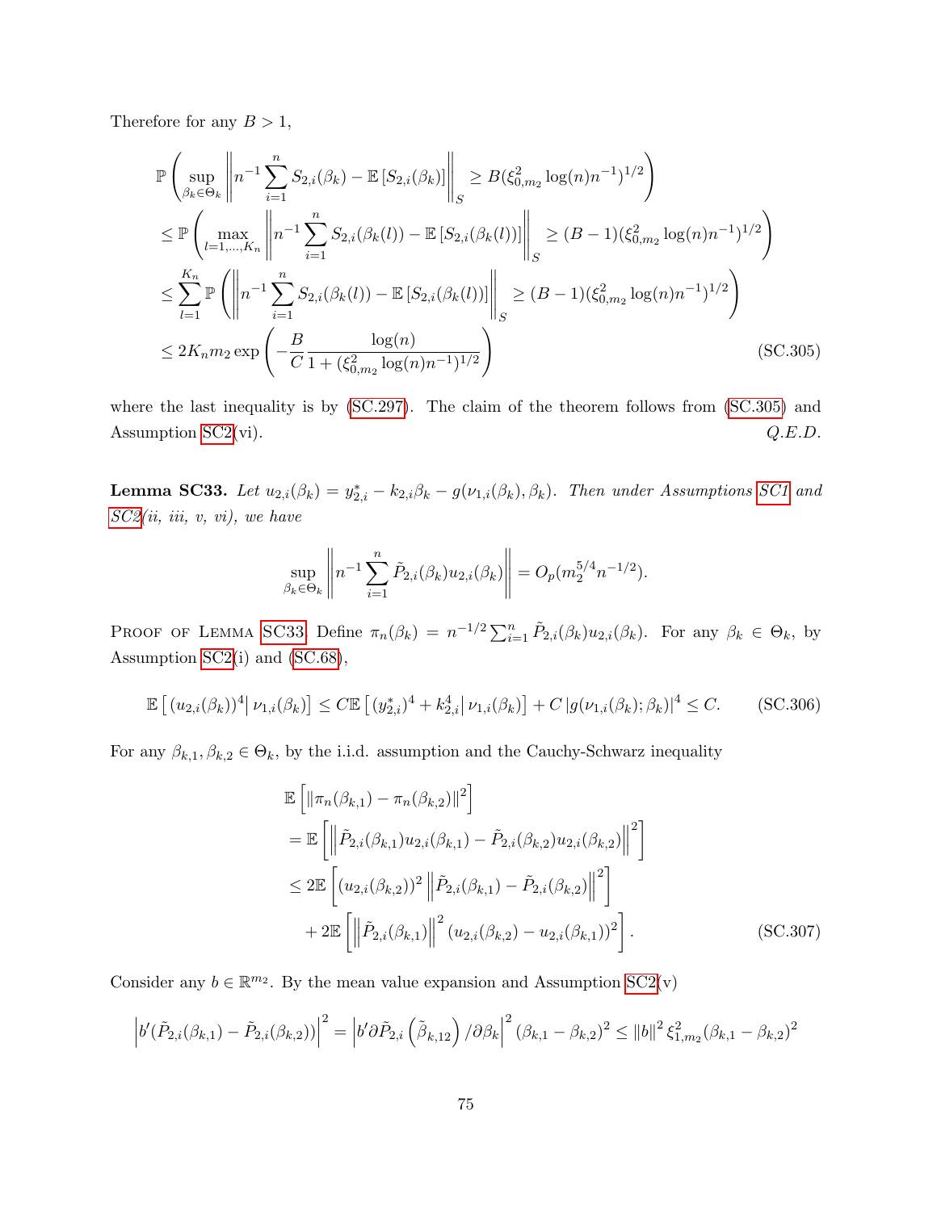Therefore for any $B > 1$,

$$
\begin{aligned}
&\mathbb{P}\left(\sup_{\beta_k \in \Theta_k} \left\| n^{-1}\sum_{i=1}^{n} S_{2,i}(\beta_k) - \mathbb{E}\left[S_{2,i}(\beta_k)\right] \right\|_S \geq B(\xi_{0,m_2}^2 \log(n) n^{-1})^{1/2}\right) \\
&\leq \mathbb{P}\left(\max_{l=1,\ldots,K_n} \left\| n^{-1}\sum_{i=1}^{n} S_{2,i}(\beta_k(l)) - \mathbb{E}\left[S_{2,i}(\beta_k(l))\right] \right\|_S \geq (B-1)(\xi_{0,m_2}^2 \log(n) n^{-1})^{1/2}\right) \\
&\leq \sum_{l=1}^{K_n} \mathbb{P}\left(\left\| n^{-1}\sum_{i=1}^{n} S_{2,i}(\beta_k(l)) - \mathbb{E}\left[S_{2,i}(\beta_k(l))\right] \right\|_S \geq (B-1)(\xi_{0,m_2}^2 \log(n) n^{-1})^{1/2}\right) \\
&\leq 2K_n m_2 \exp\left(-\frac{B}{C}\frac{\log(n)}{1 + (\xi_{0,m_2}^2 \log(n) n^{-1})^{1/2}}\right) \qquad \text{(SC.305)}
\end{aligned}
$$

where the last inequality is by (SC.297). The claim of the theorem follows from (SC.305) and Assumption SC2(vi). *Q.E.D.*

**Lemma SC33.** *Let $u_{2,i}(\beta_k) = y_{2,i}^* - k_{2,i}\beta_k - g(\nu_{1,i}(\beta_k), \beta_k)$. Then under Assumptions SC1 and SC2(ii, iii, v, vi), we have*

$$\sup_{\beta_k \in \Theta_k} \left\| n^{-1}\sum_{i=1}^{n} \tilde{P}_{2,i}(\beta_k) u_{2,i}(\beta_k) \right\| = O_p(m_2^{5/4} n^{-1/2}).$$

Proof of Lemma SC33. Define $\pi_n(\beta_k) = n^{-1/2}\sum_{i=1}^{n} \tilde{P}_{2,i}(\beta_k) u_{2,i}(\beta_k)$. For any $\beta_k \in \Theta_k$, by Assumption SC2(i) and (SC.68),

$$\mathbb{E}\left[(u_{2,i}(\beta_k))^4 \middle| \nu_{1,i}(\beta_k)\right] \leq C\mathbb{E}\left[(y_{2,i}^*)^4 + k_{2,i}^4 \middle| \nu_{1,i}(\beta_k)\right] + C\left|g(\nu_{1,i}(\beta_k);\beta_k)\right|^4 \leq C. \qquad \text{(SC.306)}$$

For any $\beta_{k,1}, \beta_{k,2} \in \Theta_k$, by the i.i.d. assumption and the Cauchy-Schwarz inequality

$$
\begin{aligned}
&\mathbb{E}\left[\left\|\pi_n(\beta_{k,1}) - \pi_n(\beta_{k,2})\right\|^2\right] \\
&= \mathbb{E}\left[\left\|\tilde{P}_{2,i}(\beta_{k,1})u_{2,i}(\beta_{k,1}) - \tilde{P}_{2,i}(\beta_{k,2})u_{2,i}(\beta_{k,2})\right\|^2\right] \\
&\leq 2\mathbb{E}\left[(u_{2,i}(\beta_{k,2}))^2 \left\|\tilde{P}_{2,i}(\beta_{k,1}) - \tilde{P}_{2,i}(\beta_{k,2})\right\|^2\right] \\
&\quad + 2\mathbb{E}\left[\left\|\tilde{P}_{2,i}(\beta_{k,1})\right\|^2 (u_{2,i}(\beta_{k,2}) - u_{2,i}(\beta_{k,1}))^2\right]. \qquad \text{(SC.307)}
\end{aligned}
$$

Consider any $b \in \mathbb{R}^{m_2}$. By the mean value expansion and Assumption SC2(v)

$$\left|b'(\tilde{P}_{2,i}(\beta_{k,1}) - \tilde{P}_{2,i}(\beta_{k,2}))\right|^2 = \left|b'\partial\tilde{P}_{2,i}\left(\tilde{\beta}_{k,12}\right)/\partial\beta_k\right|^2 (\beta_{k,1} - \beta_{k,2})^2 \leq \|b\|^2 \xi_{1,m_2}^2 (\beta_{k,1} - \beta_{k,2})^2$$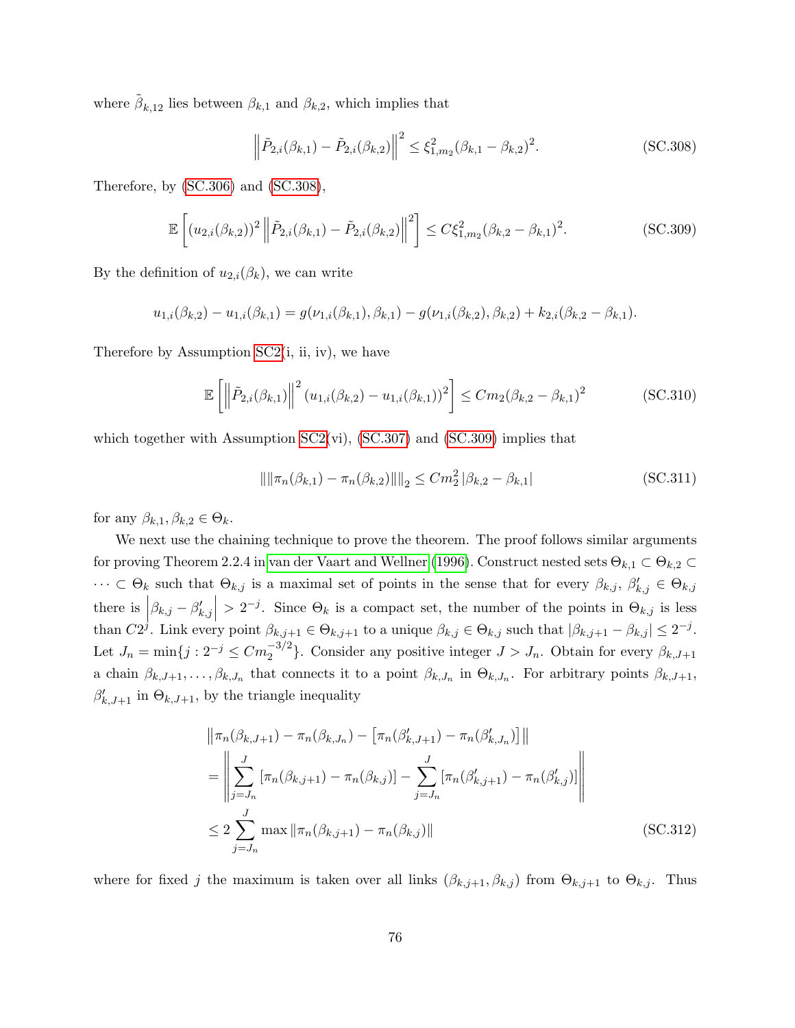where $\tilde{\beta}_{k,12}$ lies between $\beta_{k,1}$ and $\beta_{k,2}$, which implies that

$$\left\|\tilde{P}_{2,i}(\beta_{k,1}) - \tilde{P}_{2,i}(\beta_{k,2})\right\|^2 \leq \xi_{1,m_2}^2(\beta_{k,1} - \beta_{k,2})^2. \tag{SC.308}$$

Therefore, by (SC.306) and (SC.308),

$$\mathbb{E}\left[(u_{2,i}(\beta_{k,2}))^2 \left\|\tilde{P}_{2,i}(\beta_{k,1}) - \tilde{P}_{2,i}(\beta_{k,2})\right\|^2\right] \leq C\xi_{1,m_2}^2(\beta_{k,2} - \beta_{k,1})^2. \tag{SC.309}$$

By the definition of $u_{2,i}(\beta_k)$, we can write

$$u_{1,i}(\beta_{k,2}) - u_{1,i}(\beta_{k,1}) = g(\nu_{1,i}(\beta_{k,1}), \beta_{k,1}) - g(\nu_{1,i}(\beta_{k,2}), \beta_{k,2}) + k_{2,i}(\beta_{k,2} - \beta_{k,1}).$$

Therefore by Assumption SC2(i, ii, iv), we have

$$\mathbb{E}\left[\left\|\tilde{P}_{2,i}(\beta_{k,1})\right\|^2 (u_{1,i}(\beta_{k,2}) - u_{1,i}(\beta_{k,1}))^2\right] \leq Cm_2(\beta_{k,2} - \beta_{k,1})^2 \tag{SC.310}$$

which together with Assumption SC2(vi), (SC.307) and (SC.309) implies that

$$\left\|\|\pi_n(\beta_{k,1}) - \pi_n(\beta_{k,2})\|\right\|_2 \leq Cm_2^2 \left|\beta_{k,2} - \beta_{k,1}\right| \tag{SC.311}$$

for any $\beta_{k,1}, \beta_{k,2} \in \Theta_k$.

We next use the chaining technique to prove the theorem. The proof follows similar arguments for proving Theorem 2.2.4 in van der Vaart and Wellner (1996). Construct nested sets $\Theta_{k,1} \subset \Theta_{k,2} \subset \cdots \subset \Theta_k$ such that $\Theta_{k,j}$ is a maximal set of points in the sense that for every $\beta_{k,j}$, $\beta'_{k,j} \in \Theta_{k,j}$ there is $\left|\beta_{k,j} - \beta'_{k,j}\right| > 2^{-j}$. Since $\Theta_k$ is a compact set, the number of the points in $\Theta_{k,j}$ is less than $C2^j$. Link every point $\beta_{k,j+1} \in \Theta_{k,j+1}$ to a unique $\beta_{k,j} \in \Theta_{k,j}$ such that $|\beta_{k,j+1} - \beta_{k,j}| \leq 2^{-j}$. Let $J_n = \min\{j : 2^{-j} \leq Cm_2^{-3/2}\}$. Consider any positive integer $J > J_n$. Obtain for every $\beta_{k,J+1}$ a chain $\beta_{k,J+1}, \ldots, \beta_{k,J_n}$ that connects it to a point $\beta_{k,J_n}$ in $\Theta_{k,J_n}$. For arbitrary points $\beta_{k,J+1}$, $\beta'_{k,J+1}$ in $\Theta_{k,J+1}$, by the triangle inequality

$$\begin{aligned}
&\left\|\pi_n(\beta_{k,J+1}) - \pi_n(\beta_{k,J_n}) - \left[\pi_n(\beta'_{k,J+1}) - \pi_n(\beta'_{k,J_n})\right]\right\| \\
&= \left\|\sum_{j=J_n}^{J} \left[\pi_n(\beta_{k,j+1}) - \pi_n(\beta_{k,j})\right] - \sum_{j=J_n}^{J} \left[\pi_n(\beta'_{k,j+1}) - \pi_n(\beta'_{k,j})\right]\right\| \\
&\leq 2\sum_{j=J_n}^{J} \max \left\|\pi_n(\beta_{k,j+1}) - \pi_n(\beta_{k,j})\right\|
\end{aligned} \tag{SC.312}$$

where for fixed $j$ the maximum is taken over all links $(\beta_{k,j+1}, \beta_{k,j})$ from $\Theta_{k,j+1}$ to $\Theta_{k,j}$. Thus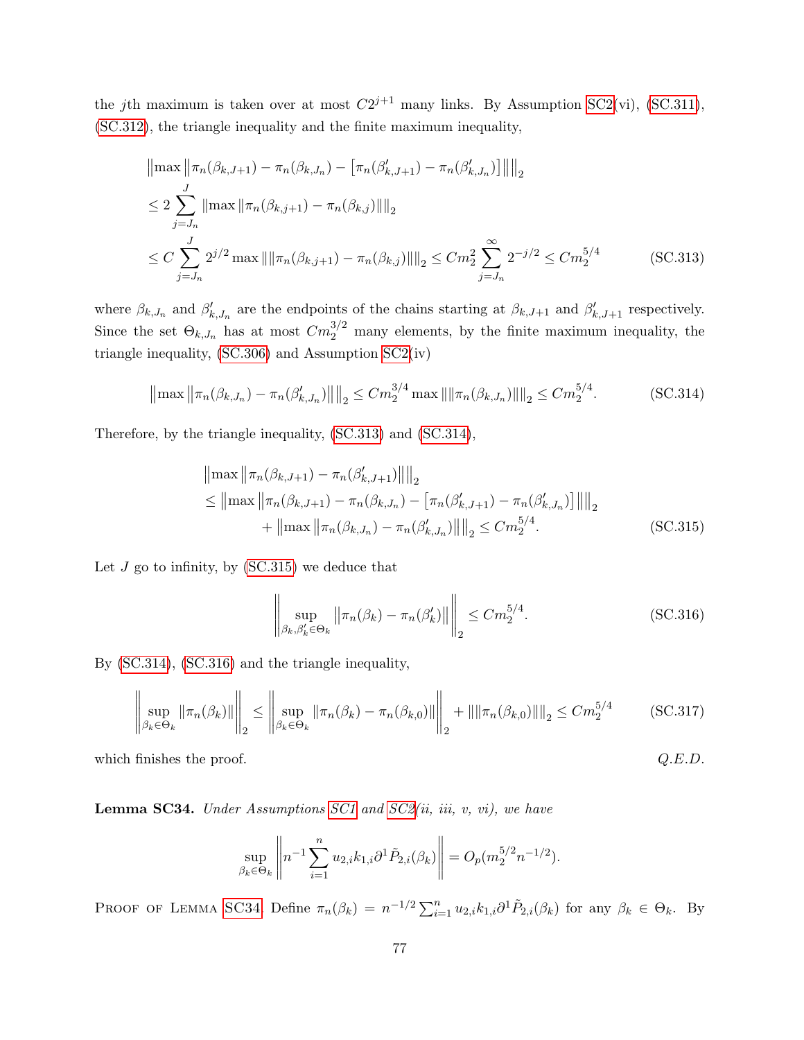the $j$th maximum is taken over at most $C2^{j+1}$ many links. By Assumption SC2(vi), (SC.311), (SC.312), the triangle inequality and the finite maximum inequality,

$$
\begin{aligned}
&\left\| \max \left\| \pi_n(\beta_{k,J+1}) - \pi_n(\beta_{k,J_n}) - \left[\pi_n(\beta'_{k,J+1}) - \pi_n(\beta'_{k,J_n})\right] \right\| \right\|_2 \\
&\leq 2 \sum_{j=J_n}^{J} \left\| \max \left\| \pi_n(\beta_{k,j+1}) - \pi_n(\beta_{k,j}) \right\| \right\|_2 \\
&\leq C \sum_{j=J_n}^{J} 2^{j/2} \max \left\| \left\| \pi_n(\beta_{k,j+1}) - \pi_n(\beta_{k,j}) \right\| \right\|_2 \leq C m_2^2 \sum_{j=J_n}^{\infty} 2^{-j/2} \leq C m_2^{5/4} \qquad \text{(SC.313)}
\end{aligned}
$$

where $\beta_{k,J_n}$ and $\beta'_{k,J_n}$ are the endpoints of the chains starting at $\beta_{k,J+1}$ and $\beta'_{k,J+1}$ respectively. Since the set $\Theta_{k,J_n}$ has at most $Cm_2^{3/2}$ many elements, by the finite maximum inequality, the triangle inequality, (SC.306) and Assumption SC2(iv)

$$
\left\| \max \left\| \pi_n(\beta_{k,J_n}) - \pi_n(\beta'_{k,J_n}) \right\| \right\|_2 \leq C m_2^{3/4} \max \left\| \left\| \pi_n(\beta_{k,J_n}) \right\| \right\|_2 \leq C m_2^{5/4}. \qquad \text{(SC.314)}
$$

Therefore, by the triangle inequality, (SC.313) and (SC.314),

$$
\begin{aligned}
&\left\| \max \left\| \pi_n(\beta_{k,J+1}) - \pi_n(\beta'_{k,J+1}) \right\| \right\|_2 \\
&\leq \left\| \max \left\| \pi_n(\beta_{k,J+1}) - \pi_n(\beta_{k,J_n}) - \left[\pi_n(\beta'_{k,J+1}) - \pi_n(\beta'_{k,J_n})\right] \right\| \right\|_2 \\
&\qquad + \left\| \max \left\| \pi_n(\beta_{k,J_n}) - \pi_n(\beta'_{k,J_n}) \right\| \right\|_2 \leq C m_2^{5/4}. \qquad \text{(SC.315)}
\end{aligned}
$$

Let $J$ go to infinity, by (SC.315) we deduce that

$$
\left\| \sup_{\beta_k, \beta'_k \in \Theta_k} \left\| \pi_n(\beta_k) - \pi_n(\beta'_k) \right\| \right\|_2 \leq C m_2^{5/4}. \qquad \text{(SC.316)}
$$

By (SC.314), (SC.316) and the triangle inequality,

$$
\left\| \sup_{\beta_k \in \Theta_k} \left\| \pi_n(\beta_k) \right\| \right\|_2 \leq \left\| \sup_{\beta_k \in \Theta_k} \left\| \pi_n(\beta_k) - \pi_n(\beta_{k,0}) \right\| \right\|_2 + \left\| \left\| \pi_n(\beta_{k,0}) \right\| \right\|_2 \leq C m_2^{5/4} \qquad \text{(SC.317)}
$$

which finishes the proof. *Q.E.D.*

**Lemma SC34.** *Under Assumptions SC1 and SC2(ii, iii, v, vi), we have*

$$
\sup_{\beta_k \in \Theta_k} \left\| n^{-1} \sum_{i=1}^{n} u_{2,i} k_{1,i} \partial^1 \tilde{P}_{2,i}(\beta_k) \right\| = O_p(m_2^{5/2} n^{-1/2}).
$$

Proof of Lemma SC34. Define $\pi_n(\beta_k) = n^{-1/2} \sum_{i=1}^{n} u_{2,i} k_{1,i} \partial^1 \tilde{P}_{2,i}(\beta_k)$ for any $\beta_k \in \Theta_k$. By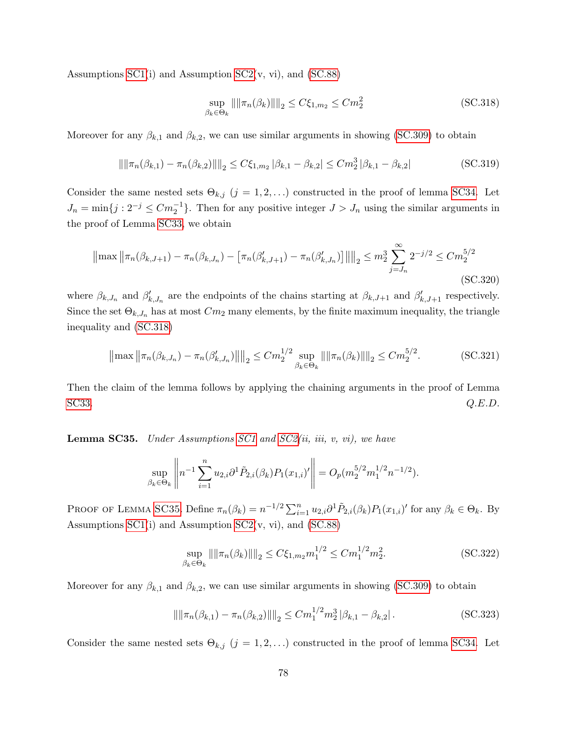Assumptions SC1(i) and Assumption SC2(v, vi), and (SC.88)

$$\sup_{\beta_k \in \Theta_k} \| \|\pi_n(\beta_k)\| \|_2 \leq C\xi_{1,m_2} \leq Cm_2^2 \tag{SC.318}$$

Moreover for any $\beta_{k,1}$ and $\beta_{k,2}$, we can use similar arguments in showing (SC.309) to obtain

$$\| \|\pi_n(\beta_{k,1}) - \pi_n(\beta_{k,2})\| \|_2 \leq C\xi_{1,m_2} |\beta_{k,1} - \beta_{k,2}| \leq Cm_2^3 |\beta_{k,1} - \beta_{k,2}| \tag{SC.319}$$

Consider the same nested sets $\Theta_{k,j}$ $(j = 1, 2, \ldots)$ constructed in the proof of lemma SC34. Let $J_n = \min\{j : 2^{-j} \leq Cm_2^{-1}\}$. Then for any positive integer $J > J_n$ using the similar arguments in the proof of Lemma SC33, we obtain

$$\left\| \max \left\| \pi_n(\beta_{k,J+1}) - \pi_n(\beta_{k,J_n}) - \left[ \pi_n(\beta'_{k,J+1}) - \pi_n(\beta'_{k,J_n}) \right] \right\| \right\|_2 \leq m_2^3 \sum_{j=J_n}^{\infty} 2^{-j/2} \leq Cm_2^{5/2} \tag{SC.320}$$

where $\beta_{k,J_n}$ and $\beta'_{k,J_n}$ are the endpoints of the chains starting at $\beta_{k,J+1}$ and $\beta'_{k,J+1}$ respectively. Since the set $\Theta_{k,J_n}$ has at most $Cm_2$ many elements, by the finite maximum inequality, the triangle inequality and (SC.318)

$$\left\| \max \left\| \pi_n(\beta_{k,J_n}) - \pi_n(\beta'_{k,J_n}) \right\| \right\|_2 \leq Cm_2^{1/2} \sup_{\beta_k \in \Theta_k} \| \|\pi_n(\beta_k)\| \|_2 \leq Cm_2^{5/2}. \tag{SC.321}$$

Then the claim of the lemma follows by applying the chaining arguments in the proof of Lemma SC33. *Q.E.D.*

**Lemma SC35.** *Under Assumptions SC1 and SC2(ii, iii, v, vi), we have*

$$\sup_{\beta_k \in \Theta_k} \left\| n^{-1} \sum_{i=1}^{n} u_{2,i} \partial^1 \tilde{P}_{2,i}(\beta_k) P_1(x_{1,i})' \right\| = O_p(m_2^{5/2} m_1^{1/2} n^{-1/2}).$$

Proof of Lemma SC35. Define $\pi_n(\beta_k) = n^{-1/2} \sum_{i=1}^{n} u_{2,i} \partial^1 \tilde{P}_{2,i}(\beta_k) P_1(x_{1,i})'$ for any $\beta_k \in \Theta_k$. By Assumptions SC1(i) and Assumption SC2(v, vi), and (SC.88)

$$\sup_{\beta_k \in \Theta_k} \| \|\pi_n(\beta_k)\| \|_2 \leq C\xi_{1,m_2} m_1^{1/2} \leq Cm_1^{1/2} m_2^2. \tag{SC.322}$$

Moreover for any $\beta_{k,1}$ and $\beta_{k,2}$, we can use similar arguments in showing (SC.309) to obtain

$$\| \|\pi_n(\beta_{k,1}) - \pi_n(\beta_{k,2})\| \|_2 \leq Cm_1^{1/2} m_2^3 |\beta_{k,1} - \beta_{k,2}|. \tag{SC.323}$$

Consider the same nested sets $\Theta_{k,j}$ $(j = 1, 2, \ldots)$ constructed in the proof of lemma SC34. Let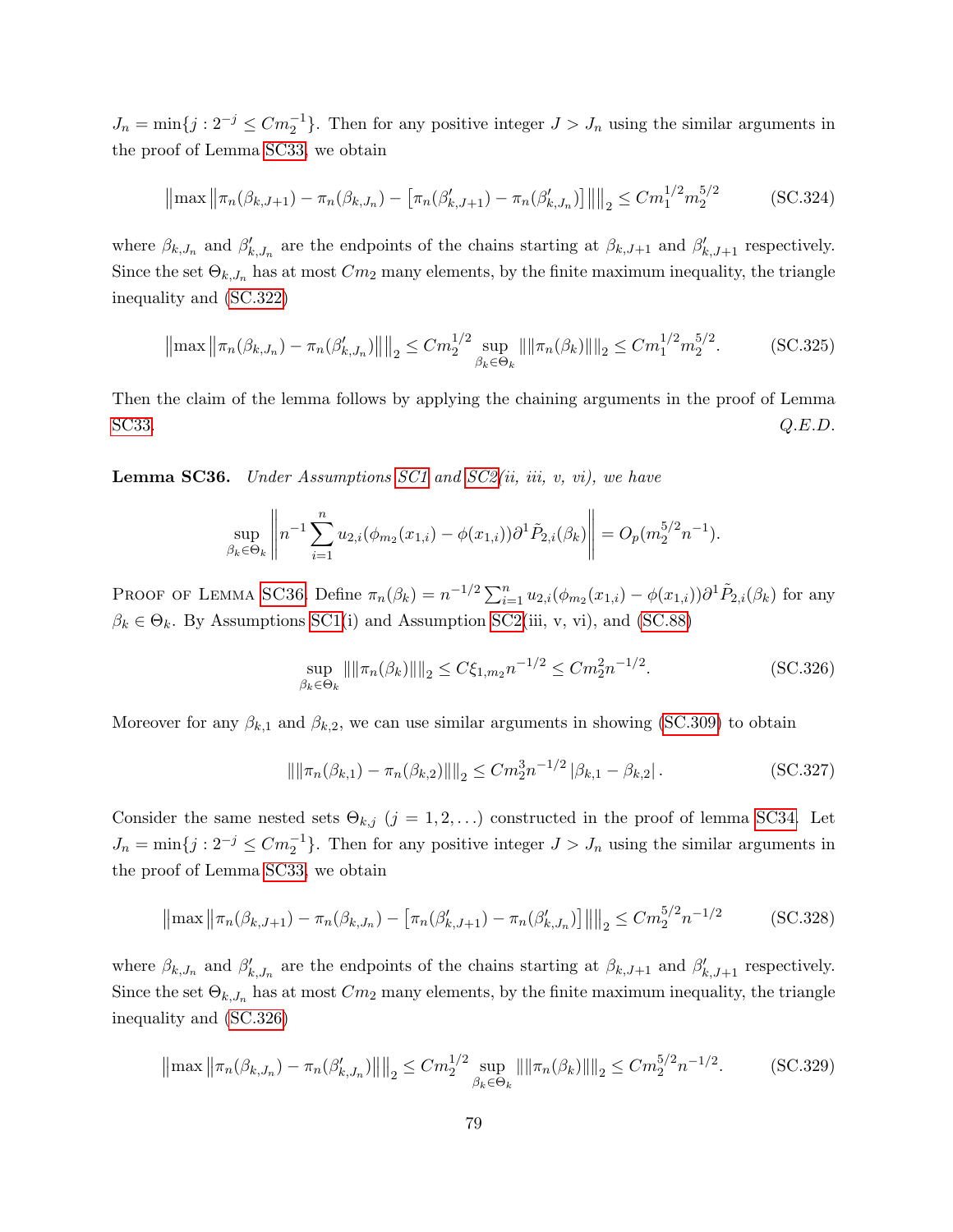$J_n = \min\{j : 2^{-j} \leq Cm_2^{-1}\}$. Then for any positive integer $J > J_n$ using the similar arguments in the proof of Lemma SC33, we obtain

$$\left\| \max \left\| \pi_n(\beta_{k,J+1}) - \pi_n(\beta_{k,J_n}) - \left[ \pi_n(\beta'_{k,J+1}) - \pi_n(\beta'_{k,J_n}) \right] \right\| \right\|_2 \leq Cm_1^{1/2} m_2^{5/2} \tag{SC.324}$$

where $\beta_{k,J_n}$ and $\beta'_{k,J_n}$ are the endpoints of the chains starting at $\beta_{k,J+1}$ and $\beta'_{k,J+1}$ respectively. Since the set $\Theta_{k,J_n}$ has at most $Cm_2$ many elements, by the finite maximum inequality, the triangle inequality and (SC.322)

$$\left\| \max \left\| \pi_n(\beta_{k,J_n}) - \pi_n(\beta'_{k,J_n}) \right\| \right\|_2 \leq Cm_2^{1/2} \sup_{\beta_k \in \Theta_k} \left\| \left\| \pi_n(\beta_k) \right\| \right\|_2 \leq Cm_1^{1/2} m_2^{5/2}. \tag{SC.325}$$

Then the claim of the lemma follows by applying the chaining arguments in the proof of Lemma SC33. *Q.E.D.*

**Lemma SC36.** *Under Assumptions SC1 and SC2(ii, iii, v, vi), we have*

$$\sup_{\beta_k \in \Theta_k} \left\| n^{-1} \sum_{i=1}^{n} u_{2,i} (\phi_{m_2}(x_{1,i}) - \phi(x_{1,i})) \partial^1 \tilde{P}_{2,i}(\beta_k) \right\| = O_p(m_2^{5/2} n^{-1}).$$

Proof of Lemma SC36. Define $\pi_n(\beta_k) = n^{-1/2} \sum_{i=1}^{n} u_{2,i} (\phi_{m_2}(x_{1,i}) - \phi(x_{1,i})) \partial^1 \tilde{P}_{2,i}(\beta_k)$ for any $\beta_k \in \Theta_k$. By Assumptions SC1(i) and Assumption SC2(iii, v, vi), and (SC.88)

$$\sup_{\beta_k \in \Theta_k} \left\| \left\| \pi_n(\beta_k) \right\| \right\|_2 \leq C \xi_{1,m_2} n^{-1/2} \leq Cm_2^2 n^{-1/2}. \tag{SC.326}$$

Moreover for any $\beta_{k,1}$ and $\beta_{k,2}$, we can use similar arguments in showing (SC.309) to obtain

$$\left\| \left\| \pi_n(\beta_{k,1}) - \pi_n(\beta_{k,2}) \right\| \right\|_2 \leq Cm_2^3 n^{-1/2} \left| \beta_{k,1} - \beta_{k,2} \right|. \tag{SC.327}$$

Consider the same nested sets $\Theta_{k,j}$ ($j = 1, 2, \ldots$) constructed in the proof of lemma SC34. Let $J_n = \min\{j : 2^{-j} \leq Cm_2^{-1}\}$. Then for any positive integer $J > J_n$ using the similar arguments in the proof of Lemma SC33, we obtain

$$\left\| \max \left\| \pi_n(\beta_{k,J+1}) - \pi_n(\beta_{k,J_n}) - \left[ \pi_n(\beta'_{k,J+1}) - \pi_n(\beta'_{k,J_n}) \right] \right\| \right\|_2 \leq Cm_2^{5/2} n^{-1/2} \tag{SC.328}$$

where $\beta_{k,J_n}$ and $\beta'_{k,J_n}$ are the endpoints of the chains starting at $\beta_{k,J+1}$ and $\beta'_{k,J+1}$ respectively. Since the set $\Theta_{k,J_n}$ has at most $Cm_2$ many elements, by the finite maximum inequality, the triangle inequality and (SC.326)

$$\left\| \max \left\| \pi_n(\beta_{k,J_n}) - \pi_n(\beta'_{k,J_n}) \right\| \right\|_2 \leq Cm_2^{1/2} \sup_{\beta_k \in \Theta_k} \left\| \left\| \pi_n(\beta_k) \right\| \right\|_2 \leq Cm_2^{5/2} n^{-1/2}. \tag{SC.329}$$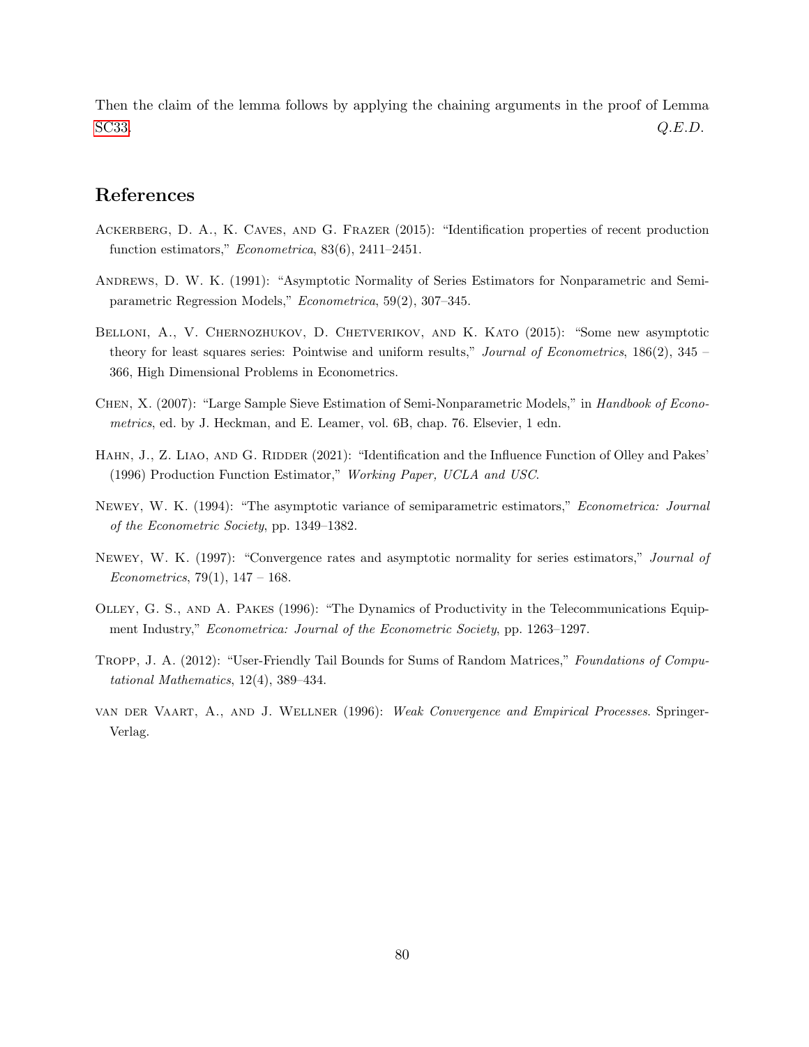Then the claim of the lemma follows by applying the chaining arguments in the proof of Lemma SC33. *Q.E.D.*

## References

Ackerberg, D. A., K. Caves, and G. Frazer (2015): "Identification properties of recent production function estimators," *Econometrica*, 83(6), 2411–2451.

Andrews, D. W. K. (1991): "Asymptotic Normality of Series Estimators for Nonparametric and Semiparametric Regression Models," *Econometrica*, 59(2), 307–345.

Belloni, A., V. Chernozhukov, D. Chetverikov, and K. Kato (2015): "Some new asymptotic theory for least squares series: Pointwise and uniform results," *Journal of Econometrics*, 186(2), 345 – 366, High Dimensional Problems in Econometrics.

Chen, X. (2007): "Large Sample Sieve Estimation of Semi-Nonparametric Models," in *Handbook of Econometrics*, ed. by J. Heckman, and E. Leamer, vol. 6B, chap. 76. Elsevier, 1 edn.

Hahn, J., Z. Liao, and G. Ridder (2021): "Identification and the Influence Function of Olley and Pakes' (1996) Production Function Estimator," *Working Paper, UCLA and USC*.

Newey, W. K. (1994): "The asymptotic variance of semiparametric estimators," *Econometrica: Journal of the Econometric Society*, pp. 1349–1382.

Newey, W. K. (1997): "Convergence rates and asymptotic normality for series estimators," *Journal of Econometrics*, 79(1), 147 – 168.

Olley, G. S., and A. Pakes (1996): "The Dynamics of Productivity in the Telecommunications Equipment Industry," *Econometrica: Journal of the Econometric Society*, pp. 1263–1297.

Tropp, J. A. (2012): "User-Friendly Tail Bounds for Sums of Random Matrices," *Foundations of Computational Mathematics*, 12(4), 389–434.

van der Vaart, A., and J. Wellner (1996): *Weak Convergence and Empirical Processes*. Springer-Verlag.